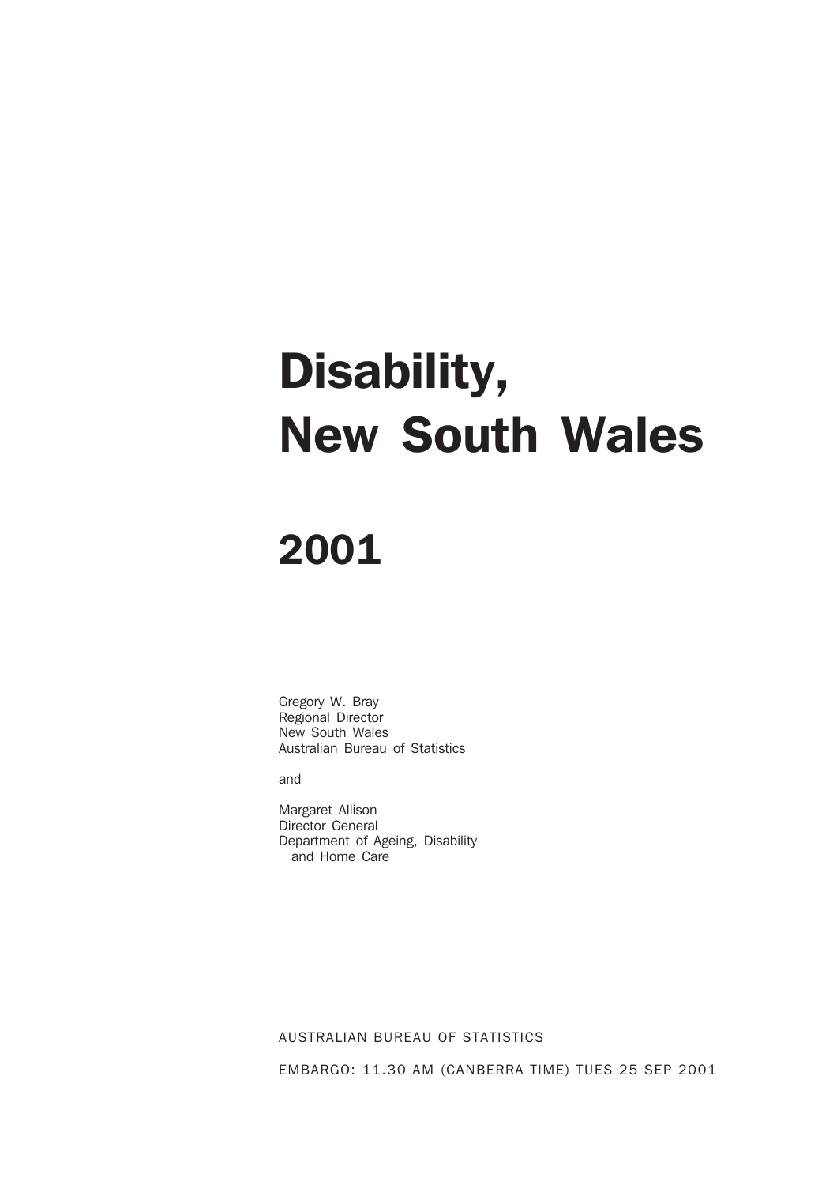# Disability, New South Wales

# 2001

Gregory W. Bray
Regional Director
New South Wales
Australian Bureau of Statistics

and

Margaret Allison
Director General
Department of Ageing, Disability and Home Care

AUSTRALIAN BUREAU OF STATISTICS

EMBARGO: 11.30 AM (CANBERRA TIME) TUES 25 SEP 2001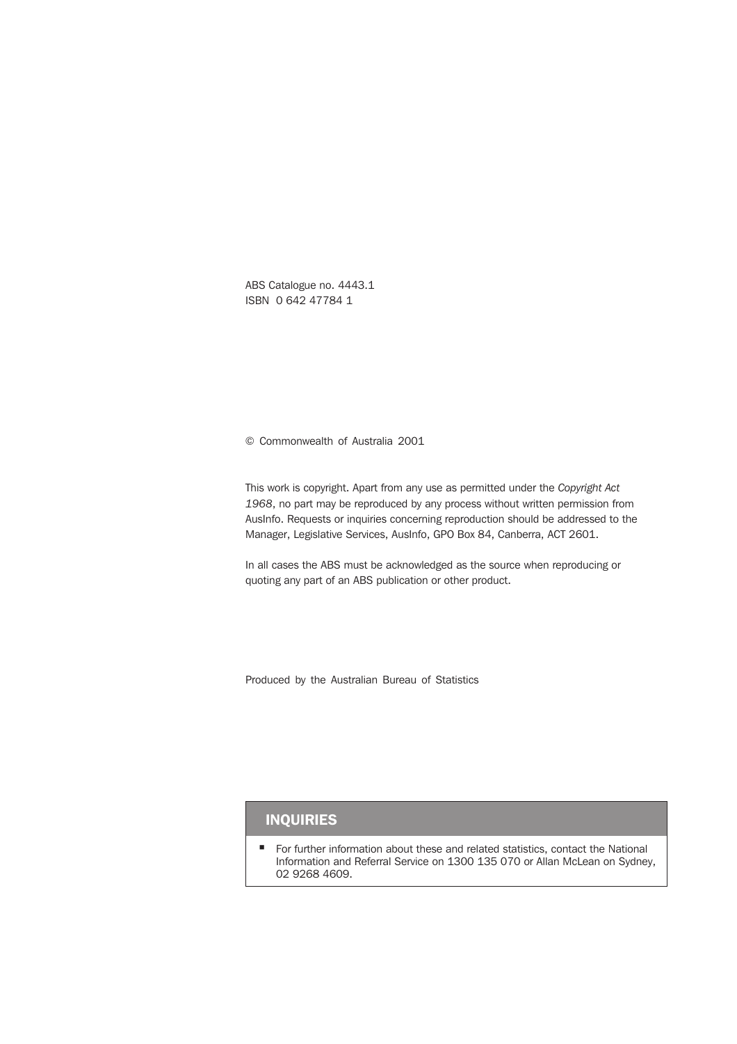ABS Catalogue no. 4443.1
ISBN 0 642 47784 1

© Commonwealth of Australia 2001

This work is copyright. Apart from any use as permitted under the *Copyright Act 1968*, no part may be reproduced by any process without written permission from AusInfo. Requests or inquiries concerning reproduction should be addressed to the Manager, Legislative Services, AusInfo, GPO Box 84, Canberra, ACT 2601.

In all cases the ABS must be acknowledged as the source when reproducing or quoting any part of an ABS publication or other product.

Produced by the Australian Bureau of Statistics

## INQUIRIES

- For further information about these and related statistics, contact the National Information and Referral Service on 1300 135 070 or Allan McLean on Sydney, 02 9268 4609.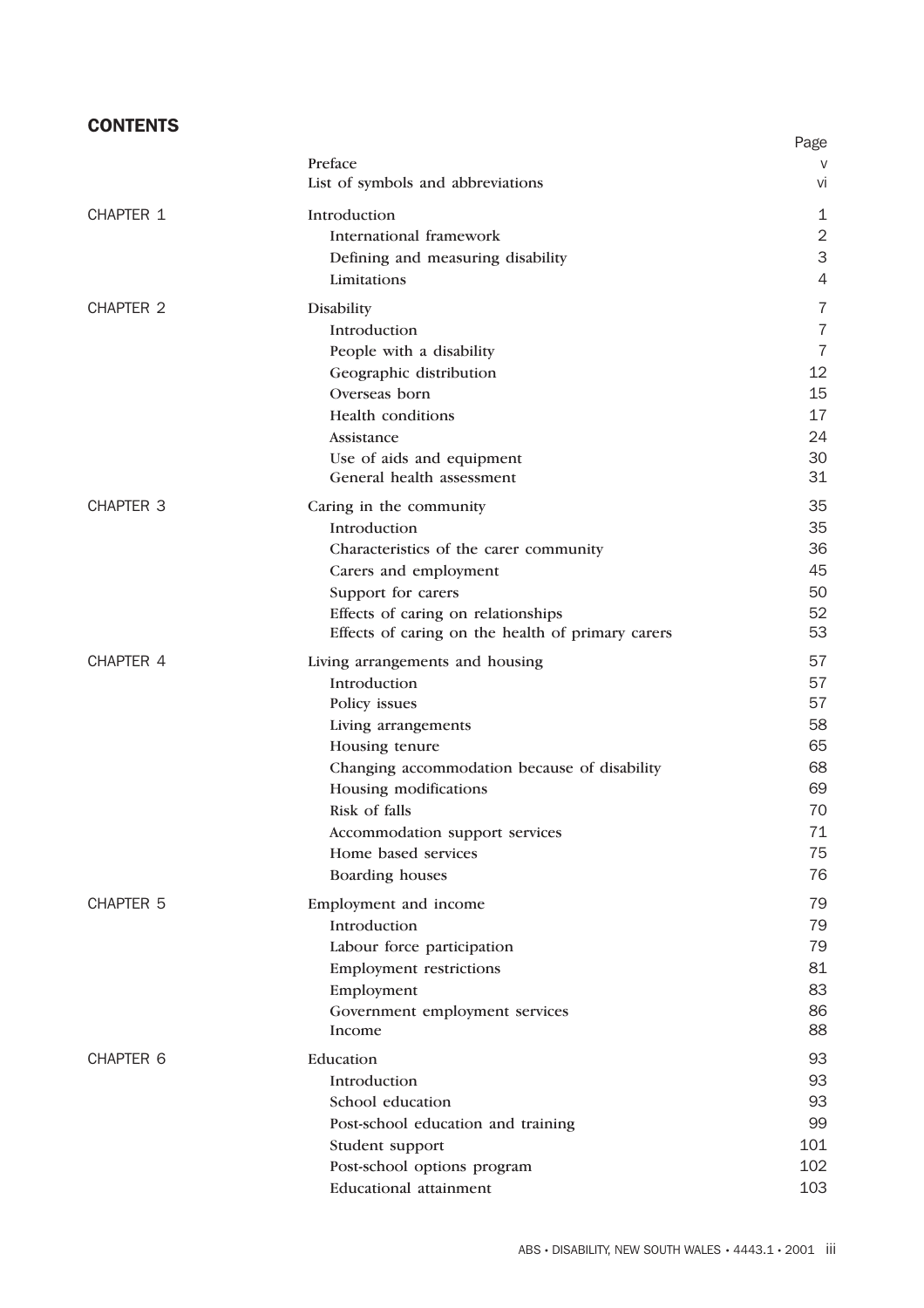## CONTENTS

| | | Page |
|---|---|---|
| | Preface | v |
| | List of symbols and abbreviations | vi |
| CHAPTER 1 | Introduction | 1 |
| | International framework | 2 |
| | Defining and measuring disability | 3 |
| | Limitations | 4 |
| CHAPTER 2 | Disability | 7 |
| | Introduction | 7 |
| | People with a disability | 7 |
| | Geographic distribution | 12 |
| | Overseas born | 15 |
| | Health conditions | 17 |
| | Assistance | 24 |
| | Use of aids and equipment | 30 |
| | General health assessment | 31 |
| CHAPTER 3 | Caring in the community | 35 |
| | Introduction | 35 |
| | Characteristics of the carer community | 36 |
| | Carers and employment | 45 |
| | Support for carers | 50 |
| | Effects of caring on relationships | 52 |
| | Effects of caring on the health of primary carers | 53 |
| CHAPTER 4 | Living arrangements and housing | 57 |
| | Introduction | 57 |
| | Policy issues | 57 |
| | Living arrangements | 58 |
| | Housing tenure | 65 |
| | Changing accommodation because of disability | 68 |
| | Housing modifications | 69 |
| | Risk of falls | 70 |
| | Accommodation support services | 71 |
| | Home based services | 75 |
| | Boarding houses | 76 |
| CHAPTER 5 | Employment and income | 79 |
| | Introduction | 79 |
| | Labour force participation | 79 |
| | Employment restrictions | 81 |
| | Employment | 83 |
| | Government employment services | 86 |
| | Income | 88 |
| CHAPTER 6 | Education | 93 |
| | Introduction | 93 |
| | School education | 93 |
| | Post-school education and training | 99 |
| | Student support | 101 |
| | Post-school options program | 102 |
| | Educational attainment | 103 |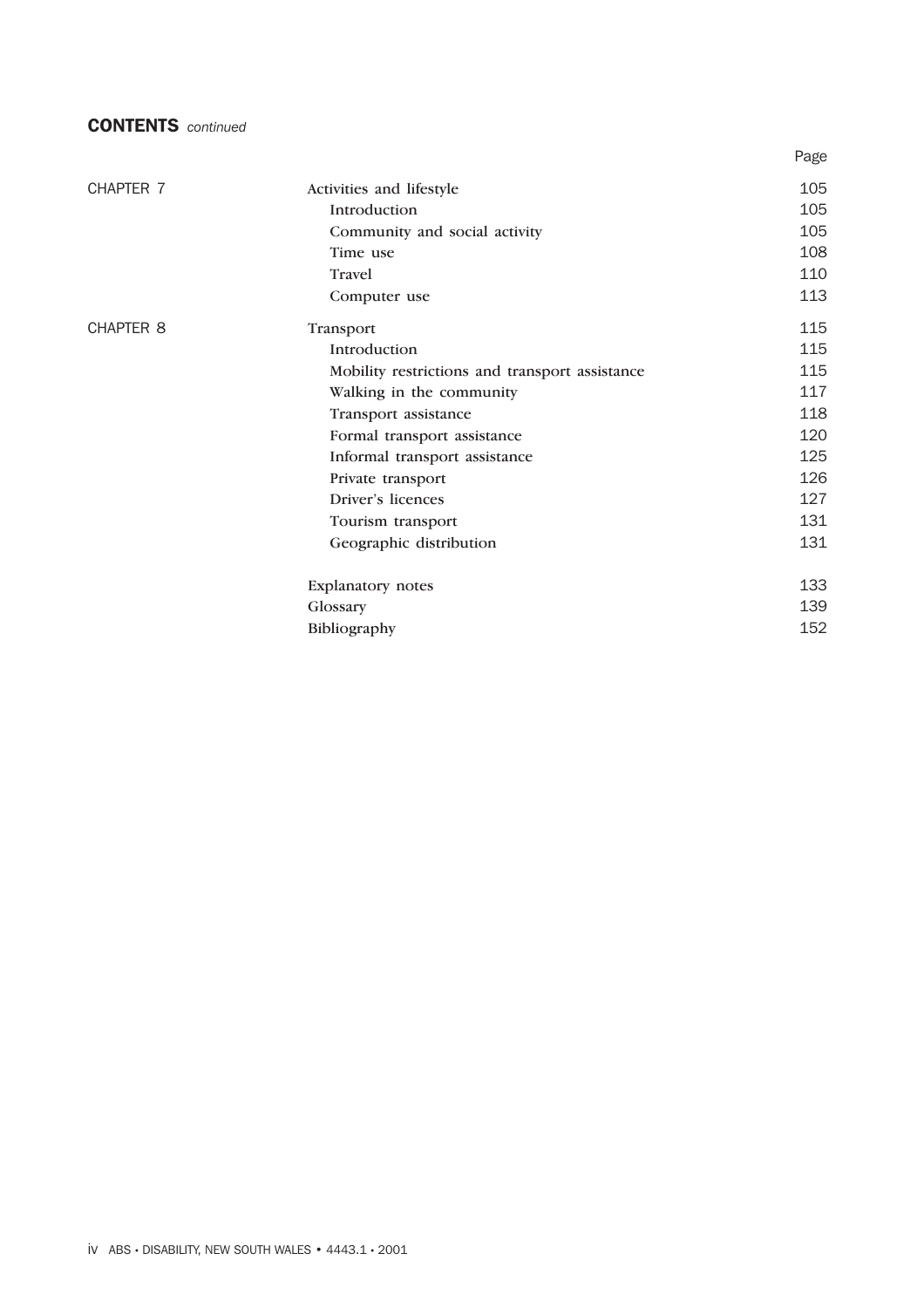## CONTENTS *continued*

| | | Page |
|---|---|---|
| CHAPTER 7 | Activities and lifestyle | 105 |
| | Introduction | 105 |
| | Community and social activity | 105 |
| | Time use | 108 |
| | Travel | 110 |
| | Computer use | 113 |
| CHAPTER 8 | Transport | 115 |
| | Introduction | 115 |
| | Mobility restrictions and transport assistance | 115 |
| | Walking in the community | 117 |
| | Transport assistance | 118 |
| | Formal transport assistance | 120 |
| | Informal transport assistance | 125 |
| | Private transport | 126 |
| | Driver's licences | 127 |
| | Tourism transport | 131 |
| | Geographic distribution | 131 |
| | Explanatory notes | 133 |
| | Glossary | 139 |
| | Bibliography | 152 |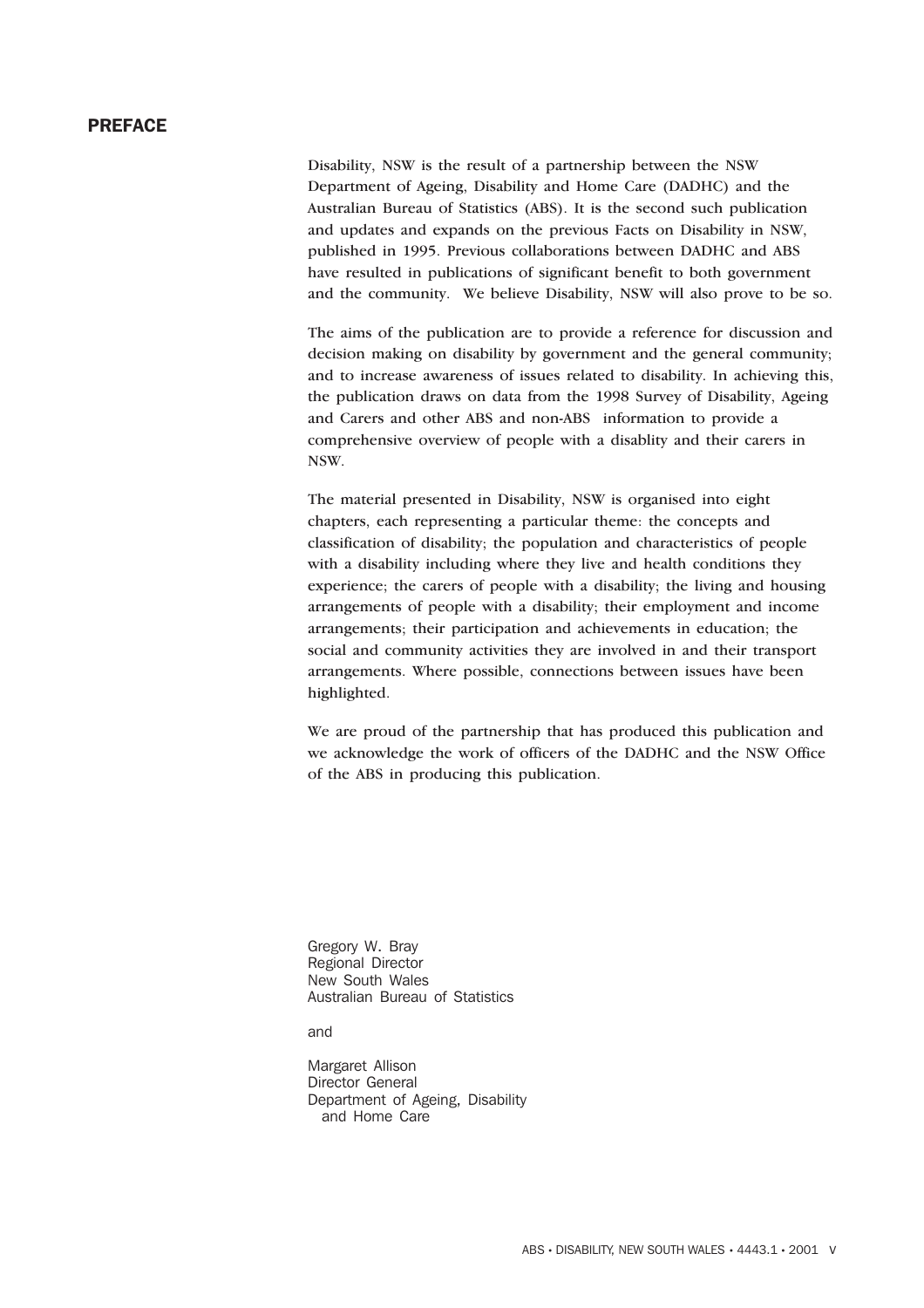# PREFACE

Disability, NSW is the result of a partnership between the NSW Department of Ageing, Disability and Home Care (DADHC) and the Australian Bureau of Statistics (ABS). It is the second such publication and updates and expands on the previous Facts on Disability in NSW, published in 1995. Previous collaborations between DADHC and ABS have resulted in publications of significant benefit to both government and the community. We believe Disability, NSW will also prove to be so.

The aims of the publication are to provide a reference for discussion and decision making on disability by government and the general community; and to increase awareness of issues related to disability. In achieving this, the publication draws on data from the 1998 Survey of Disability, Ageing and Carers and other ABS and non-ABS information to provide a comprehensive overview of people with a disablity and their carers in NSW.

The material presented in Disability, NSW is organised into eight chapters, each representing a particular theme: the concepts and classification of disability; the population and characteristics of people with a disability including where they live and health conditions they experience; the carers of people with a disability; the living and housing arrangements of people with a disability; their employment and income arrangements; their participation and achievements in education; the social and community activities they are involved in and their transport arrangements. Where possible, connections between issues have been highlighted.

We are proud of the partnership that has produced this publication and we acknowledge the work of officers of the DADHC and the NSW Office of the ABS in producing this publication.

Gregory W. Bray
Regional Director
New South Wales
Australian Bureau of Statistics

and

Margaret Allison
Director General
Department of Ageing, Disability and Home Care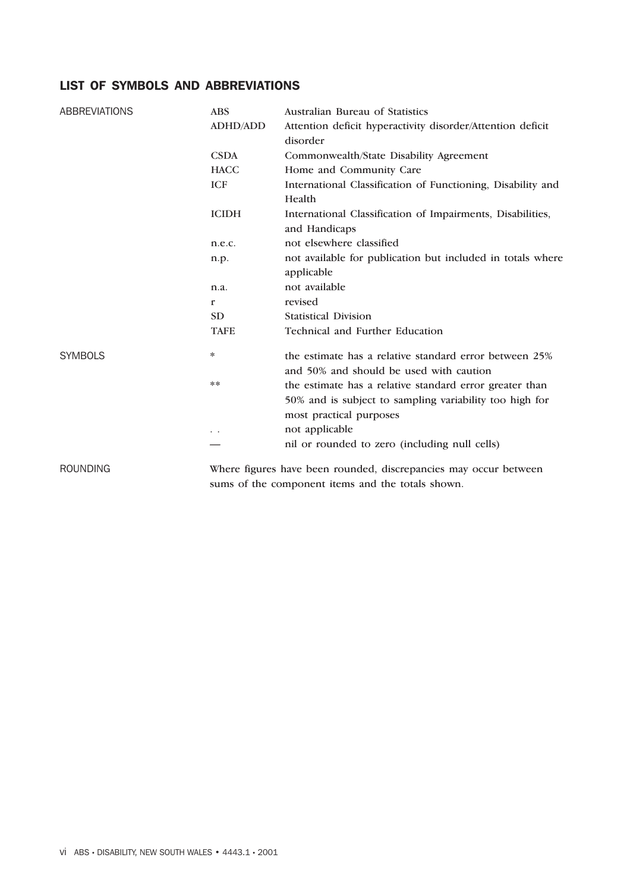## LIST OF SYMBOLS AND ABBREVIATIONS

### ABBREVIATIONS

| | |
|---|---|
| ABS | Australian Bureau of Statistics |
| ADHD/ADD | Attention deficit hyperactivity disorder/Attention deficit disorder |
| CSDA | Commonwealth/State Disability Agreement |
| HACC | Home and Community Care |
| ICF | International Classification of Functioning, Disability and Health |
| ICIDH | International Classification of Impairments, Disabilities, and Handicaps |
| n.e.c. | not elsewhere classified |
| n.p. | not available for publication but included in totals where applicable |
| n.a. | not available |
| r | revised |
| SD | Statistical Division |
| TAFE | Technical and Further Education |

### SYMBOLS

| | |
|---|---|
| * | the estimate has a relative standard error between 25% and 50% and should be used with caution |
| ** | the estimate has a relative standard error greater than 50% and is subject to sampling variability too high for most practical purposes |
| . . | not applicable |
| — | nil or rounded to zero (including null cells) |

### ROUNDING

Where figures have been rounded, discrepancies may occur between sums of the component items and the totals shown.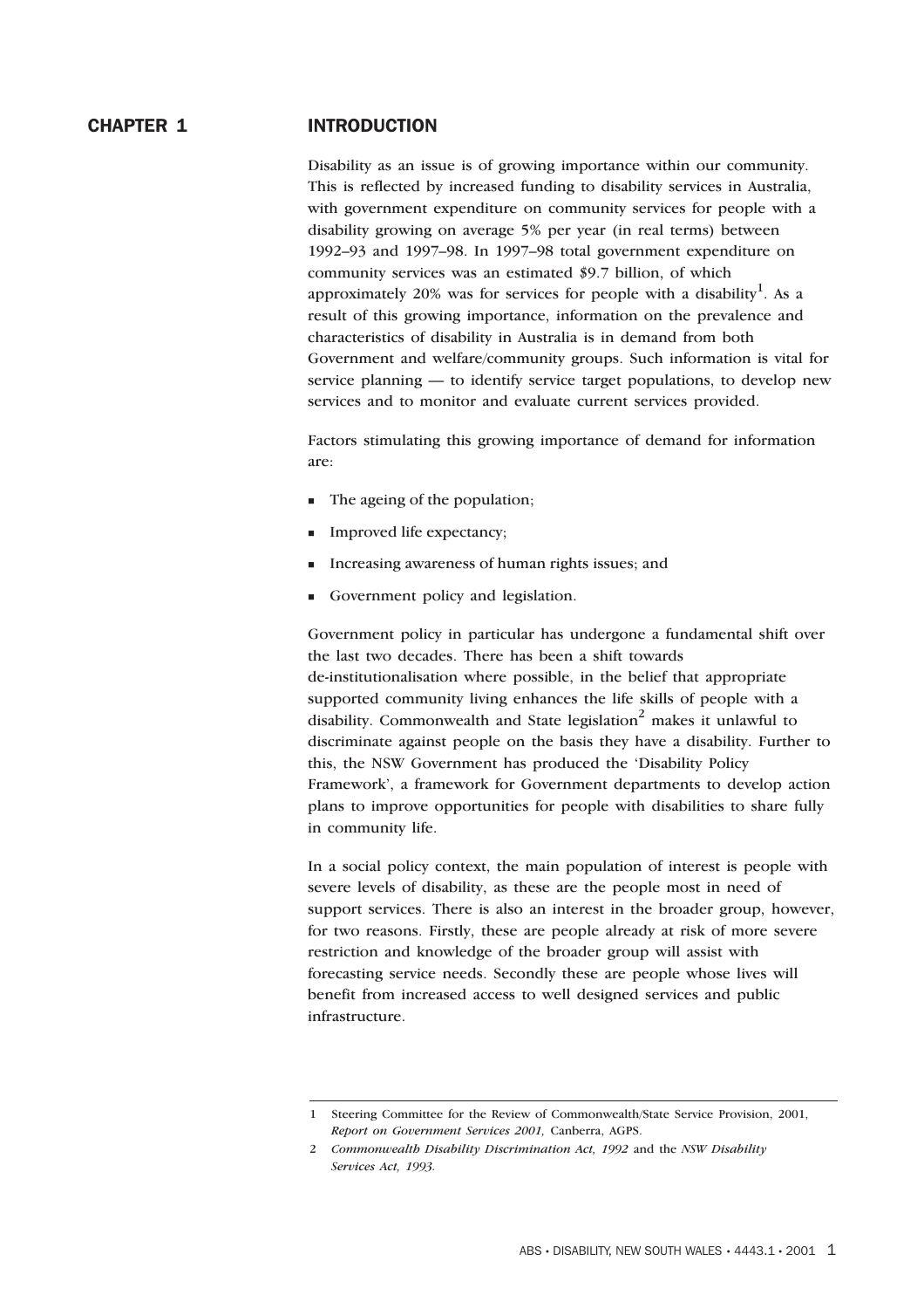# CHAPTER 1 INTRODUCTION

Disability as an issue is of growing importance within our community. This is reflected by increased funding to disability services in Australia, with government expenditure on community services for people with a disability growing on average 5% per year (in real terms) between 1992–93 and 1997–98. In 1997–98 total government expenditure on community services was an estimated $9.7 billion, of which approximately 20% was for services for people with a disability[1]. As a result of this growing importance, information on the prevalence and characteristics of disability in Australia is in demand from both Government and welfare/community groups. Such information is vital for service planning — to identify service target populations, to develop new services and to monitor and evaluate current services provided.

Factors stimulating this growing importance of demand for information are:

- The ageing of the population;
- Improved life expectancy;
- Increasing awareness of human rights issues; and
- Government policy and legislation.

Government policy in particular has undergone a fundamental shift over the last two decades. There has been a shift towards de-institutionalisation where possible, in the belief that appropriate supported community living enhances the life skills of people with a disability. Commonwealth and State legislation[2] makes it unlawful to discriminate against people on the basis they have a disability. Further to this, the NSW Government has produced the 'Disability Policy Framework', a framework for Government departments to develop action plans to improve opportunities for people with disabilities to share fully in community life.

In a social policy context, the main population of interest is people with severe levels of disability, as these are the people most in need of support services. There is also an interest in the broader group, however, for two reasons. Firstly, these are people already at risk of more severe restriction and knowledge of the broader group will assist with forecasting service needs. Secondly these are people whose lives will benefit from increased access to well designed services and public infrastructure.

---

1 Steering Committee for the Review of Commonwealth/State Service Provision, 2001, *Report on Government Services 2001,* Canberra, AGPS.

2 *Commonwealth Disability Discrimination Act, 1992* and the *NSW Disability Services Act, 1993.*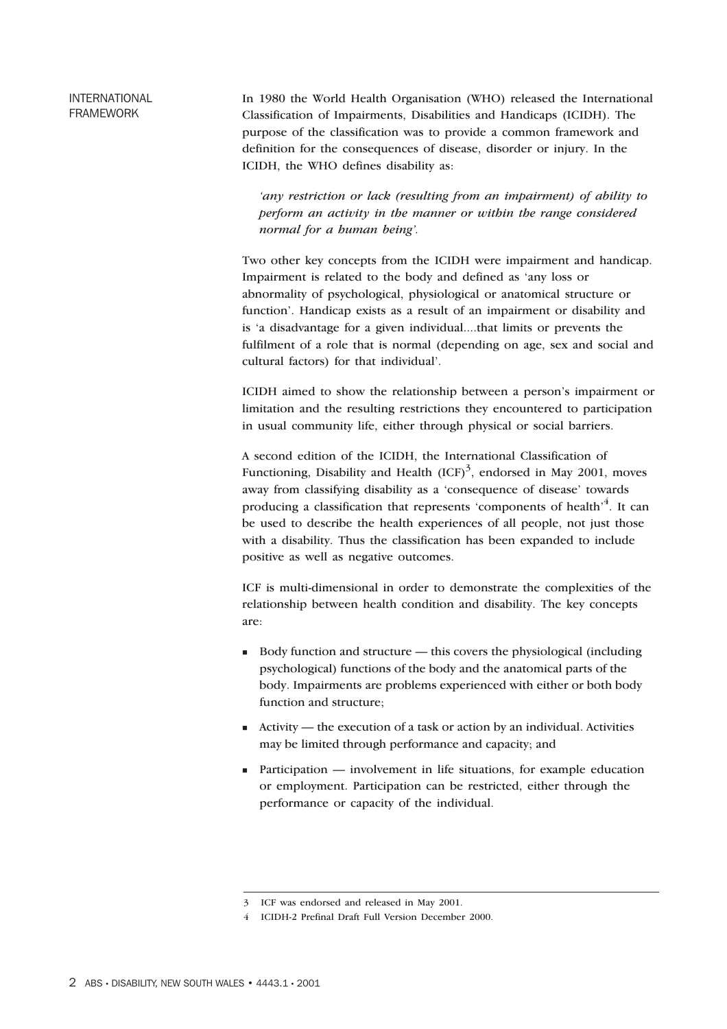## INTERNATIONAL FRAMEWORK

In 1980 the World Health Organisation (WHO) released the International Classification of Impairments, Disabilities and Handicaps (ICIDH). The purpose of the classification was to provide a common framework and definition for the consequences of disease, disorder or injury. In the ICIDH, the WHO defines disability as:

> *'any restriction or lack (resulting from an impairment) of ability to perform an activity in the manner or within the range considered normal for a human being'.*

Two other key concepts from the ICIDH were impairment and handicap. Impairment is related to the body and defined as 'any loss or abnormality of psychological, physiological or anatomical structure or function'. Handicap exists as a result of an impairment or disability and is 'a disadvantage for a given individual....that limits or prevents the fulfilment of a role that is normal (depending on age, sex and social and cultural factors) for that individual'.

ICIDH aimed to show the relationship between a person's impairment or limitation and the resulting restrictions they encountered to participation in usual community life, either through physical or social barriers.

A second edition of the ICIDH, the International Classification of Functioning, Disability and Health (ICF)[3], endorsed in May 2001, moves away from classifying disability as a 'consequence of disease' towards producing a classification that represents 'components of health'[4]. It can be used to describe the health experiences of all people, not just those with a disability. Thus the classification has been expanded to include positive as well as negative outcomes.

ICF is multi-dimensional in order to demonstrate the complexities of the relationship between health condition and disability. The key concepts are:

- Body function and structure — this covers the physiological (including psychological) functions of the body and the anatomical parts of the body. Impairments are problems experienced with either or both body function and structure;
- Activity — the execution of a task or action by an individual. Activities may be limited through performance and capacity; and
- Participation — involvement in life situations, for example education or employment. Participation can be restricted, either through the performance or capacity of the individual.

---

3 ICF was endorsed and released in May 2001.

4 ICIDH-2 Prefinal Draft Full Version December 2000.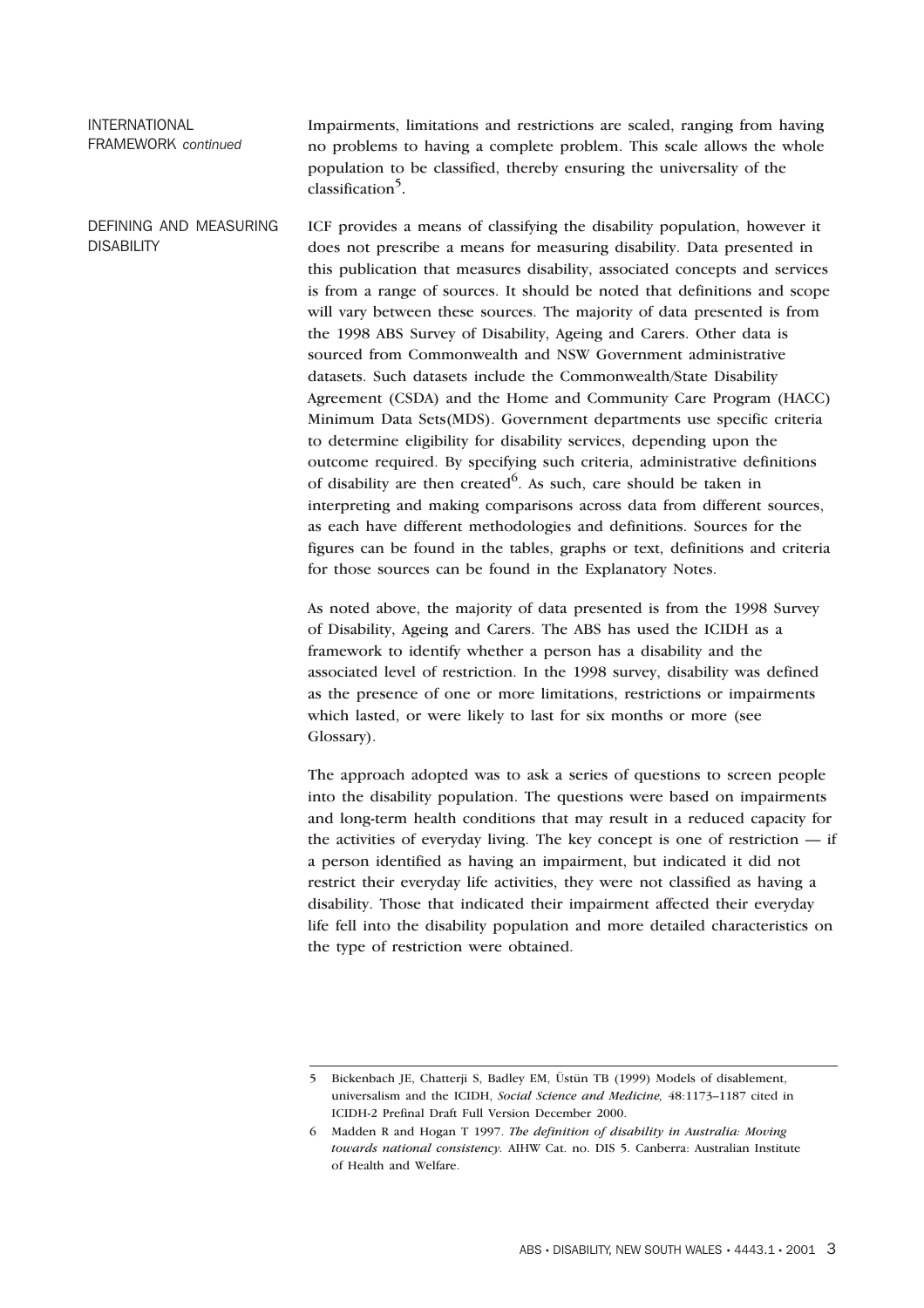## INTERNATIONAL FRAMEWORK *continued*

Impairments, limitations and restrictions are scaled, ranging from having no problems to having a complete problem. This scale allows the whole population to be classified, thereby ensuring the universality of the classification[5].

## DEFINING AND MEASURING DISABILITY

ICF provides a means of classifying the disability population, however it does not prescribe a means for measuring disability. Data presented in this publication that measures disability, associated concepts and services is from a range of sources. It should be noted that definitions and scope will vary between these sources. The majority of data presented is from the 1998 ABS Survey of Disability, Ageing and Carers. Other data is sourced from Commonwealth and NSW Government administrative datasets. Such datasets include the Commonwealth/State Disability Agreement (CSDA) and the Home and Community Care Program (HACC) Minimum Data Sets(MDS). Government departments use specific criteria to determine eligibility for disability services, depending upon the outcome required. By specifying such criteria, administrative definitions of disability are then created[6]. As such, care should be taken in interpreting and making comparisons across data from different sources, as each have different methodologies and definitions. Sources for the figures can be found in the tables, graphs or text, definitions and criteria for those sources can be found in the Explanatory Notes.

As noted above, the majority of data presented is from the 1998 Survey of Disability, Ageing and Carers. The ABS has used the ICIDH as a framework to identify whether a person has a disability and the associated level of restriction. In the 1998 survey, disability was defined as the presence of one or more limitations, restrictions or impairments which lasted, or were likely to last for six months or more (see Glossary).

The approach adopted was to ask a series of questions to screen people into the disability population. The questions were based on impairments and long-term health conditions that may result in a reduced capacity for the activities of everyday living. The key concept is one of restriction — if a person identified as having an impairment, but indicated it did not restrict their everyday life activities, they were not classified as having a disability. Those that indicated their impairment affected their everyday life fell into the disability population and more detailed characteristics on the type of restriction were obtained.

---

5 Bickenbach JE, Chatterji S, Badley EM, Üstün TB (1999) Models of disablement, universalism and the ICIDH, *Social Science and Medicine,* 48:1173–1187 cited in ICIDH-2 Prefinal Draft Full Version December 2000.

6 Madden R and Hogan T 1997. *The definition of disability in Australia: Moving towards national consistency.* AIHW Cat. no. DIS 5. Canberra: Australian Institute of Health and Welfare.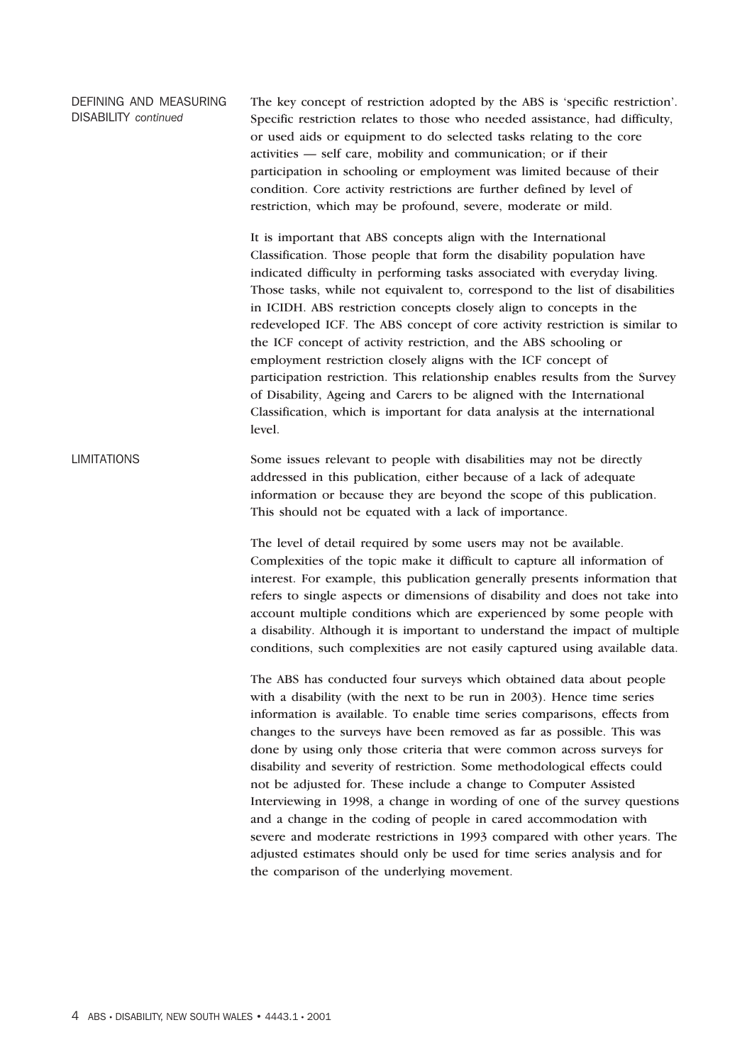## DEFINING AND MEASURING DISABILITY *continued*

The key concept of restriction adopted by the ABS is 'specific restriction'. Specific restriction relates to those who needed assistance, had difficulty, or used aids or equipment to do selected tasks relating to the core activities — self care, mobility and communication; or if their participation in schooling or employment was limited because of their condition. Core activity restrictions are further defined by level of restriction, which may be profound, severe, moderate or mild.

It is important that ABS concepts align with the International Classification. Those people that form the disability population have indicated difficulty in performing tasks associated with everyday living. Those tasks, while not equivalent to, correspond to the list of disabilities in ICIDH. ABS restriction concepts closely align to concepts in the redeveloped ICF. The ABS concept of core activity restriction is similar to the ICF concept of activity restriction, and the ABS schooling or employment restriction closely aligns with the ICF concept of participation restriction. This relationship enables results from the Survey of Disability, Ageing and Carers to be aligned with the International Classification, which is important for data analysis at the international level.

## LIMITATIONS

Some issues relevant to people with disabilities may not be directly addressed in this publication, either because of a lack of adequate information or because they are beyond the scope of this publication. This should not be equated with a lack of importance.

The level of detail required by some users may not be available. Complexities of the topic make it difficult to capture all information of interest. For example, this publication generally presents information that refers to single aspects or dimensions of disability and does not take into account multiple conditions which are experienced by some people with a disability. Although it is important to understand the impact of multiple conditions, such complexities are not easily captured using available data.

The ABS has conducted four surveys which obtained data about people with a disability (with the next to be run in 2003). Hence time series information is available. To enable time series comparisons, effects from changes to the surveys have been removed as far as possible. This was done by using only those criteria that were common across surveys for disability and severity of restriction. Some methodological effects could not be adjusted for. These include a change to Computer Assisted Interviewing in 1998, a change in wording of one of the survey questions and a change in the coding of people in cared accommodation with severe and moderate restrictions in 1993 compared with other years. The adjusted estimates should only be used for time series analysis and for the comparison of the underlying movement.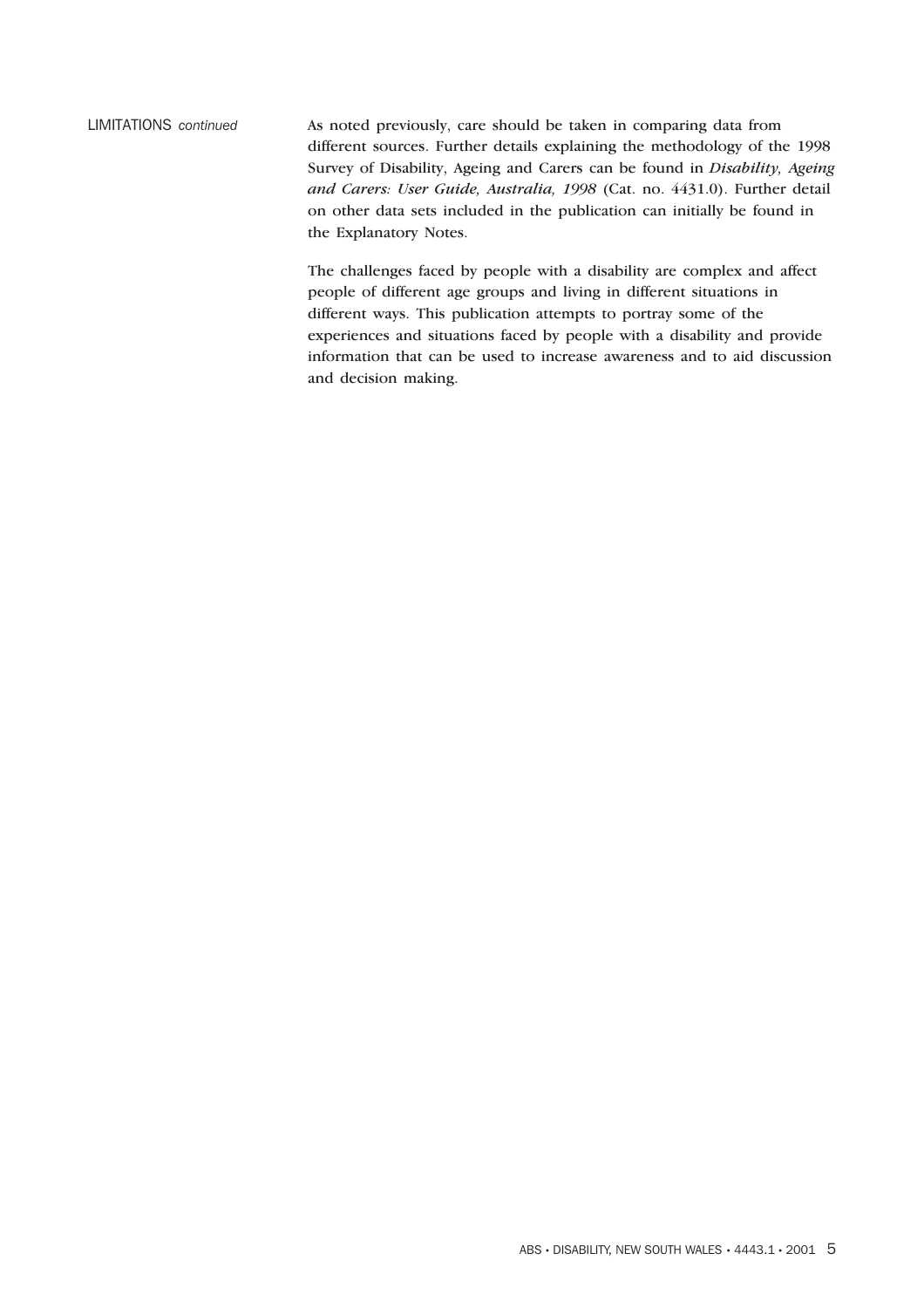LIMITATIONS *continued*

As noted previously, care should be taken in comparing data from different sources. Further details explaining the methodology of the 1998 Survey of Disability, Ageing and Carers can be found in ***Disability, Ageing and Carers: User Guide, Australia, 1998*** (Cat. no. 4431.0). Further detail on other data sets included in the publication can initially be found in the Explanatory Notes.

The challenges faced by people with a disability are complex and affect people of different age groups and living in different situations in different ways. This publication attempts to portray some of the experiences and situations faced by people with a disability and provide information that can be used to increase awareness and to aid discussion and decision making.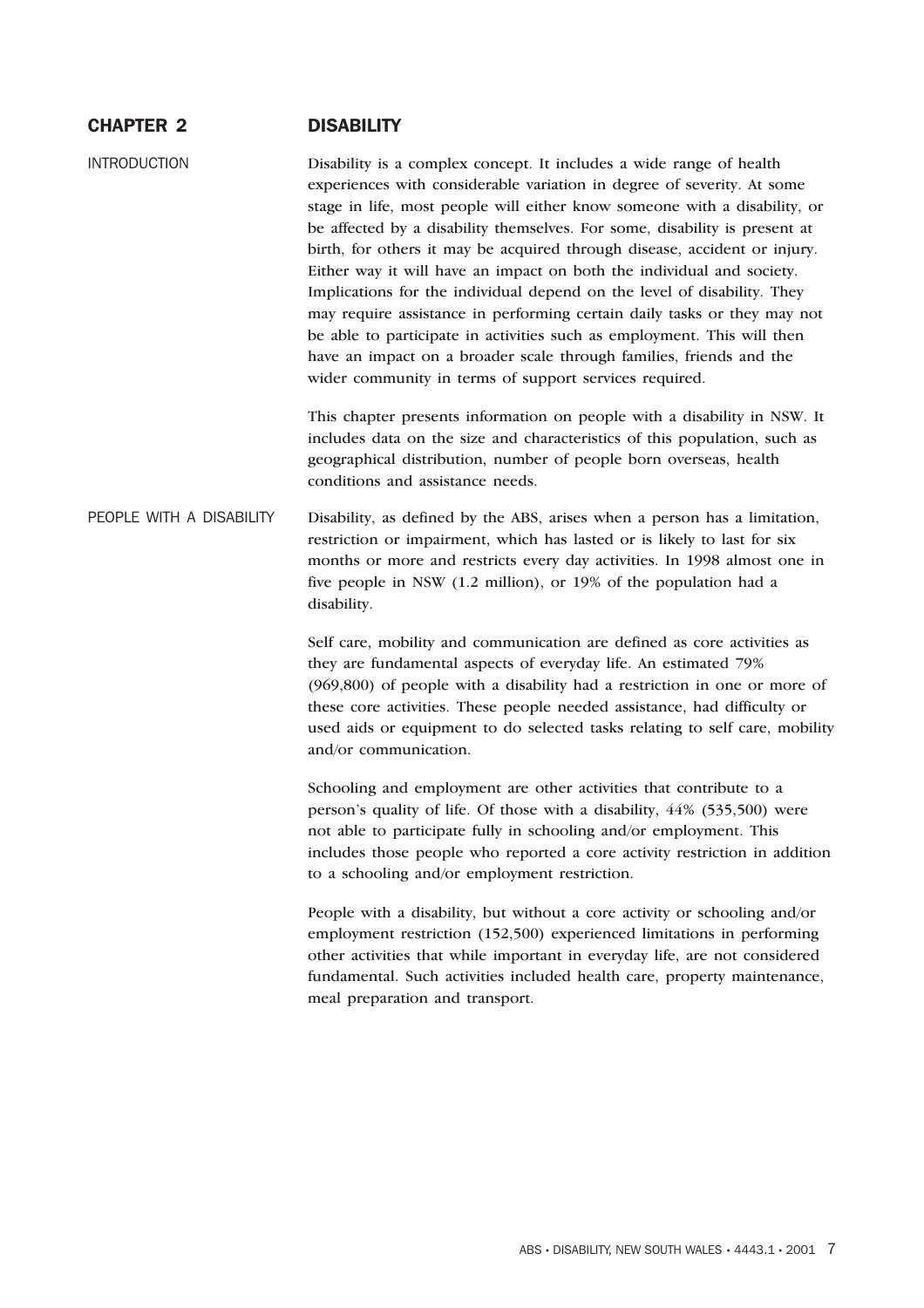# CHAPTER 2 DISABILITY

## INTRODUCTION

Disability is a complex concept. It includes a wide range of health experiences with considerable variation in degree of severity. At some stage in life, most people will either know someone with a disability, or be affected by a disability themselves. For some, disability is present at birth, for others it may be acquired through disease, accident or injury. Either way it will have an impact on both the individual and society. Implications for the individual depend on the level of disability. They may require assistance in performing certain daily tasks or they may not be able to participate in activities such as employment. This will then have an impact on a broader scale through families, friends and the wider community in terms of support services required.

This chapter presents information on people with a disability in NSW. It includes data on the size and characteristics of this population, such as geographical distribution, number of people born overseas, health conditions and assistance needs.

## PEOPLE WITH A DISABILITY

Disability, as defined by the ABS, arises when a person has a limitation, restriction or impairment, which has lasted or is likely to last for six months or more and restricts every day activities. In 1998 almost one in five people in NSW (1.2 million), or 19% of the population had a disability.

Self care, mobility and communication are defined as core activities as they are fundamental aspects of everyday life. An estimated 79% (969,800) of people with a disability had a restriction in one or more of these core activities. These people needed assistance, had difficulty or used aids or equipment to do selected tasks relating to self care, mobility and/or communication.

Schooling and employment are other activities that contribute to a person's quality of life. Of those with a disability, 44% (535,500) were not able to participate fully in schooling and/or employment. This includes those people who reported a core activity restriction in addition to a schooling and/or employment restriction.

People with a disability, but without a core activity or schooling and/or employment restriction (152,500) experienced limitations in performing other activities that while important in everyday life, are not considered fundamental. Such activities included health care, property maintenance, meal preparation and transport.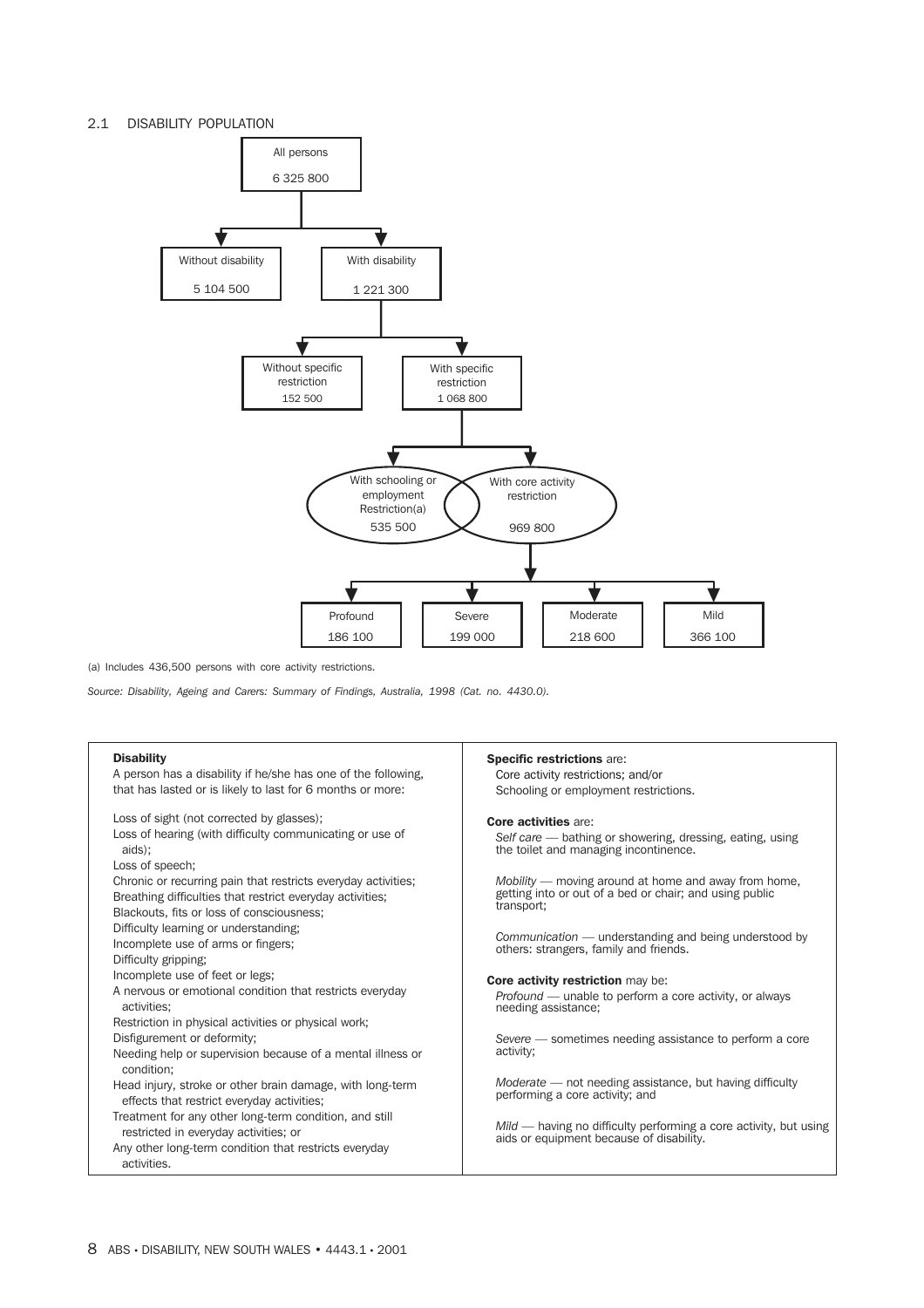## 2.1 DISABILITY POPULATION

All persons
6 325 800

- Without disability — 5 104 500
- With disability — 1 221 300
  - Without specific restriction — 152 500
  - With specific restriction — 1 068 800
    - With schooling or employment Restriction(a) — 535 500
    - With core activity restriction — 969 800
      - Profound — 186 100
      - Severe — 199 000
      - Moderate — 218 600
      - Mild — 366 100

(a) Includes 436,500 persons with core activity restrictions.

*Source: Disability, Ageing and Carers: Summary of Findings, Australia, 1998 (Cat. no. 4430.0).*

**Disability**

A person has a disability if he/she has one of the following, that has lasted or is likely to last for 6 months or more:

- Loss of sight (not corrected by glasses);
- Loss of hearing (with difficulty communicating or use of aids);
- Loss of speech;
- Chronic or recurring pain that restricts everyday activities;
- Breathing difficulties that restrict everyday activities;
- Blackouts, fits or loss of consciousness;
- Difficulty learning or understanding;
- Incomplete use of arms or fingers;
- Difficulty gripping;
- Incomplete use of feet or legs;
- A nervous or emotional condition that restricts everyday activities;
- Restriction in physical activities or physical work;
- Disfigurement or deformity;
- Needing help or supervision because of a mental illness or condition;
- Head injury, stroke or other brain damage, with long-term effects that restrict everyday activities;
- Treatment for any other long-term condition, and still restricted in everyday activities; or
- Any other long-term condition that restricts everyday activities.

**Specific restrictions** are:

Core activity restrictions; and/or
Schooling or employment restrictions.

**Core activities** are:

*Self care* — bathing or showering, dressing, eating, using the toilet and managing incontinence.

*Mobility* — moving around at home and away from home, getting into or out of a bed or chair; and using public transport;

*Communication* — understanding and being understood by others: strangers, family and friends.

**Core activity restriction** may be:

*Profound* — unable to perform a core activity, or always needing assistance;

*Severe* — sometimes needing assistance to perform a core activity;

*Moderate* — not needing assistance, but having difficulty performing a core activity; and

*Mild* — having no difficulty performing a core activity, but using aids or equipment because of disability.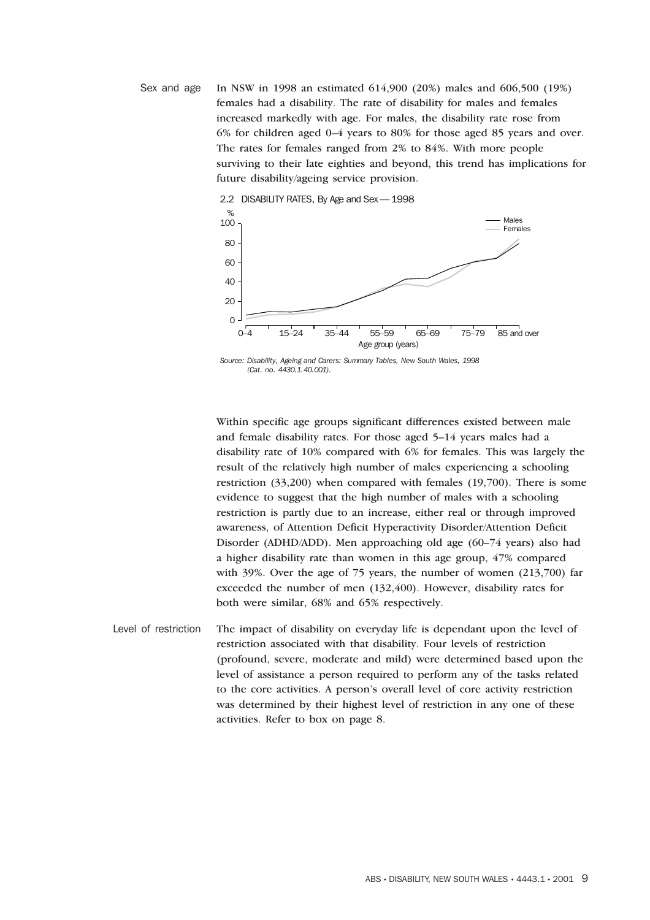### Sex and age

In NSW in 1998 an estimated 614,900 (20%) males and 606,500 (19%) females had a disability. The rate of disability for males and females increased markedly with age. For males, the disability rate rose from 6% for children aged 0–4 years to 80% for those aged 85 years and over. The rates for females ranged from 2% to 84%. With more people surviving to their late eighties and beyond, this trend has implications for future disability/ageing service provision.

2.2 DISABILITY RATES, By Age and Sex — 1998

*Source: Disability, Ageing and Carers: Summary Tables, New South Wales, 1998 (Cat. no. 4430.1.40.001).*

Within specific age groups significant differences existed between male and female disability rates. For those aged 5–14 years males had a disability rate of 10% compared with 6% for females. This was largely the result of the relatively high number of males experiencing a schooling restriction (33,200) when compared with females (19,700). There is some evidence to suggest that the high number of males with a schooling restriction is partly due to an increase, either real or through improved awareness, of Attention Deficit Hyperactivity Disorder/Attention Deficit Disorder (ADHD/ADD). Men approaching old age (60–74 years) also had a higher disability rate than women in this age group, 47% compared with 39%. Over the age of 75 years, the number of women (213,700) far exceeded the number of men (132,400). However, disability rates for both were similar, 68% and 65% respectively.

### Level of restriction

The impact of disability on everyday life is dependant upon the level of restriction associated with that disability. Four levels of restriction (profound, severe, moderate and mild) were determined based upon the level of assistance a person required to perform any of the tasks related to the core activities. A person's overall level of core activity restriction was determined by their highest level of restriction in any one of these activities. Refer to box on page 8.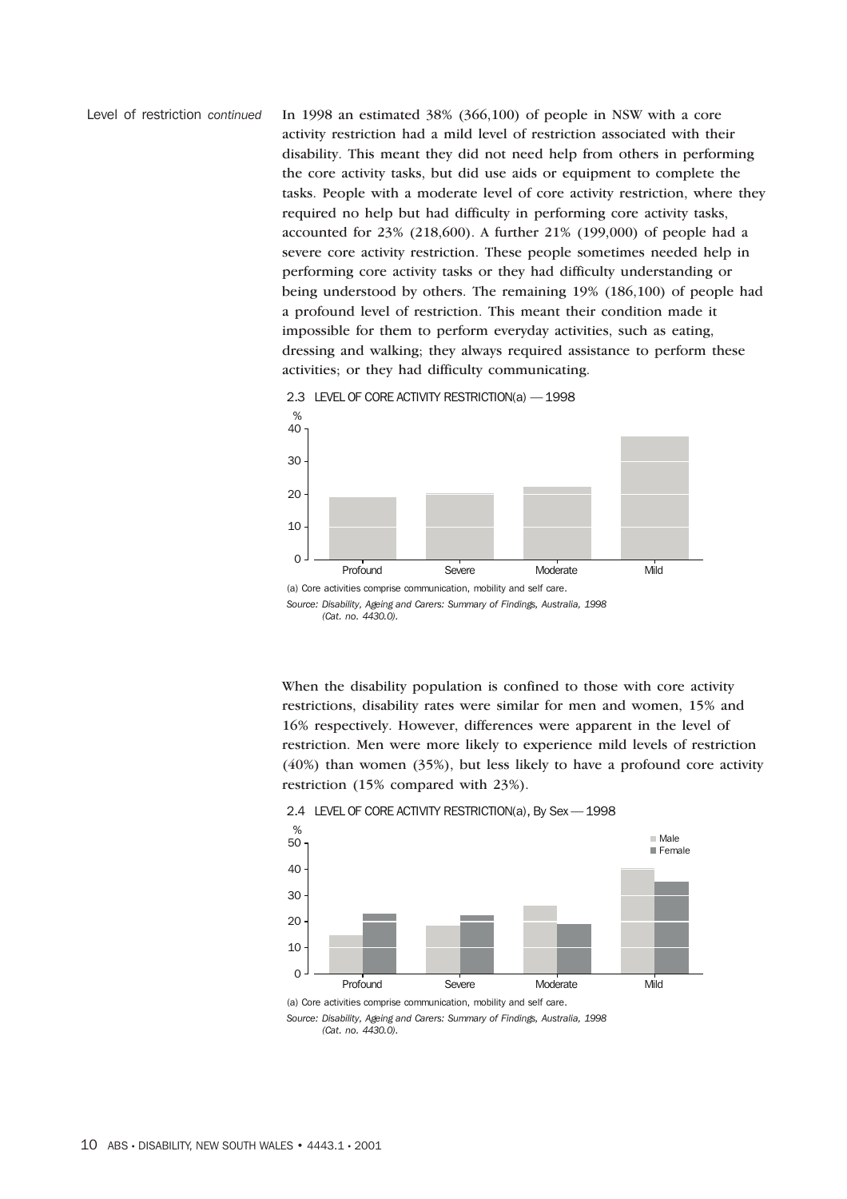Level of restriction *continued*

In 1998 an estimated 38% (366,100) of people in NSW with a core activity restriction had a mild level of restriction associated with their disability. This meant they did not need help from others in performing the core activity tasks, but did use aids or equipment to complete the tasks. People with a moderate level of core activity restriction, where they required no help but had difficulty in performing core activity tasks, accounted for 23% (218,600). A further 21% (199,000) of people had a severe core activity restriction. These people sometimes needed help in performing core activity tasks or they had difficulty understanding or being understood by others. The remaining 19% (186,100) of people had a profound level of restriction. This meant their condition made it impossible for them to perform everyday activities, such as eating, dressing and walking; they always required assistance to perform these activities; or they had difficulty communicating.

2.3 LEVEL OF CORE ACTIVITY RESTRICTION(a) — 1998

(a) Core activities comprise communication, mobility and self care.

*Source: Disability, Ageing and Carers: Summary of Findings, Australia, 1998 (Cat. no. 4430.0).*

When the disability population is confined to those with core activity restrictions, disability rates were similar for men and women, 15% and 16% respectively. However, differences were apparent in the level of restriction. Men were more likely to experience mild levels of restriction (40%) than women (35%), but less likely to have a profound core activity restriction (15% compared with 23%).

2.4 LEVEL OF CORE ACTIVITY RESTRICTION(a), By Sex — 1998

(a) Core activities comprise communication, mobility and self care.

*Source: Disability, Ageing and Carers: Summary of Findings, Australia, 1998 (Cat. no. 4430.0).*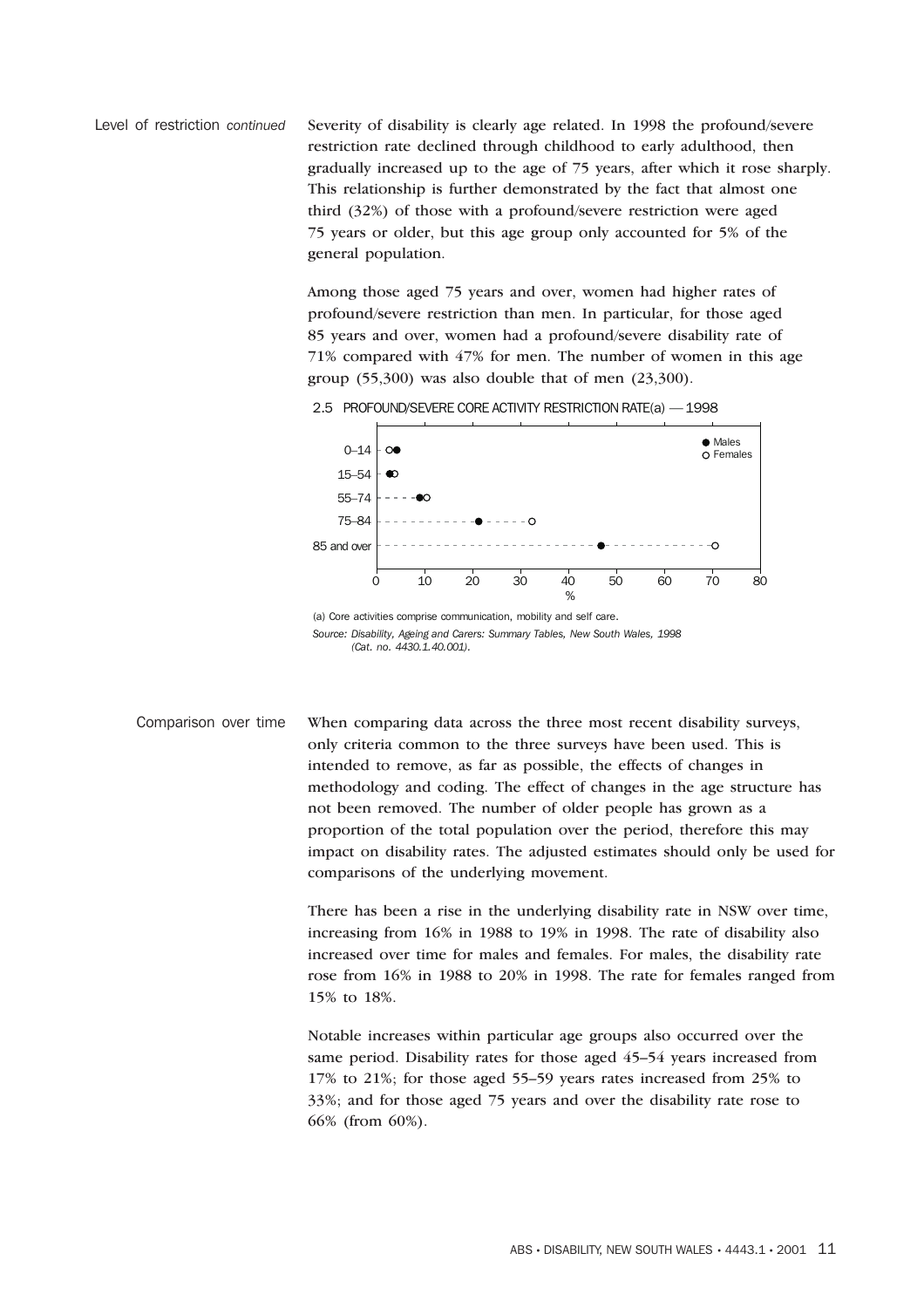Level of restriction *continued*

Severity of disability is clearly age related. In 1998 the profound/severe restriction rate declined through childhood to early adulthood, then gradually increased up to the age of 75 years, after which it rose sharply. This relationship is further demonstrated by the fact that almost one third (32%) of those with a profound/severe restriction were aged 75 years or older, but this age group only accounted for 5% of the general population.

Among those aged 75 years and over, women had higher rates of profound/severe restriction than men. In particular, for those aged 85 years and over, women had a profound/severe disability rate of 71% compared with 47% for men. The number of women in this age group (55,300) was also double that of men (23,300).

2.5 PROFOUND/SEVERE CORE ACTIVITY RESTRICTION RATE(a) — 1998

(a) Core activities comprise communication, mobility and self care.

*Source: Disability, Ageing and Carers: Summary Tables, New South Wales, 1998 (Cat. no. 4430.1.40.001).*

Comparison over time

When comparing data across the three most recent disability surveys, only criteria common to the three surveys have been used. This is intended to remove, as far as possible, the effects of changes in methodology and coding. The effect of changes in the age structure has not been removed. The number of older people has grown as a proportion of the total population over the period, therefore this may impact on disability rates. The adjusted estimates should only be used for comparisons of the underlying movement.

There has been a rise in the underlying disability rate in NSW over time, increasing from 16% in 1988 to 19% in 1998. The rate of disability also increased over time for males and females. For males, the disability rate rose from 16% in 1988 to 20% in 1998. The rate for females ranged from 15% to 18%.

Notable increases within particular age groups also occurred over the same period. Disability rates for those aged 45–54 years increased from 17% to 21%; for those aged 55–59 years rates increased from 25% to 33%; and for those aged 75 years and over the disability rate rose to 66% (from 60%).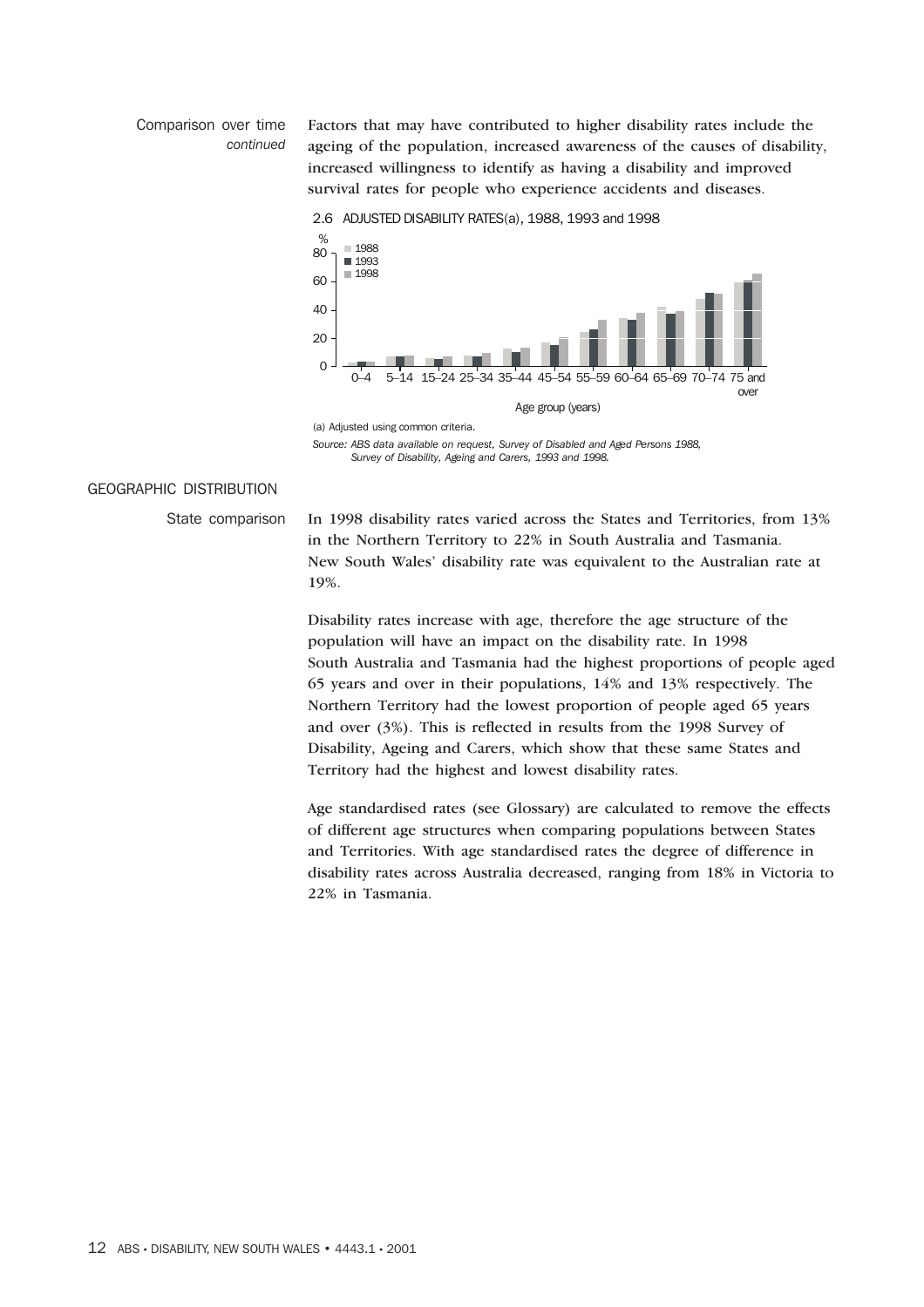### Comparison over time *continued*

Factors that may have contributed to higher disability rates include the ageing of the population, increased awareness of the causes of disability, increased willingness to identify as having a disability and improved survival rates for people who experience accidents and diseases.

2.6 ADJUSTED DISABILITY RATES(a), 1988, 1993 and 1998

(a) Adjusted using common criteria.

*Source: ABS data available on request, Survey of Disabled and Aged Persons 1988, Survey of Disability, Ageing and Carers, 1993 and 1998.*

## GEOGRAPHIC DISTRIBUTION

### State comparison

In 1998 disability rates varied across the States and Territories, from 13% in the Northern Territory to 22% in South Australia and Tasmania. New South Wales' disability rate was equivalent to the Australian rate at 19%.

Disability rates increase with age, therefore the age structure of the population will have an impact on the disability rate. In 1998 South Australia and Tasmania had the highest proportions of people aged 65 years and over in their populations, 14% and 13% respectively. The Northern Territory had the lowest proportion of people aged 65 years and over (3%). This is reflected in results from the 1998 Survey of Disability, Ageing and Carers, which show that these same States and Territory had the highest and lowest disability rates.

Age standardised rates (see Glossary) are calculated to remove the effects of different age structures when comparing populations between States and Territories. With age standardised rates the degree of difference in disability rates across Australia decreased, ranging from 18% in Victoria to 22% in Tasmania.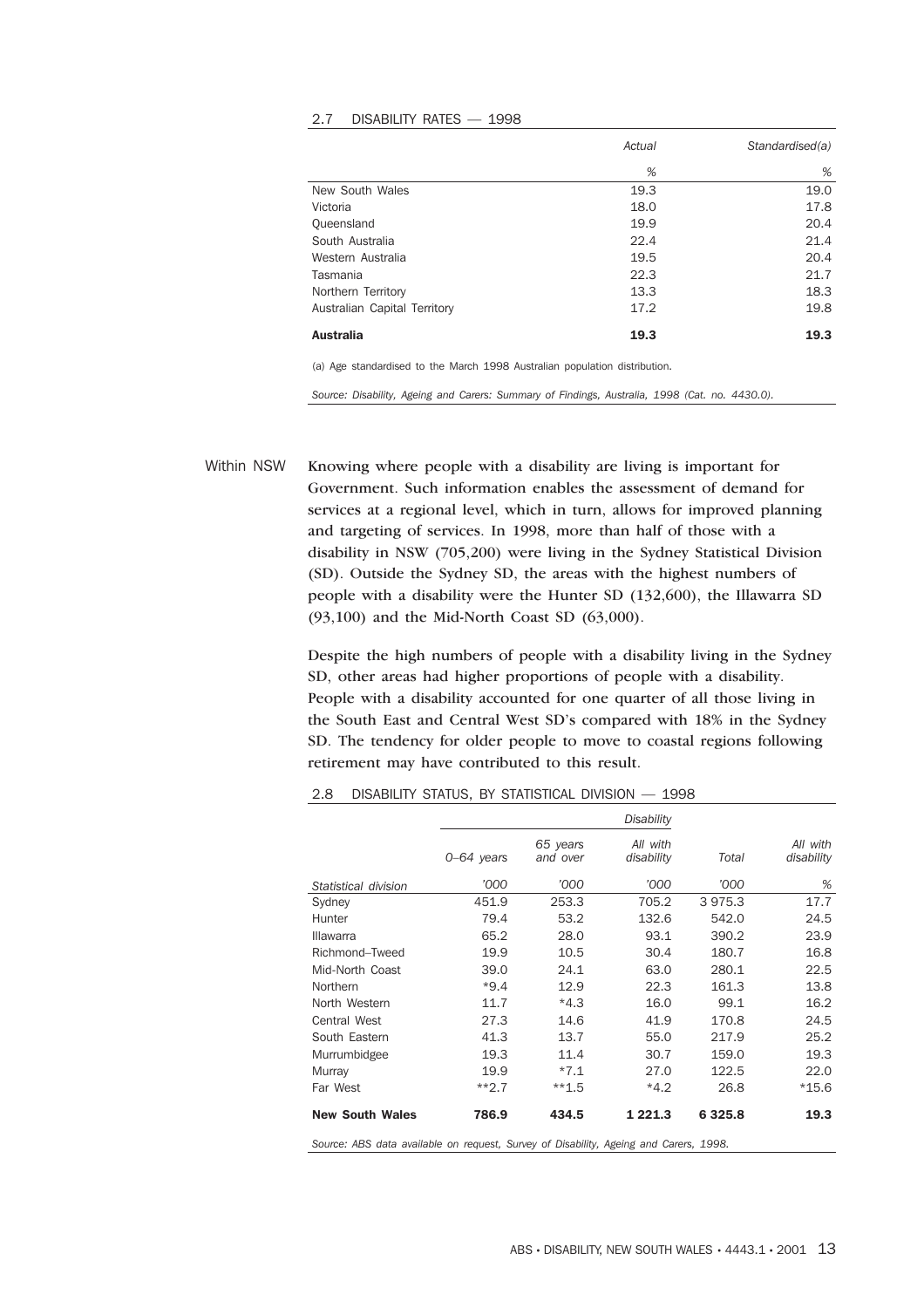2.7 DISABILITY RATES — 1998

| | Actual | Standardised(a) |
|---|---|---|
| | % | % |
| New South Wales | 19.3 | 19.0 |
| Victoria | 18.0 | 17.8 |
| Queensland | 19.9 | 20.4 |
| South Australia | 22.4 | 21.4 |
| Western Australia | 19.5 | 20.4 |
| Tasmania | 22.3 | 21.7 |
| Northern Territory | 13.3 | 18.3 |
| Australian Capital Territory | 17.2 | 19.8 |
| **Australia** | **19.3** | **19.3** |

(a) Age standardised to the March 1998 Australian population distribution.

*Source: Disability, Ageing and Carers: Summary of Findings, Australia, 1998 (Cat. no. 4430.0).*

## Within NSW

Knowing where people with a disability are living is important for Government. Such information enables the assessment of demand for services at a regional level, which in turn, allows for improved planning and targeting of services. In 1998, more than half of those with a disability in NSW (705,200) were living in the Sydney Statistical Division (SD). Outside the Sydney SD, the areas with the highest numbers of people with a disability were the Hunter SD (132,600), the Illawarra SD (93,100) and the Mid-North Coast SD (63,000).

Despite the high numbers of people with a disability living in the Sydney SD, other areas had higher proportions of people with a disability. People with a disability accounted for one quarter of all those living in the South East and Central West SD's compared with 18% in the Sydney SD. The tendency for older people to move to coastal regions following retirement may have contributed to this result.

2.8 DISABILITY STATUS, BY STATISTICAL DIVISION — 1998

| | Disability | | | | |
|---|---|---|---|---|---|
| | 0–64 years | 65 years and over | All with disability | Total | All with disability |
| Statistical division | '000 | '000 | '000 | '000 | % |
| Sydney | 451.9 | 253.3 | 705.2 | 3 975.3 | 17.7 |
| Hunter | 79.4 | 53.2 | 132.6 | 542.0 | 24.5 |
| Illawarra | 65.2 | 28.0 | 93.1 | 390.2 | 23.9 |
| Richmond–Tweed | 19.9 | 10.5 | 30.4 | 180.7 | 16.8 |
| Mid-North Coast | 39.0 | 24.1 | 63.0 | 280.1 | 22.5 |
| Northern | *9.4 | 12.9 | 22.3 | 161.3 | 13.8 |
| North Western | 11.7 | *4.3 | 16.0 | 99.1 | 16.2 |
| Central West | 27.3 | 14.6 | 41.9 | 170.8 | 24.5 |
| South Eastern | 41.3 | 13.7 | 55.0 | 217.9 | 25.2 |
| Murrumbidgee | 19.3 | 11.4 | 30.7 | 159.0 | 19.3 |
| Murray | 19.9 | *7.1 | 27.0 | 122.5 | 22.0 |
| Far West | **2.7 | **1.5 | *4.2 | 26.8 | *15.6 |
| **New South Wales** | **786.9** | **434.5** | **1 221.3** | **6 325.8** | **19.3** |

*Source: ABS data available on request, Survey of Disability, Ageing and Carers, 1998.*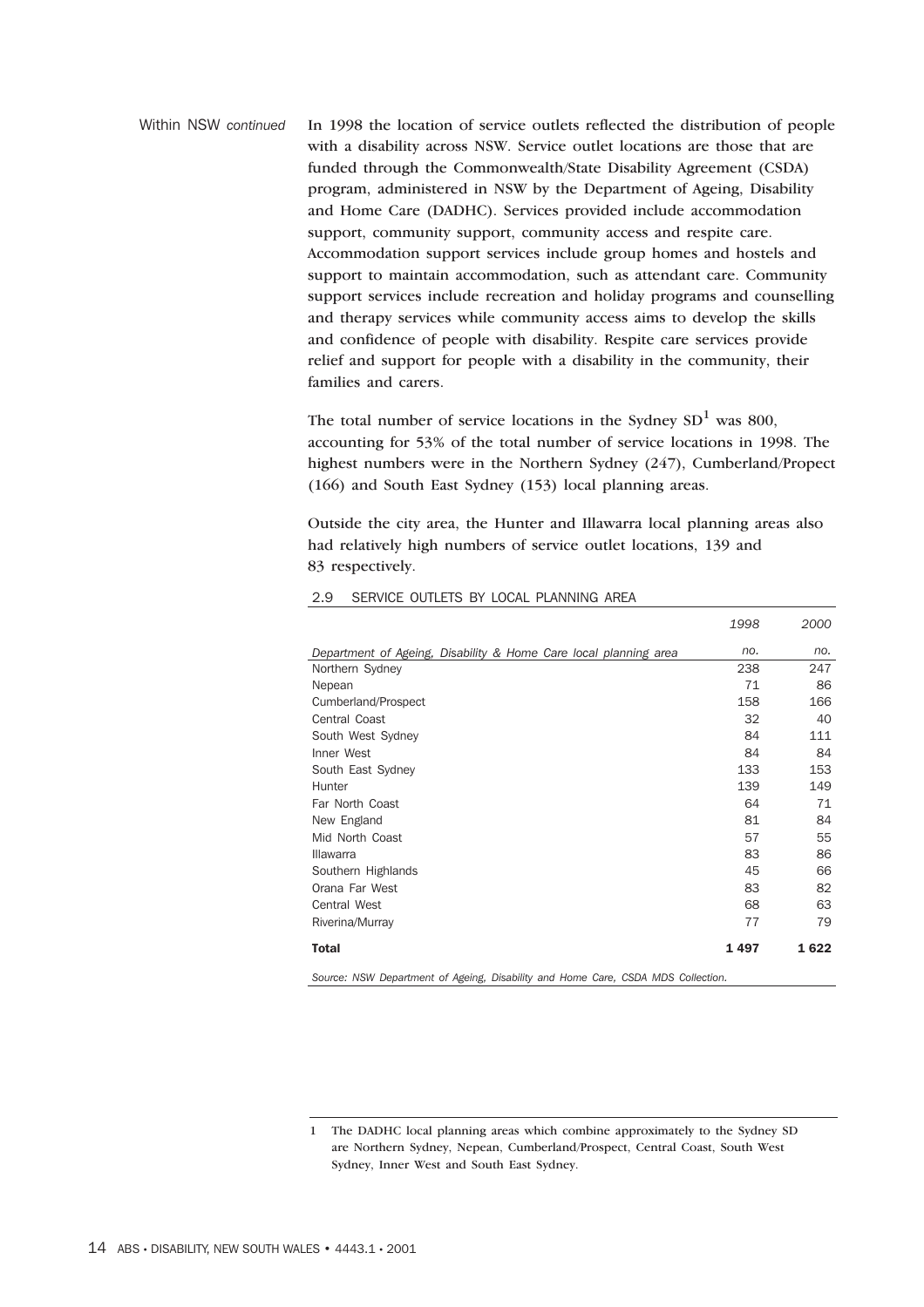Within NSW *continued*

In 1998 the location of service outlets reflected the distribution of people with a disability across NSW. Service outlet locations are those that are funded through the Commonwealth/State Disability Agreement (CSDA) program, administered in NSW by the Department of Ageing, Disability and Home Care (DADHC). Services provided include accommodation support, community support, community access and respite care. Accommodation support services include group homes and hostels and support to maintain accommodation, such as attendant care. Community support services include recreation and holiday programs and counselling and therapy services while community access aims to develop the skills and confidence of people with disability. Respite care services provide relief and support for people with a disability in the community, their families and carers.

The total number of service locations in the Sydney SD[1] was 800, accounting for 53% of the total number of service locations in 1998. The highest numbers were in the Northern Sydney (247), Cumberland/Propect (166) and South East Sydney (153) local planning areas.

Outside the city area, the Hunter and Illawarra local planning areas also had relatively high numbers of service outlet locations, 139 and 83 respectively.

2.9 SERVICE OUTLETS BY LOCAL PLANNING AREA

| | *1998* | *2000* |
|---|---|---|
| *Department of Ageing, Disability & Home Care local planning area* | *no.* | *no.* |
| Northern Sydney | 238 | 247 |
| Nepean | 71 | 86 |
| Cumberland/Prospect | 158 | 166 |
| Central Coast | 32 | 40 |
| South West Sydney | 84 | 111 |
| Inner West | 84 | 84 |
| South East Sydney | 133 | 153 |
| Hunter | 139 | 149 |
| Far North Coast | 64 | 71 |
| New England | 81 | 84 |
| Mid North Coast | 57 | 55 |
| Illawarra | 83 | 86 |
| Southern Highlands | 45 | 66 |
| Orana Far West | 83 | 82 |
| Central West | 68 | 63 |
| Riverina/Murray | 77 | 79 |
| **Total** | **1 497** | **1 622** |

*Source: NSW Department of Ageing, Disability and Home Care, CSDA MDS Collection.*

1 The DADHC local planning areas which combine approximately to the Sydney SD are Northern Sydney, Nepean, Cumberland/Prospect, Central Coast, South West Sydney, Inner West and South East Sydney.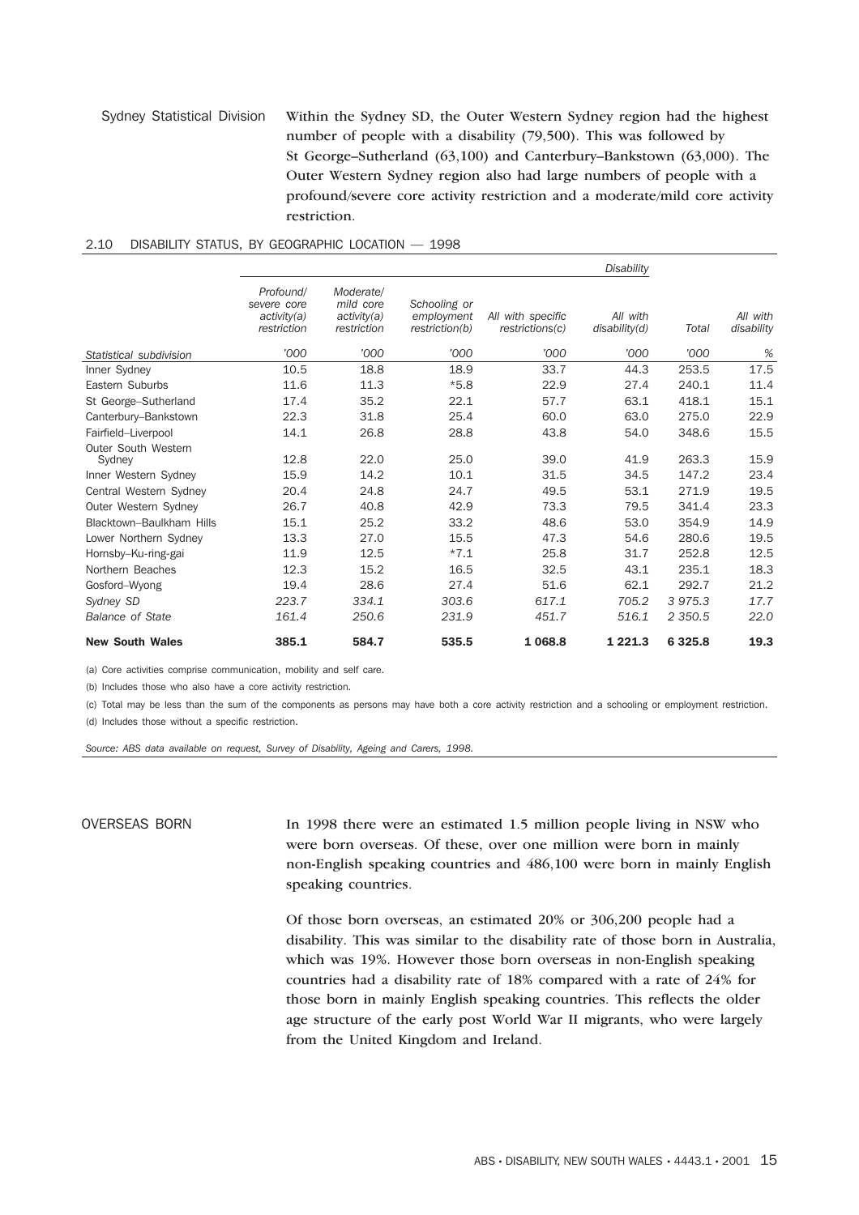### Sydney Statistical Division

Within the Sydney SD, the Outer Western Sydney region had the highest number of people with a disability (79,500). This was followed by St George–Sutherland (63,100) and Canterbury–Bankstown (63,000). The Outer Western Sydney region also had large numbers of people with a profound/severe core activity restriction and a moderate/mild core activity restriction.

2.10 DISABILITY STATUS, BY GEOGRAPHIC LOCATION — 1998

| | | | | | *Disability* | | |
|---|---|---|---|---|---|---|---|
| | *Profound/ severe core activity(a) restriction* | *Moderate/ mild core activity(a) restriction* | *Schooling or employment restriction(b)* | *All with specific restrictions(c)* | *All with disability(d)* | *Total* | *All with disability* |
| *Statistical subdivision* | *'000* | *'000* | *'000* | *'000* | *'000* | *'000* | *%* |
| Inner Sydney | 10.5 | 18.8 | 18.9 | 33.7 | 44.3 | 253.5 | 17.5 |
| Eastern Suburbs | 11.6 | 11.3 | *5.8 | 22.9 | 27.4 | 240.1 | 11.4 |
| St George–Sutherland | 17.4 | 35.2 | 22.1 | 57.7 | 63.1 | 418.1 | 15.1 |
| Canterbury–Bankstown | 22.3 | 31.8 | 25.4 | 60.0 | 63.0 | 275.0 | 22.9 |
| Fairfield–Liverpool | 14.1 | 26.8 | 28.8 | 43.8 | 54.0 | 348.6 | 15.5 |
| Outer South Western Sydney | 12.8 | 22.0 | 25.0 | 39.0 | 41.9 | 263.3 | 15.9 |
| Inner Western Sydney | 15.9 | 14.2 | 10.1 | 31.5 | 34.5 | 147.2 | 23.4 |
| Central Western Sydney | 20.4 | 24.8 | 24.7 | 49.5 | 53.1 | 271.9 | 19.5 |
| Outer Western Sydney | 26.7 | 40.8 | 42.9 | 73.3 | 79.5 | 341.4 | 23.3 |
| Blacktown–Baulkham Hills | 15.1 | 25.2 | 33.2 | 48.6 | 53.0 | 354.9 | 14.9 |
| Lower Northern Sydney | 13.3 | 27.0 | 15.5 | 47.3 | 54.6 | 280.6 | 19.5 |
| Hornsby–Ku-ring-gai | 11.9 | 12.5 | *7.1 | 25.8 | 31.7 | 252.8 | 12.5 |
| Northern Beaches | 12.3 | 15.2 | 16.5 | 32.5 | 43.1 | 235.1 | 18.3 |
| Gosford–Wyong | 19.4 | 28.6 | 27.4 | 51.6 | 62.1 | 292.7 | 21.2 |
| *Sydney SD* | *223.7* | *334.1* | *303.6* | *617.1* | *705.2* | *3 975.3* | *17.7* |
| *Balance of State* | *161.4* | *250.6* | *231.9* | *451.7* | *516.1* | *2 350.5* | *22.0* |
| **New South Wales** | **385.1** | **584.7** | **535.5** | **1 068.8** | **1 221.3** | **6 325.8** | **19.3** |

(a) Core activities comprise communication, mobility and self care.

(b) Includes those who also have a core activity restriction.

(c) Total may be less than the sum of the components as persons may have both a core activity restriction and a schooling or employment restriction.

(d) Includes those without a specific restriction.

*Source: ABS data available on request, Survey of Disability, Ageing and Carers, 1998.*

## OVERSEAS BORN

In 1998 there were an estimated 1.5 million people living in NSW who were born overseas. Of these, over one million were born in mainly non-English speaking countries and 486,100 were born in mainly English speaking countries.

Of those born overseas, an estimated 20% or 306,200 people had a disability. This was similar to the disability rate of those born in Australia, which was 19%. However those born overseas in non-English speaking countries had a disability rate of 18% compared with a rate of 24% for those born in mainly English speaking countries. This reflects the older age structure of the early post World War II migrants, who were largely from the United Kingdom and Ireland.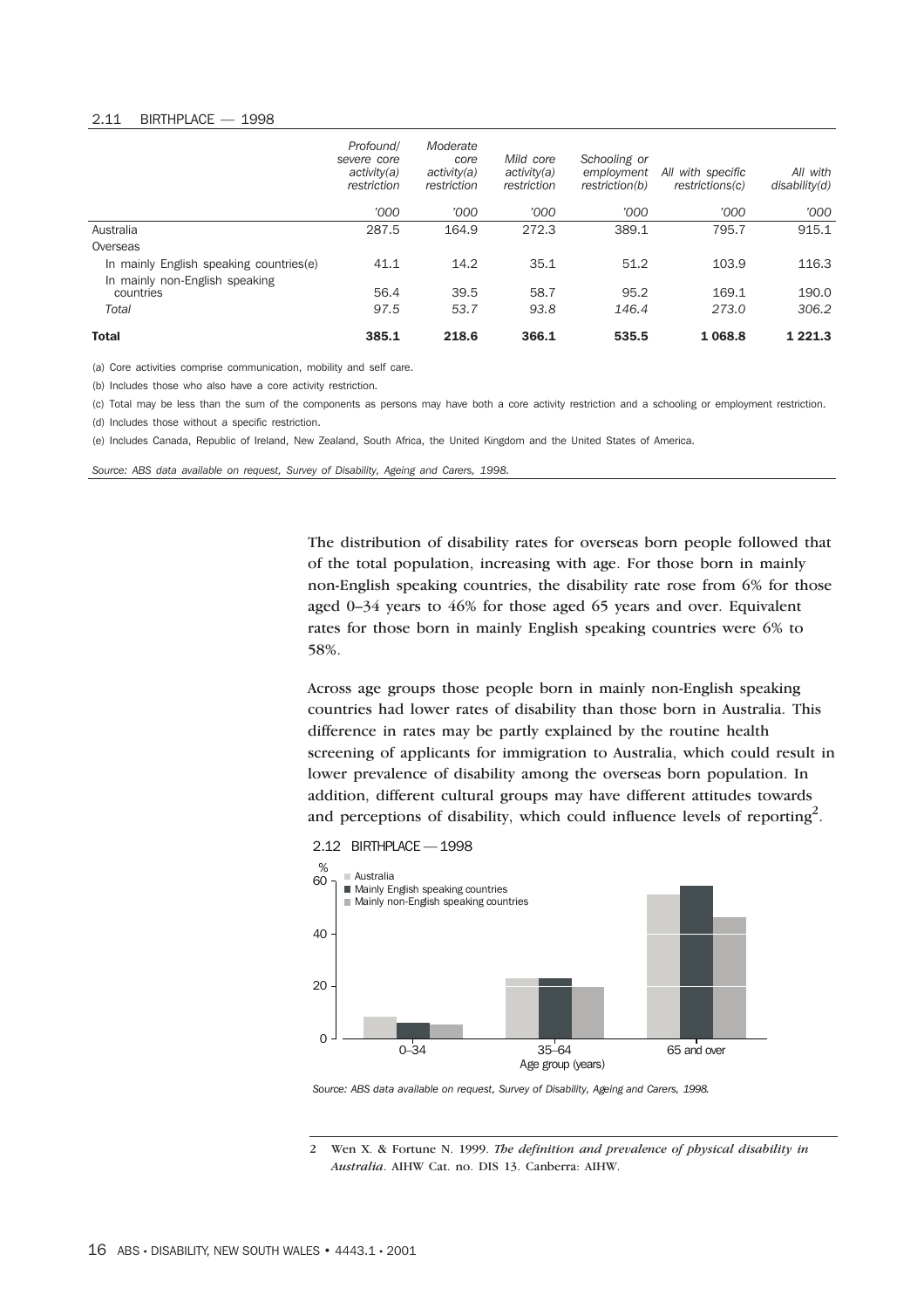2.11 BIRTHPLACE — 1998

| | Profound/ severe core activity(a) restriction | Moderate core activity(a) restriction | Mild core activity(a) restriction | Schooling or employment restriction(b) | All with specific restrictions(c) | All with disability(d) |
|---|---|---|---|---|---|---|
| | '000 | '000 | '000 | '000 | '000 | '000 |
| Australia | 287.5 | 164.9 | 272.3 | 389.1 | 795.7 | 915.1 |
| Overseas | | | | | | |
| In mainly English speaking countries(e) | 41.1 | 14.2 | 35.1 | 51.2 | 103.9 | 116.3 |
| In mainly non-English speaking countries | 56.4 | 39.5 | 58.7 | 95.2 | 169.1 | 190.0 |
| *Total* | *97.5* | *53.7* | *93.8* | *146.4* | *273.0* | *306.2* |
| **Total** | **385.1** | **218.6** | **366.1** | **535.5** | **1 068.8** | **1 221.3** |

(a) Core activities comprise communication, mobility and self care.

(b) Includes those who also have a core activity restriction.

(c) Total may be less than the sum of the components as persons may have both a core activity restriction and a schooling or employment restriction.

(d) Includes those without a specific restriction.

(e) Includes Canada, Republic of Ireland, New Zealand, South Africa, the United Kingdom and the United States of America.

*Source: ABS data available on request, Survey of Disability, Ageing and Carers, 1998.*

The distribution of disability rates for overseas born people followed that of the total population, increasing with age. For those born in mainly non-English speaking countries, the disability rate rose from 6% for those aged 0–34 years to 46% for those aged 65 years and over. Equivalent rates for those born in mainly English speaking countries were 6% to 58%.

Across age groups those people born in mainly non-English speaking countries had lower rates of disability than those born in Australia. This difference in rates may be partly explained by the routine health screening of applicants for immigration to Australia, which could result in lower prevalence of disability among the overseas born population. In addition, different cultural groups may have different attitudes towards and perceptions of disability, which could influence levels of reporting[2].

2.12 BIRTHPLACE — 1998

*Source: ABS data available on request, Survey of Disability, Ageing and Carers, 1998.*

2 Wen X. & Fortune N. 1999. *The definition and prevalence of physical disability in Australia*. AIHW Cat. no. DIS 13. Canberra: AIHW.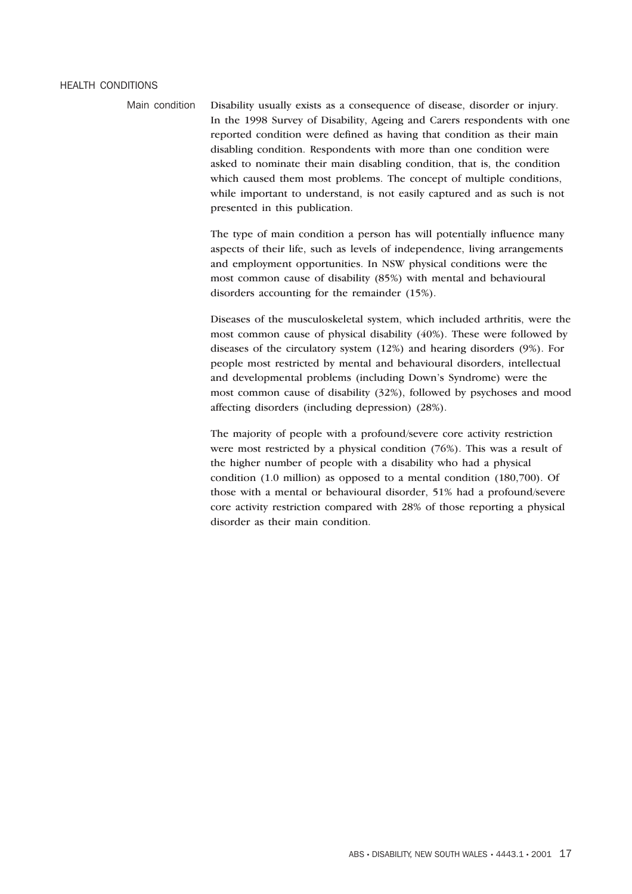## HEALTH CONDITIONS

### Main condition

Disability usually exists as a consequence of disease, disorder or injury. In the 1998 Survey of Disability, Ageing and Carers respondents with one reported condition were defined as having that condition as their main disabling condition. Respondents with more than one condition were asked to nominate their main disabling condition, that is, the condition which caused them most problems. The concept of multiple conditions, while important to understand, is not easily captured and as such is not presented in this publication.

The type of main condition a person has will potentially influence many aspects of their life, such as levels of independence, living arrangements and employment opportunities. In NSW physical conditions were the most common cause of disability (85%) with mental and behavioural disorders accounting for the remainder (15%).

Diseases of the musculoskeletal system, which included arthritis, were the most common cause of physical disability (40%). These were followed by diseases of the circulatory system (12%) and hearing disorders (9%). For people most restricted by mental and behavioural disorders, intellectual and developmental problems (including Down's Syndrome) were the most common cause of disability (32%), followed by psychoses and mood affecting disorders (including depression) (28%).

The majority of people with a profound/severe core activity restriction were most restricted by a physical condition (76%). This was a result of the higher number of people with a disability who had a physical condition (1.0 million) as opposed to a mental condition (180,700). Of those with a mental or behavioural disorder, 51% had a profound/severe core activity restriction compared with 28% of those reporting a physical disorder as their main condition.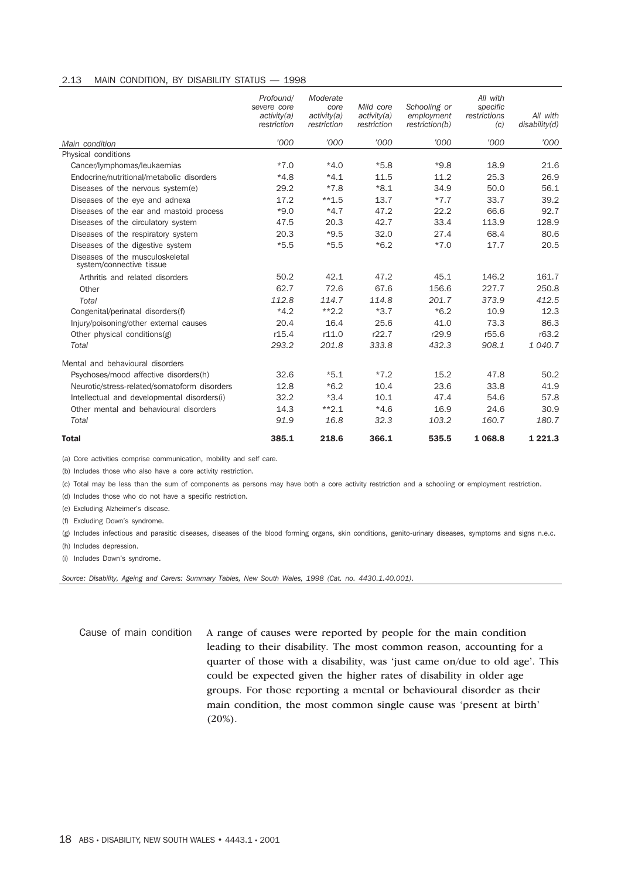2.13 MAIN CONDITION, BY DISABILITY STATUS — 1998

| Main condition | Profound/ severe core activity(a) restriction | Moderate core activity(a) restriction | Mild core activity(a) restriction | Schooling or employment restriction(b) | All with specific restrictions (c) | All with disability(d) |
|---|---|---|---|---|---|---|
| | '000 | '000 | '000 | '000 | '000 | '000 |
| Physical conditions | | | | | | |
| Cancer/lymphomas/leukaemias | *7.0 | *4.0 | *5.8 | *9.8 | 18.9 | 21.6 |
| Endocrine/nutritional/metabolic disorders | *4.8 | *4.1 | 11.5 | 11.2 | 25.3 | 26.9 |
| Diseases of the nervous system(e) | 29.2 | *7.8 | *8.1 | 34.9 | 50.0 | 56.1 |
| Diseases of the eye and adnexa | 17.2 | **1.5 | 13.7 | *7.7 | 33.7 | 39.2 |
| Diseases of the ear and mastoid process | *9.0 | *4.7 | 47.2 | 22.2 | 66.6 | 92.7 |
| Diseases of the circulatory system | 47.5 | 20.3 | 42.7 | 33.4 | 113.9 | 128.9 |
| Diseases of the respiratory system | 20.3 | *9.5 | 32.0 | 27.4 | 68.4 | 80.6 |
| Diseases of the digestive system | *5.5 | *5.5 | *6.2 | *7.0 | 17.7 | 20.5 |
| Diseases of the musculoskeletal system/connective tissue | | | | | | |
| Arthritis and related disorders | 50.2 | 42.1 | 47.2 | 45.1 | 146.2 | 161.7 |
| Other | 62.7 | 72.6 | 67.6 | 156.6 | 227.7 | 250.8 |
| *Total* | *112.8* | *114.7* | *114.8* | *201.7* | *373.9* | *412.5* |
| Congenital/perinatal disorders(f) | *4.2 | **2.2 | *3.7 | *6.2 | 10.9 | 12.3 |
| Injury/poisoning/other external causes | 20.4 | 16.4 | 25.6 | 41.0 | 73.3 | 86.3 |
| Other physical conditions(g) | r15.4 | r11.0 | r22.7 | r29.9 | r55.6 | r63.2 |
| *Total* | *293.2* | *201.8* | *333.8* | *432.3* | *908.1* | *1 040.7* |
| Mental and behavioural disorders | | | | | | |
| Psychoses/mood affective disorders(h) | 32.6 | *5.1 | *7.2 | 15.2 | 47.8 | 50.2 |
| Neurotic/stress-related/somatoform disorders | 12.8 | *6.2 | 10.4 | 23.6 | 33.8 | 41.9 |
| Intellectual and developmental disorders(i) | 32.2 | *3.4 | 10.1 | 47.4 | 54.6 | 57.8 |
| Other mental and behavioural disorders | 14.3 | **2.1 | *4.6 | 16.9 | 24.6 | 30.9 |
| *Total* | *91.9* | *16.8* | *32.3* | *103.2* | *160.7* | *180.7* |
| **Total** | **385.1** | **218.6** | **366.1** | **535.5** | **1 068.8** | **1 221.3** |

(a) Core activities comprise communication, mobility and self care.

(b) Includes those who also have a core activity restriction.

(c) Total may be less than the sum of components as persons may have both a core activity restriction and a schooling or employment restriction.

(d) Includes those who do not have a specific restriction.

(e) Excluding Alzheimer's disease.

(f) Excluding Down's syndrome.

(g) Includes infectious and parasitic diseases, diseases of the blood forming organs, skin conditions, genito-urinary diseases, symptoms and signs n.e.c.

(h) Includes depression.

(i) Includes Down's syndrome.

*Source: Disability, Ageing and Carers: Summary Tables, New South Wales, 1998 (Cat. no. 4430.1.40.001).*

## Cause of main condition

A range of causes were reported by people for the main condition leading to their disability. The most common reason, accounting for a quarter of those with a disability, was 'just came on/due to old age'. This could be expected given the higher rates of disability in older age groups. For those reporting a mental or behavioural disorder as their main condition, the most common single cause was 'present at birth' (20%).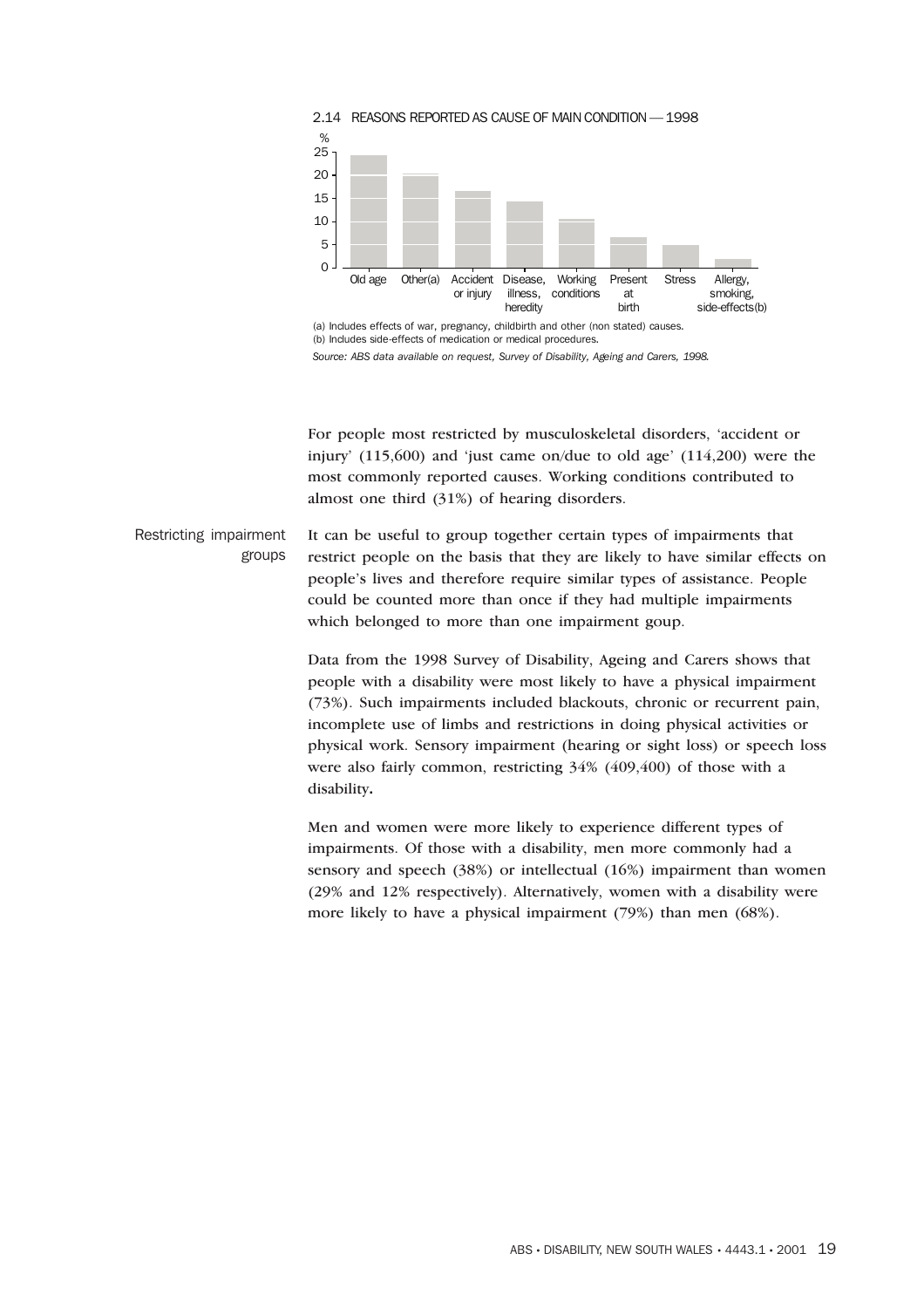2.14 REASONS REPORTED AS CAUSE OF MAIN CONDITION — 1998

(a) Includes effects of war, pregnancy, childbirth and other (non stated) causes.
(b) Includes side-effects of medication or medical procedures.

*Source: ABS data available on request, Survey of Disability, Ageing and Carers, 1998.*

For people most restricted by musculoskeletal disorders, 'accident or injury' (115,600) and 'just came on/due to old age' (114,200) were the most commonly reported causes. Working conditions contributed to almost one third (31%) of hearing disorders.

## Restricting impairment groups

It can be useful to group together certain types of impairments that restrict people on the basis that they are likely to have similar effects on people's lives and therefore require similar types of assistance. People could be counted more than once if they had multiple impairments which belonged to more than one impairment goup.

Data from the 1998 Survey of Disability, Ageing and Carers shows that people with a disability were most likely to have a physical impairment (73%). Such impairments included blackouts, chronic or recurrent pain, incomplete use of limbs and restrictions in doing physical activities or physical work. Sensory impairment (hearing or sight loss) or speech loss were also fairly common, restricting 34% (409,400) of those with a disability.

Men and women were more likely to experience different types of impairments. Of those with a disability, men more commonly had a sensory and speech (38%) or intellectual (16%) impairment than women (29% and 12% respectively). Alternatively, women with a disability were more likely to have a physical impairment (79%) than men (68%).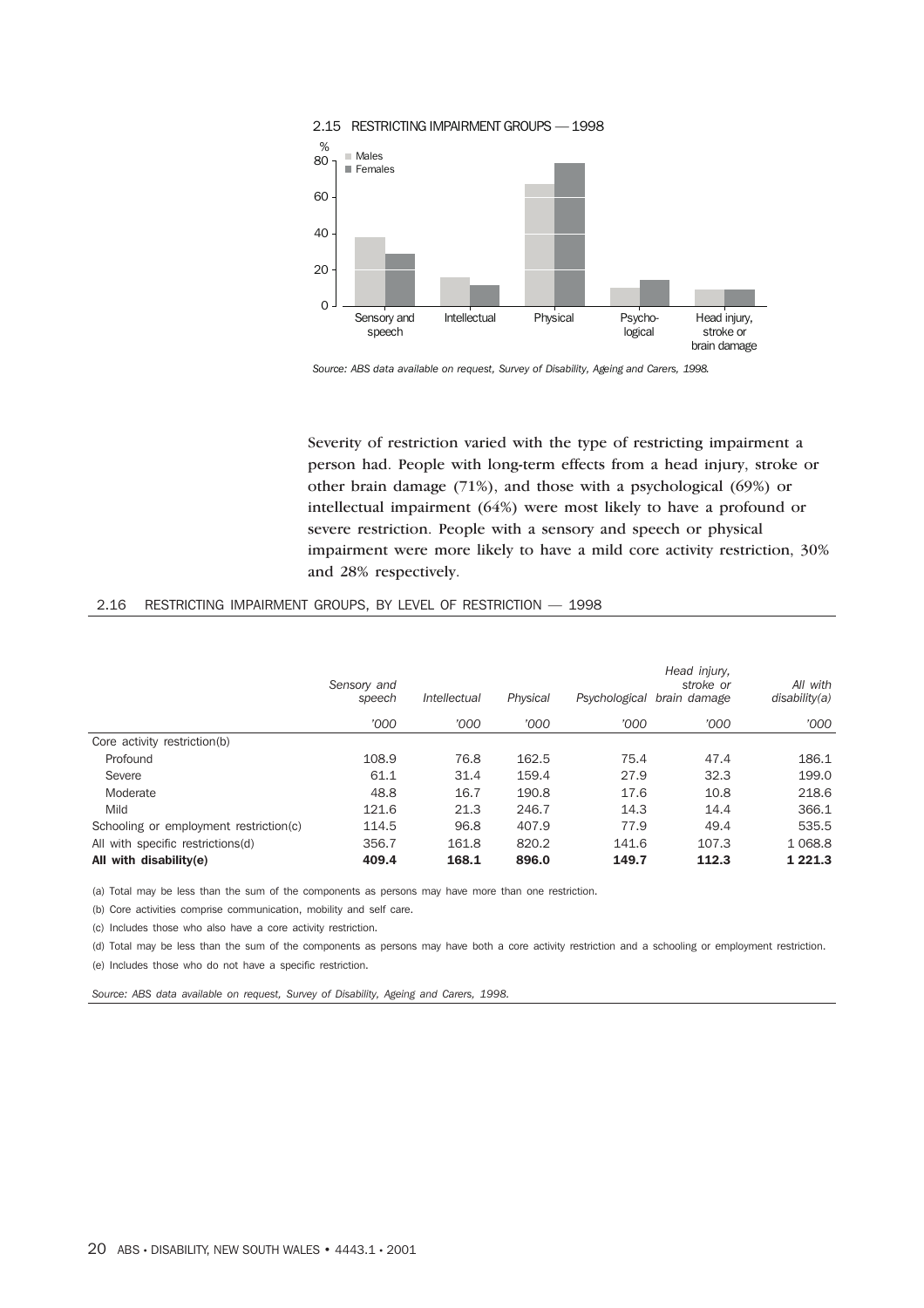2.15 RESTRICTING IMPAIRMENT GROUPS — 1998

Source: ABS data available on request, Survey of Disability, Ageing and Carers, 1998.

Severity of restriction varied with the type of restricting impairment a person had. People with long-term effects from a head injury, stroke or other brain damage (71%), and those with a psychological (69%) or intellectual impairment (64%) were most likely to have a profound or severe restriction. People with a sensory and speech or physical impairment were more likely to have a mild core activity restriction, 30% and 28% respectively.

2.16 RESTRICTING IMPAIRMENT GROUPS, BY LEVEL OF RESTRICTION — 1998

| | *Sensory and speech* | *Intellectual* | *Physical* | *Psychological* | *Head injury, stroke or brain damage* | *All with disability(a)* |
|---|---|---|---|---|---|---|
| | *'000* | *'000* | *'000* | *'000* | *'000* | *'000* |
| Core activity restriction(b) | | | | | | |
| Profound | 108.9 | 76.8 | 162.5 | 75.4 | 47.4 | 186.1 |
| Severe | 61.1 | 31.4 | 159.4 | 27.9 | 32.3 | 199.0 |
| Moderate | 48.8 | 16.7 | 190.8 | 17.6 | 10.8 | 218.6 |
| Mild | 121.6 | 21.3 | 246.7 | 14.3 | 14.4 | 366.1 |
| Schooling or employment restriction(c) | 114.5 | 96.8 | 407.9 | 77.9 | 49.4 | 535.5 |
| All with specific restrictions(d) | 356.7 | 161.8 | 820.2 | 141.6 | 107.3 | 1 068.8 |
| **All with disability(e)** | **409.4** | **168.1** | **896.0** | **149.7** | **112.3** | **1 221.3** |

(a) Total may be less than the sum of the components as persons may have more than one restriction.

(b) Core activities comprise communication, mobility and self care.

(c) Includes those who also have a core activity restriction.

(d) Total may be less than the sum of the components as persons may have both a core activity restriction and a schooling or employment restriction.

(e) Includes those who do not have a specific restriction.

*Source: ABS data available on request, Survey of Disability, Ageing and Carers, 1998.*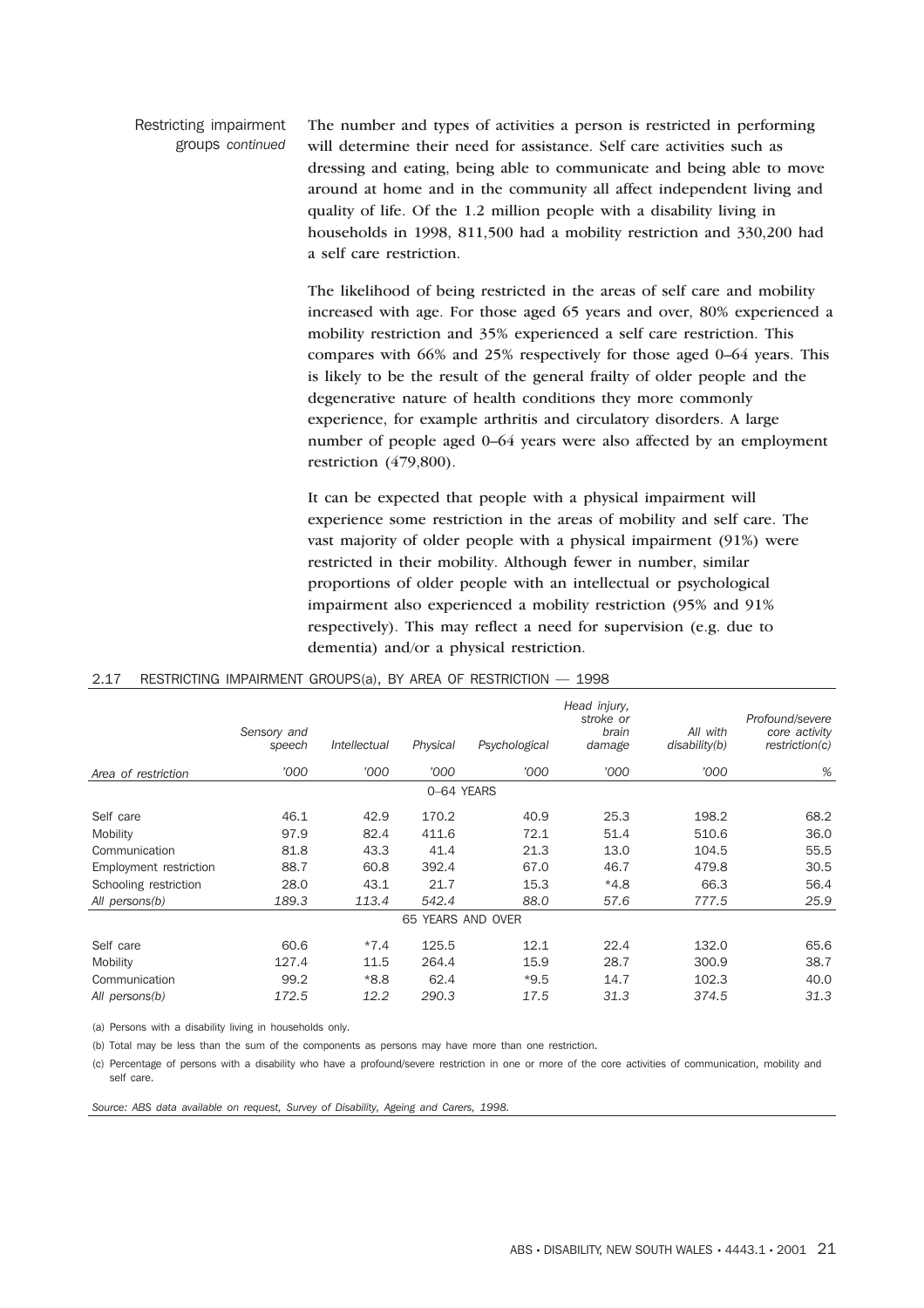Restricting impairment groups *continued*

The number and types of activities a person is restricted in performing will determine their need for assistance. Self care activities such as dressing and eating, being able to communicate and being able to move around at home and in the community all affect independent living and quality of life. Of the 1.2 million people with a disability living in households in 1998, 811,500 had a mobility restriction and 330,200 had a self care restriction.

The likelihood of being restricted in the areas of self care and mobility increased with age. For those aged 65 years and over, 80% experienced a mobility restriction and 35% experienced a self care restriction. This compares with 66% and 25% respectively for those aged 0–64 years. This is likely to be the result of the general frailty of older people and the degenerative nature of health conditions they more commonly experience, for example arthritis and circulatory disorders. A large number of people aged 0–64 years were also affected by an employment restriction (479,800).

It can be expected that people with a physical impairment will experience some restriction in the areas of mobility and self care. The vast majority of older people with a physical impairment (91%) were restricted in their mobility. Although fewer in number, similar proportions of older people with an intellectual or psychological impairment also experienced a mobility restriction (95% and 91% respectively). This may reflect a need for supervision (e.g. due to dementia) and/or a physical restriction.

2.17 RESTRICTING IMPAIRMENT GROUPS(a), BY AREA OF RESTRICTION — 1998

| | *Sensory and speech* | *Intellectual* | *Physical* | *Psychological* | *Head injury, stroke or brain damage* | *All with disability(b)* | *Profound/severe core activity restriction(c)* |
|---|---|---|---|---|---|---|---|
| *Area of restriction* | *'000* | *'000* | *'000* | *'000* | *'000* | *'000* | *%* |
| | | | 0–64 YEARS | | | | |
| Self care | 46.1 | 42.9 | 170.2 | 40.9 | 25.3 | 198.2 | 68.2 |
| Mobility | 97.9 | 82.4 | 411.6 | 72.1 | 51.4 | 510.6 | 36.0 |
| Communication | 81.8 | 43.3 | 41.4 | 21.3 | 13.0 | 104.5 | 55.5 |
| Employment restriction | 88.7 | 60.8 | 392.4 | 67.0 | 46.7 | 479.8 | 30.5 |
| Schooling restriction | 28.0 | 43.1 | 21.7 | 15.3 | *4.8 | 66.3 | 56.4 |
| *All persons(b)* | *189.3* | *113.4* | *542.4* | *88.0* | *57.6* | *777.5* | *25.9* |
| | | | 65 YEARS AND OVER | | | | |
| Self care | 60.6 | *7.4 | 125.5 | 12.1 | 22.4 | 132.0 | 65.6 |
| Mobility | 127.4 | 11.5 | 264.4 | 15.9 | 28.7 | 300.9 | 38.7 |
| Communication | 99.2 | *8.8 | 62.4 | *9.5 | 14.7 | 102.3 | 40.0 |
| *All persons(b)* | *172.5* | *12.2* | *290.3* | *17.5* | *31.3* | *374.5* | *31.3* |

(a) Persons with a disability living in households only.

(b) Total may be less than the sum of the components as persons may have more than one restriction.

(c) Percentage of persons with a disability who have a profound/severe restriction in one or more of the core activities of communication, mobility and self care.

*Source: ABS data available on request, Survey of Disability, Ageing and Carers, 1998.*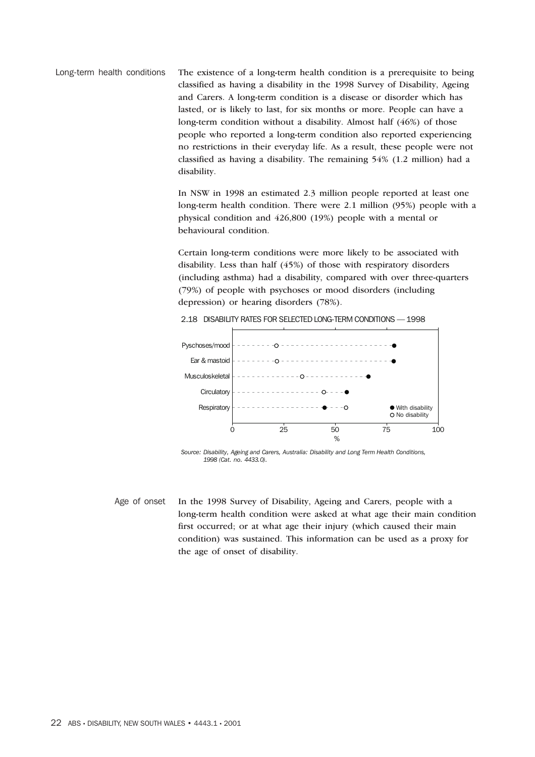## Long-term health conditions

The existence of a long-term health condition is a prerequisite to being classified as having a disability in the 1998 Survey of Disability, Ageing and Carers. A long-term condition is a disease or disorder which has lasted, or is likely to last, for six months or more. People can have a long-term condition without a disability. Almost half (46%) of those people who reported a long-term condition also reported experiencing no restrictions in their everyday life. As a result, these people were not classified as having a disability. The remaining 54% (1.2 million) had a disability.

In NSW in 1998 an estimated 2.3 million people reported at least one long-term health condition. There were 2.1 million (95%) people with a physical condition and 426,800 (19%) people with a mental or behavioural condition.

Certain long-term conditions were more likely to be associated with disability. Less than half (45%) of those with respiratory disorders (including asthma) had a disability, compared with over three-quarters (79%) of people with psychoses or mood disorders (including depression) or hearing disorders (78%).

2.18 DISABILITY RATES FOR SELECTED LONG-TERM CONDITIONS — 1998

| Condition | With disability (%) | No disability (%) |
|---|---|---|
| Pyschoses/mood | 79 | 21 |
| Ear & mastoid | 78 | 22 |
| Musculoskeletal | 66 | 34 |
| Circulatory | 55 | 45 |
| Respiratory | 45 | 55 |

*Source: Disability, Ageing and Carers, Australia: Disability and Long Term Health Conditions, 1998 (Cat. no. 4433.0).*

## Age of onset

In the 1998 Survey of Disability, Ageing and Carers, people with a long-term health condition were asked at what age their main condition first occurred; or at what age their injury (which caused their main condition) was sustained. This information can be used as a proxy for the age of onset of disability.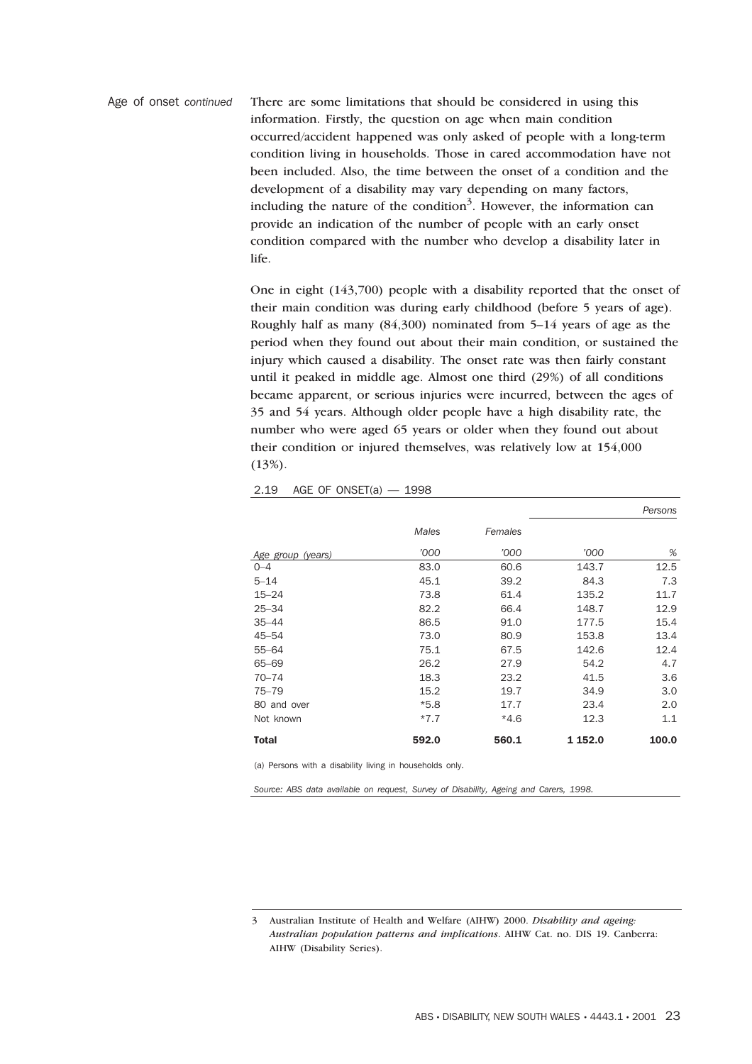Age of onset *continued*

There are some limitations that should be considered in using this information. Firstly, the question on age when main condition occurred/accident happened was only asked of people with a long-term condition living in households. Those in cared accommodation have not been included. Also, the time between the onset of a condition and the development of a disability may vary depending on many factors, including the nature of the condition[3]. However, the information can provide an indication of the number of people with an early onset condition compared with the number who develop a disability later in life.

One in eight (143,700) people with a disability reported that the onset of their main condition was during early childhood (before 5 years of age). Roughly half as many (84,300) nominated from 5–14 years of age as the period when they found out about their main condition, or sustained the injury which caused a disability. The onset rate was then fairly constant until it peaked in middle age. Almost one third (29%) of all conditions became apparent, or serious injuries were incurred, between the ages of 35 and 54 years. Although older people have a high disability rate, the number who were aged 65 years or older when they found out about their condition or injured themselves, was relatively low at 154,000 (13%).

2.19 AGE OF ONSET(a) — 1998

| | Males | Females | Persons | |
|---|---|---|---|---|
| Age group (years) | '000 | '000 | '000 | % |
| 0–4 | 83.0 | 60.6 | 143.7 | 12.5 |
| 5–14 | 45.1 | 39.2 | 84.3 | 7.3 |
| 15–24 | 73.8 | 61.4 | 135.2 | 11.7 |
| 25–34 | 82.2 | 66.4 | 148.7 | 12.9 |
| 35–44 | 86.5 | 91.0 | 177.5 | 15.4 |
| 45–54 | 73.0 | 80.9 | 153.8 | 13.4 |
| 55–64 | 75.1 | 67.5 | 142.6 | 12.4 |
| 65–69 | 26.2 | 27.9 | 54.2 | 4.7 |
| 70–74 | 18.3 | 23.2 | 41.5 | 3.6 |
| 75–79 | 15.2 | 19.7 | 34.9 | 3.0 |
| 80 and over | *5.8 | 17.7 | 23.4 | 2.0 |
| Not known | *7.7 | *4.6 | 12.3 | 1.1 |
| **Total** | **592.0** | **560.1** | **1 152.0** | **100.0** |

(a) Persons with a disability living in households only.

*Source: ABS data available on request, Survey of Disability, Ageing and Carers, 1998.*

3 Australian Institute of Health and Welfare (AIHW) 2000. *Disability and ageing: Australian population patterns and implications*. AIHW Cat. no. DIS 19. Canberra: AIHW (Disability Series).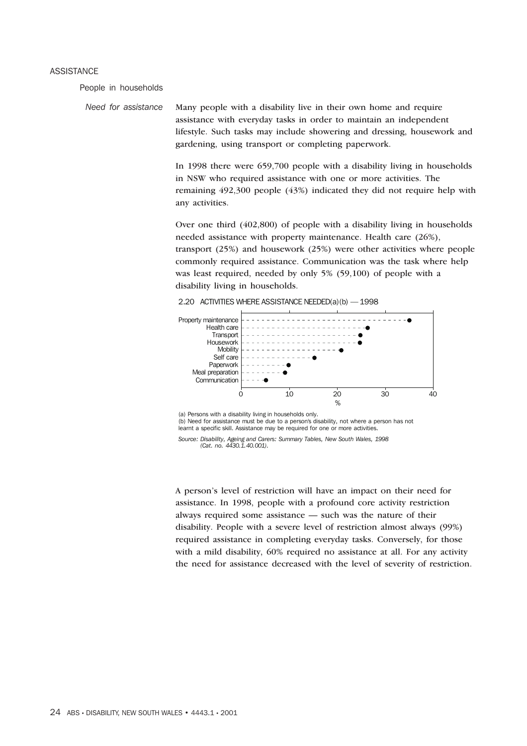## ASSISTANCE

### People in households

*Need for assistance*

Many people with a disability live in their own home and require assistance with everyday tasks in order to maintain an independent lifestyle. Such tasks may include showering and dressing, housework and gardening, using transport or completing paperwork.

In 1998 there were 659,700 people with a disability living in households in NSW who required assistance with one or more activities. The remaining 492,300 people (43%) indicated they did not require help with any activities.

Over one third (402,800) of people with a disability living in households needed assistance with property maintenance. Health care (26%), transport (25%) and housework (25%) were other activities where people commonly required assistance. Communication was the task where help was least required, needed by only 5% (59,100) of people with a disability living in households.

2.20 ACTIVITIES WHERE ASSISTANCE NEEDED(a)(b) — 1998

(a) Persons with a disability living in households only.
(b) Need for assistance must be due to a person's disability, not where a person has not learnt a specific skill. Assistance may be required for one or more activities.

*Source: Disability, Ageing and Carers: Summary Tables, New South Wales, 1998 (Cat. no. 4430.1.40.001).*

A person's level of restriction will have an impact on their need for assistance. In 1998, people with a profound core activity restriction always required some assistance — such was the nature of their disability. People with a severe level of restriction almost always (99%) required assistance in completing everyday tasks. Conversely, for those with a mild disability, 60% required no assistance at all. For any activity the need for assistance decreased with the level of severity of restriction.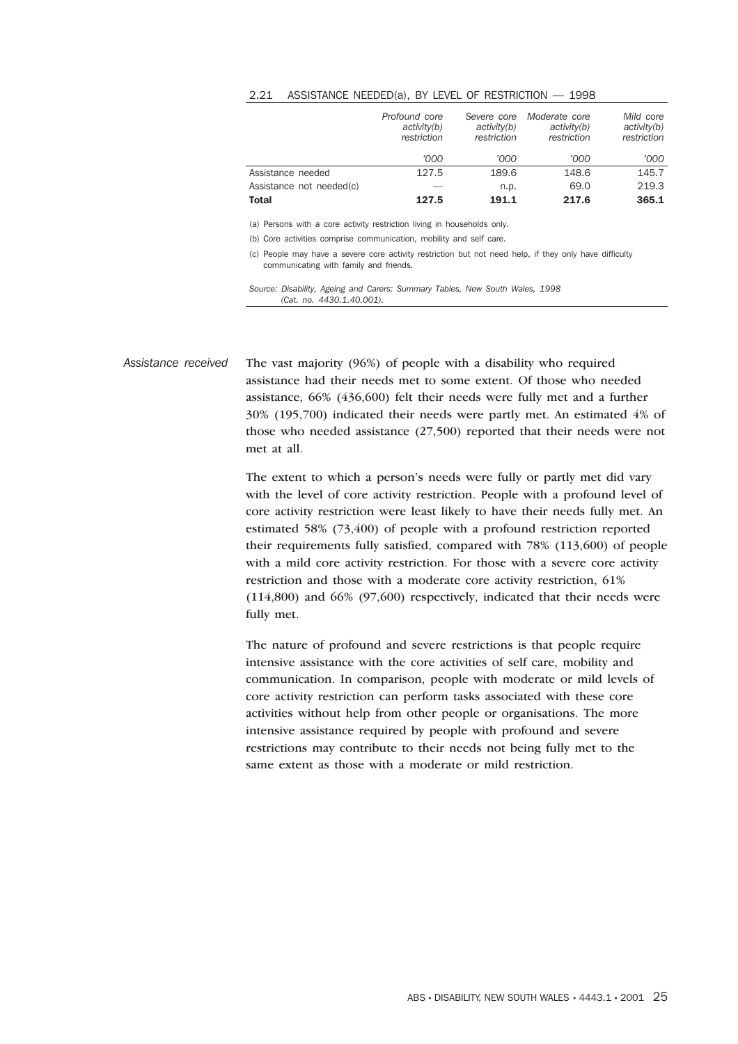2.21 ASSISTANCE NEEDED(a), BY LEVEL OF RESTRICTION — 1998

| | *Profound core activity(b) restriction* | *Severe core activity(b) restriction* | *Moderate core activity(b) restriction* | *Mild core activity(b) restriction* |
|---|---|---|---|---|
| | *'000* | *'000* | *'000* | *'000* |
| Assistance needed | 127.5 | 189.6 | 148.6 | 145.7 |
| Assistance not needed(c) | — | n.p. | 69.0 | 219.3 |
| **Total** | **127.5** | **191.1** | **217.6** | **365.1** |

(a) Persons with a core activity restriction living in households only.

(b) Core activities comprise communication, mobility and self care.

(c) People may have a severe core activity restriction but not need help, if they only have difficulty communicating with family and friends.

*Source: Disability, Ageing and Carers: Summary Tables, New South Wales, 1998 (Cat. no. 4430.1.40.001).*

*Assistance received*

The vast majority (96%) of people with a disability who required assistance had their needs met to some extent. Of those who needed assistance, 66% (436,600) felt their needs were fully met and a further 30% (195,700) indicated their needs were partly met. An estimated 4% of those who needed assistance (27,500) reported that their needs were not met at all.

The extent to which a person's needs were fully or partly met did vary with the level of core activity restriction. People with a profound level of core activity restriction were least likely to have their needs fully met. An estimated 58% (73,400) of people with a profound restriction reported their requirements fully satisfied, compared with 78% (113,600) of people with a mild core activity restriction. For those with a severe core activity restriction and those with a moderate core activity restriction, 61% (114,800) and 66% (97,600) respectively, indicated that their needs were fully met.

The nature of profound and severe restrictions is that people require intensive assistance with the core activities of self care, mobility and communication. In comparison, people with moderate or mild levels of core activity restriction can perform tasks associated with these core activities without help from other people or organisations. The more intensive assistance required by people with profound and severe restrictions may contribute to their needs not being fully met to the same extent as those with a moderate or mild restriction.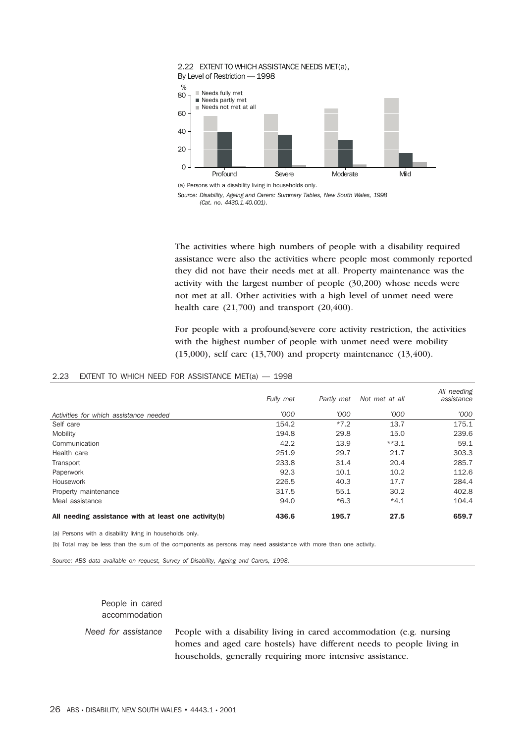2.22 EXTENT TO WHICH ASSISTANCE NEEDS MET(a), By Level of Restriction — 1998

(a) Persons with a disability living in households only.

*Source: Disability, Ageing and Carers: Summary Tables, New South Wales, 1998 (Cat. no. 4430.1.40.001).*

The activities where high numbers of people with a disability required assistance were also the activities where people most commonly reported they did not have their needs met at all. Property maintenance was the activity with the largest number of people (30,200) whose needs were not met at all. Other activities with a high level of unmet need were health care (21,700) and transport (20,400).

For people with a profound/severe core activity restriction, the activities with the highest number of people with unmet need were mobility (15,000), self care (13,700) and property maintenance (13,400).

2.23 EXTENT TO WHICH NEED FOR ASSISTANCE MET(a) — 1998

| | *Fully met* | *Partly met* | *Not met at all* | *All needing assistance* |
|---|---|---|---|---|
| *Activities for which assistance needed* | *'000* | *'000* | *'000* | *'000* |
| Self care | 154.2 | *7.2 | 13.7 | 175.1 |
| Mobility | 194.8 | 29.8 | 15.0 | 239.6 |
| Communication | 42.2 | 13.9 | **3.1 | 59.1 |
| Health care | 251.9 | 29.7 | 21.7 | 303.3 |
| Transport | 233.8 | 31.4 | 20.4 | 285.7 |
| Paperwork | 92.3 | 10.1 | 10.2 | 112.6 |
| Housework | 226.5 | 40.3 | 17.7 | 284.4 |
| Property maintenance | 317.5 | 55.1 | 30.2 | 402.8 |
| Meal assistance | 94.0 | *6.3 | *4.1 | 104.4 |
| **All needing assistance with at least one activity(b)** | **436.6** | **195.7** | **27.5** | **659.7** |

(a) Persons with a disability living in households only.

(b) Total may be less than the sum of the components as persons may need assistance with more than one activity.

*Source: ABS data available on request, Survey of Disability, Ageing and Carers, 1998.*

## People in cared accommodation

### *Need for assistance*

People with a disability living in cared accommodation (e.g. nursing homes and aged care hostels) have different needs to people living in households, generally requiring more intensive assistance.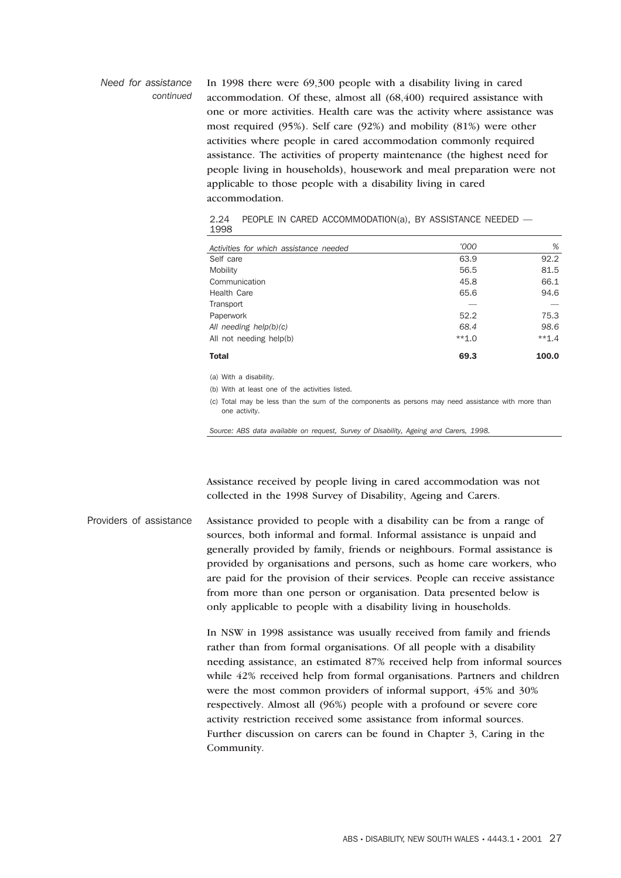*Need for assistance continued*

In 1998 there were 69,300 people with a disability living in cared accommodation. Of these, almost all (68,400) required assistance with one or more activities. Health care was the activity where assistance was most required (95%). Self care (92%) and mobility (81%) were other activities where people in cared accommodation commonly required assistance. The activities of property maintenance (the highest need for people living in households), housework and meal preparation were not applicable to those people with a disability living in cared accommodation.

2.24 PEOPLE IN CARED ACCOMMODATION(a), BY ASSISTANCE NEEDED — 1998

| *Activities for which assistance needed* | *'000* | *%* |
|---|---|---|
| Self care | 63.9 | 92.2 |
| Mobility | 56.5 | 81.5 |
| Communication | 45.8 | 66.1 |
| Health Care | 65.6 | 94.6 |
| Transport | — | — |
| Paperwork | 52.2 | 75.3 |
| *All needing help(b)(c)* | *68.4* | *98.6* |
| All not needing help(b) | **1.0 | **1.4 |
| **Total** | **69.3** | **100.0** |

(a) With a disability.

(b) With at least one of the activities listed.

(c) Total may be less than the sum of the components as persons may need assistance with more than one activity.

*Source: ABS data available on request, Survey of Disability, Ageing and Carers, 1998.*

Assistance received by people living in cared accommodation was not collected in the 1998 Survey of Disability, Ageing and Carers.

## Providers of assistance

Assistance provided to people with a disability can be from a range of sources, both informal and formal. Informal assistance is unpaid and generally provided by family, friends or neighbours. Formal assistance is provided by organisations and persons, such as home care workers, who are paid for the provision of their services. People can receive assistance from more than one person or organisation. Data presented below is only applicable to people with a disability living in households.

In NSW in 1998 assistance was usually received from family and friends rather than from formal organisations. Of all people with a disability needing assistance, an estimated 87% received help from informal sources while 42% received help from formal organisations. Partners and children were the most common providers of informal support, 45% and 30% respectively. Almost all (96%) people with a profound or severe core activity restriction received some assistance from informal sources. Further discussion on carers can be found in Chapter 3, Caring in the Community.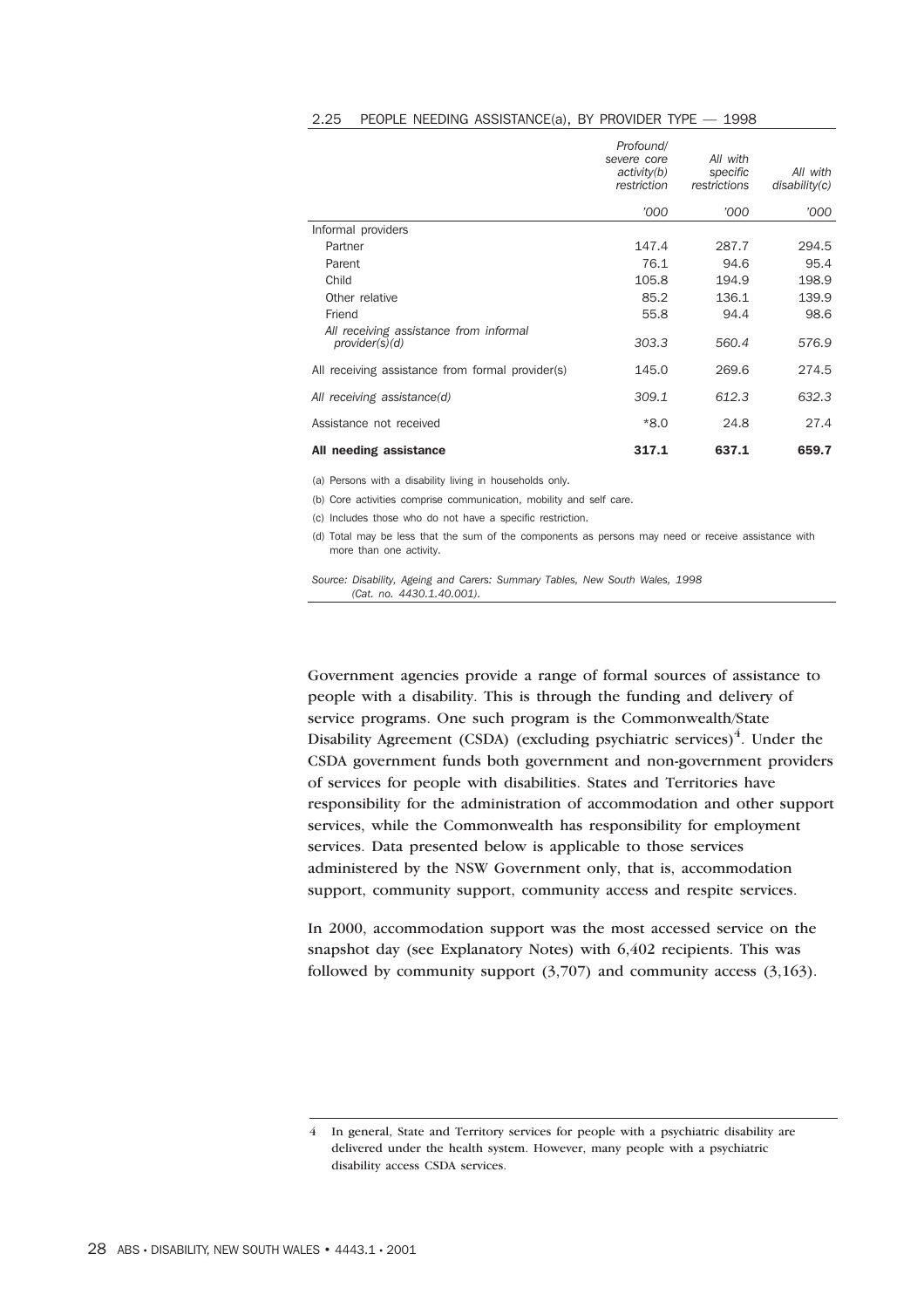2.25 PEOPLE NEEDING ASSISTANCE(a), BY PROVIDER TYPE — 1998

| | *Profound/ severe core activity(b) restriction* | *All with specific restrictions* | *All with disability(c)* |
|---|---|---|---|
| | *'000* | *'000* | *'000* |
| Informal providers | | | |
| Partner | 147.4 | 287.7 | 294.5 |
| Parent | 76.1 | 94.6 | 95.4 |
| Child | 105.8 | 194.9 | 198.9 |
| Other relative | 85.2 | 136.1 | 139.9 |
| Friend | 55.8 | 94.4 | 98.6 |
| *All receiving assistance from informal provider(s)(d)* | *303.3* | *560.4* | *576.9* |
| All receiving assistance from formal provider(s) | 145.0 | 269.6 | 274.5 |
| *All receiving assistance(d)* | *309.1* | *612.3* | *632.3* |
| Assistance not received | *8.0 | 24.8 | 27.4 |
| **All needing assistance** | **317.1** | **637.1** | **659.7** |

(a) Persons with a disability living in households only.

(b) Core activities comprise communication, mobility and self care.

(c) Includes those who do not have a specific restriction.

(d) Total may be less that the sum of the components as persons may need or receive assistance with more than one activity.

*Source: Disability, Ageing and Carers: Summary Tables, New South Wales, 1998 (Cat. no. 4430.1.40.001).*

Government agencies provide a range of formal sources of assistance to people with a disability. This is through the funding and delivery of service programs. One such program is the Commonwealth/State Disability Agreement (CSDA) (excluding psychiatric services)[4]. Under the CSDA government funds both government and non-government providers of services for people with disabilities. States and Territories have responsibility for the administration of accommodation and other support services, while the Commonwealth has responsibility for employment services. Data presented below is applicable to those services administered by the NSW Government only, that is, accommodation support, community support, community access and respite services.

In 2000, accommodation support was the most accessed service on the snapshot day (see Explanatory Notes) with 6,402 recipients. This was followed by community support (3,707) and community access (3,163).

4 In general, State and Territory services for people with a psychiatric disability are delivered under the health system. However, many people with a psychiatric disability access CSDA services.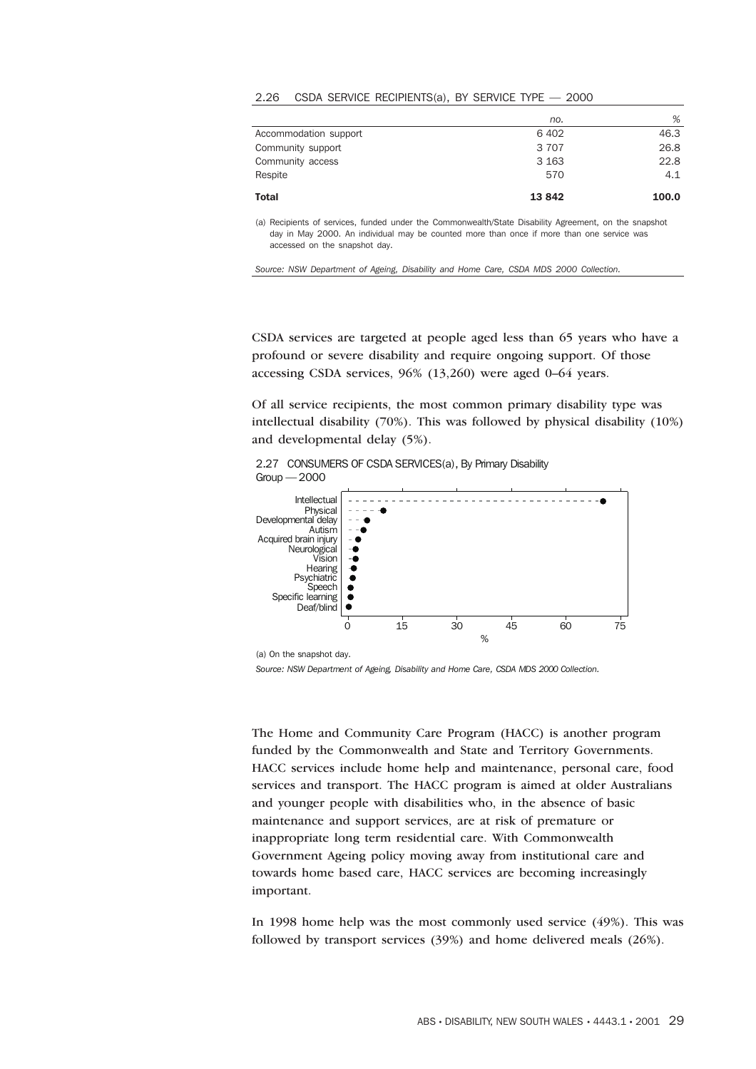2.26 CSDA SERVICE RECIPIENTS(a), BY SERVICE TYPE — 2000

| | *no.* | *%* |
|---|---|---|
| Accommodation support | 6 402 | 46.3 |
| Community support | 3 707 | 26.8 |
| Community access | 3 163 | 22.8 |
| Respite | 570 | 4.1 |
| **Total** | **13 842** | **100.0** |

(a) Recipients of services, funded under the Commonwealth/State Disability Agreement, on the snapshot day in May 2000. An individual may be counted more than once if more than one service was accessed on the snapshot day.

*Source: NSW Department of Ageing, Disability and Home Care, CSDA MDS 2000 Collection.*

CSDA services are targeted at people aged less than 65 years who have a profound or severe disability and require ongoing support. Of those accessing CSDA services, 96% (13,260) were aged 0–64 years.

Of all service recipients, the most common primary disability type was intellectual disability (70%). This was followed by physical disability (10%) and developmental delay (5%).

2.27 CONSUMERS OF CSDA SERVICES(a), By Primary Disability Group — 2000

(a) On the snapshot day.

*Source: NSW Department of Ageing, Disability and Home Care, CSDA MDS 2000 Collection.*

The Home and Community Care Program (HACC) is another program funded by the Commonwealth and State and Territory Governments. HACC services include home help and maintenance, personal care, food services and transport. The HACC program is aimed at older Australians and younger people with disabilities who, in the absence of basic maintenance and support services, are at risk of premature or inappropriate long term residential care. With Commonwealth Government Ageing policy moving away from institutional care and towards home based care, HACC services are becoming increasingly important.

In 1998 home help was the most commonly used service (49%). This was followed by transport services (39%) and home delivered meals (26%).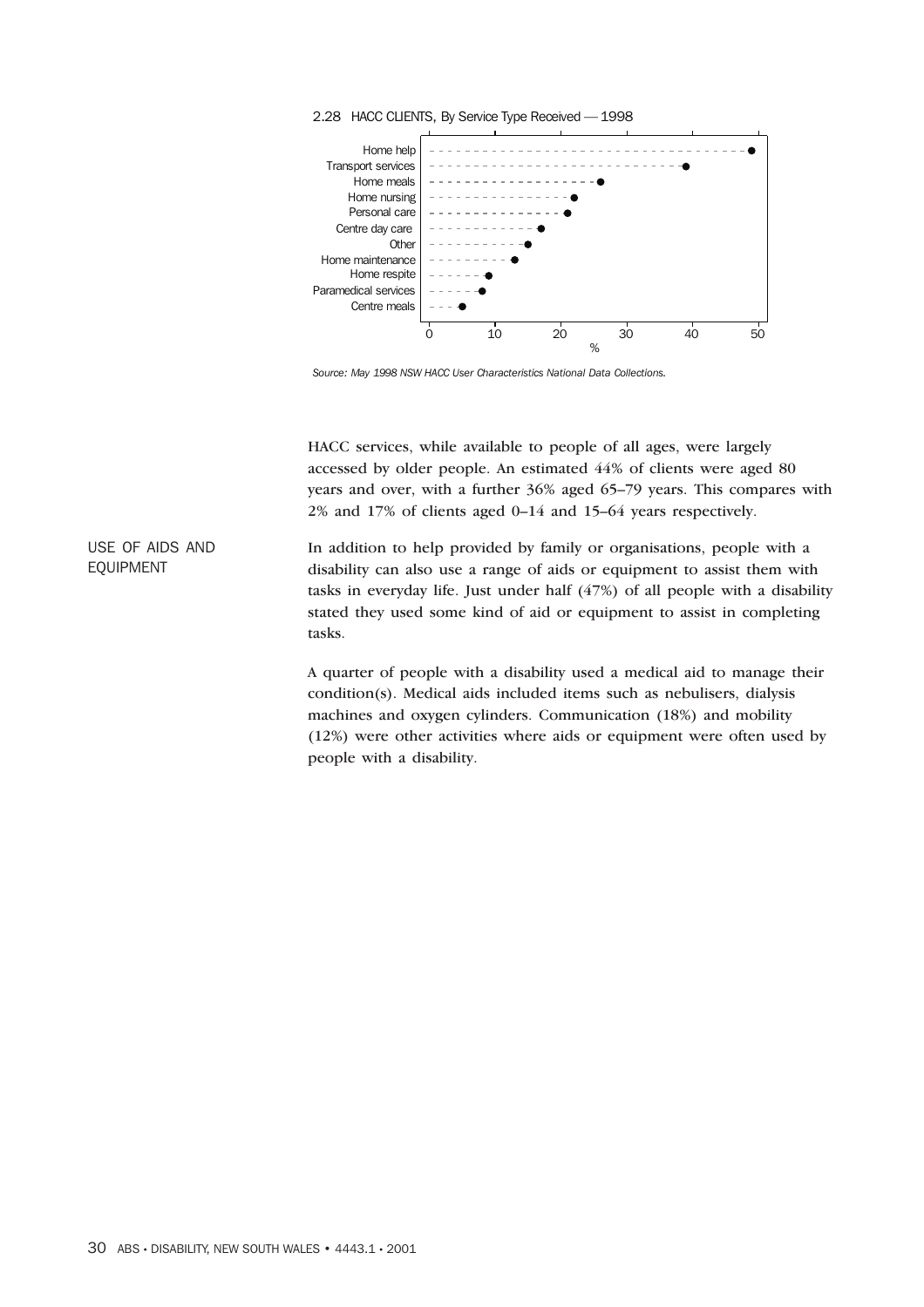2.28 HACC CLIENTS, By Service Type Received — 1998

| Service type | % |
|---|---|
| Home help | 49 |
| Transport services | 39 |
| Home meals | 26 |
| Home nursing | 22 |
| Personal care | 21 |
| Centre day care | 17 |
| Other | 15 |
| Home maintenance | 13 |
| Home respite | 9 |
| Paramedical services | 8 |
| Centre meals | 5 |

*Source: May 1998 NSW HACC User Characteristics National Data Collections.*

HACC services, while available to people of all ages, were largely accessed by older people. An estimated 44% of clients were aged 80 years and over, with a further 36% aged 65–79 years. This compares with 2% and 17% of clients aged 0–14 and 15–64 years respectively.

## USE OF AIDS AND EQUIPMENT

In addition to help provided by family or organisations, people with a disability can also use a range of aids or equipment to assist them with tasks in everyday life. Just under half (47%) of all people with a disability stated they used some kind of aid or equipment to assist in completing tasks.

A quarter of people with a disability used a medical aid to manage their condition(s). Medical aids included items such as nebulisers, dialysis machines and oxygen cylinders. Communication (18%) and mobility (12%) were other activities where aids or equipment were often used by people with a disability.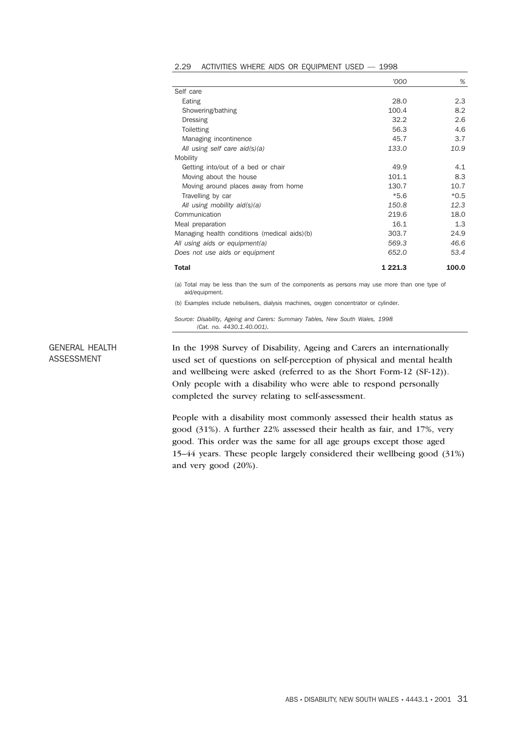2.29 ACTIVITIES WHERE AIDS OR EQUIPMENT USED — 1998

| | '000 | % |
|---|---|---|
| Self care | | |
| Eating | 28.0 | 2.3 |
| Showering/bathing | 100.4 | 8.2 |
| Dressing | 32.2 | 2.6 |
| Toiletting | 56.3 | 4.6 |
| Managing incontinence | 45.7 | 3.7 |
| *All using self care aid(s)(a)* | *133.0* | *10.9* |
| Mobility | | |
| Getting into/out of a bed or chair | 49.9 | 4.1 |
| Moving about the house | 101.1 | 8.3 |
| Moving around places away from home | 130.7 | 10.7 |
| Travelling by car | *5.6 | *0.5 |
| *All using mobility aid(s)(a)* | *150.8* | *12.3* |
| Communication | 219.6 | 18.0 |
| Meal preparation | 16.1 | 1.3 |
| Managing health conditions (medical aids)(b) | 303.7 | 24.9 |
| *All using aids or equipment(a)* | *569.3* | *46.6* |
| *Does not use aids or equipment* | *652.0* | *53.4* |
| **Total** | **1 221.3** | **100.0** |

(a) Total may be less than the sum of the components as persons may use more than one type of aid/equipment.

(b) Examples include nebulisers, dialysis machines, oxygen concentrator or cylinder.

*Source: Disability, Ageing and Carers: Summary Tables, New South Wales, 1998 (Cat. no. 4430.1.40.001).*

## GENERAL HEALTH ASSESSMENT

In the 1998 Survey of Disability, Ageing and Carers an internationally used set of questions on self-perception of physical and mental health and wellbeing were asked (referred to as the Short Form-12 (SF-12)). Only people with a disability who were able to respond personally completed the survey relating to self-assessment.

People with a disability most commonly assessed their health status as good (31%). A further 22% assessed their health as fair, and 17%, very good. This order was the same for all age groups except those aged 15–44 years. These people largely considered their wellbeing good (31%) and very good (20%).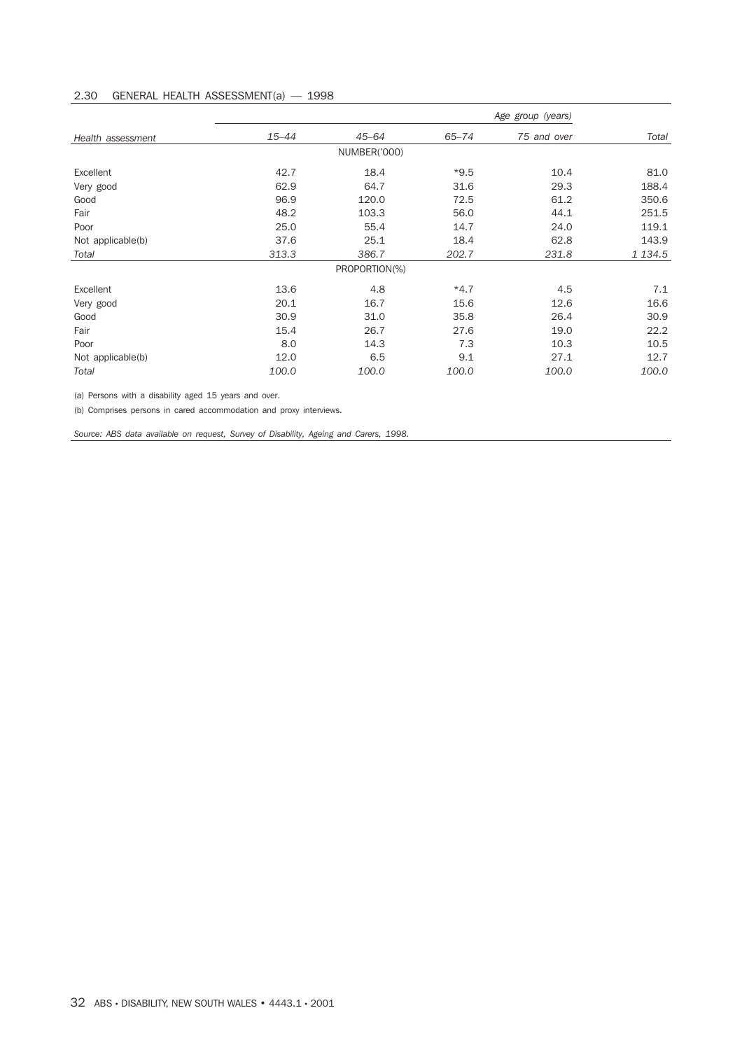## 2.30 GENERAL HEALTH ASSESSMENT(a) — 1998

| | | | | Age group (years) | |
|---|---|---|---|---|---|
| *Health assessment* | *15–44* | *45–64* | *65–74* | *75 and over* | *Total* |
| | | NUMBER('000) | | | |
| Excellent | 42.7 | 18.4 | *9.5 | 10.4 | 81.0 |
| Very good | 62.9 | 64.7 | 31.6 | 29.3 | 188.4 |
| Good | 96.9 | 120.0 | 72.5 | 61.2 | 350.6 |
| Fair | 48.2 | 103.3 | 56.0 | 44.1 | 251.5 |
| Poor | 25.0 | 55.4 | 14.7 | 24.0 | 119.1 |
| Not applicable(b) | 37.6 | 25.1 | 18.4 | 62.8 | 143.9 |
| *Total* | *313.3* | *386.7* | *202.7* | *231.8* | *1 134.5* |
| | | PROPORTION(%) | | | |
| Excellent | 13.6 | 4.8 | *4.7 | 4.5 | 7.1 |
| Very good | 20.1 | 16.7 | 15.6 | 12.6 | 16.6 |
| Good | 30.9 | 31.0 | 35.8 | 26.4 | 30.9 |
| Fair | 15.4 | 26.7 | 27.6 | 19.0 | 22.2 |
| Poor | 8.0 | 14.3 | 7.3 | 10.3 | 10.5 |
| Not applicable(b) | 12.0 | 6.5 | 9.1 | 27.1 | 12.7 |
| *Total* | *100.0* | *100.0* | *100.0* | *100.0* | *100.0* |

(a) Persons with a disability aged 15 years and over.

(b) Comprises persons in cared accommodation and proxy interviews.

*Source: ABS data available on request, Survey of Disability, Ageing and Carers, 1998.*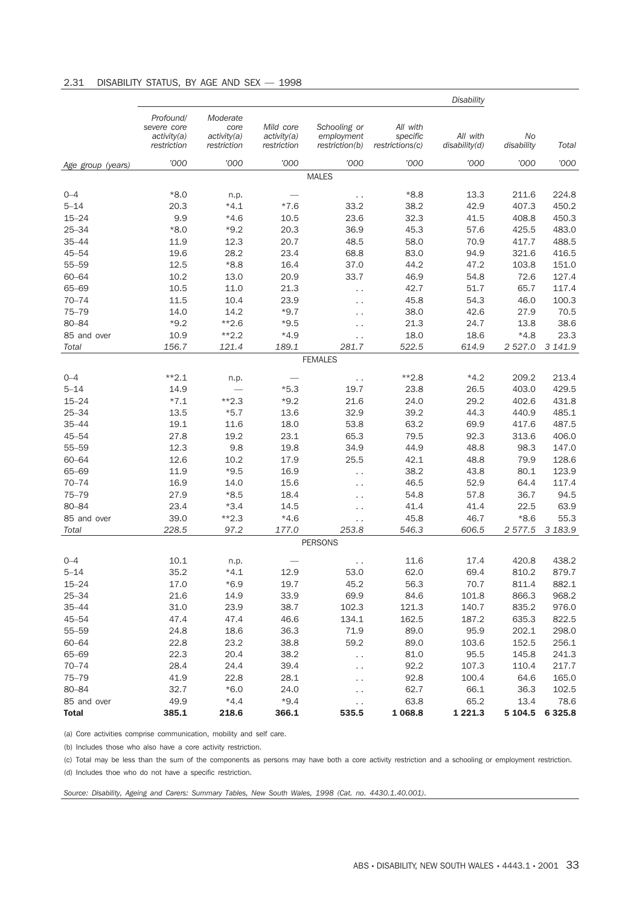## 2.31 DISABILITY STATUS, BY AGE AND SEX — 1998

| | Disability | | | | | | | |
|---|---|---|---|---|---|---|---|---|
| | Profound/ severe core activity(a) restriction | Moderate core activity(a) restriction | Mild core activity(a) restriction | Schooling or employment restriction(b) | All with specific restrictions(c) | All with disability(d) | No disability | Total |
| Age group (years) | '000 | '000 | '000 | '000 | '000 | '000 | '000 | '000 |
| **MALES** | | | | | | | | |
| 0–4 | *8.0 | n.p. | — | . . | *8.8 | 13.3 | 211.6 | 224.8 |
| 5–14 | 20.3 | *4.1 | *7.6 | 33.2 | 38.2 | 42.9 | 407.3 | 450.2 |
| 15–24 | 9.9 | *4.6 | 10.5 | 23.6 | 32.3 | 41.5 | 408.8 | 450.3 |
| 25–34 | *8.0 | *9.2 | 20.3 | 36.9 | 45.3 | 57.6 | 425.5 | 483.0 |
| 35–44 | 11.9 | 12.3 | 20.7 | 48.5 | 58.0 | 70.9 | 417.7 | 488.5 |
| 45–54 | 19.6 | 28.2 | 23.4 | 68.8 | 83.0 | 94.9 | 321.6 | 416.5 |
| 55–59 | 12.5 | *8.8 | 16.4 | 37.0 | 44.2 | 47.2 | 103.8 | 151.0 |
| 60–64 | 10.2 | 13.0 | 20.9 | 33.7 | 46.9 | 54.8 | 72.6 | 127.4 |
| 65–69 | 10.5 | 11.0 | 21.3 | . . | 42.7 | 51.7 | 65.7 | 117.4 |
| 70–74 | 11.5 | 10.4 | 23.9 | . . | 45.8 | 54.3 | 46.0 | 100.3 |
| 75–79 | 14.0 | 14.2 | *9.7 | . . | 38.0 | 42.6 | 27.9 | 70.5 |
| 80–84 | *9.2 | **2.6 | *9.5 | . . | 21.3 | 24.7 | 13.8 | 38.6 |
| 85 and over | 10.9 | **2.2 | *4.9 | . . | 18.0 | 18.6 | *4.8 | 23.3 |
| *Total* | *156.7* | *121.4* | *189.1* | *281.7* | *522.5* | *614.9* | *2 527.0* | *3 141.9* |
| **FEMALES** | | | | | | | | |
| 0–4 | **2.1 | n.p. | — | . . | **2.8 | *4.2 | 209.2 | 213.4 |
| 5–14 | 14.9 | — | *5.3 | 19.7 | 23.8 | 26.5 | 403.0 | 429.5 |
| 15–24 | *7.1 | **2.3 | *9.2 | 21.6 | 24.0 | 29.2 | 402.6 | 431.8 |
| 25–34 | 13.5 | *5.7 | 13.6 | 32.9 | 39.2 | 44.3 | 440.9 | 485.1 |
| 35–44 | 19.1 | 11.6 | 18.0 | 53.8 | 63.2 | 69.9 | 417.6 | 487.5 |
| 45–54 | 27.8 | 19.2 | 23.1 | 65.3 | 79.5 | 92.3 | 313.6 | 406.0 |
| 55–59 | 12.3 | 9.8 | 19.8 | 34.9 | 44.9 | 48.8 | 98.3 | 147.0 |
| 60–64 | 12.6 | 10.2 | 17.9 | 25.5 | 42.1 | 48.8 | 79.9 | 128.6 |
| 65–69 | 11.9 | *9.5 | 16.9 | . . | 38.2 | 43.8 | 80.1 | 123.9 |
| 70–74 | 16.9 | 14.0 | 15.6 | . . | 46.5 | 52.9 | 64.4 | 117.4 |
| 75–79 | 27.9 | *8.5 | 18.4 | . . | 54.8 | 57.8 | 36.7 | 94.5 |
| 80–84 | 23.4 | *3.4 | 14.5 | . . | 41.4 | 41.4 | 22.5 | 63.9 |
| 85 and over | 39.0 | **2.3 | *4.6 | . . | 45.8 | 46.7 | *8.6 | 55.3 |
| *Total* | *228.5* | *97.2* | *177.0* | *253.8* | *546.3* | *606.5* | *2 577.5* | *3 183.9* |
| **PERSONS** | | | | | | | | |
| 0–4 | 10.1 | n.p. | — | . . | 11.6 | 17.4 | 420.8 | 438.2 |
| 5–14 | 35.2 | *4.1 | 12.9 | 53.0 | 62.0 | 69.4 | 810.2 | 879.7 |
| 15–24 | 17.0 | *6.9 | 19.7 | 45.2 | 56.3 | 70.7 | 811.4 | 882.1 |
| 25–34 | 21.6 | 14.9 | 33.9 | 69.9 | 84.6 | 101.8 | 866.3 | 968.2 |
| 35–44 | 31.0 | 23.9 | 38.7 | 102.3 | 121.3 | 140.7 | 835.2 | 976.0 |
| 45–54 | 47.4 | 47.4 | 46.6 | 134.1 | 162.5 | 187.2 | 635.3 | 822.5 |
| 55–59 | 24.8 | 18.6 | 36.3 | 71.9 | 89.0 | 95.9 | 202.1 | 298.0 |
| 60–64 | 22.8 | 23.2 | 38.8 | 59.2 | 89.0 | 103.6 | 152.5 | 256.1 |
| 65–69 | 22.3 | 20.4 | 38.2 | . . | 81.0 | 95.5 | 145.8 | 241.3 |
| 70–74 | 28.4 | 24.4 | 39.4 | . . | 92.2 | 107.3 | 110.4 | 217.7 |
| 75–79 | 41.9 | 22.8 | 28.1 | . . | 92.8 | 100.4 | 64.6 | 165.0 |
| 80–84 | 32.7 | *6.0 | 24.0 | . . | 62.7 | 66.1 | 36.3 | 102.5 |
| 85 and over | 49.9 | *4.4 | *9.4 | . . | 63.8 | 65.2 | 13.4 | 78.6 |
| **Total** | **385.1** | **218.6** | **366.1** | **535.5** | **1 068.8** | **1 221.3** | **5 104.5** | **6 325.8** |

(a) Core activities comprise communication, mobility and self care.

(b) Includes those who also have a core activity restriction.

(c) Total may be less than the sum of the components as persons may have both a core activity restriction and a schooling or employment restriction.

(d) Includes thoe who do not have a specific restriction.

*Source: Disability, Ageing and Carers: Summary Tables, New South Wales, 1998 (Cat. no. 4430.1.40.001).*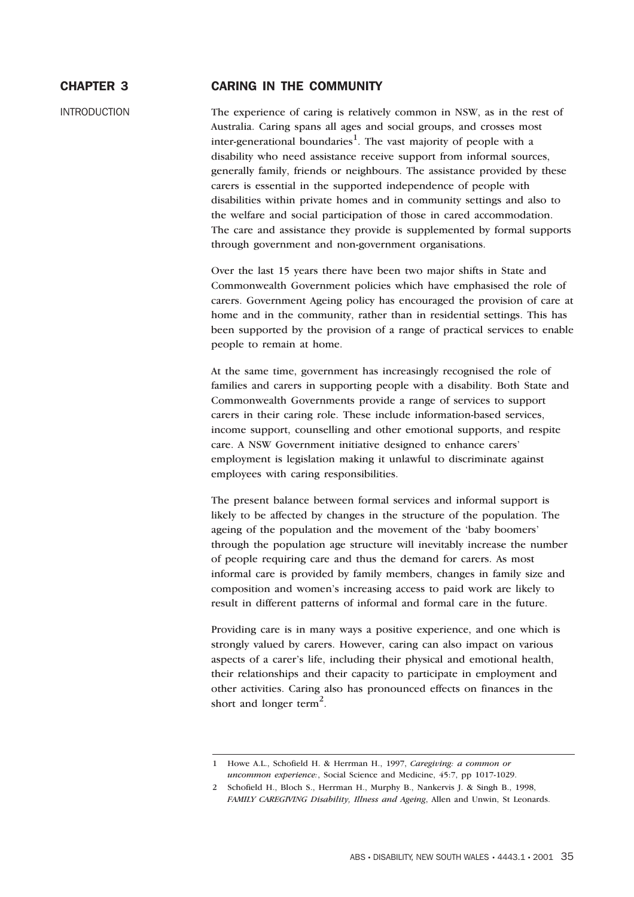# CHAPTER 3 CARING IN THE COMMUNITY

## INTRODUCTION

The experience of caring is relatively common in NSW, as in the rest of Australia. Caring spans all ages and social groups, and crosses most inter-generational boundaries[1]. The vast majority of people with a disability who need assistance receive support from informal sources, generally family, friends or neighbours. The assistance provided by these carers is essential in the supported independence of people with disabilities within private homes and in community settings and also to the welfare and social participation of those in cared accommodation. The care and assistance they provide is supplemented by formal supports through government and non-government organisations.

Over the last 15 years there have been two major shifts in State and Commonwealth Government policies which have emphasised the role of carers. Government Ageing policy has encouraged the provision of care at home and in the community, rather than in residential settings. This has been supported by the provision of a range of practical services to enable people to remain at home.

At the same time, government has increasingly recognised the role of families and carers in supporting people with a disability. Both State and Commonwealth Governments provide a range of services to support carers in their caring role. These include information-based services, income support, counselling and other emotional supports, and respite care. A NSW Government initiative designed to enhance carers' employment is legislation making it unlawful to discriminate against employees with caring responsibilities.

The present balance between formal services and informal support is likely to be affected by changes in the structure of the population. The ageing of the population and the movement of the 'baby boomers' through the population age structure will inevitably increase the number of people requiring care and thus the demand for carers. As most informal care is provided by family members, changes in family size and composition and women's increasing access to paid work are likely to result in different patterns of informal and formal care in the future.

Providing care is in many ways a positive experience, and one which is strongly valued by carers. However, caring can also impact on various aspects of a carer's life, including their physical and emotional health, their relationships and their capacity to participate in employment and other activities. Caring also has pronounced effects on finances in the short and longer term[2].

---

1 Howe A.L., Schofield H. & Herrman H., 1997, *Caregiving: a common or uncommon experience:*, Social Science and Medicine, 45:7, pp 1017-1029.

2 Schofield H., Bloch S., Herrman H., Murphy B., Nankervis J. & Singh B., 1998, *FAMILY CAREGIVING Disability, Illness and Ageing*, Allen and Unwin, St Leonards.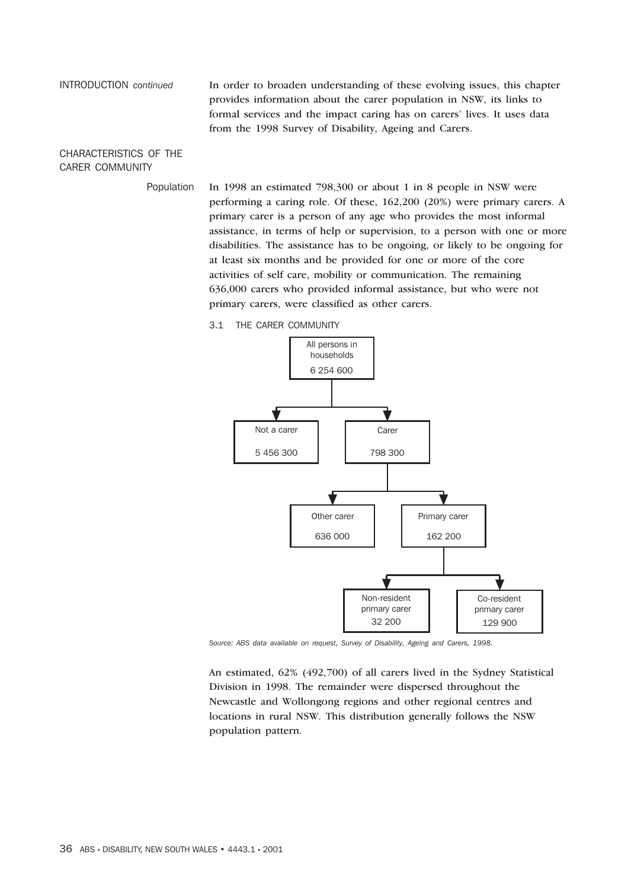INTRODUCTION *continued*

In order to broaden understanding of these evolving issues, this chapter provides information about the carer population in NSW, its links to formal services and the impact caring has on carers' lives. It uses data from the 1998 Survey of Disability, Ageing and Carers.

## CHARACTERISTICS OF THE CARER COMMUNITY

### Population

In 1998 an estimated 798,300 or about 1 in 8 people in NSW were performing a caring role. Of these, 162,200 (20%) were primary carers. A primary carer is a person of any age who provides the most informal assistance, in terms of help or supervision, to a person with one or more disabilities. The assistance has to be ongoing, or likely to be ongoing for at least six months and be provided for one or more of the core activities of self care, mobility or communication. The remaining 636,000 carers who provided informal assistance, but who were not primary carers, were classified as other carers.

3.1 THE CARER COMMUNITY

- All persons in households: 6 254 600
  - Not a carer: 5 456 300
  - Carer: 798 300
    - Other carer: 636 000
    - Primary carer: 162 200
      - Non-resident primary carer: 32 200
      - Co-resident primary carer: 129 900

*Source: ABS data available on request, Survey of Disability, Ageing and Carers, 1998.*

An estimated, 62% (492,700) of all carers lived in the Sydney Statistical Division in 1998. The remainder were dispersed throughout the Newcastle and Wollongong regions and other regional centres and locations in rural NSW. This distribution generally follows the NSW population pattern.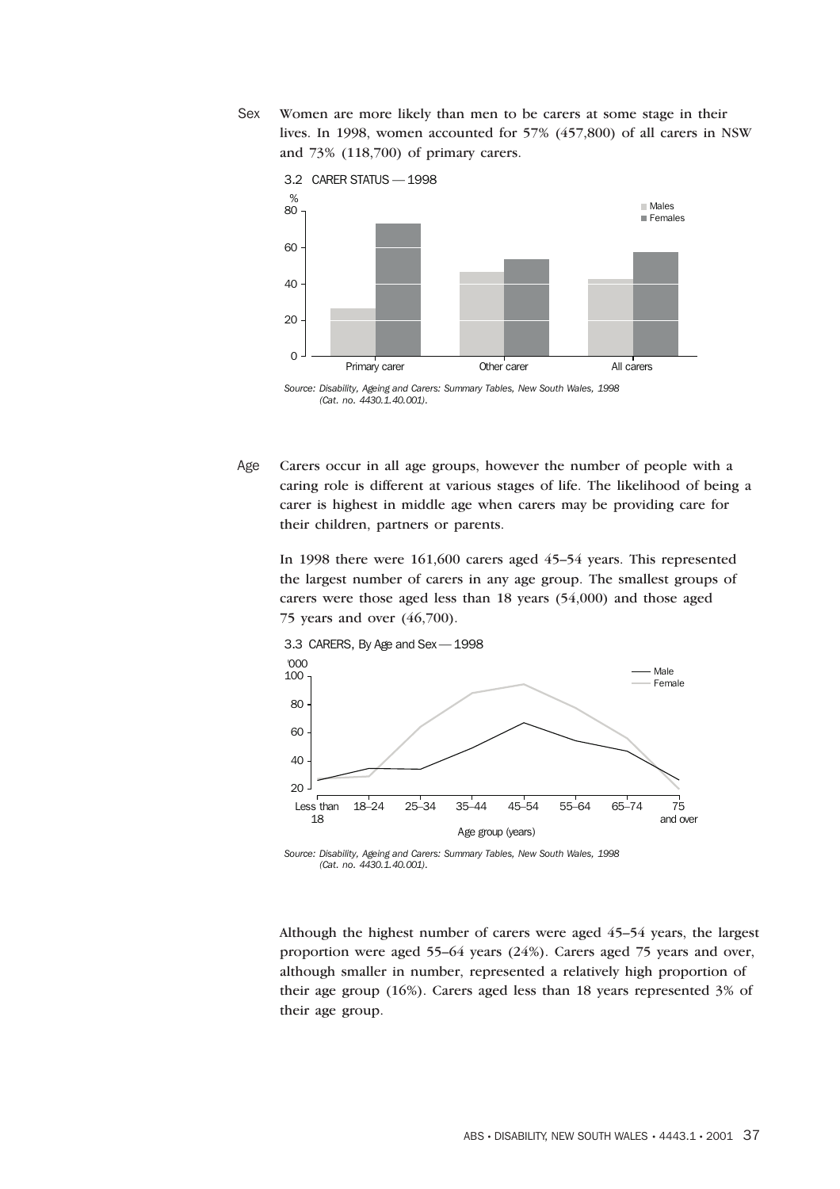Sex Women are more likely than men to be carers at some stage in their lives. In 1998, women accounted for 57% (457,800) of all carers in NSW and 73% (118,700) of primary carers.

3.2 CARER STATUS — 1998

Source: Disability, Ageing and Carers: Summary Tables, New South Wales, 1998 (Cat. no. 4430.1.40.001).

Age Carers occur in all age groups, however the number of people with a caring role is different at various stages of life. The likelihood of being a carer is highest in middle age when carers may be providing care for their children, partners or parents.

In 1998 there were 161,600 carers aged 45–54 years. This represented the largest number of carers in any age group. The smallest groups of carers were those aged less than 18 years (54,000) and those aged 75 years and over (46,700).

3.3 CARERS, By Age and Sex — 1998

Source: Disability, Ageing and Carers: Summary Tables, New South Wales, 1998 (Cat. no. 4430.1.40.001).

Although the highest number of carers were aged 45–54 years, the largest proportion were aged 55–64 years (24%). Carers aged 75 years and over, although smaller in number, represented a relatively high proportion of their age group (16%). Carers aged less than 18 years represented 3% of their age group.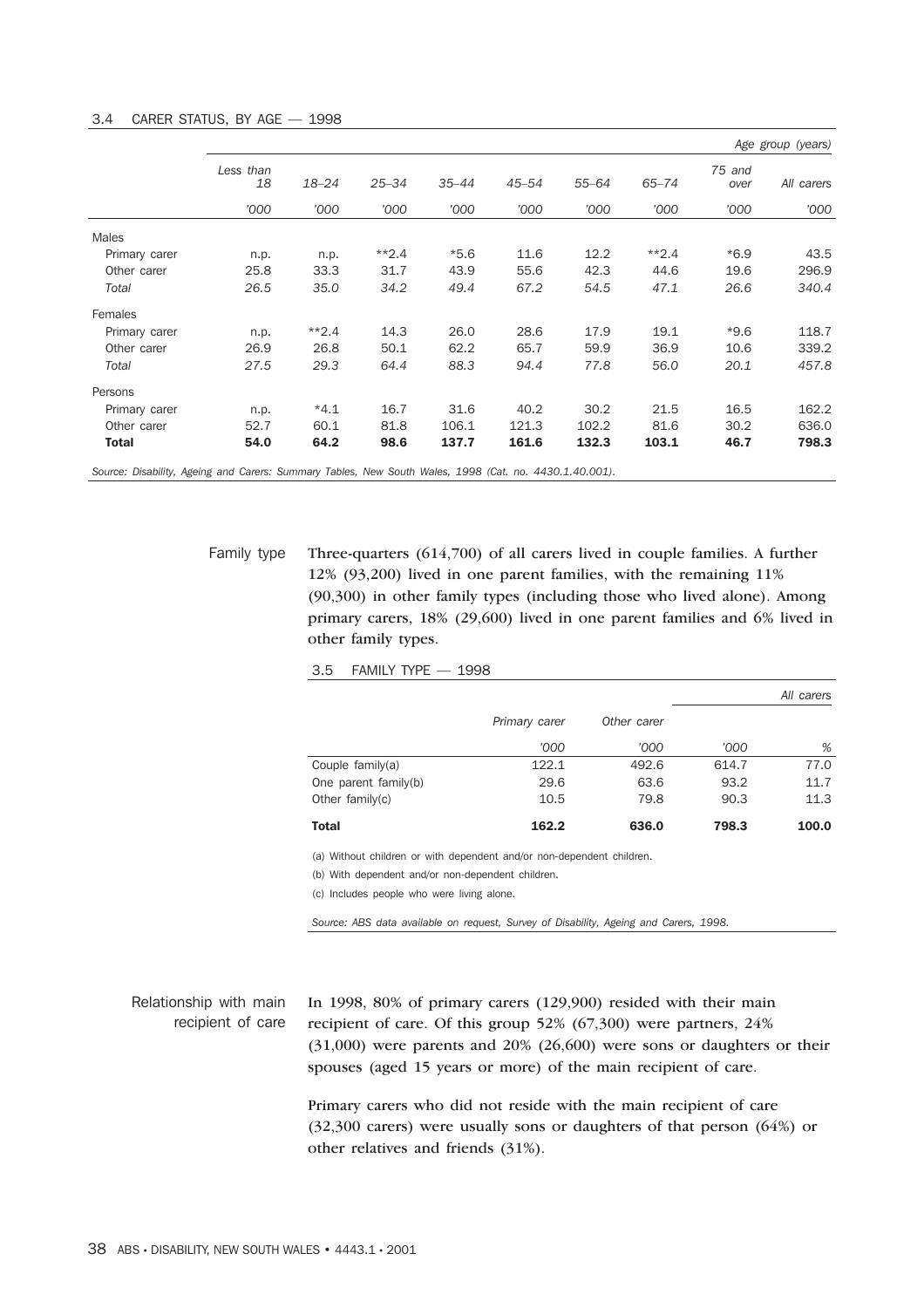3.4 CARER STATUS, BY AGE — 1998

| | Less than 18 | 18–24 | 25–34 | 35–44 | 45–54 | 55–64 | 65–74 | 75 and over | All carers |
|---|---|---|---|---|---|---|---|---|---|
| | | | | | | | | | *Age group (years)* |
| | '000 | '000 | '000 | '000 | '000 | '000 | '000 | '000 | '000 |
| **Males** | | | | | | | | | |
| Primary carer | n.p. | n.p. | **2.4 | *5.6 | 11.6 | 12.2 | **2.4 | *6.9 | 43.5 |
| Other carer | 25.8 | 33.3 | 31.7 | 43.9 | 55.6 | 42.3 | 44.6 | 19.6 | 296.9 |
| *Total* | *26.5* | *35.0* | *34.2* | *49.4* | *67.2* | *54.5* | *47.1* | *26.6* | *340.4* |
| **Females** | | | | | | | | | |
| Primary carer | n.p. | **2.4 | 14.3 | 26.0 | 28.6 | 17.9 | 19.1 | *9.6 | 118.7 |
| Other carer | 26.9 | 26.8 | 50.1 | 62.2 | 65.7 | 59.9 | 36.9 | 10.6 | 339.2 |
| *Total* | *27.5* | *29.3* | *64.4* | *88.3* | *94.4* | *77.8* | *56.0* | *20.1* | *457.8* |
| **Persons** | | | | | | | | | |
| Primary carer | n.p. | *4.1 | 16.7 | 31.6 | 40.2 | 30.2 | 21.5 | 16.5 | 162.2 |
| Other carer | 52.7 | 60.1 | 81.8 | 106.1 | 121.3 | 102.2 | 81.6 | 30.2 | 636.0 |
| **Total** | **54.0** | **64.2** | **98.6** | **137.7** | **161.6** | **132.3** | **103.1** | **46.7** | **798.3** |

*Source: Disability, Ageing and Carers: Summary Tables, New South Wales, 1998 (Cat. no. 4430.1.40.001).*

## Family type

Three-quarters (614,700) of all carers lived in couple families. A further 12% (93,200) lived in one parent families, with the remaining 11% (90,300) in other family types (including those who lived alone). Among primary carers, 18% (29,600) lived in one parent families and 6% lived in other family types.

3.5 FAMILY TYPE — 1998

| | Primary carer | Other carer | All carers | |
|---|---|---|---|---|
| | '000 | '000 | '000 | % |
| Couple family(a) | 122.1 | 492.6 | 614.7 | 77.0 |
| One parent family(b) | 29.6 | 63.6 | 93.2 | 11.7 |
| Other family(c) | 10.5 | 79.8 | 90.3 | 11.3 |
| **Total** | **162.2** | **636.0** | **798.3** | **100.0** |

(a) Without children or with dependent and/or non-dependent children.

(b) With dependent and/or non-dependent children.

(c) Includes people who were living alone.

*Source: ABS data available on request, Survey of Disability, Ageing and Carers, 1998.*

## Relationship with main recipient of care

In 1998, 80% of primary carers (129,900) resided with their main recipient of care. Of this group 52% (67,300) were partners, 24% (31,000) were parents and 20% (26,600) were sons or daughters or their spouses (aged 15 years or more) of the main recipient of care.

Primary carers who did not reside with the main recipient of care (32,300 carers) were usually sons or daughters of that person (64%) or other relatives and friends (31%).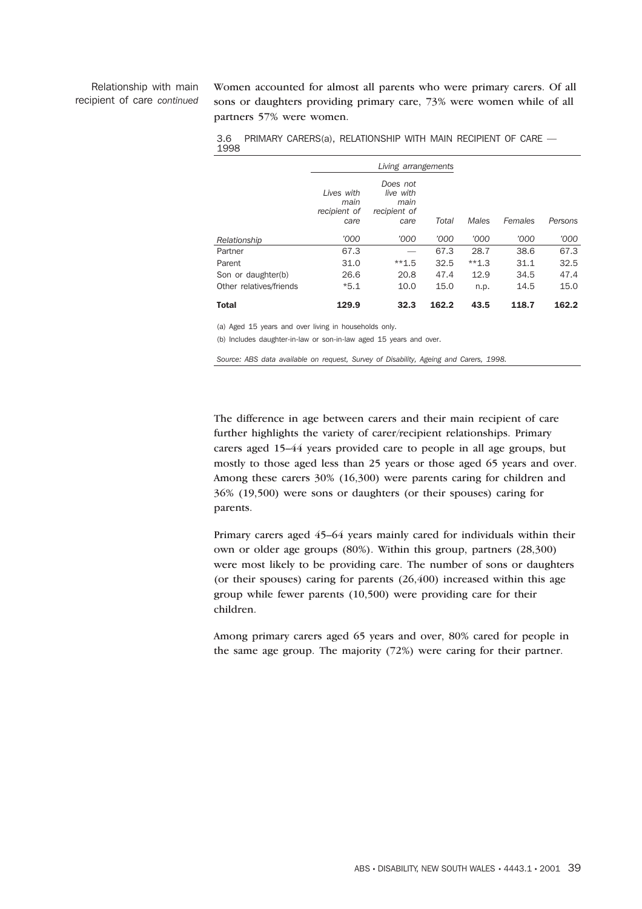Relationship with main recipient of care *continued*

Women accounted for almost all parents who were primary carers. Of all sons or daughters providing primary care, 73% were women while of all partners 57% were women.

3.6 PRIMARY CARERS(a), RELATIONSHIP WITH MAIN RECIPIENT OF CARE — 1998

| | *Living arrangements* | | | | | |
|---|---|---|---|---|---|---|
| | *Lives with main recipient of care* | *Does not live with main recipient of care* | *Total* | *Males* | *Females* | *Persons* |
| *Relationship* | *'000* | *'000* | *'000* | *'000* | *'000* | *'000* |
| Partner | 67.3 | — | 67.3 | 28.7 | 38.6 | 67.3 |
| Parent | 31.0 | **1.5 | 32.5 | **1.3 | 31.1 | 32.5 |
| Son or daughter(b) | 26.6 | 20.8 | 47.4 | 12.9 | 34.5 | 47.4 |
| Other relatives/friends | *5.1 | 10.0 | 15.0 | n.p. | 14.5 | 15.0 |
| **Total** | **129.9** | **32.3** | **162.2** | **43.5** | **118.7** | **162.2** |

(a) Aged 15 years and over living in households only.

(b) Includes daughter-in-law or son-in-law aged 15 years and over.

*Source: ABS data available on request, Survey of Disability, Ageing and Carers, 1998.*

The difference in age between carers and their main recipient of care further highlights the variety of carer/recipient relationships. Primary carers aged 15–44 years provided care to people in all age groups, but mostly to those aged less than 25 years or those aged 65 years and over. Among these carers 30% (16,300) were parents caring for children and 36% (19,500) were sons or daughters (or their spouses) caring for parents.

Primary carers aged 45–64 years mainly cared for individuals within their own or older age groups (80%). Within this group, partners (28,300) were most likely to be providing care. The number of sons or daughters (or their spouses) caring for parents (26,400) increased within this age group while fewer parents (10,500) were providing care for their children.

Among primary carers aged 65 years and over, 80% cared for people in the same age group. The majority (72%) were caring for their partner.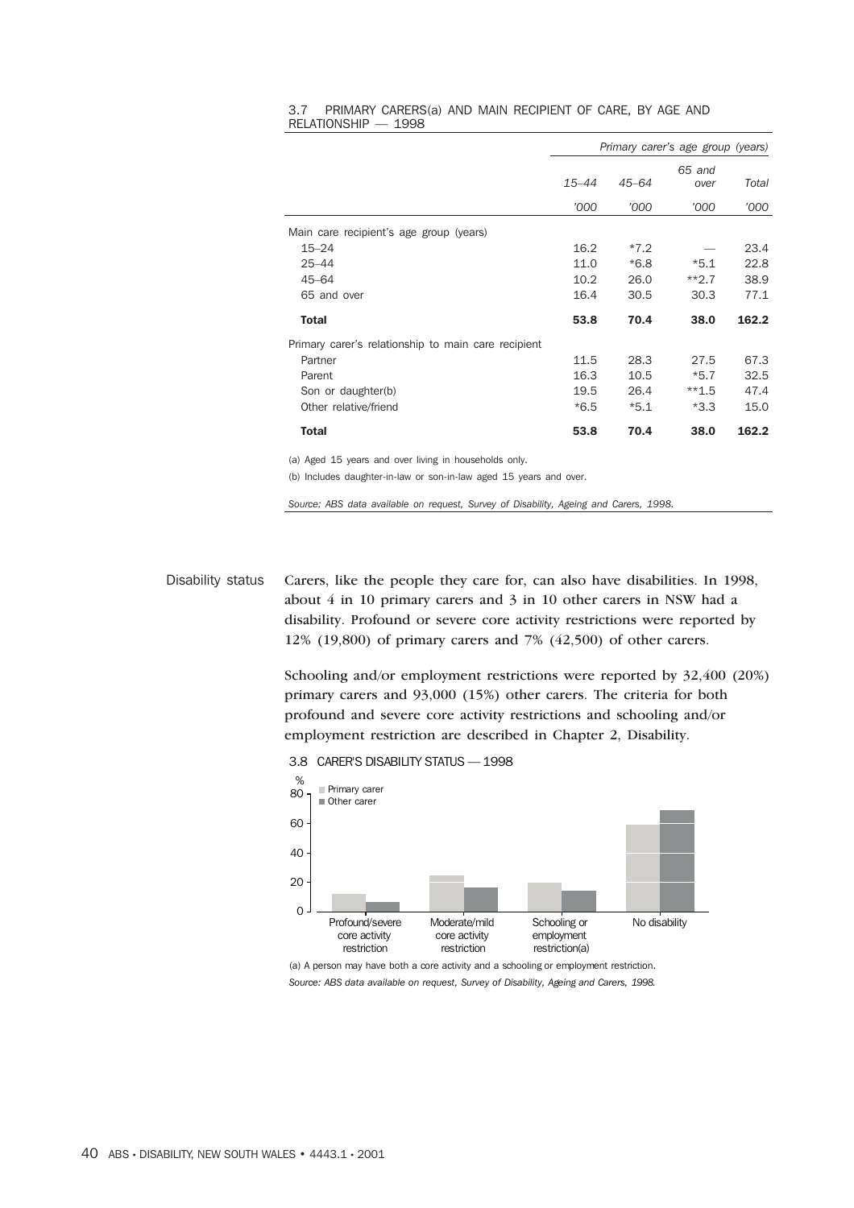3.7 PRIMARY CARERS(a) AND MAIN RECIPIENT OF CARE, BY AGE AND RELATIONSHIP — 1998

| | *Primary carer's age group (years)* | | | |
|---|---|---|---|---|
| | *15–44* | *45–64* | *65 and over* | *Total* |
| | *'000* | *'000* | *'000* | *'000* |
| Main care recipient's age group (years) | | | | |
| 15–24 | 16.2 | *7.2 | — | 23.4 |
| 25–44 | 11.0 | *6.8 | *5.1 | 22.8 |
| 45–64 | 10.2 | 26.0 | **2.7 | 38.9 |
| 65 and over | 16.4 | 30.5 | 30.3 | 77.1 |
| **Total** | **53.8** | **70.4** | **38.0** | **162.2** |
| Primary carer's relationship to main care recipient | | | | |
| Partner | 11.5 | 28.3 | 27.5 | 67.3 |
| Parent | 16.3 | 10.5 | *5.7 | 32.5 |
| Son or daughter(b) | 19.5 | 26.4 | **1.5 | 47.4 |
| Other relative/friend | *6.5 | *5.1 | *3.3 | 15.0 |
| **Total** | **53.8** | **70.4** | **38.0** | **162.2** |

(a) Aged 15 years and over living in households only.

(b) Includes daughter-in-law or son-in-law aged 15 years and over.

*Source: ABS data available on request, Survey of Disability, Ageing and Carers, 1998.*

## Disability status

Carers, like the people they care for, can also have disabilities. In 1998, about 4 in 10 primary carers and 3 in 10 other carers in NSW had a disability. Profound or severe core activity restrictions were reported by 12% (19,800) of primary carers and 7% (42,500) of other carers.

Schooling and/or employment restrictions were reported by 32,400 (20%) primary carers and 93,000 (15%) other carers. The criteria for both profound and severe core activity restrictions and schooling and/or employment restriction are described in Chapter 2, Disability.

3.8 CARER'S DISABILITY STATUS — 1998

(a) A person may have both a core activity and a schooling or employment restriction.

*Source: ABS data available on request, Survey of Disability, Ageing and Carers, 1998.*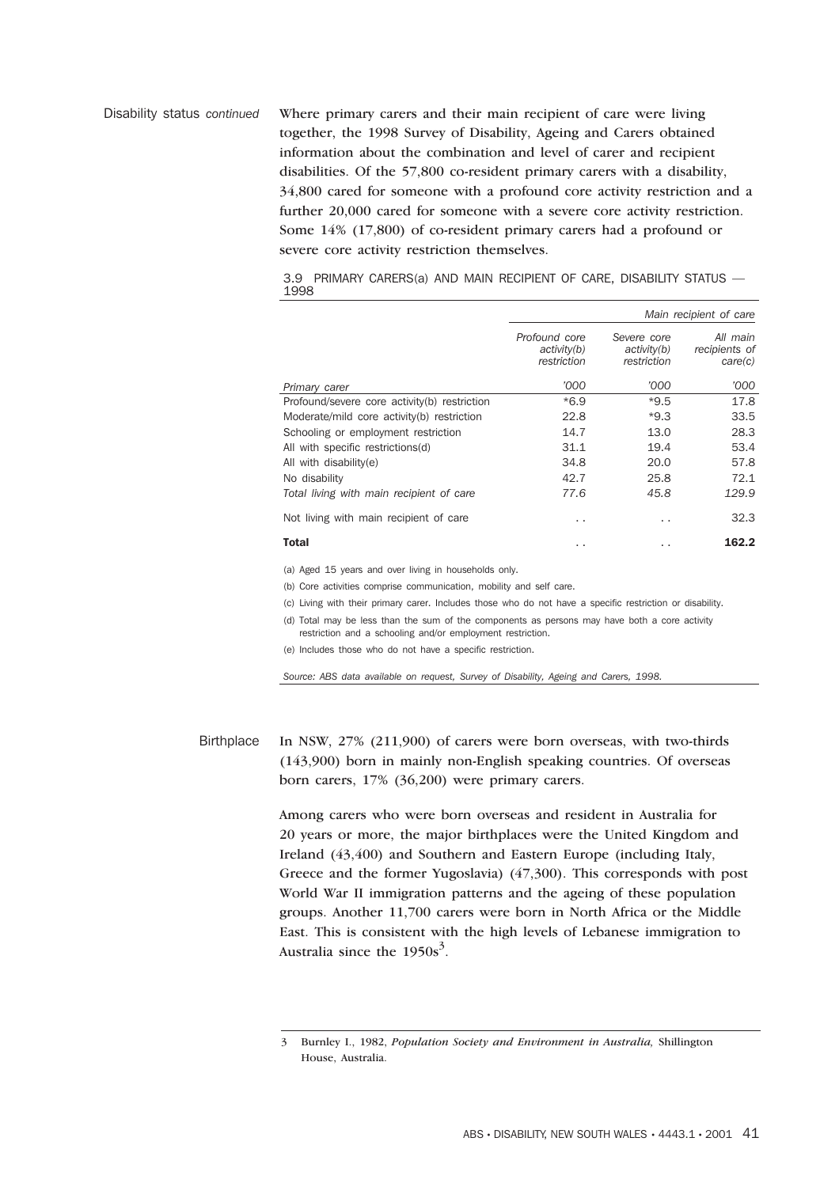Disability status *continued*

Where primary carers and their main recipient of care were living together, the 1998 Survey of Disability, Ageing and Carers obtained information about the combination and level of carer and recipient disabilities. Of the 57,800 co-resident primary carers with a disability, 34,800 cared for someone with a profound core activity restriction and a further 20,000 cared for someone with a severe core activity restriction. Some 14% (17,800) of co-resident primary carers had a profound or severe core activity restriction themselves.

3.9 PRIMARY CARERS(a) AND MAIN RECIPIENT OF CARE, DISABILITY STATUS — 1998

| | *Main recipient of care* | | |
|---|---|---|---|
| | *Profound core activity(b) restriction* | *Severe core activity(b) restriction* | *All main recipients of care(c)* |
| *Primary carer* | *'000* | *'000* | *'000* |
| Profound/severe core activity(b) restriction | *6.9 | *9.5 | 17.8 |
| Moderate/mild core activity(b) restriction | 22.8 | *9.3 | 33.5 |
| Schooling or employment restriction | 14.7 | 13.0 | 28.3 |
| All with specific restrictions(d) | 31.1 | 19.4 | 53.4 |
| All with disability(e) | 34.8 | 20.0 | 57.8 |
| No disability | 42.7 | 25.8 | 72.1 |
| *Total living with main recipient of care* | *77.6* | *45.8* | *129.9* |
| Not living with main recipient of care | . . | . . | 32.3 |
| **Total** | . . | . . | **162.2** |

(a) Aged 15 years and over living in households only.

(b) Core activities comprise communication, mobility and self care.

(c) Living with their primary carer. Includes those who do not have a specific restriction or disability.

(d) Total may be less than the sum of the components as persons may have both a core activity restriction and a schooling and/or employment restriction.

(e) Includes those who do not have a specific restriction.

*Source: ABS data available on request, Survey of Disability, Ageing and Carers, 1998.*

Birthplace

In NSW, 27% (211,900) of carers were born overseas, with two-thirds (143,900) born in mainly non-English speaking countries. Of overseas born carers, 17% (36,200) were primary carers.

Among carers who were born overseas and resident in Australia for 20 years or more, the major birthplaces were the United Kingdom and Ireland (43,400) and Southern and Eastern Europe (including Italy, Greece and the former Yugoslavia) (47,300). This corresponds with post World War II immigration patterns and the ageing of these population groups. Another 11,700 carers were born in North Africa or the Middle East. This is consistent with the high levels of Lebanese immigration to Australia since the 1950s[3].

3 Burnley I., 1982, *Population Society and Environment in Australia,* Shillington House, Australia.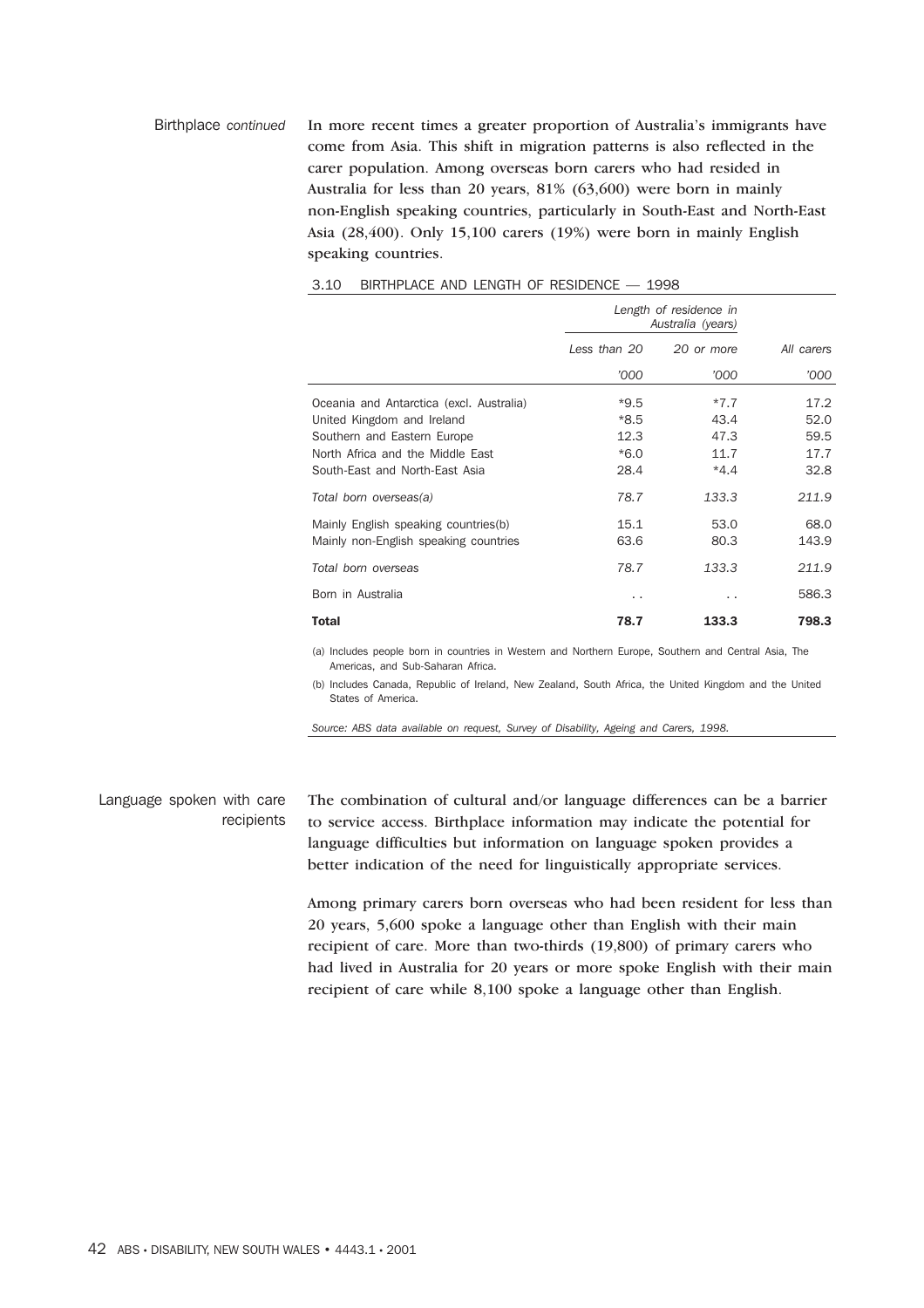Birthplace *continued*

In more recent times a greater proportion of Australia's immigrants have come from Asia. This shift in migration patterns is also reflected in the carer population. Among overseas born carers who had resided in Australia for less than 20 years, 81% (63,600) were born in mainly non-English speaking countries, particularly in South-East and North-East Asia (28,400). Only 15,100 carers (19%) were born in mainly English speaking countries.

3.10 BIRTHPLACE AND LENGTH OF RESIDENCE — 1998

| | *Length of residence in Australia (years)* | | |
|---|---|---|---|
| | *Less than 20* | *20 or more* | *All carers* |
| | *'000* | *'000* | *'000* |
| Oceania and Antarctica (excl. Australia) | *9.5 | *7.7 | 17.2 |
| United Kingdom and Ireland | *8.5 | 43.4 | 52.0 |
| Southern and Eastern Europe | 12.3 | 47.3 | 59.5 |
| North Africa and the Middle East | *6.0 | 11.7 | 17.7 |
| South-East and North-East Asia | 28.4 | *4.4 | 32.8 |
| *Total born overseas(a)* | *78.7* | *133.3* | *211.9* |
| Mainly English speaking countries(b) | 15.1 | 53.0 | 68.0 |
| Mainly non-English speaking countries | 63.6 | 80.3 | 143.9 |
| *Total born overseas* | *78.7* | *133.3* | *211.9* |
| Born in Australia | . . | . . | 586.3 |
| **Total** | **78.7** | **133.3** | **798.3** |

(a) Includes people born in countries in Western and Northern Europe, Southern and Central Asia, The Americas, and Sub-Saharan Africa.

(b) Includes Canada, Republic of Ireland, New Zealand, South Africa, the United Kingdom and the United States of America.

*Source: ABS data available on request, Survey of Disability, Ageing and Carers, 1998.*

Language spoken with care recipients

The combination of cultural and/or language differences can be a barrier to service access. Birthplace information may indicate the potential for language difficulties but information on language spoken provides a better indication of the need for linguistically appropriate services.

Among primary carers born overseas who had been resident for less than 20 years, 5,600 spoke a language other than English with their main recipient of care. More than two-thirds (19,800) of primary carers who had lived in Australia for 20 years or more spoke English with their main recipient of care while 8,100 spoke a language other than English.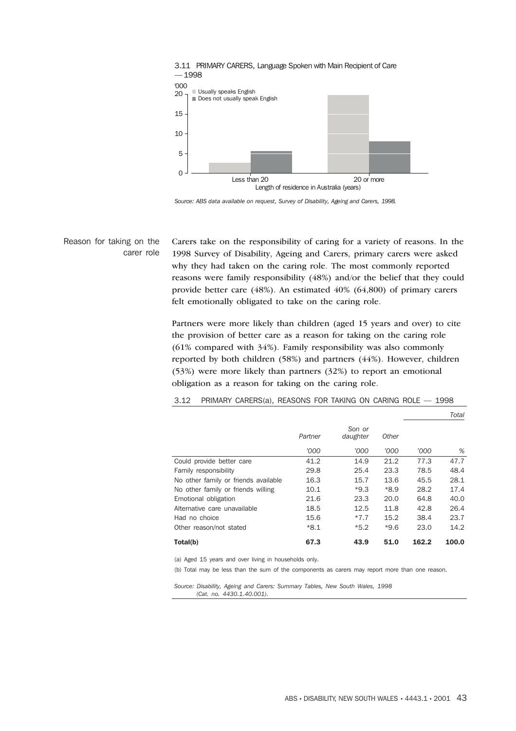3.11 PRIMARY CARERS, Language Spoken with Main Recipient of Care — 1998

'000

- Usually speaks English
- Does not usually speak English

Length of residence in Australia (years): Less than 20; 20 or more

*Source: ABS data available on request, Survey of Disability, Ageing and Carers, 1998.*

## Reason for taking on the carer role

Carers take on the responsibility of caring for a variety of reasons. In the 1998 Survey of Disability, Ageing and Carers, primary carers were asked why they had taken on the caring role. The most commonly reported reasons were family responsibility (48%) and/or the belief that they could provide better care (48%). An estimated 40% (64,800) of primary carers felt emotionally obligated to take on the caring role.

Partners were more likely than children (aged 15 years and over) to cite the provision of better care as a reason for taking on the caring role (61% compared with 34%). Family responsibility was also commonly reported by both children (58%) and partners (44%). However, children (53%) were more likely than partners (32%) to report an emotional obligation as a reason for taking on the caring role.

3.12 PRIMARY CARERS(a), REASONS FOR TAKING ON CARING ROLE — 1998

| | Partner | Son or daughter | Other | Total | |
|---|---|---|---|---|---|
| | '000 | '000 | '000 | '000 | % |
| Could provide better care | 41.2 | 14.9 | 21.2 | 77.3 | 47.7 |
| Family responsibility | 29.8 | 25.4 | 23.3 | 78.5 | 48.4 |
| No other family or friends available | 16.3 | 15.7 | 13.6 | 45.5 | 28.1 |
| No other family or friends willing | 10.1 | *9.3 | *8.9 | 28.2 | 17.4 |
| Emotional obligation | 21.6 | 23.3 | 20.0 | 64.8 | 40.0 |
| Alternative care unavailable | 18.5 | 12.5 | 11.8 | 42.8 | 26.4 |
| Had no choice | 15.6 | *7.7 | 15.2 | 38.4 | 23.7 |
| Other reason/not stated | *8.1 | *5.2 | *9.6 | 23.0 | 14.2 |
| **Total(b)** | **67.3** | **43.9** | **51.0** | **162.2** | **100.0** |

(a) Aged 15 years and over living in households only.

(b) Total may be less than the sum of the components as carers may report more than one reason.

*Source: Disability, Ageing and Carers: Summary Tables, New South Wales, 1998 (Cat. no. 4430.1.40.001).*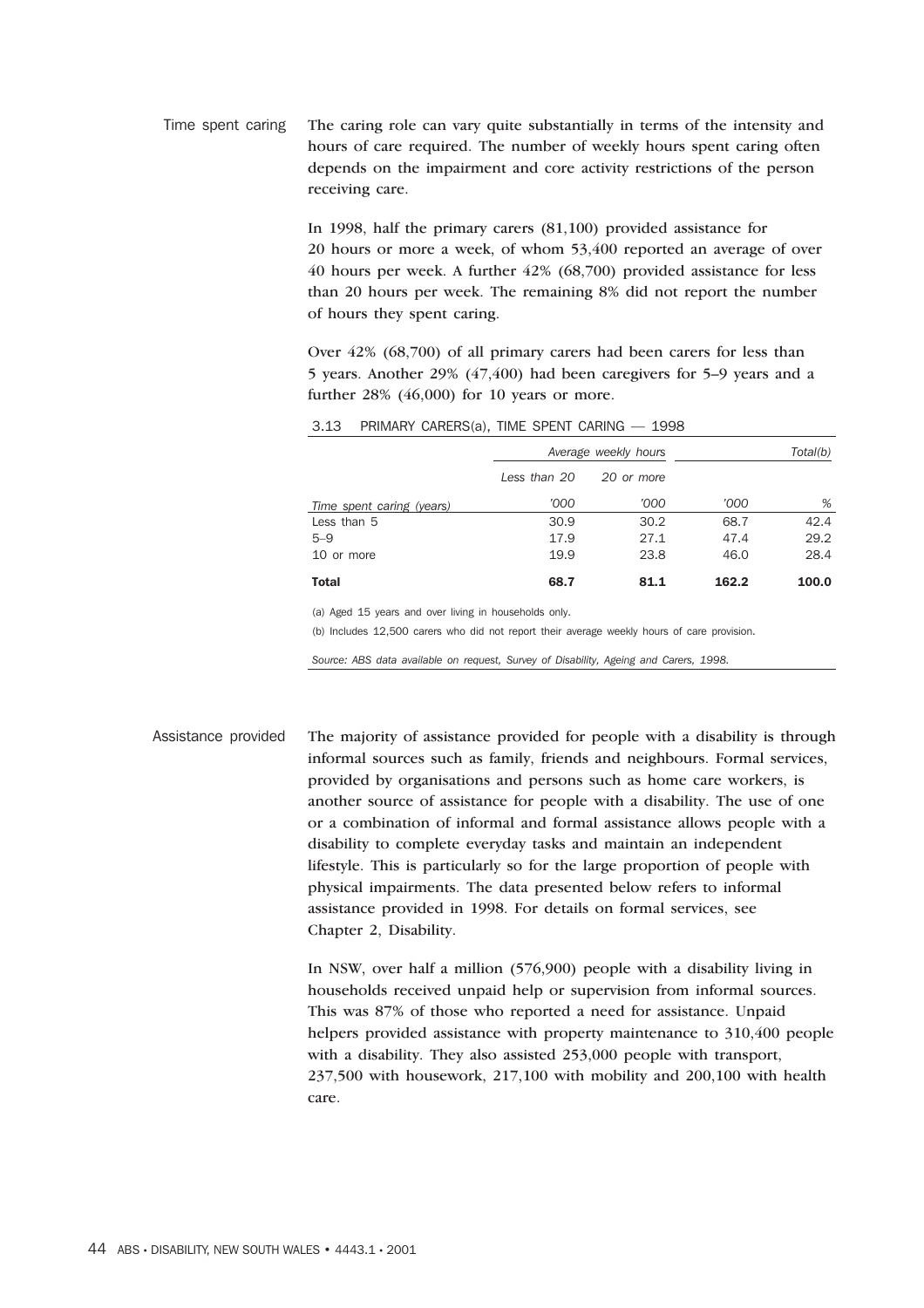## Time spent caring

The caring role can vary quite substantially in terms of the intensity and hours of care required. The number of weekly hours spent caring often depends on the impairment and core activity restrictions of the person receiving care.

In 1998, half the primary carers (81,100) provided assistance for 20 hours or more a week, of whom 53,400 reported an average of over 40 hours per week. A further 42% (68,700) provided assistance for less than 20 hours per week. The remaining 8% did not report the number of hours they spent caring.

Over 42% (68,700) of all primary carers had been carers for less than 5 years. Another 29% (47,400) had been caregivers for 5–9 years and a further 28% (46,000) for 10 years or more.

3.13 PRIMARY CARERS(a), TIME SPENT CARING — 1998

| | *Average weekly hours* | | *Total(b)* | |
|---|---|---|---|---|
| | *Less than 20* | *20 or more* | | |
| *Time spent caring (years)* | *'000* | *'000* | *'000* | *%* |
| Less than 5 | 30.9 | 30.2 | 68.7 | 42.4 |
| 5–9 | 17.9 | 27.1 | 47.4 | 29.2 |
| 10 or more | 19.9 | 23.8 | 46.0 | 28.4 |
| **Total** | **68.7** | **81.1** | **162.2** | **100.0** |

(a) Aged 15 years and over living in households only.

(b) Includes 12,500 carers who did not report their average weekly hours of care provision.

*Source: ABS data available on request, Survey of Disability, Ageing and Carers, 1998.*

## Assistance provided

The majority of assistance provided for people with a disability is through informal sources such as family, friends and neighbours. Formal services, provided by organisations and persons such as home care workers, is another source of assistance for people with a disability. The use of one or a combination of informal and formal assistance allows people with a disability to complete everyday tasks and maintain an independent lifestyle. This is particularly so for the large proportion of people with physical impairments. The data presented below refers to informal assistance provided in 1998. For details on formal services, see Chapter 2, Disability.

In NSW, over half a million (576,900) people with a disability living in households received unpaid help or supervision from informal sources. This was 87% of those who reported a need for assistance. Unpaid helpers provided assistance with property maintenance to 310,400 people with a disability. They also assisted 253,000 people with transport, 237,500 with housework, 217,100 with mobility and 200,100 with health care.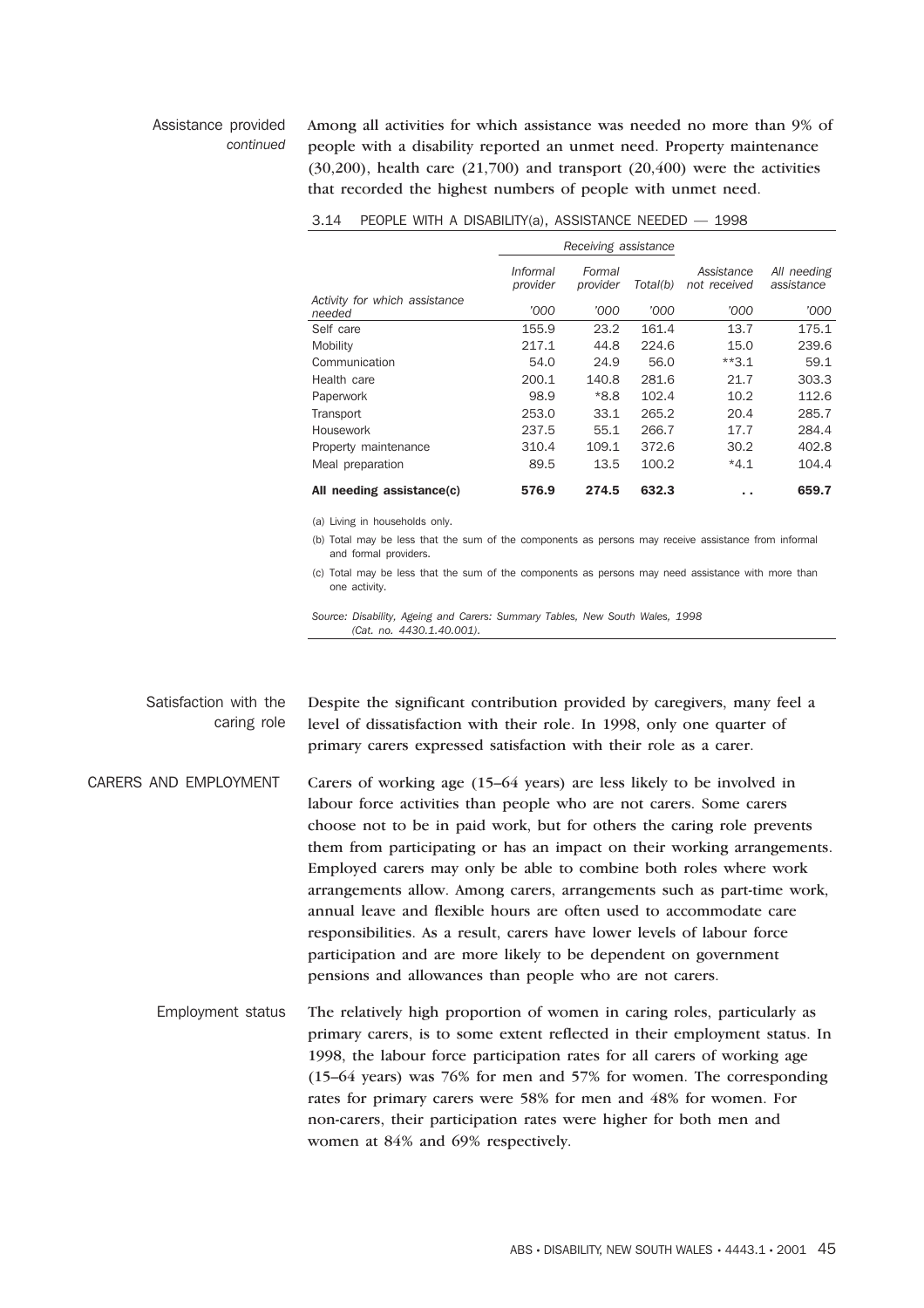Assistance provided *continued*

Among all activities for which assistance was needed no more than 9% of people with a disability reported an unmet need. Property maintenance (30,200), health care (21,700) and transport (20,400) were the activities that recorded the highest numbers of people with unmet need.

3.14 PEOPLE WITH A DISABILITY(a), ASSISTANCE NEEDED — 1998

| | *Receiving assistance* | | | | |
|---|---|---|---|---|---|
| | *Informal provider* | *Formal provider* | *Total(b)* | *Assistance not received* | *All needing assistance* |
| *Activity for which assistance needed* | *'000* | *'000* | *'000* | *'000* | *'000* |
| Self care | 155.9 | 23.2 | 161.4 | 13.7 | 175.1 |
| Mobility | 217.1 | 44.8 | 224.6 | 15.0 | 239.6 |
| Communication | 54.0 | 24.9 | 56.0 | **3.1 | 59.1 |
| Health care | 200.1 | 140.8 | 281.6 | 21.7 | 303.3 |
| Paperwork | 98.9 | *8.8 | 102.4 | 10.2 | 112.6 |
| Transport | 253.0 | 33.1 | 265.2 | 20.4 | 285.7 |
| Housework | 237.5 | 55.1 | 266.7 | 17.7 | 284.4 |
| Property maintenance | 310.4 | 109.1 | 372.6 | 30.2 | 402.8 |
| Meal preparation | 89.5 | 13.5 | 100.2 | *4.1 | 104.4 |
| **All needing assistance(c)** | **576.9** | **274.5** | **632.3** | .. | **659.7** |

(a) Living in households only.

(b) Total may be less that the sum of the components as persons may receive assistance from informal and formal providers.

(c) Total may be less that the sum of the components as persons may need assistance with more than one activity.

*Source: Disability, Ageing and Carers: Summary Tables, New South Wales, 1998 (Cat. no. 4430.1.40.001).*

Satisfaction with the caring role

Despite the significant contribution provided by caregivers, many feel a level of dissatisfaction with their role. In 1998, only one quarter of primary carers expressed satisfaction with their role as a carer.

## CARERS AND EMPLOYMENT

Carers of working age (15–64 years) are less likely to be involved in labour force activities than people who are not carers. Some carers choose not to be in paid work, but for others the caring role prevents them from participating or has an impact on their working arrangements. Employed carers may only be able to combine both roles where work arrangements allow. Among carers, arrangements such as part-time work, annual leave and flexible hours are often used to accommodate care responsibilities. As a result, carers have lower levels of labour force participation and are more likely to be dependent on government pensions and allowances than people who are not carers.

Employment status

The relatively high proportion of women in caring roles, particularly as primary carers, is to some extent reflected in their employment status. In 1998, the labour force participation rates for all carers of working age (15–64 years) was 76% for men and 57% for women. The corresponding rates for primary carers were 58% for men and 48% for women. For non-carers, their participation rates were higher for both men and women at 84% and 69% respectively.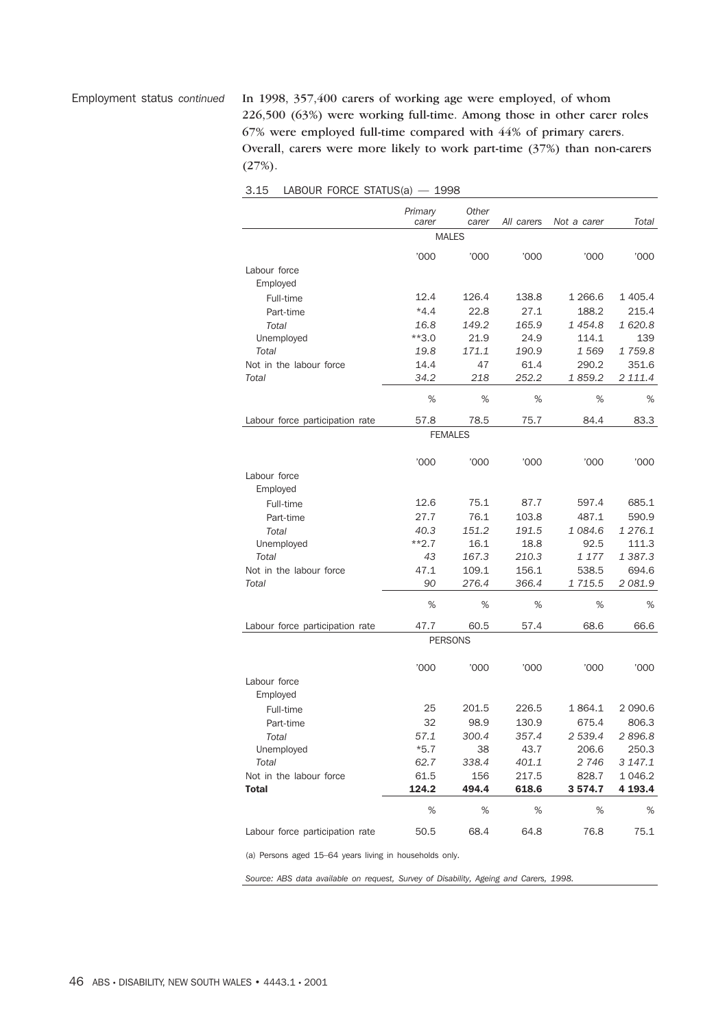Employment status *continued*

In 1998, 357,400 carers of working age were employed, of whom 226,500 (63%) were working full-time. Among those in other carer roles 67% were employed full-time compared with 44% of primary carers. Overall, carers were more likely to work part-time (37%) than non-carers (27%).

3.15 LABOUR FORCE STATUS(a) — 1998

| | *Primary carer* | *Other carer* | *All carers* | *Not a carer* | *Total* |
|---|---|---|---|---|---|
| | | | **MALES** | | |
| | '000 | '000 | '000 | '000 | '000 |
| Labour force | | | | | |
| Employed | | | | | |
| Full-time | 12.4 | 126.4 | 138.8 | 1 266.6 | 1 405.4 |
| Part-time | *4.4 | 22.8 | 27.1 | 188.2 | 215.4 |
| *Total* | *16.8* | *149.2* | *165.9* | *1 454.8* | *1 620.8* |
| Unemployed | **3.0 | 21.9 | 24.9 | 114.1 | 139 |
| *Total* | *19.8* | *171.1* | *190.9* | *1 569* | *1 759.8* |
| Not in the labour force | 14.4 | 47 | 61.4 | 290.2 | 351.6 |
| *Total* | *34.2* | *218* | *252.2* | *1 859.2* | *2 111.4* |
| | % | % | % | % | % |
| Labour force participation rate | 57.8 | 78.5 | 75.7 | 84.4 | 83.3 |
| | | | **FEMALES** | | |
| | '000 | '000 | '000 | '000 | '000 |
| Labour force | | | | | |
| Employed | | | | | |
| Full-time | 12.6 | 75.1 | 87.7 | 597.4 | 685.1 |
| Part-time | 27.7 | 76.1 | 103.8 | 487.1 | 590.9 |
| *Total* | *40.3* | *151.2* | *191.5* | *1 084.6* | *1 276.1* |
| Unemployed | **2.7 | 16.1 | 18.8 | 92.5 | 111.3 |
| *Total* | *43* | *167.3* | *210.3* | *1 177* | *1 387.3* |
| Not in the labour force | 47.1 | 109.1 | 156.1 | 538.5 | 694.6 |
| *Total* | *90* | *276.4* | *366.4* | *1 715.5* | *2 081.9* |
| | % | % | % | % | % |
| Labour force participation rate | 47.7 | 60.5 | 57.4 | 68.6 | 66.6 |
| | | | **PERSONS** | | |
| | '000 | '000 | '000 | '000 | '000 |
| Labour force | | | | | |
| Employed | | | | | |
| Full-time | 25 | 201.5 | 226.5 | 1 864.1 | 2 090.6 |
| Part-time | 32 | 98.9 | 130.9 | 675.4 | 806.3 |
| *Total* | *57.1* | *300.4* | *357.4* | *2 539.4* | *2 896.8* |
| Unemployed | *5.7 | 38 | 43.7 | 206.6 | 250.3 |
| *Total* | *62.7* | *338.4* | *401.1* | *2 746* | *3 147.1* |
| Not in the labour force | 61.5 | 156 | 217.5 | 828.7 | 1 046.2 |
| **Total** | **124.2** | **494.4** | **618.6** | **3 574.7** | **4 193.4** |
| | % | % | % | % | % |
| Labour force participation rate | 50.5 | 68.4 | 64.8 | 76.8 | 75.1 |

(a) Persons aged 15–64 years living in households only.

*Source: ABS data available on request, Survey of Disability, Ageing and Carers, 1998.*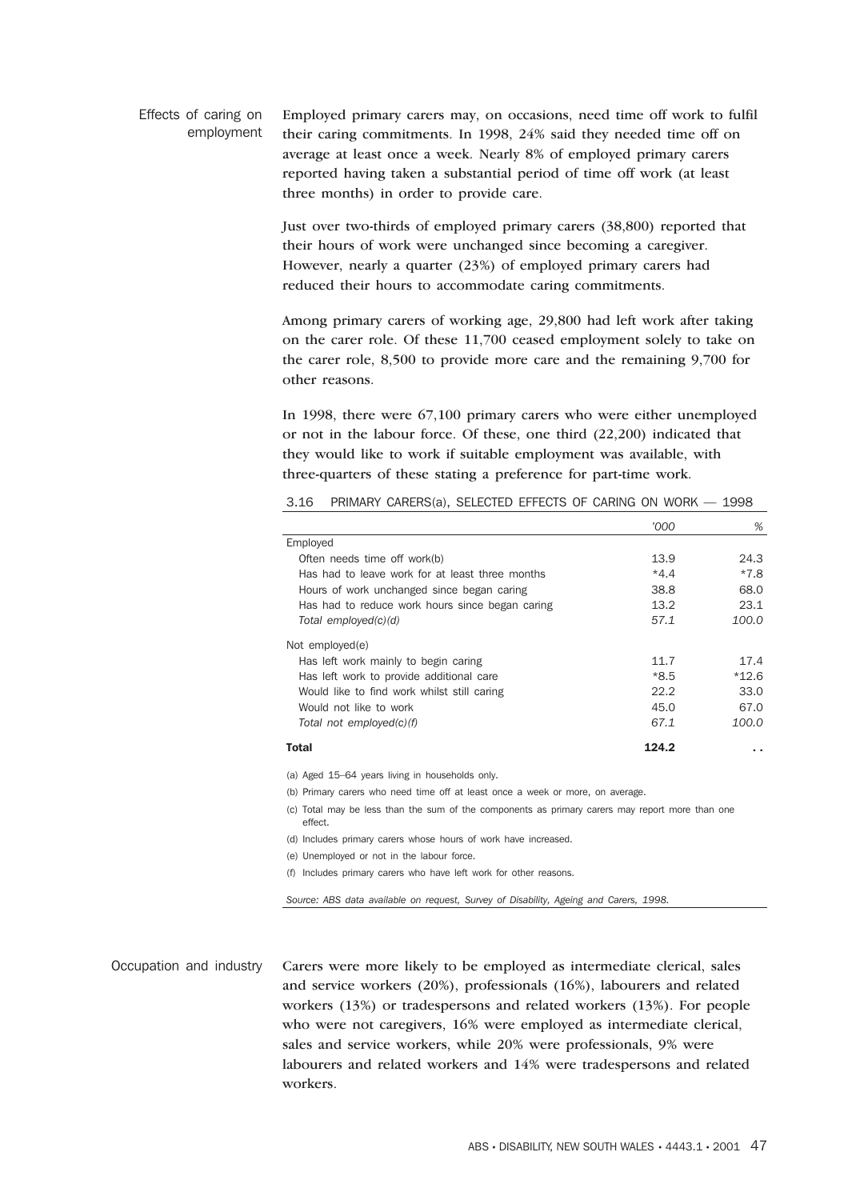## Effects of caring on employment

Employed primary carers may, on occasions, need time off work to fulfil their caring commitments. In 1998, 24% said they needed time off on average at least once a week. Nearly 8% of employed primary carers reported having taken a substantial period of time off work (at least three months) in order to provide care.

Just over two-thirds of employed primary carers (38,800) reported that their hours of work were unchanged since becoming a caregiver. However, nearly a quarter (23%) of employed primary carers had reduced their hours to accommodate caring commitments.

Among primary carers of working age, 29,800 had left work after taking on the carer role. Of these 11,700 ceased employment solely to take on the carer role, 8,500 to provide more care and the remaining 9,700 for other reasons.

In 1998, there were 67,100 primary carers who were either unemployed or not in the labour force. Of these, one third (22,200) indicated that they would like to work if suitable employment was available, with three-quarters of these stating a preference for part-time work.

3.16 PRIMARY CARERS(a), SELECTED EFFECTS OF CARING ON WORK — 1998

| | '000 | % |
|---|---|---|
| Employed | | |
| Often needs time off work(b) | 13.9 | 24.3 |
| Has had to leave work for at least three months | *4.4 | *7.8 |
| Hours of work unchanged since began caring | 38.8 | 68.0 |
| Has had to reduce work hours since began caring | 13.2 | 23.1 |
| *Total employed(c)(d)* | *57.1* | *100.0* |
| Not employed(e) | | |
| Has left work mainly to begin caring | 11.7 | 17.4 |
| Has left work to provide additional care | *8.5 | *12.6 |
| Would like to find work whilst still caring | 22.2 | 33.0 |
| Would not like to work | 45.0 | 67.0 |
| *Total not employed(c)(f)* | *67.1* | *100.0* |
| **Total** | **124.2** | .. |

(a) Aged 15–64 years living in households only.

(b) Primary carers who need time off at least once a week or more, on average.

(c) Total may be less than the sum of the components as primary carers may report more than one effect.

(d) Includes primary carers whose hours of work have increased.

(e) Unemployed or not in the labour force.

(f) Includes primary carers who have left work for other reasons.

*Source: ABS data available on request, Survey of Disability, Ageing and Carers, 1998.*

## Occupation and industry

Carers were more likely to be employed as intermediate clerical, sales and service workers (20%), professionals (16%), labourers and related workers (13%) or tradespersons and related workers (13%). For people who were not caregivers, 16% were employed as intermediate clerical, sales and service workers, while 20% were professionals, 9% were labourers and related workers and 14% were tradespersons and related workers.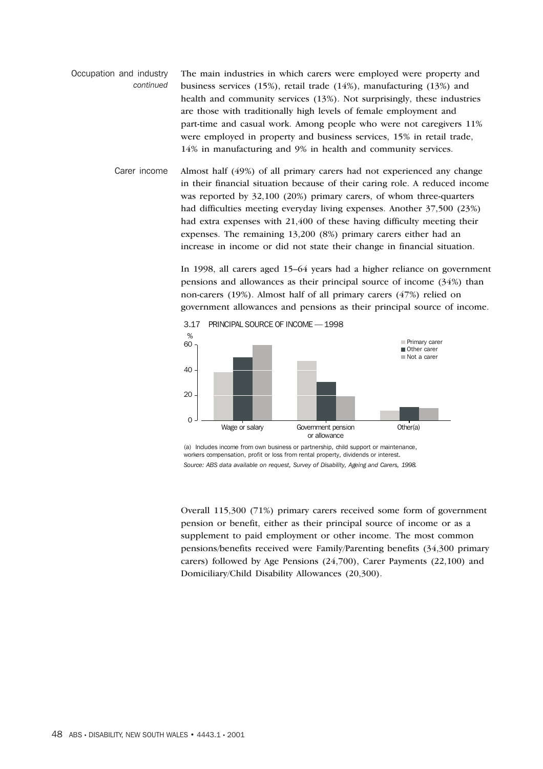**Occupation and industry** *continued*

The main industries in which carers were employed were property and business services (15%), retail trade (14%), manufacturing (13%) and health and community services (13%). Not surprisingly, these industries are those with traditionally high levels of female employment and part-time and casual work. Among people who were not caregivers 11% were employed in property and business services, 15% in retail trade, 14% in manufacturing and 9% in health and community services.

**Carer income**

Almost half (49%) of all primary carers had not experienced any change in their financial situation because of their caring role. A reduced income was reported by 32,100 (20%) primary carers, of whom three-quarters had difficulties meeting everyday living expenses. Another 37,500 (23%) had extra expenses with 21,400 of these having difficulty meeting their expenses. The remaining 13,200 (8%) primary carers either had an increase in income or did not state their change in financial situation.

In 1998, all carers aged 15–64 years had a higher reliance on government pensions and allowances as their principal source of income (34%) than non-carers (19%). Almost half of all primary carers (47%) relied on government allowances and pensions as their principal source of income.

3.17 PRINCIPAL SOURCE OF INCOME — 1998

(a) Includes income from own business or partnership, child support or maintenance, workers compensation, profit or loss from rental property, dividends or interest.

*Source: ABS data available on request, Survey of Disability, Ageing and Carers, 1998.*

Overall 115,300 (71%) primary carers received some form of government pension or benefit, either as their principal source of income or as a supplement to paid employment or other income. The most common pensions/benefits received were Family/Parenting benefits (34,300 primary carers) followed by Age Pensions (24,700), Carer Payments (22,100) and Domiciliary/Child Disability Allowances (20,300).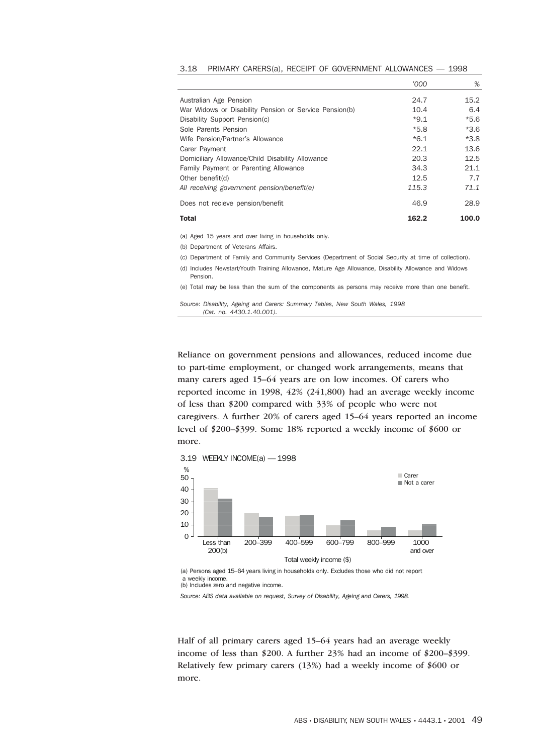3.18 PRIMARY CARERS(a), RECEIPT OF GOVERNMENT ALLOWANCES — 1998

| | '000 | % |
|---|---|---|
| Australian Age Pension | 24.7 | 15.2 |
| War Widows or Disability Pension or Service Pension(b) | 10.4 | 6.4 |
| Disability Support Pension(c) | *9.1 | *5.6 |
| Sole Parents Pension | *5.8 | *3.6 |
| Wife Pension/Partner's Allowance | *6.1 | *3.8 |
| Carer Payment | 22.1 | 13.6 |
| Domiciliary Allowance/Child Disability Allowance | 20.3 | 12.5 |
| Family Payment or Parenting Allowance | 34.3 | 21.1 |
| Other benefit(d) | 12.5 | 7.7 |
| *All receiving government pension/benefit(e)* | *115.3* | *71.1* |
| Does not recieve pension/benefit | 46.9 | 28.9 |
| **Total** | **162.2** | **100.0** |

(a) Aged 15 years and over living in households only.

(b) Department of Veterans Affairs.

(c) Department of Family and Community Services (Department of Social Security at time of collection).

(d) Includes Newstart/Youth Training Allowance, Mature Age Allowance, Disability Allowance and Widows Pension.

(e) Total may be less than the sum of the components as persons may receive more than one benefit.

*Source: Disability, Ageing and Carers: Summary Tables, New South Wales, 1998 (Cat. no. 4430.1.40.001).*

Reliance on government pensions and allowances, reduced income due to part-time employment, or changed work arrangements, means that many carers aged 15–64 years are on low incomes. Of carers who reported income in 1998, 42% (241,800) had an average weekly income of less than $200 compared with 33% of people who were not caregivers. A further 20% of carers aged 15–64 years reported an income level of $200–$399. Some 18% reported a weekly income of $600 or more.

3.19 WEEKLY INCOME(a) — 1998

(a) Persons aged 15–64 years living in households only. Excludes those who did not report a weekly income.
(b) Includes zero and negative income.

*Source: ABS data available on request, Survey of Disability, Ageing and Carers, 1998.*

Half of all primary carers aged 15–64 years had an average weekly income of less than $200. A further 23% had an income of $200–$399. Relatively few primary carers (13%) had a weekly income of $600 or more.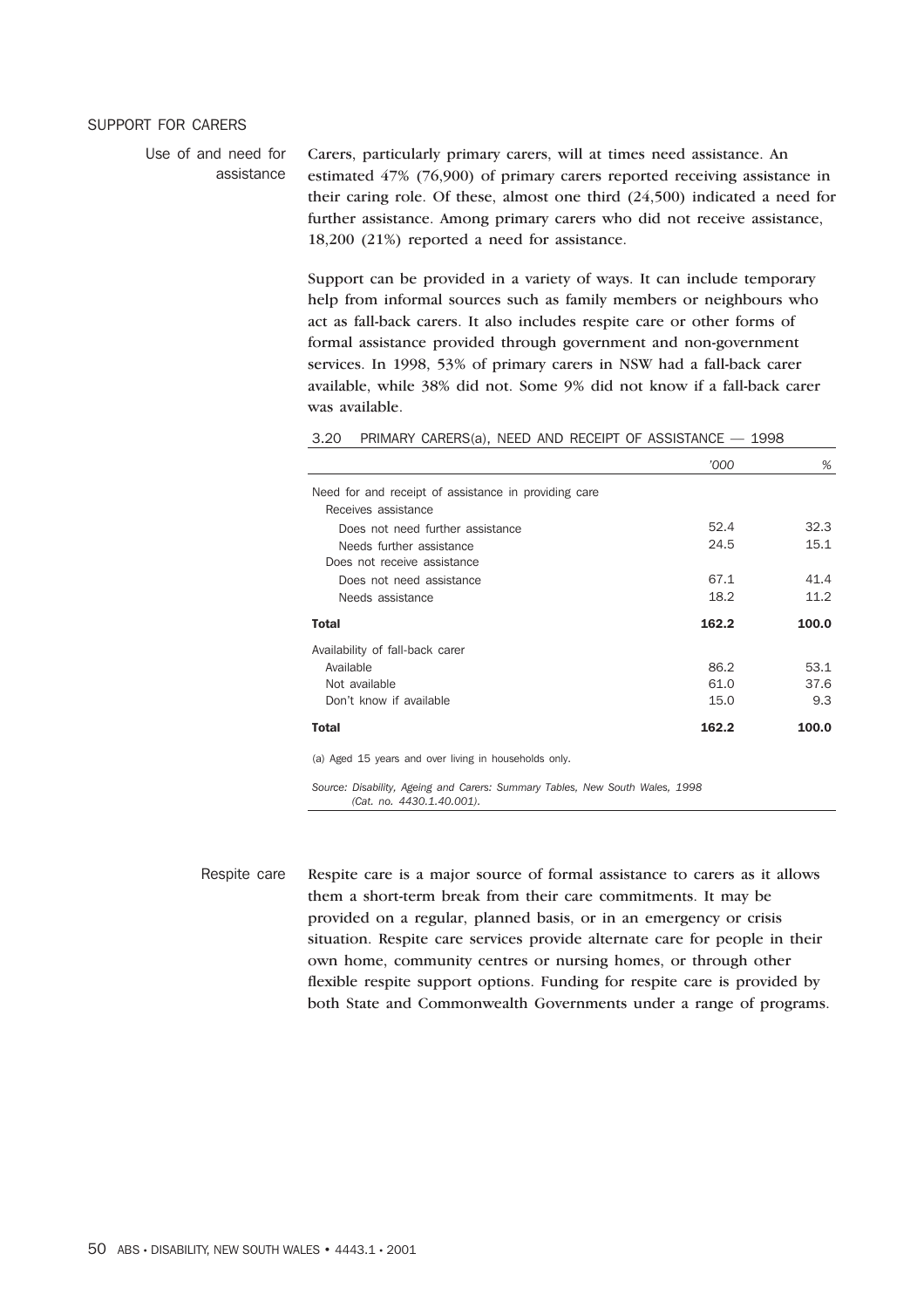## SUPPORT FOR CARERS

### Use of and need for assistance

Carers, particularly primary carers, will at times need assistance. An estimated 47% (76,900) of primary carers reported receiving assistance in their caring role. Of these, almost one third (24,500) indicated a need for further assistance. Among primary carers who did not receive assistance, 18,200 (21%) reported a need for assistance.

Support can be provided in a variety of ways. It can include temporary help from informal sources such as family members or neighbours who act as fall-back carers. It also includes respite care or other forms of formal assistance provided through government and non-government services. In 1998, 53% of primary carers in NSW had a fall-back carer available, while 38% did not. Some 9% did not know if a fall-back carer was available.

3.20 PRIMARY CARERS(a), NEED AND RECEIPT OF ASSISTANCE — 1998

| | *'000* | *%* |
|---|---|---|
| Need for and receipt of assistance in providing care | | |
| Receives assistance | | |
| Does not need further assistance | 52.4 | 32.3 |
| Needs further assistance | 24.5 | 15.1 |
| Does not receive assistance | | |
| Does not need assistance | 67.1 | 41.4 |
| Needs assistance | 18.2 | 11.2 |
| **Total** | **162.2** | **100.0** |
| Availability of fall-back carer | | |
| Available | 86.2 | 53.1 |
| Not available | 61.0 | 37.6 |
| Don't know if available | 15.0 | 9.3 |
| **Total** | **162.2** | **100.0** |

(a) Aged 15 years and over living in households only.

*Source: Disability, Ageing and Carers: Summary Tables, New South Wales, 1998 (Cat. no. 4430.1.40.001).*

### Respite care

Respite care is a major source of formal assistance to carers as it allows them a short-term break from their care commitments. It may be provided on a regular, planned basis, or in an emergency or crisis situation. Respite care services provide alternate care for people in their own home, community centres or nursing homes, or through other flexible respite support options. Funding for respite care is provided by both State and Commonwealth Governments under a range of programs.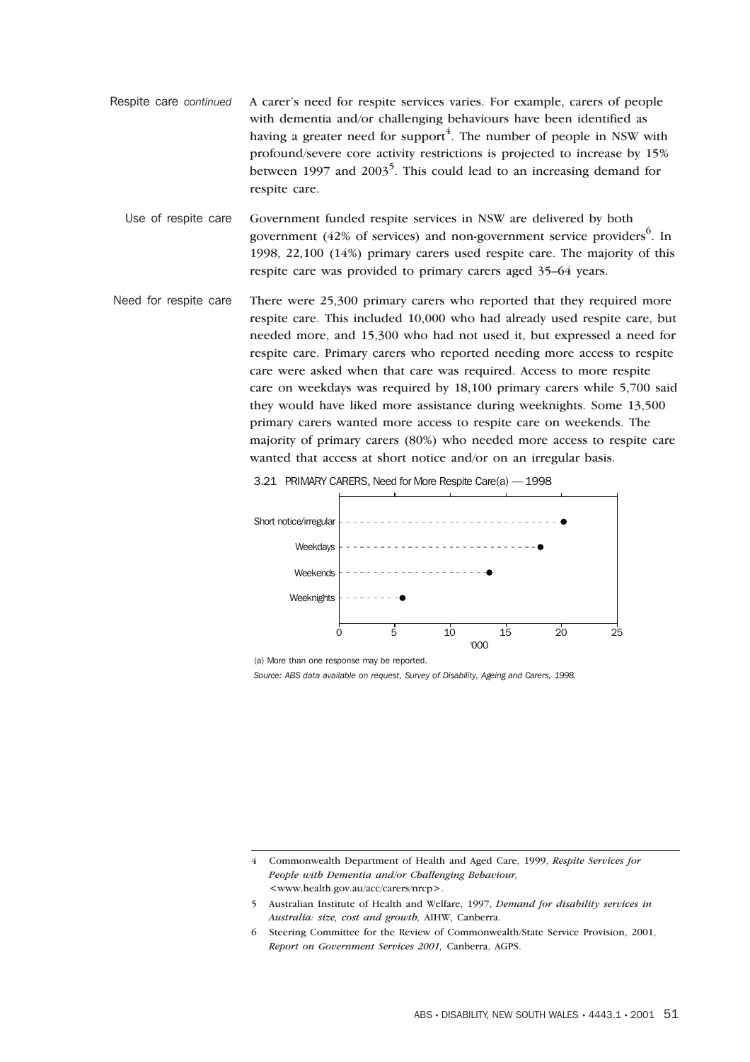**Respite care** *continued*

A carer's need for respite services varies. For example, carers of people with dementia and/or challenging behaviours have been identified as having a greater need for support[4]. The number of people in NSW with profound/severe core activity restrictions is projected to increase by 15% between 1997 and 2003[5]. This could lead to an increasing demand for respite care.

**Use of respite care**

Government funded respite services in NSW are delivered by both government (42% of services) and non-government service providers[6]. In 1998, 22,100 (14%) primary carers used respite care. The majority of this respite care was provided to primary carers aged 35–64 years.

**Need for respite care**

There were 25,300 primary carers who reported that they required more respite care. This included 10,000 who had already used respite care, but needed more, and 15,300 who had not used it, but expressed a need for respite care. Primary carers who reported needing more access to respite care were asked when that care was required. Access to more respite care on weekdays was required by 18,100 primary carers while 5,700 said they would have liked more assistance during weeknights. Some 13,500 primary carers wanted more access to respite care on weekends. The majority of primary carers (80%) who needed more access to respite care wanted that access at short notice and/or on an irregular basis.

3.21 PRIMARY CARERS, Need for More Respite Care(a) — 1998

| | '000 |
|---|---|
| Short notice/irregular | 20.2 |
| Weekdays | 18.1 |
| Weekends | 13.5 |
| Weeknights | 5.7 |

(a) More than one response may be reported.

*Source: ABS data available on request, Survey of Disability, Ageing and Carers, 1998.*

---

4 Commonwealth Department of Health and Aged Care, 1999, *Respite Services for People with Dementia and/or Challenging Behaviour,* <www.health.gov.au/acc/carers/nrcp>.

5 Australian Institute of Health and Welfare, 1997, *Demand for disability services in Australia: size, cost and growth,* AIHW, Canberra.

6 Steering Committee for the Review of Commonwealth/State Service Provision, 2001, *Report on Government Services 2001,* Canberra, AGPS.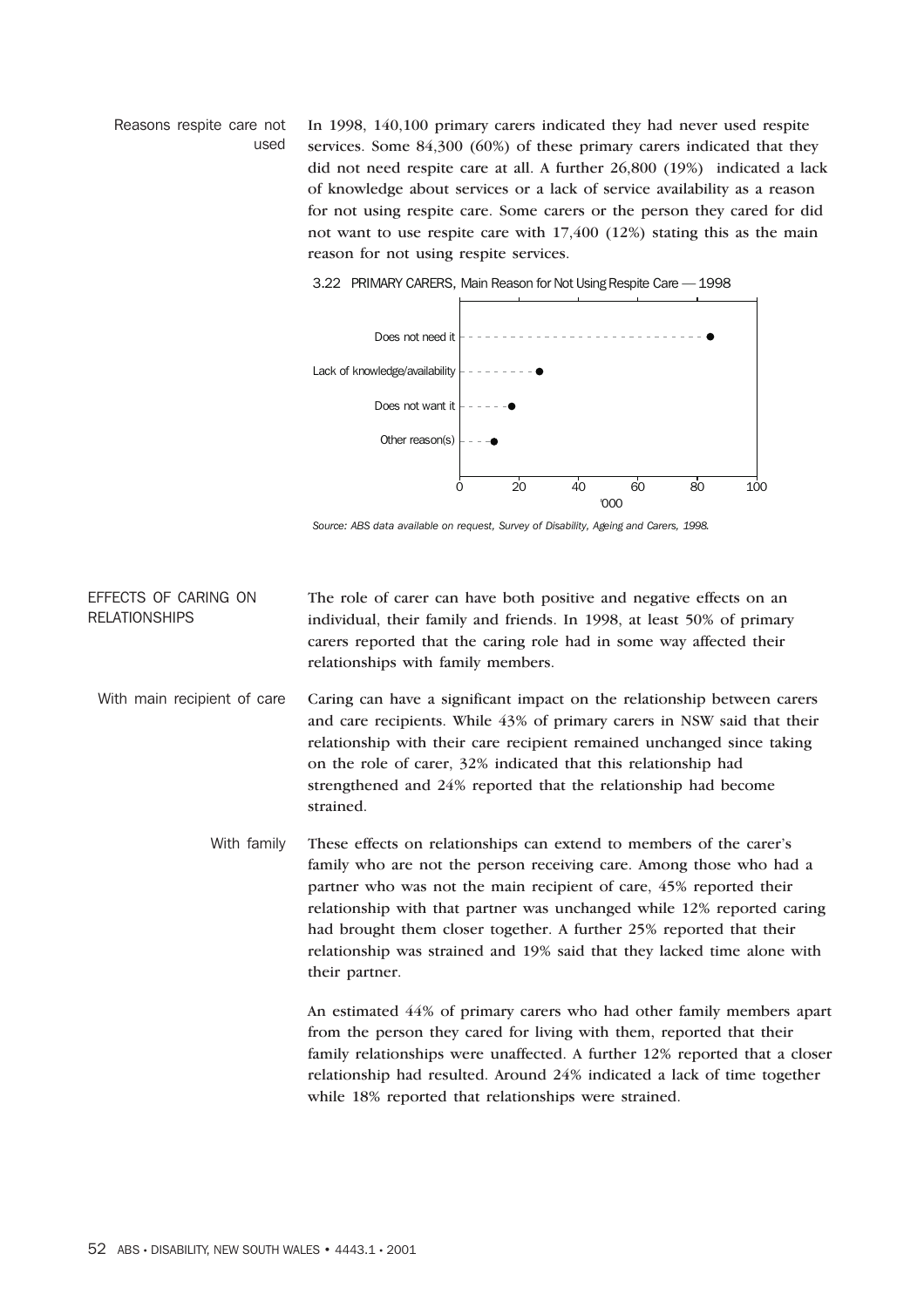### Reasons respite care not used

In 1998, 140,100 primary carers indicated they had never used respite services. Some 84,300 (60%) of these primary carers indicated that they did not need respite care at all. A further 26,800 (19%) indicated a lack of knowledge about services or a lack of service availability as a reason for not using respite care. Some carers or the person they cared for did not want to use respite care with 17,400 (12%) stating this as the main reason for not using respite services.

3.22 PRIMARY CARERS, Main Reason for Not Using Respite Care — 1998

| Reason | '000 |
|---|---|
| Does not need it | 84.3 |
| Lack of knowledge/availability | 26.8 |
| Does not want it | 17.4 |
| Other reason(s) | 11.6 |

*Source: ABS data available on request, Survey of Disability, Ageing and Carers, 1998.*

## EFFECTS OF CARING ON RELATIONSHIPS

The role of carer can have both positive and negative effects on an individual, their family and friends. In 1998, at least 50% of primary carers reported that the caring role had in some way affected their relationships with family members.

### With main recipient of care

Caring can have a significant impact on the relationship between carers and care recipients. While 43% of primary carers in NSW said that their relationship with their care recipient remained unchanged since taking on the role of carer, 32% indicated that this relationship had strengthened and 24% reported that the relationship had become strained.

### With family

These effects on relationships can extend to members of the carer's family who are not the person receiving care. Among those who had a partner who was not the main recipient of care, 45% reported their relationship with that partner was unchanged while 12% reported caring had brought them closer together. A further 25% reported that their relationship was strained and 19% said that they lacked time alone with their partner.

An estimated 44% of primary carers who had other family members apart from the person they cared for living with them, reported that their family relationships were unaffected. A further 12% reported that a closer relationship had resulted. Around 24% indicated a lack of time together while 18% reported that relationships were strained.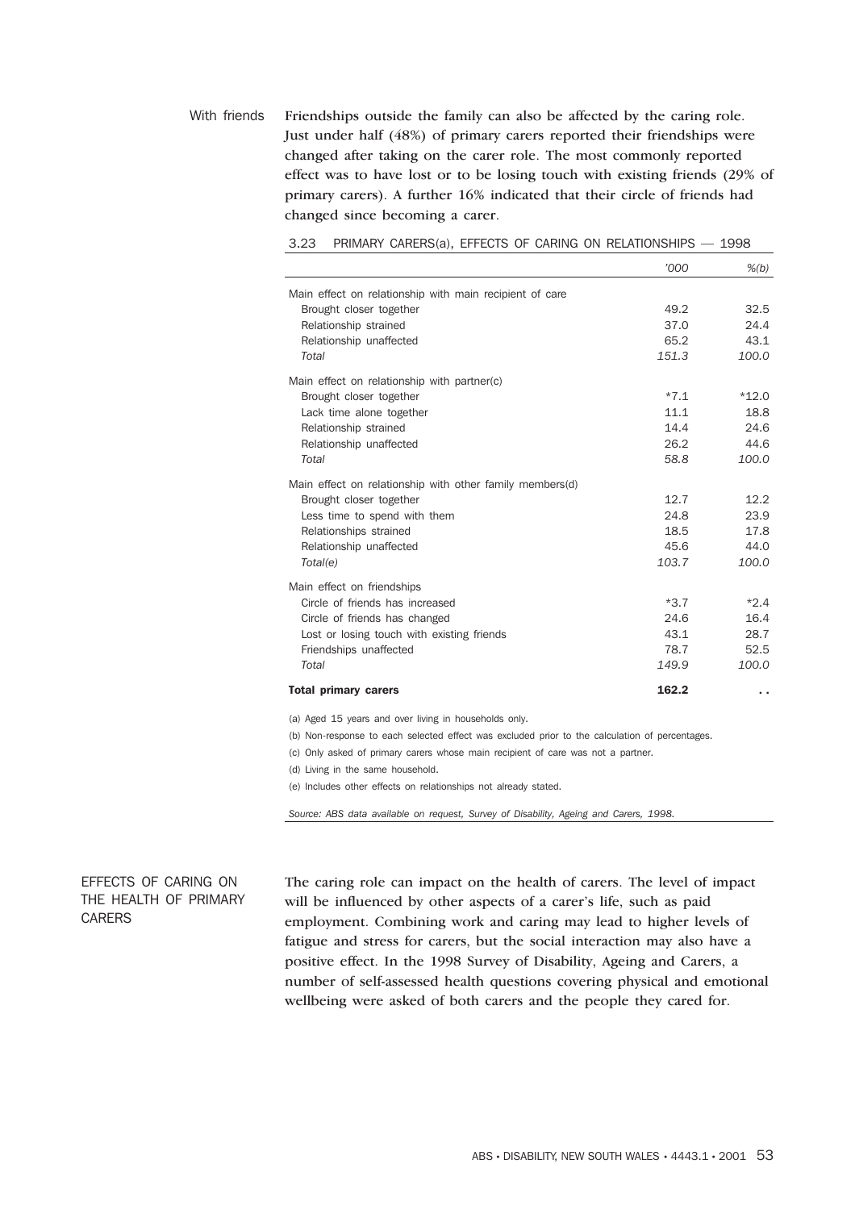#### With friends

Friendships outside the family can also be affected by the caring role. Just under half (48%) of primary carers reported their friendships were changed after taking on the carer role. The most commonly reported effect was to have lost or to be losing touch with existing friends (29% of primary carers). A further 16% indicated that their circle of friends had changed since becoming a carer.

3.23 PRIMARY CARERS(a), EFFECTS OF CARING ON RELATIONSHIPS — 1998

| | '000 | %(b) |
|---|---|---|
| Main effect on relationship with main recipient of care | | |
| Brought closer together | 49.2 | 32.5 |
| Relationship strained | 37.0 | 24.4 |
| Relationship unaffected | 65.2 | 43.1 |
| *Total* | *151.3* | *100.0* |
| Main effect on relationship with partner(c) | | |
| Brought closer together | *7.1 | *12.0 |
| Lack time alone together | 11.1 | 18.8 |
| Relationship strained | 14.4 | 24.6 |
| Relationship unaffected | 26.2 | 44.6 |
| *Total* | *58.8* | *100.0* |
| Main effect on relationship with other family members(d) | | |
| Brought closer together | 12.7 | 12.2 |
| Less time to spend with them | 24.8 | 23.9 |
| Relationships strained | 18.5 | 17.8 |
| Relationship unaffected | 45.6 | 44.0 |
| *Total(e)* | *103.7* | *100.0* |
| Main effect on friendships | | |
| Circle of friends has increased | *3.7 | *2.4 |
| Circle of friends has changed | 24.6 | 16.4 |
| Lost or losing touch with existing friends | 43.1 | 28.7 |
| Friendships unaffected | 78.7 | 52.5 |
| *Total* | *149.9* | *100.0* |
| **Total primary carers** | **162.2** | .. |

(a) Aged 15 years and over living in households only.

(b) Non-response to each selected effect was excluded prior to the calculation of percentages.

(c) Only asked of primary carers whose main recipient of care was not a partner.

(d) Living in the same household.

(e) Includes other effects on relationships not already stated.

*Source: ABS data available on request, Survey of Disability, Ageing and Carers, 1998.*

## EFFECTS OF CARING ON THE HEALTH OF PRIMARY CARERS

The caring role can impact on the health of carers. The level of impact will be influenced by other aspects of a carer's life, such as paid employment. Combining work and caring may lead to higher levels of fatigue and stress for carers, but the social interaction may also have a positive effect. In the 1998 Survey of Disability, Ageing and Carers, a number of self-assessed health questions covering physical and emotional wellbeing were asked of both carers and the people they cared for.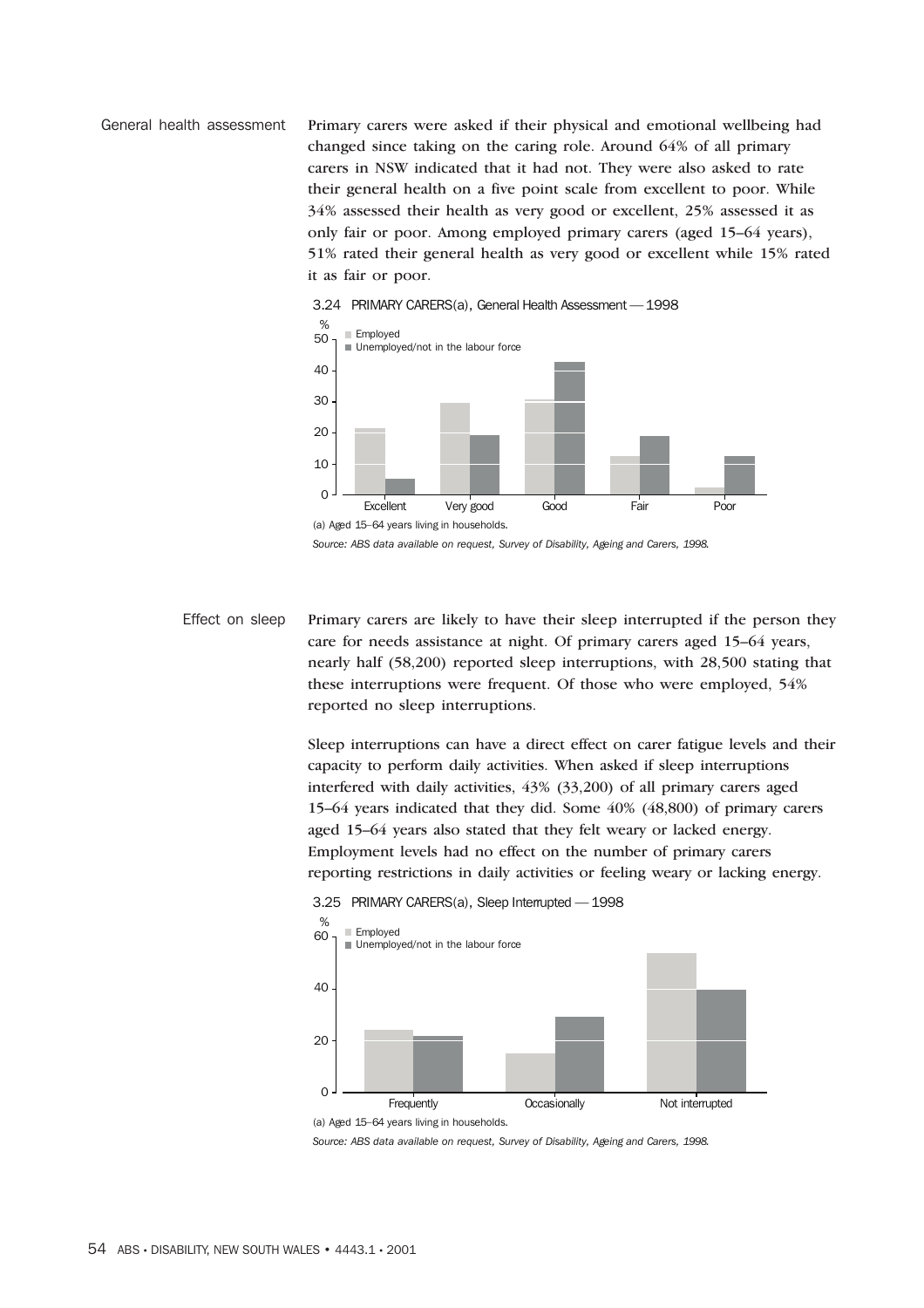## General health assessment

Primary carers were asked if their physical and emotional wellbeing had changed since taking on the caring role. Around 64% of all primary carers in NSW indicated that it had not. They were also asked to rate their general health on a five point scale from excellent to poor. While 34% assessed their health as very good or excellent, 25% assessed it as only fair or poor. Among employed primary carers (aged 15–64 years), 51% rated their general health as very good or excellent while 15% rated it as fair or poor.

3.24 PRIMARY CARERS(a), General Health Assessment — 1998

(a) Aged 15–64 years living in households.

*Source: ABS data available on request, Survey of Disability, Ageing and Carers, 1998.*

## Effect on sleep

Primary carers are likely to have their sleep interrupted if the person they care for needs assistance at night. Of primary carers aged 15–64 years, nearly half (58,200) reported sleep interruptions, with 28,500 stating that these interruptions were frequent. Of those who were employed, 54% reported no sleep interruptions.

Sleep interruptions can have a direct effect on carer fatigue levels and their capacity to perform daily activities. When asked if sleep interruptions interfered with daily activities, 43% (33,200) of all primary carers aged 15–64 years indicated that they did. Some 40% (48,800) of primary carers aged 15–64 years also stated that they felt weary or lacked energy. Employment levels had no effect on the number of primary carers reporting restrictions in daily activities or feeling weary or lacking energy.

3.25 PRIMARY CARERS(a), Sleep Interrupted — 1998

(a) Aged 15–64 years living in households.

*Source: ABS data available on request, Survey of Disability, Ageing and Carers, 1998.*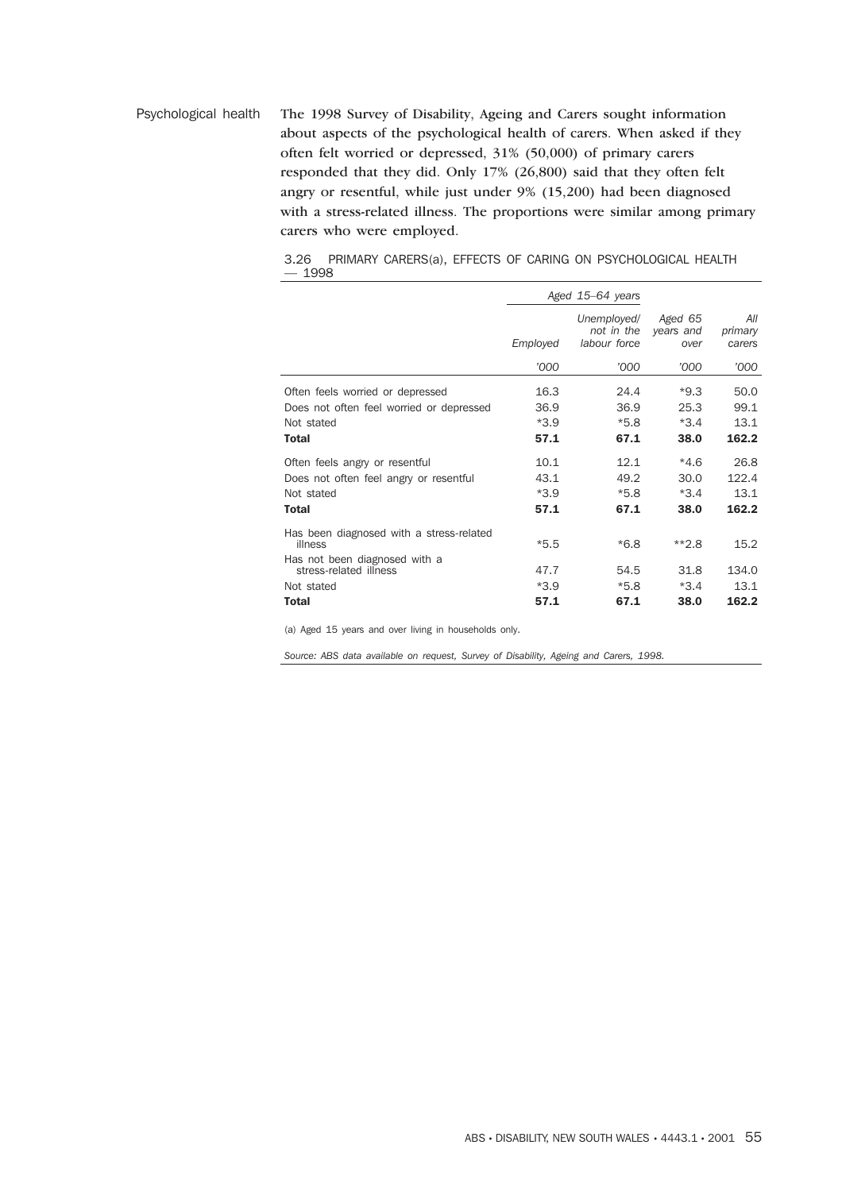## Psychological health

The 1998 Survey of Disability, Ageing and Carers sought information about aspects of the psychological health of carers. When asked if they often felt worried or depressed, 31% (50,000) of primary carers responded that they did. Only 17% (26,800) said that they often felt angry or resentful, while just under 9% (15,200) had been diagnosed with a stress-related illness. The proportions were similar among primary carers who were employed.

3.26 PRIMARY CAREERS(a), EFFECTS OF CARING ON PSYCHOLOGICAL HEALTH — 1998

| | *Aged 15–64 years* | | | |
|---|---|---|---|---|
| | *Employed* | *Unemployed/ not in the labour force* | *Aged 65 years and over* | *All primary carers* |
| | *'000* | *'000* | *'000* | *'000* |
| Often feels worried or depressed | 16.3 | 24.4 | *9.3 | 50.0 |
| Does not often feel worried or depressed | 36.9 | 36.9 | 25.3 | 99.1 |
| Not stated | *3.9 | *5.8 | *3.4 | 13.1 |
| **Total** | **57.1** | **67.1** | **38.0** | **162.2** |
| Often feels angry or resentful | 10.1 | 12.1 | *4.6 | 26.8 |
| Does not often feel angry or resentful | 43.1 | 49.2 | 30.0 | 122.4 |
| Not stated | *3.9 | *5.8 | *3.4 | 13.1 |
| **Total** | **57.1** | **67.1** | **38.0** | **162.2** |
| Has been diagnosed with a stress-related illness | *5.5 | *6.8 | **2.8 | 15.2 |
| Has not been diagnosed with a stress-related illness | 47.7 | 54.5 | 31.8 | 134.0 |
| Not stated | *3.9 | *5.8 | *3.4 | 13.1 |
| **Total** | **57.1** | **67.1** | **38.0** | **162.2** |

(a) Aged 15 years and over living in households only.

*Source: ABS data available on request, Survey of Disability, Ageing and Carers, 1998.*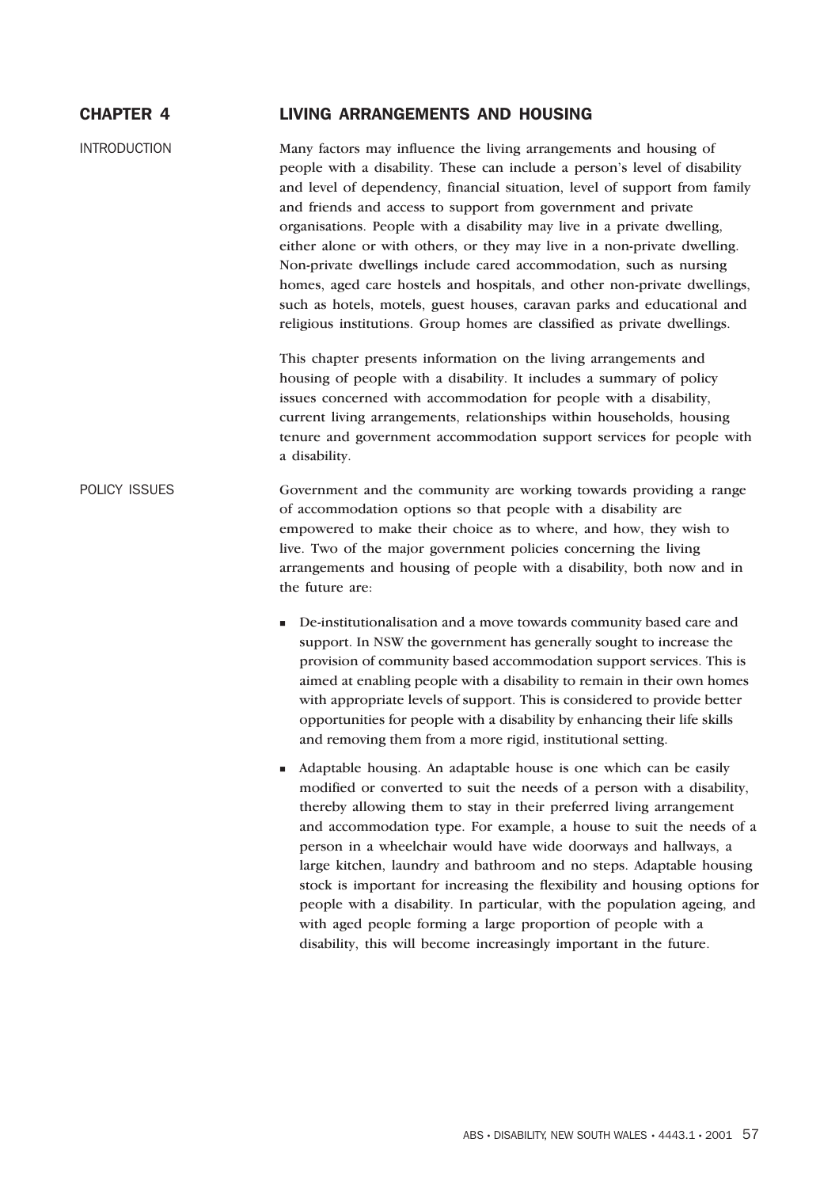# CHAPTER 4 LIVING ARRANGEMENTS AND HOUSING

## INTRODUCTION

Many factors may influence the living arrangements and housing of people with a disability. These can include a person's level of disability and level of dependency, financial situation, level of support from family and friends and access to support from government and private organisations. People with a disability may live in a private dwelling, either alone or with others, or they may live in a non-private dwelling. Non-private dwellings include cared accommodation, such as nursing homes, aged care hostels and hospitals, and other non-private dwellings, such as hotels, motels, guest houses, caravan parks and educational and religious institutions. Group homes are classified as private dwellings.

This chapter presents information on the living arrangements and housing of people with a disability. It includes a summary of policy issues concerned with accommodation for people with a disability, current living arrangements, relationships within households, housing tenure and government accommodation support services for people with a disability.

## POLICY ISSUES

Government and the community are working towards providing a range of accommodation options so that people with a disability are empowered to make their choice as to where, and how, they wish to live. Two of the major government policies concerning the living arrangements and housing of people with a disability, both now and in the future are:

- De-institutionalisation and a move towards community based care and support. In NSW the government has generally sought to increase the provision of community based accommodation support services. This is aimed at enabling people with a disability to remain in their own homes with appropriate levels of support. This is considered to provide better opportunities for people with a disability by enhancing their life skills and removing them from a more rigid, institutional setting.
- Adaptable housing. An adaptable house is one which can be easily modified or converted to suit the needs of a person with a disability, thereby allowing them to stay in their preferred living arrangement and accommodation type. For example, a house to suit the needs of a person in a wheelchair would have wide doorways and hallways, a large kitchen, laundry and bathroom and no steps. Adaptable housing stock is important for increasing the flexibility and housing options for people with a disability. In particular, with the population ageing, and with aged people forming a large proportion of people with a disability, this will become increasingly important in the future.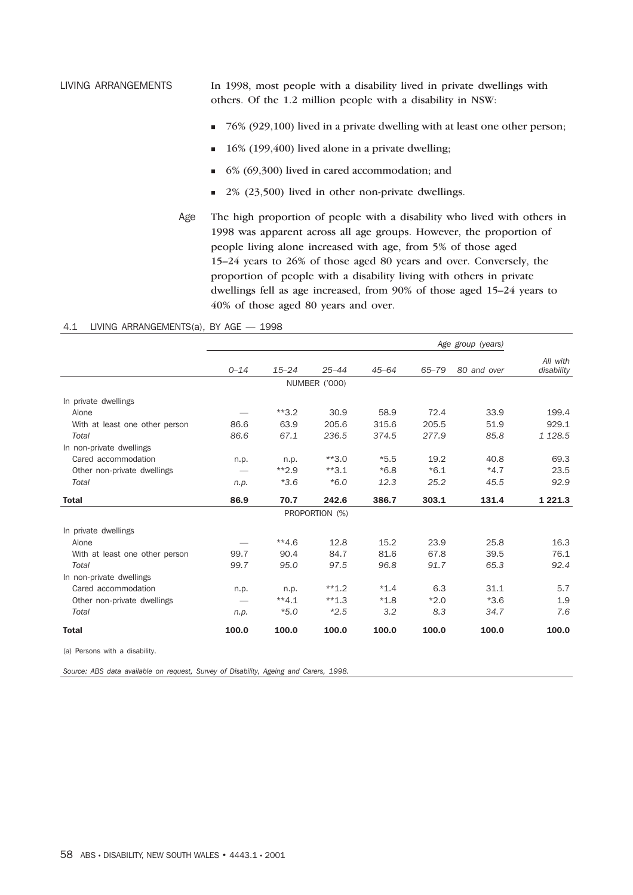## LIVING ARRANGEMENTS

In 1998, most people with a disability lived in private dwellings with others. Of the 1.2 million people with a disability in NSW:

- 76% (929,100) lived in a private dwelling with at least one other person;
- 16% (199,400) lived alone in a private dwelling;
- 6% (69,300) lived in cared accommodation; and
- 2% (23,500) lived in other non-private dwellings.

### Age

The high proportion of people with a disability who lived with others in 1998 was apparent across all age groups. However, the proportion of people living alone increased with age, from 5% of those aged 15–24 years to 26% of those aged 80 years and over. Conversely, the proportion of people with a disability living with others in private dwellings fell as age increased, from 90% of those aged 15–24 years to 40% of those aged 80 years and over.

#### 4.1 LIVING ARRANGEMENTS(a), BY AGE — 1998

| | Age group (years) | | | | | | |
|---|---|---|---|---|---|---|---|
| | *0–14* | *15–24* | *25–44* | *45–64* | *65–79* | *80 and over* | *All with disability* |
| | | | NUMBER ('000) | | | | |
| In private dwellings | | | | | | | |
| Alone | — | **3.2 | 30.9 | 58.9 | 72.4 | 33.9 | 199.4 |
| With at least one other person | 86.6 | 63.9 | 205.6 | 315.6 | 205.5 | 51.9 | 929.1 |
| *Total* | *86.6* | *67.1* | *236.5* | *374.5* | *277.9* | *85.8* | *1 128.5* |
| In non-private dwellings | | | | | | | |
| Cared accommodation | n.p. | n.p. | **3.0 | *5.5 | 19.2 | 40.8 | 69.3 |
| Other non-private dwellings | — | **2.9 | **3.1 | *6.8 | *6.1 | *4.7 | 23.5 |
| *Total* | *n.p.* | *3.6 | *6.0 | *12.3* | *25.2* | *45.5* | *92.9* |
| **Total** | **86.9** | **70.7** | **242.6** | **386.7** | **303.1** | **131.4** | **1 221.3** |
| | | | PROPORTION (%) | | | | |
| In private dwellings | | | | | | | |
| Alone | — | **4.6 | 12.8 | 15.2 | 23.9 | 25.8 | 16.3 |
| With at least one other person | 99.7 | 90.4 | 84.7 | 81.6 | 67.8 | 39.5 | 76.1 |
| *Total* | *99.7* | *95.0* | *97.5* | *96.8* | *91.7* | *65.3* | *92.4* |
| In non-private dwellings | | | | | | | |
| Cared accommodation | n.p. | n.p. | **1.2 | *1.4 | 6.3 | 31.1 | 5.7 |
| Other non-private dwellings | — | **4.1 | **1.3 | *1.8 | *2.0 | *3.6 | 1.9 |
| *Total* | *n.p.* | *5.0 | *2.5 | *3.2* | *8.3* | *34.7* | *7.6* |
| **Total** | **100.0** | **100.0** | **100.0** | **100.0** | **100.0** | **100.0** | **100.0** |

(a) Persons with a disability.

*Source: ABS data available on request, Survey of Disability, Ageing and Carers, 1998.*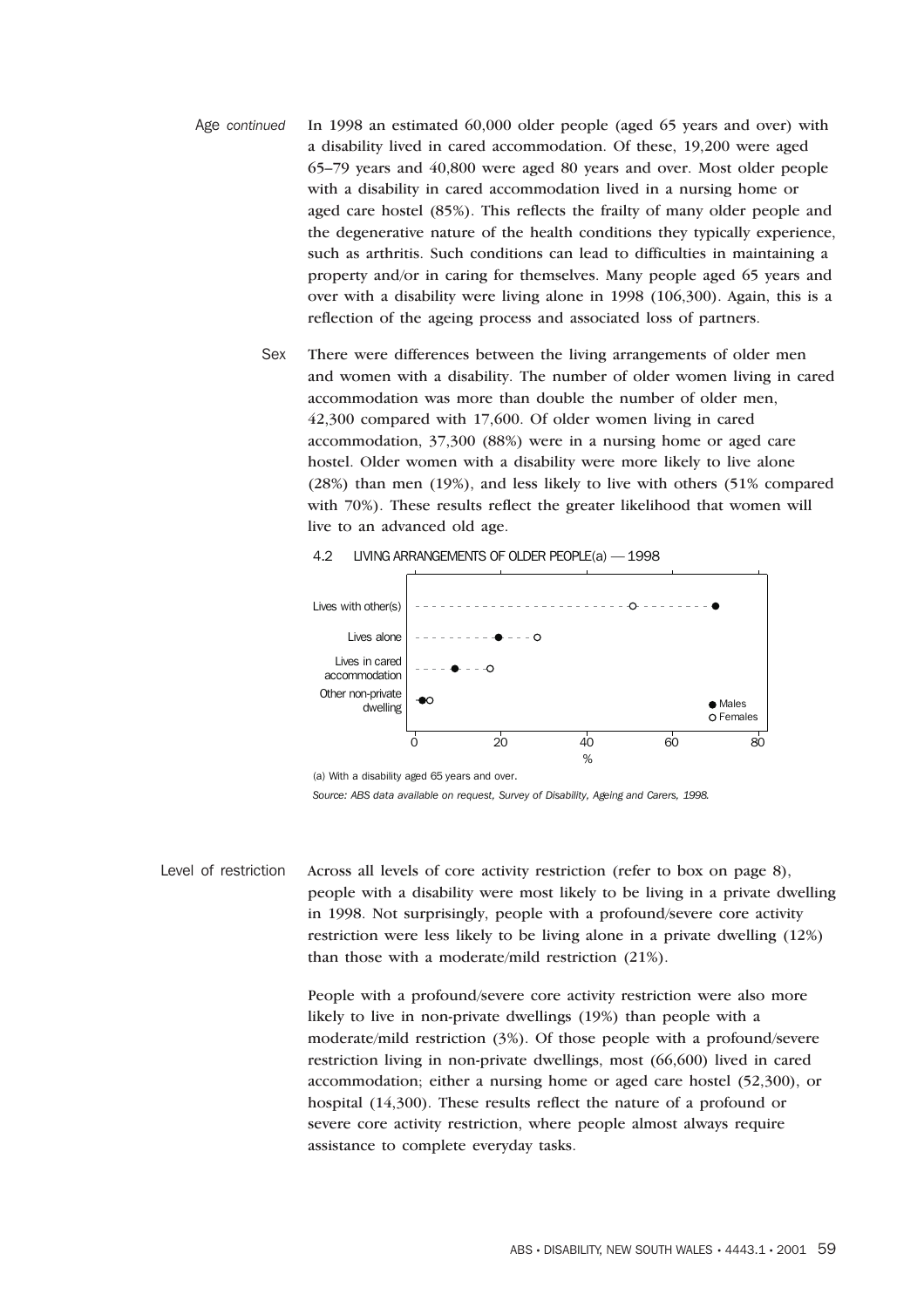**Age** *continued*

In 1998 an estimated 60,000 older people (aged 65 years and over) with a disability lived in cared accommodation. Of these, 19,200 were aged 65–79 years and 40,800 were aged 80 years and over. Most older people with a disability in cared accommodation lived in a nursing home or aged care hostel (85%). This reflects the frailty of many older people and the degenerative nature of the health conditions they typically experience, such as arthritis. Such conditions can lead to difficulties in maintaining a property and/or in caring for themselves. Many people aged 65 years and over with a disability were living alone in 1998 (106,300). Again, this is a reflection of the ageing process and associated loss of partners.

**Sex**

There were differences between the living arrangements of older men and women with a disability. The number of older women living in cared accommodation was more than double the number of older men, 42,300 compared with 17,600. Of older women living in cared accommodation, 37,300 (88%) were in a nursing home or aged care hostel. Older women with a disability were more likely to live alone (28%) than men (19%), and less likely to live with others (51% compared with 70%). These results reflect the greater likelihood that women will live to an advanced old age.

4.2 LIVING ARRANGEMENTS OF OLDER PEOPLE(a) — 1998

(a) With a disability aged 65 years and over.

*Source: ABS data available on request, Survey of Disability, Ageing and Carers, 1998.*

**Level of restriction**

Across all levels of core activity restriction (refer to box on page 8), people with a disability were most likely to be living in a private dwelling in 1998. Not surprisingly, people with a profound/severe core activity restriction were less likely to be living alone in a private dwelling (12%) than those with a moderate/mild restriction (21%).

People with a profound/severe core activity restriction were also more likely to live in non-private dwellings (19%) than people with a moderate/mild restriction (3%). Of those people with a profound/severe restriction living in non-private dwellings, most (66,600) lived in cared accommodation; either a nursing home or aged care hostel (52,300), or hospital (14,300). These results reflect the nature of a profound or severe core activity restriction, where people almost always require assistance to complete everyday tasks.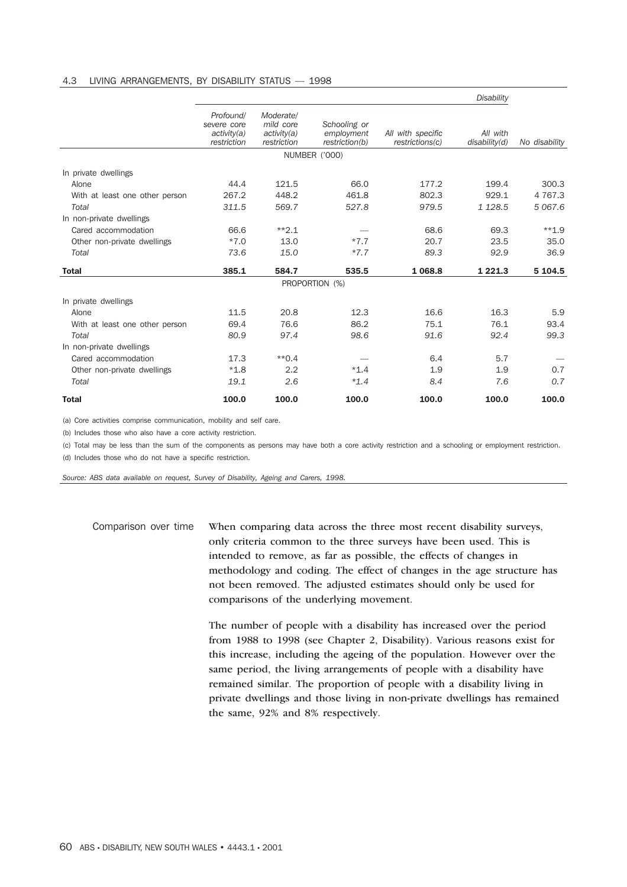4.3 LIVING ARRANGEMENTS, BY DISABILITY STATUS — 1998

| | Disability | | | | | |
|---|---|---|---|---|---|---|
| | *Profound/ severe core activity(a) restriction* | *Moderate/ mild core activity(a) restriction* | *Schooling or employment restriction(b)* | *All with specific restrictions(c)* | *All with disability(d)* | *No disability* |
| | NUMBER ('000) | | | | | |
| In private dwellings | | | | | | |
| Alone | 44.4 | 121.5 | 66.0 | 177.2 | 199.4 | 300.3 |
| With at least one other person | 267.2 | 448.2 | 461.8 | 802.3 | 929.1 | 4 767.3 |
| *Total* | *311.5* | *569.7* | *527.8* | *979.5* | *1 128.5* | *5 067.6* |
| In non-private dwellings | | | | | | |
| Cared accommodation | 66.6 | **2.1 | — | 68.6 | 69.3 | **1.9 |
| Other non-private dwellings | *7.0 | 13.0 | *7.7 | 20.7 | 23.5 | 35.0 |
| *Total* | *73.6* | *15.0* | **7.7* | *89.3* | *92.9* | *36.9* |
| **Total** | **385.1** | **584.7** | **535.5** | **1 068.8** | **1 221.3** | **5 104.5** |
| | PROPORTION (%) | | | | | |
| In private dwellings | | | | | | |
| Alone | 11.5 | 20.8 | 12.3 | 16.6 | 16.3 | 5.9 |
| With at least one other person | 69.4 | 76.6 | 86.2 | 75.1 | 76.1 | 93.4 |
| *Total* | *80.9* | *97.4* | *98.6* | *91.6* | *92.4* | *99.3* |
| In non-private dwellings | | | | | | |
| Cared accommodation | 17.3 | **0.4 | — | 6.4 | 5.7 | — |
| Other non-private dwellings | *1.8 | 2.2 | *1.4 | 1.9 | 1.9 | 0.7 |
| *Total* | *19.1* | *2.6* | **1.4* | *8.4* | *7.6* | *0.7* |
| **Total** | **100.0** | **100.0** | **100.0** | **100.0** | **100.0** | **100.0** |

(a) Core activities comprise communication, mobility and self care.

(b) Includes those who also have a core activity restriction.

(c) Total may be less than the sum of the components as persons may have both a core activity restriction and a schooling or employment restriction.

(d) Includes those who do not have a specific restriction.

*Source: ABS data available on request, Survey of Disability, Ageing and Carers, 1998.*

## Comparison over time

When comparing data across the three most recent disability surveys, only criteria common to the three surveys have been used. This is intended to remove, as far as possible, the effects of changes in methodology and coding. The effect of changes in the age structure has not been removed. The adjusted estimates should only be used for comparisons of the underlying movement.

The number of people with a disability has increased over the period from 1988 to 1998 (see Chapter 2, Disability). Various reasons exist for this increase, including the ageing of the population. However over the same period, the living arrangements of people with a disability have remained similar. The proportion of people with a disability living in private dwellings and those living in non-private dwellings has remained the same, 92% and 8% respectively.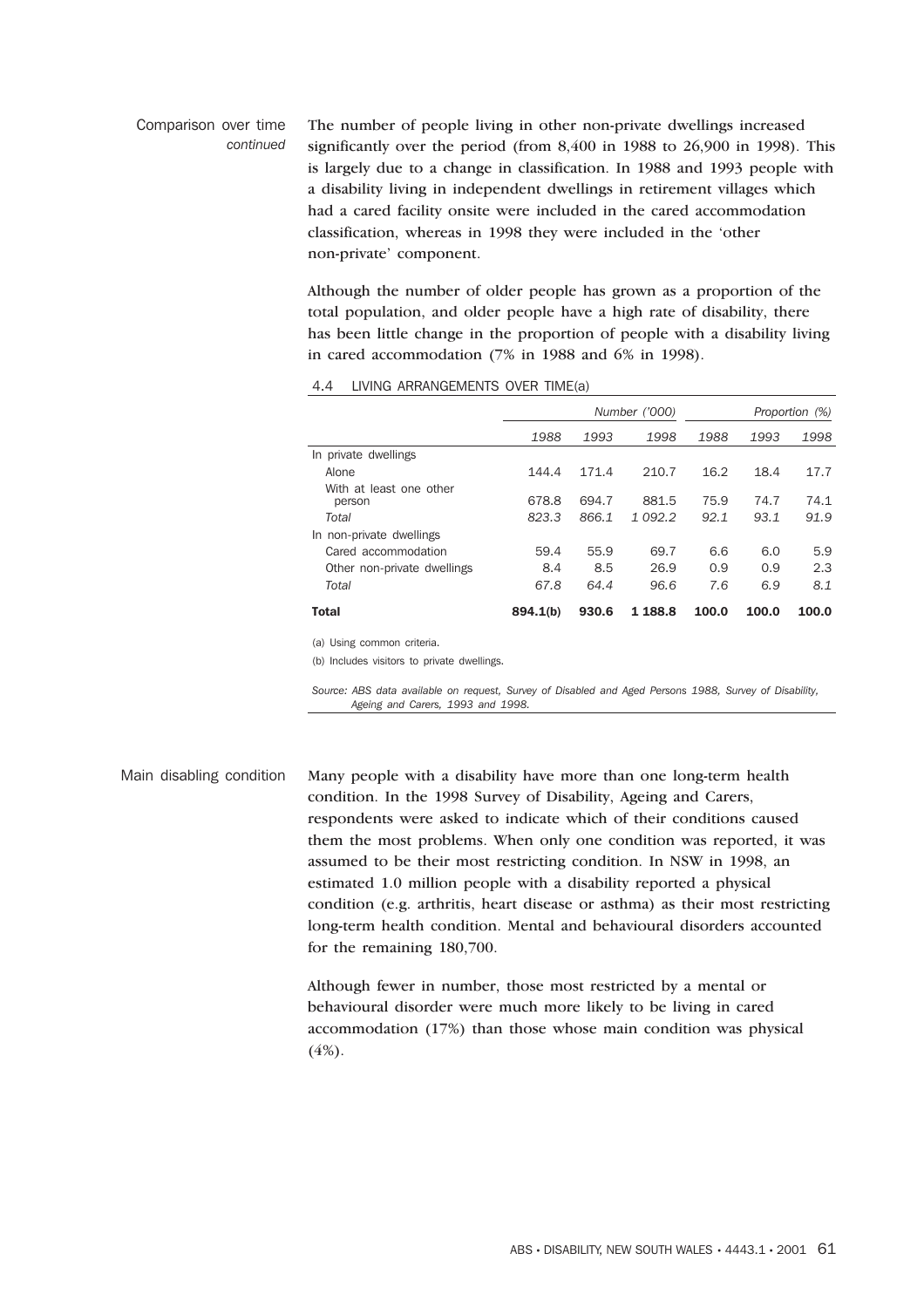### Comparison over time *continued*

The number of people living in other non-private dwellings increased significantly over the period (from 8,400 in 1988 to 26,900 in 1998). This is largely due to a change in classification. In 1988 and 1993 people with a disability living in independent dwellings in retirement villages which had a cared facility onsite were included in the cared accommodation classification, whereas in 1998 they were included in the 'other non-private' component.

Although the number of older people has grown as a proportion of the total population, and older people have a high rate of disability, there has been little change in the proportion of people with a disability living in cared accommodation (7% in 1988 and 6% in 1998).

4.4 LIVING ARRANGEMENTS OVER TIME(a)

| | *Number ('000)* | | | *Proportion (%)* | | |
|---|---|---|---|---|---|---|
| | *1988* | *1993* | *1998* | *1988* | *1993* | *1998* |
| In private dwellings | | | | | | |
| Alone | 144.4 | 171.4 | 210.7 | 16.2 | 18.4 | 17.7 |
| With at least one other person | 678.8 | 694.7 | 881.5 | 75.9 | 74.7 | 74.1 |
| *Total* | *823.3* | *866.1* | *1 092.2* | *92.1* | *93.1* | *91.9* |
| In non-private dwellings | | | | | | |
| Cared accommodation | 59.4 | 55.9 | 69.7 | 6.6 | 6.0 | 5.9 |
| Other non-private dwellings | 8.4 | 8.5 | 26.9 | 0.9 | 0.9 | 2.3 |
| *Total* | *67.8* | *64.4* | *96.6* | *7.6* | *6.9* | *8.1* |
| **Total** | **894.1(b)** | **930.6** | **1 188.8** | **100.0** | **100.0** | **100.0** |

(a) Using common criteria.

(b) Includes visitors to private dwellings.

*Source: ABS data available on request, Survey of Disabled and Aged Persons 1988, Survey of Disability, Ageing and Carers, 1993 and 1998.*

### Main disabling condition

Many people with a disability have more than one long-term health condition. In the 1998 Survey of Disability, Ageing and Carers, respondents were asked to indicate which of their conditions caused them the most problems. When only one condition was reported, it was assumed to be their most restricting condition. In NSW in 1998, an estimated 1.0 million people with a disability reported a physical condition (e.g. arthritis, heart disease or asthma) as their most restricting long-term health condition. Mental and behavioural disorders accounted for the remaining 180,700.

Although fewer in number, those most restricted by a mental or behavioural disorder were much more likely to be living in cared accommodation (17%) than those whose main condition was physical (4%).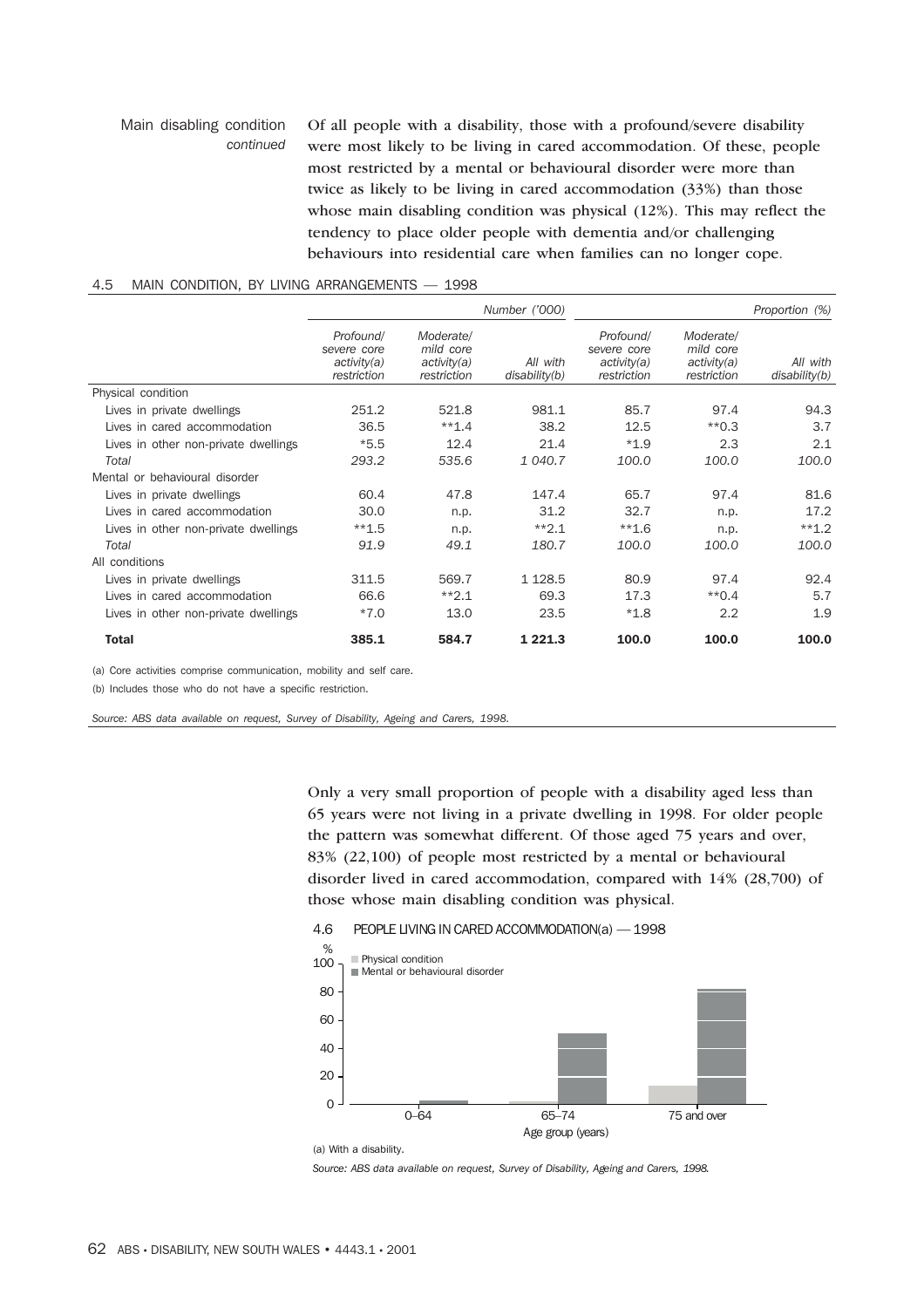Main disabling condition *continued*

Of all people with a disability, those with a profound/severe disability were most likely to be living in cared accommodation. Of these, people most restricted by a mental or behavioural disorder were more than twice as likely to be living in cared accommodation (33%) than those whose main disabling condition was physical (12%). This may reflect the tendency to place older people with dementia and/or challenging behaviours into residential care when families can no longer cope.

4.5 MAIN CONDITION, BY LIVING ARRANGEMENTS — 1998

| | Number ('000) | | | Proportion (%) | | |
|---|---|---|---|---|---|---|
| | *Profound/ severe core activity(a) restriction* | *Moderate/ mild core activity(a) restriction* | *All with disability(b)* | *Profound/ severe core activity(a) restriction* | *Moderate/ mild core activity(a) restriction* | *All with disability(b)* |
| Physical condition | | | | | | |
| Lives in private dwellings | 251.2 | 521.8 | 981.1 | 85.7 | 97.4 | 94.3 |
| Lives in cared accommodation | 36.5 | **1.4 | 38.2 | 12.5 | **0.3 | 3.7 |
| Lives in other non-private dwellings | *5.5 | 12.4 | 21.4 | *1.9 | 2.3 | 2.1 |
| *Total* | *293.2* | *535.6* | *1 040.7* | *100.0* | *100.0* | *100.0* |
| Mental or behavioural disorder | | | | | | |
| Lives in private dwellings | 60.4 | 47.8 | 147.4 | 65.7 | 97.4 | 81.6 |
| Lives in cared accommodation | 30.0 | n.p. | 31.2 | 32.7 | n.p. | 17.2 |
| Lives in other non-private dwellings | **1.5 | n.p. | **2.1 | **1.6 | n.p. | **1.2 |
| *Total* | *91.9* | *49.1* | *180.7* | *100.0* | *100.0* | *100.0* |
| All conditions | | | | | | |
| Lives in private dwellings | 311.5 | 569.7 | 1 128.5 | 80.9 | 97.4 | 92.4 |
| Lives in cared accommodation | 66.6 | **2.1 | 69.3 | 17.3 | **0.4 | 5.7 |
| Lives in other non-private dwellings | *7.0 | 13.0 | 23.5 | *1.8 | 2.2 | 1.9 |
| **Total** | **385.1** | **584.7** | **1 221.3** | **100.0** | **100.0** | **100.0** |

(a) Core activities comprise communication, mobility and self care.

(b) Includes those who do not have a specific restriction.

*Source: ABS data available on request, Survey of Disability, Ageing and Carers, 1998.*

Only a very small proportion of people with a disability aged less than 65 years were not living in a private dwelling in 1998. For older people the pattern was somewhat different. Of those aged 75 years and over, 83% (22,100) of people most restricted by a mental or behavioural disorder lived in cared accommodation, compared with 14% (28,700) of those whose main disabling condition was physical.

4.6 PEOPLE LIVING IN CARED ACCOMMODATION(a) — 1998

(a) With a disability.

*Source: ABS data available on request, Survey of Disability, Ageing and Carers, 1998.*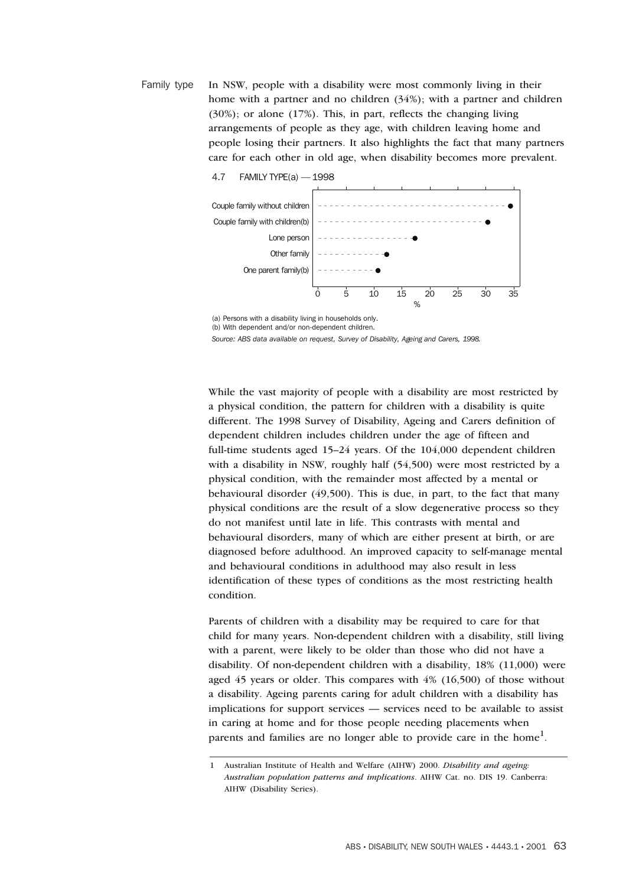**Family type**

In NSW, people with a disability were most commonly living in their home with a partner and no children (34%); with a partner and children (30%); or alone (17%). This, in part, reflects the changing living arrangements of people as they age, with children leaving home and people losing their partners. It also highlights the fact that many partners care for each other in old age, when disability becomes more prevalent.

4.7 FAMILY TYPE(a) — 1998

| Family type | % |
|---|---|
| Couple family without children | 34 |
| Couple family with children(b) | 30 |
| Lone person | 17 |
| Other family | 12 |
| One parent family(b) | 11 |

(a) Persons with a disability living in households only.
(b) With dependent and/or non-dependent children.
*Source: ABS data available on request, Survey of Disability, Ageing and Carers, 1998.*

While the vast majority of people with a disability are most restricted by a physical condition, the pattern for children with a disability is quite different. The 1998 Survey of Disability, Ageing and Carers definition of dependent children includes children under the age of fifteen and full-time students aged 15–24 years. Of the 104,000 dependent children with a disability in NSW, roughly half (54,500) were most restricted by a physical condition, with the remainder most affected by a mental or behavioural disorder (49,500). This is due, in part, to the fact that many physical conditions are the result of a slow degenerative process so they do not manifest until late in life. This contrasts with mental and behavioural disorders, many of which are either present at birth, or are diagnosed before adulthood. An improved capacity to self-manage mental and behavioural conditions in adulthood may also result in less identification of these types of conditions as the most restricting health condition.

Parents of children with a disability may be required to care for that child for many years. Non-dependent children with a disability, still living with a parent, were likely to be older than those who did not have a disability. Of non-dependent children with a disability, 18% (11,000) were aged 45 years or older. This compares with 4% (16,500) of those without a disability. Ageing parents caring for adult children with a disability has implications for support services — services need to be available to assist in caring at home and for those people needing placements when parents and families are no longer able to provide care in the home[1].

---

1 Australian Institute of Health and Welfare (AIHW) 2000. *Disability and ageing: Australian population patterns and implications*. AIHW Cat. no. DIS 19. Canberra: AIHW (Disability Series).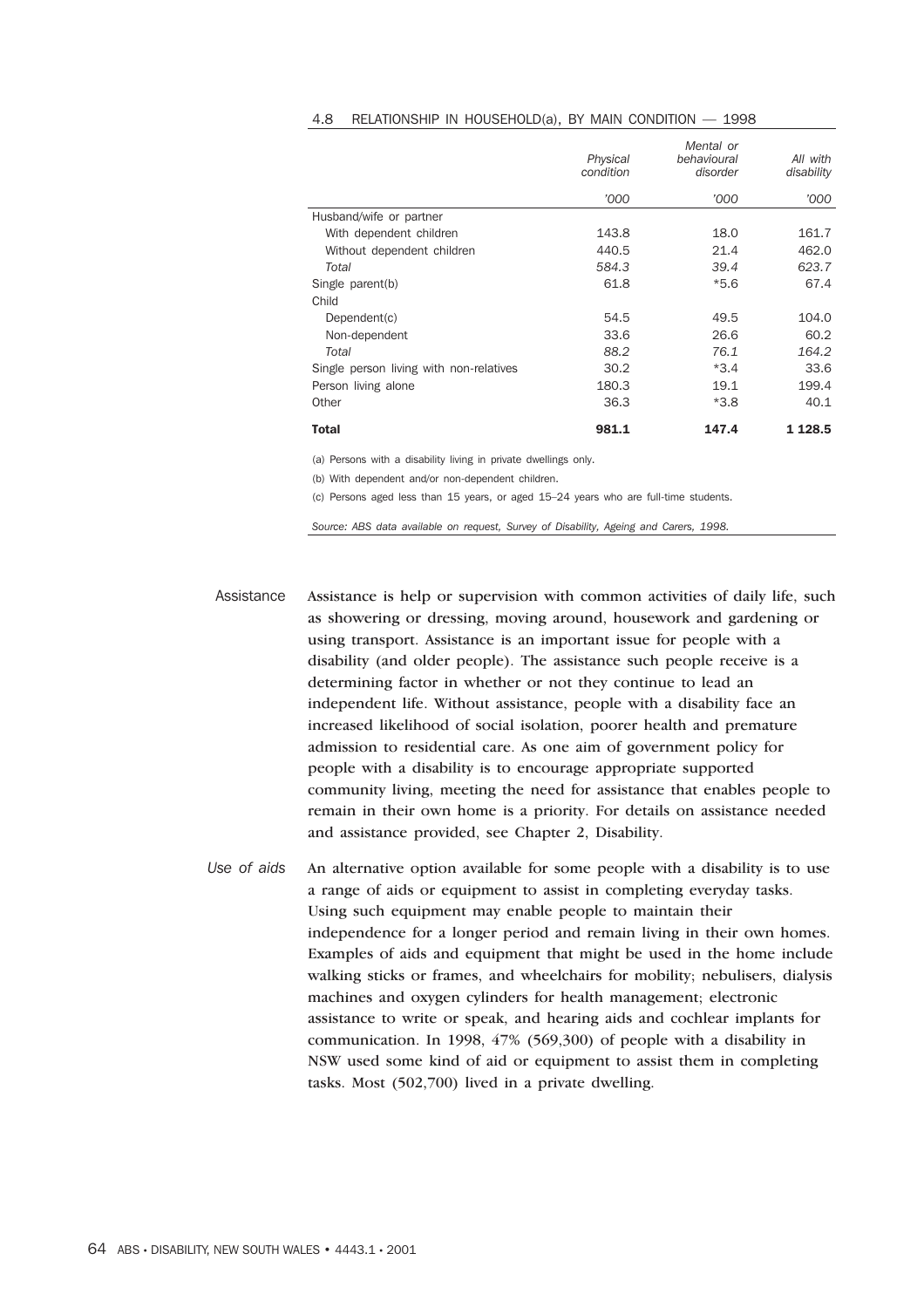4.8 RELATIONSHIP IN HOUSEHOLD(a), BY MAIN CONDITION — 1998

| | *Physical condition* | *Mental or behavioural disorder* | *All with disability* |
|---|---|---|---|
| | *'000* | *'000* | *'000* |
| Husband/wife or partner | | | |
| With dependent children | 143.8 | 18.0 | 161.7 |
| Without dependent children | 440.5 | 21.4 | 462.0 |
| *Total* | *584.3* | *39.4* | *623.7* |
| Single parent(b) | 61.8 | *5.6 | 67.4 |
| Child | | | |
| Dependent(c) | 54.5 | 49.5 | 104.0 |
| Non-dependent | 33.6 | 26.6 | 60.2 |
| *Total* | *88.2* | *76.1* | *164.2* |
| Single person living with non-relatives | 30.2 | *3.4 | 33.6 |
| Person living alone | 180.3 | 19.1 | 199.4 |
| Other | 36.3 | *3.8 | 40.1 |
| **Total** | **981.1** | **147.4** | **1 128.5** |

(a) Persons with a disability living in private dwellings only.

(b) With dependent and/or non-dependent children.

(c) Persons aged less than 15 years, or aged 15–24 years who are full-time students.

*Source: ABS data available on request, Survey of Disability, Ageing and Carers, 1998.*

## Assistance

Assistance is help or supervision with common activities of daily life, such as showering or dressing, moving around, housework and gardening or using transport. Assistance is an important issue for people with a disability (and older people). The assistance such people receive is a determining factor in whether or not they continue to lead an independent life. Without assistance, people with a disability face an increased likelihood of social isolation, poorer health and premature admission to residential care. As one aim of government policy for people with a disability is to encourage appropriate supported community living, meeting the need for assistance that enables people to remain in their own home is a priority. For details on assistance needed and assistance provided, see Chapter 2, Disability.

### *Use of aids*

An alternative option available for some people with a disability is to use a range of aids or equipment to assist in completing everyday tasks. Using such equipment may enable people to maintain their independence for a longer period and remain living in their own homes. Examples of aids and equipment that might be used in the home include walking sticks or frames, and wheelchairs for mobility; nebulisers, dialysis machines and oxygen cylinders for health management; electronic assistance to write or speak, and hearing aids and cochlear implants for communication. In 1998, 47% (569,300) of people with a disability in NSW used some kind of aid or equipment to assist them in completing tasks. Most (502,700) lived in a private dwelling.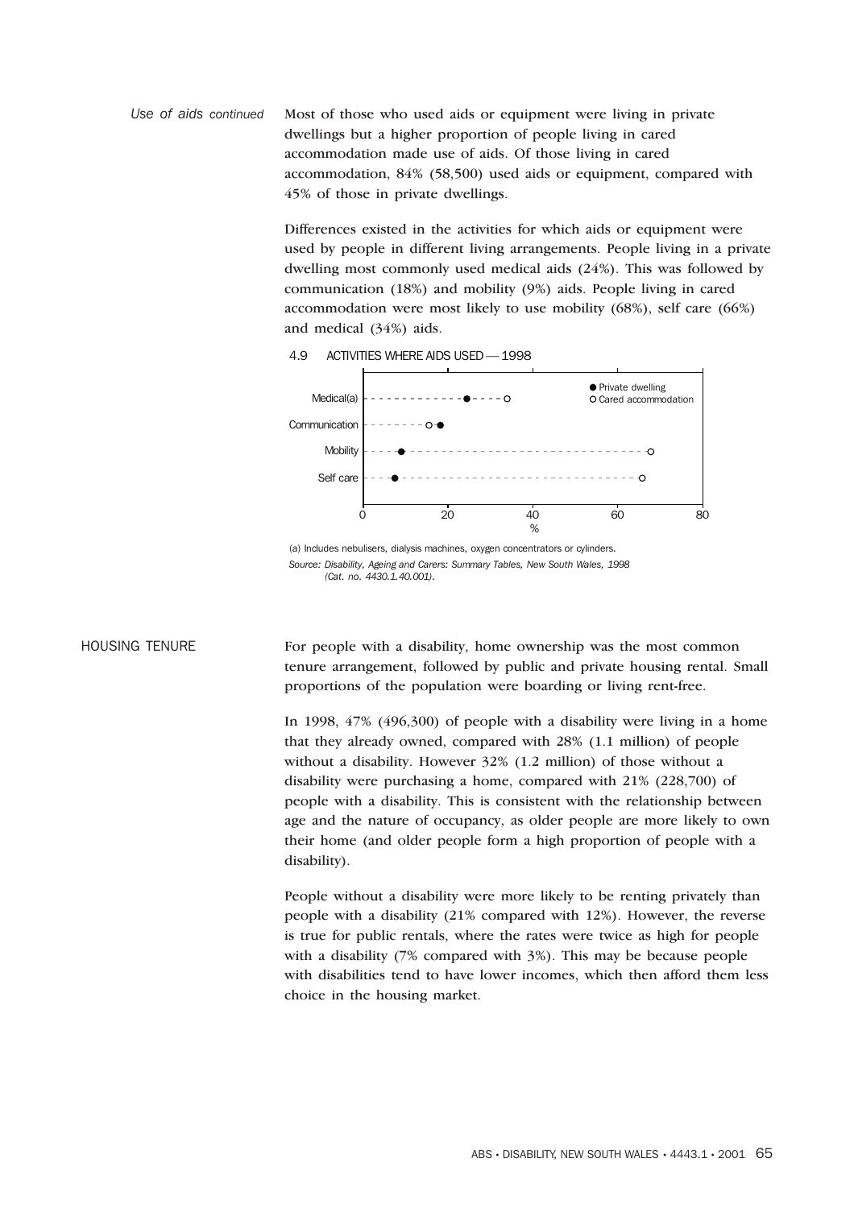*Use of aids continued*

Most of those who used aids or equipment were living in private dwellings but a higher proportion of people living in cared accommodation made use of aids. Of those living in cared accommodation, 84% (58,500) used aids or equipment, compared with 45% of those in private dwellings.

Differences existed in the activities for which aids or equipment were used by people in different living arrangements. People living in a private dwelling most commonly used medical aids (24%). This was followed by communication (18%) and mobility (9%) aids. People living in cared accommodation were most likely to use mobility (68%), self care (66%) and medical (34%) aids.

4.9 ACTIVITIES WHERE AIDS USED — 1998

| Activity | Private dwelling (%) | Cared accommodation (%) |
|---|---|---|
| Medical(a) | 24 | 34 |
| Communication | 18 | 15 |
| Mobility | 9 | 68 |
| Self care | 7 | 66 |

(a) Includes nebulisers, dialysis machines, oxygen concentrators or cylinders.

*Source: Disability, Ageing and Carers: Summary Tables, New South Wales, 1998 (Cat. no. 4430.1.40.001).*

## HOUSING TENURE

For people with a disability, home ownership was the most common tenure arrangement, followed by public and private housing rental. Small proportions of the population were boarding or living rent-free.

In 1998, 47% (496,300) of people with a disability were living in a home that they already owned, compared with 28% (1.1 million) of people without a disability. However 32% (1.2 million) of those without a disability were purchasing a home, compared with 21% (228,700) of people with a disability. This is consistent with the relationship between age and the nature of occupancy, as older people are more likely to own their home (and older people form a high proportion of people with a disability).

People without a disability were more likely to be renting privately than people with a disability (21% compared with 12%). However, the reverse is true for public rentals, where the rates were twice as high for people with a disability (7% compared with 3%). This may be because people with disabilities tend to have lower incomes, which then afford them less choice in the housing market.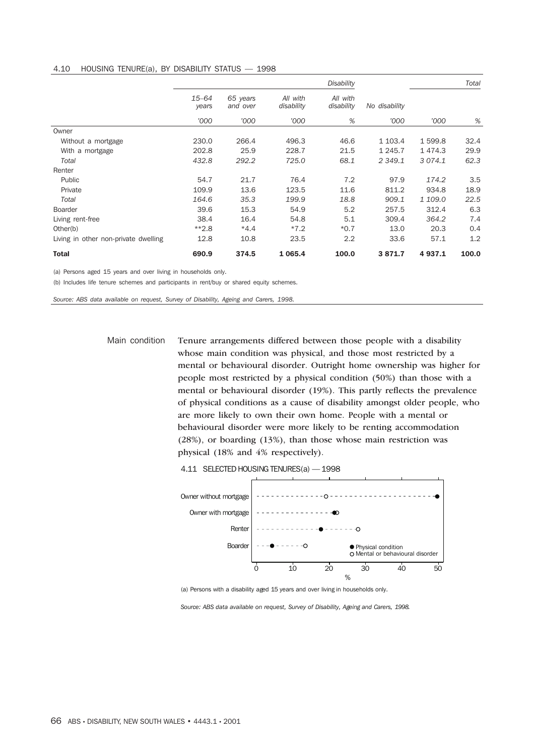4.10 HOUSING TENURE(a), BY DISABILITY STATUS — 1998

| | *Disability* | | | | | *Total* | |
|---|---|---|---|---|---|---|---|
| | *15–64 years* | *65 years and over* | *All with disability* | *All with disability* | *No disability* | | |
| | *'000* | *'000* | *'000* | *%* | *'000* | *'000* | *%* |
| Owner | | | | | | | |
| Without a mortgage | 230.0 | 266.4 | 496.3 | 46.6 | 1 103.4 | 1 599.8 | 32.4 |
| With a mortgage | 202.8 | 25.9 | 228.7 | 21.5 | 1 245.7 | 1 474.3 | 29.9 |
| *Total* | *432.8* | *292.2* | *725.0* | *68.1* | *2 349.1* | *3 074.1* | *62.3* |
| Renter | | | | | | | |
| Public | 54.7 | 21.7 | 76.4 | 7.2 | 97.9 | 174.2 | 3.5 |
| Private | 109.9 | 13.6 | 123.5 | 11.6 | 811.2 | 934.8 | 18.9 |
| *Total* | *164.6* | *35.3* | *199.9* | *18.8* | *909.1* | *1 109.0* | *22.5* |
| Boarder | 39.6 | 15.3 | 54.9 | 5.2 | 257.5 | 312.4 | 6.3 |
| Living rent-free | 38.4 | 16.4 | 54.8 | 5.1 | 309.4 | 364.2 | 7.4 |
| Other(b) | **2.8 | *4.4 | *7.2 | *0.7 | 13.0 | 20.3 | 0.4 |
| Living in other non-private dwelling | 12.8 | 10.8 | 23.5 | 2.2 | 33.6 | 57.1 | 1.2 |
| **Total** | **690.9** | **374.5** | **1 065.4** | **100.0** | **3 871.7** | **4 937.1** | **100.0** |

(a) Persons aged 15 years and over living in households only.

(b) Includes life tenure schemes and participants in rent/buy or shared equity schemes.

*Source: ABS data available on request, Survey of Disability, Ageing and Carers, 1998.*

## Main condition

Tenure arrangements differed between those people with a disability whose main condition was physical, and those most restricted by a mental or behavioural disorder. Outright home ownership was higher for people most restricted by a physical condition (50%) than those with a mental or behavioural disorder (19%). This partly reflects the prevalence of physical conditions as a cause of disability amongst older people, who are more likely to own their own home. People with a mental or behavioural disorder were more likely to be renting accommodation (28%), or boarding (13%), than those whose main restriction was physical (18% and 4% respectively).

4.11 SELECTED HOUSING TENURES(a) — 1998

| | Physical condition (%) | Mental or behavioural disorder (%) |
|---|---|---|
| Owner without mortgage | 50 | 19 |
| Owner with mortgage | 21 | 22 |
| Renter | 18 | 28 |
| Boarder | 4 | 13 |

(a) Persons with a disability aged 15 years and over living in households only.

*Source: ABS data available on request, Survey of Disability, Ageing and Carers, 1998.*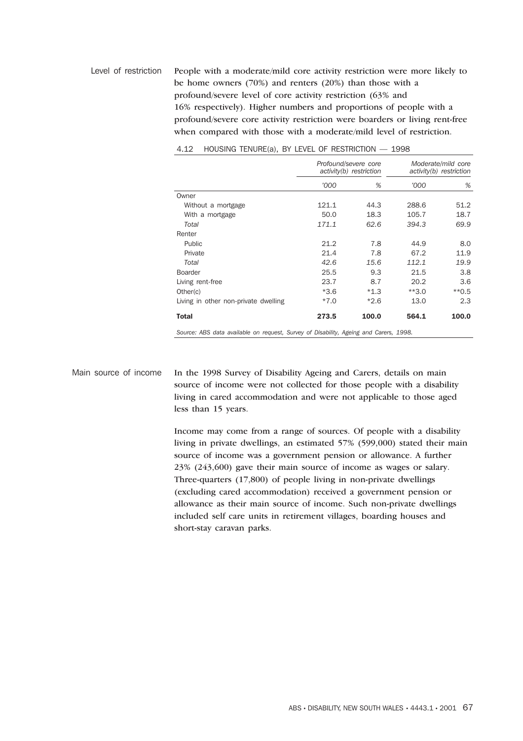### Level of restriction

People with a moderate/mild core activity restriction were more likely to be home owners (70%) and renters (20%) than those with a profound/severe level of core activity restriction (63% and 16% respectively). Higher numbers and proportions of people with a profound/severe core activity restriction were boarders or living rent-free when compared with those with a moderate/mild level of restriction.

4.12 HOUSING TENURE(a), BY LEVEL OF RESTRICTION — 1998

| | *Profound/severe core activity(b) restriction* | | *Moderate/mild core activity(b) restriction* | |
|---|---|---|---|---|
| | *'000* | *%* | *'000* | *%* |
| Owner | | | | |
| Without a mortgage | 121.1 | 44.3 | 288.6 | 51.2 |
| With a mortgage | 50.0 | 18.3 | 105.7 | 18.7 |
| *Total* | *171.1* | *62.6* | *394.3* | *69.9* |
| Renter | | | | |
| Public | 21.2 | 7.8 | 44.9 | 8.0 |
| Private | 21.4 | 7.8 | 67.2 | 11.9 |
| *Total* | *42.6* | *15.6* | *112.1* | *19.9* |
| Boarder | 25.5 | 9.3 | 21.5 | 3.8 |
| Living rent-free | 23.7 | 8.7 | 20.2 | 3.6 |
| Other(c) | *3.6 | *1.3 | **3.0 | **0.5 |
| Living in other non-private dwelling | *7.0 | *2.6 | 13.0 | 2.3 |
| **Total** | **273.5** | **100.0** | **564.1** | **100.0** |

*Source: ABS data available on request, Survey of Disability, Ageing and Carers, 1998.*

### Main source of income

In the 1998 Survey of Disability Ageing and Carers, details on main source of income were not collected for those people with a disability living in cared accommodation and were not applicable to those aged less than 15 years.

Income may come from a range of sources. Of people with a disability living in private dwellings, an estimated 57% (599,000) stated their main source of income was a government pension or allowance. A further 23% (243,600) gave their main source of income as wages or salary. Three-quarters (17,800) of people living in non-private dwellings (excluding cared accommodation) received a government pension or allowance as their main source of income. Such non-private dwellings included self care units in retirement villages, boarding houses and short-stay caravan parks.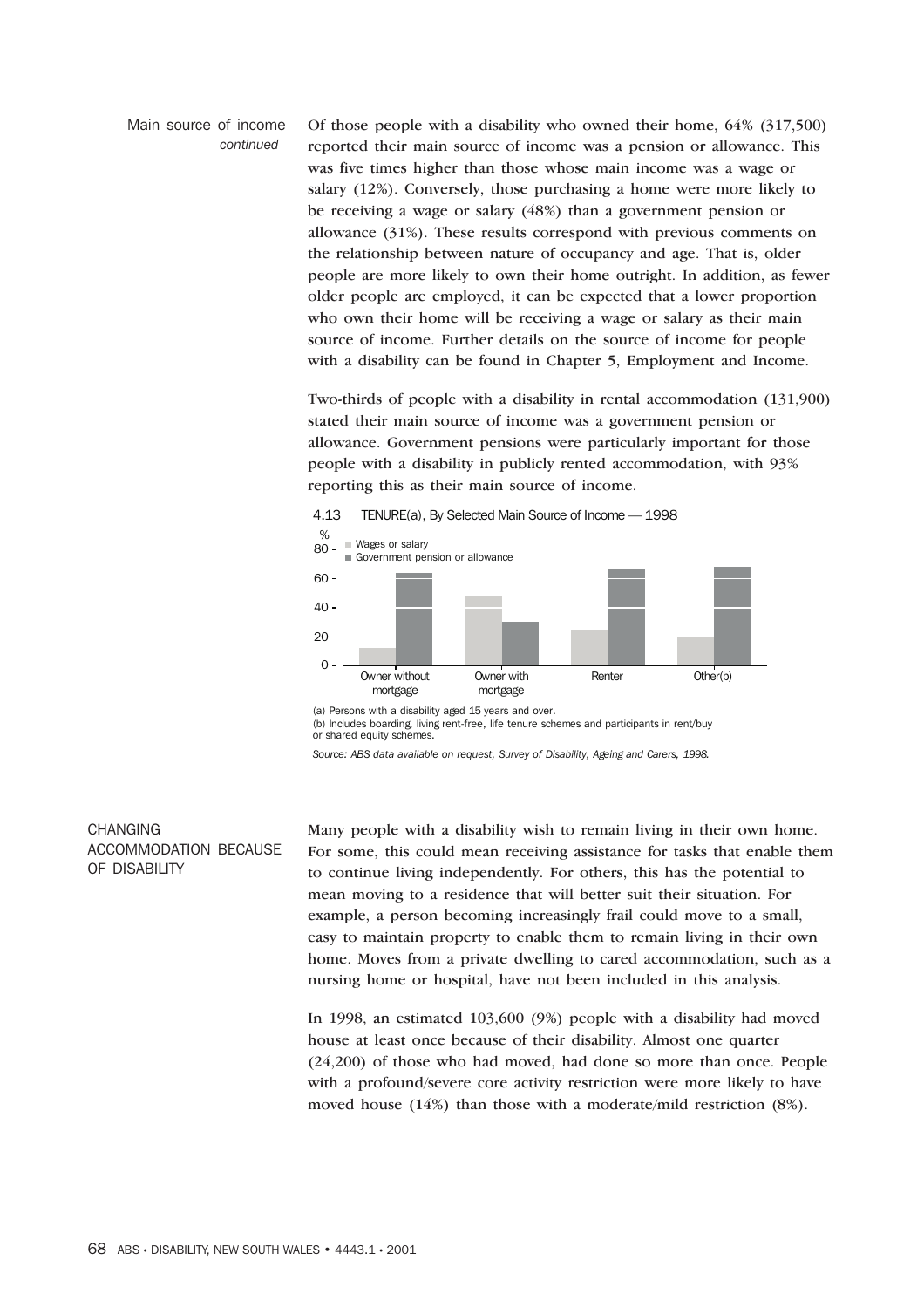Main source of income *continued*

Of those people with a disability who owned their home, 64% (317,500) reported their main source of income was a pension or allowance. This was five times higher than those whose main income was a wage or salary (12%). Conversely, those purchasing a home were more likely to be receiving a wage or salary (48%) than a government pension or allowance (31%). These results correspond with previous comments on the relationship between nature of occupancy and age. That is, older people are more likely to own their home outright. In addition, as fewer older people are employed, it can be expected that a lower proportion who own their home will be receiving a wage or salary as their main source of income. Further details on the source of income for people with a disability can be found in Chapter 5, Employment and Income.

Two-thirds of people with a disability in rental accommodation (131,900) stated their main source of income was a government pension or allowance. Government pensions were particularly important for those people with a disability in publicly rented accommodation, with 93% reporting this as their main source of income.

4.13 TENURE(a), By Selected Main Source of Income — 1998

(a) Persons with a disability aged 15 years and over.
(b) Includes boarding, living rent-free, life tenure schemes and participants in rent/buy or shared equity schemes.

*Source: ABS data available on request, Survey of Disability, Ageing and Carers, 1998.*

## CHANGING ACCOMMODATION BECAUSE OF DISABILITY

Many people with a disability wish to remain living in their own home. For some, this could mean receiving assistance for tasks that enable them to continue living independently. For others, this has the potential to mean moving to a residence that will better suit their situation. For example, a person becoming increasingly frail could move to a small, easy to maintain property to enable them to remain living in their own home. Moves from a private dwelling to cared accommodation, such as a nursing home or hospital, have not been included in this analysis.

In 1998, an estimated 103,600 (9%) people with a disability had moved house at least once because of their disability. Almost one quarter (24,200) of those who had moved, had done so more than once. People with a profound/severe core activity restriction were more likely to have moved house (14%) than those with a moderate/mild restriction (8%).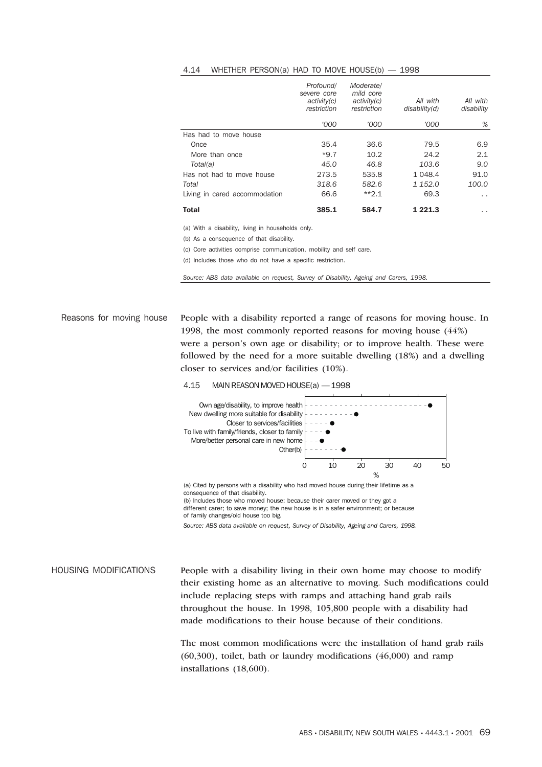4.14 WHETHER PERSON(a) HAD TO MOVE HOUSE(b) — 1998

| | *Profound/ severe core activity(c) restriction* | *Moderate/ mild core activity(c) restriction* | *All with disability(d)* | *All with disability* |
|---|---|---|---|---|
| | *'000* | *'000* | *'000* | *%* |
| Has had to move house | | | | |
| Once | 35.4 | 36.6 | 79.5 | 6.9 |
| More than once | *9.7 | 10.2 | 24.2 | 2.1 |
| *Total(a)* | *45.0* | *46.8* | *103.6* | *9.0* |
| Has not had to move house | 273.5 | 535.8 | 1 048.4 | 91.0 |
| *Total* | *318.6* | *582.6* | *1 152.0* | *100.0* |
| Living in cared accommodation | 66.6 | **2.1 | 69.3 | . . |
| **Total** | **385.1** | **584.7** | **1 221.3** | . . |

(a) With a disability, living in households only.

(b) As a consequence of that disability.

(c) Core activities comprise communication, mobility and self care.

(d) Includes those who do not have a specific restriction.

*Source: ABS data available on request, Survey of Disability, Ageing and Carers, 1998.*

## Reasons for moving house

People with a disability reported a range of reasons for moving house. In 1998, the most commonly reported reasons for moving house (44%) were a person's own age or disability; or to improve health. These were followed by the need for a more suitable dwelling (18%) and a dwelling closer to services and/or facilities (10%).

4.15 MAIN REASON MOVED HOUSE(a) — 1998

| Reason | % |
|---|---|
| Own age/disability, to improve health | 44 |
| New dwelling more suitable for disability | 18 |
| Closer to services/facilities | 10 |
| To live with family/friends, closer to family | 8 |
| More/better personal care in new home | 6 |
| Other(b) | 14 |

(a) Cited by persons with a disability who had moved house during their lifetime as a consequence of that disability.

(b) Includes those who moved house: because their carer moved or they got a different carer; to save money; the new house is in a safer environment; or because of family changes/old house too big.

*Source: ABS data available on request, Survey of Disability, Ageing and Carers, 1998.*

## HOUSING MODIFICATIONS

People with a disability living in their own home may choose to modify their existing home as an alternative to moving. Such modifications could include replacing steps with ramps and attaching hand grab rails throughout the house. In 1998, 105,800 people with a disability had made modifications to their house because of their conditions.

The most common modifications were the installation of hand grab rails (60,300), toilet, bath or laundry modifications (46,000) and ramp installations (18,600).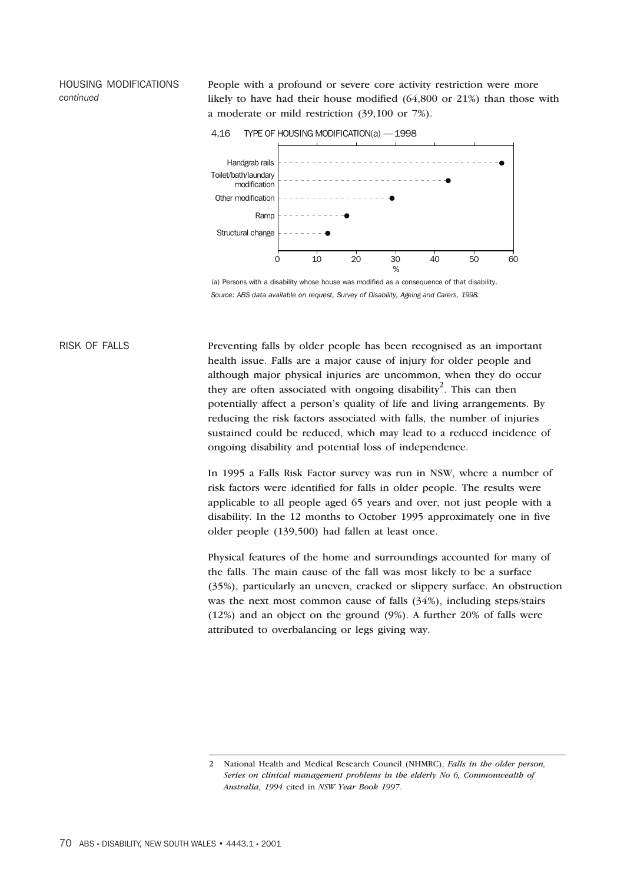## HOUSING MODIFICATIONS *continued*

People with a profound or severe core activity restriction were more likely to have had their house modified (64,800 or 21%) than those with a moderate or mild restriction (39,100 or 7%).

4.16 TYPE OF HOUSING MODIFICATION(a) — 1998

| Type of modification | % |
|---|---|
| Handgrab rails | 57 |
| Toilet/bath/laundry modification | 43 |
| Other modification | 29 |
| Ramp | 17 |
| Structural change | 13 |

(a) Persons with a disability whose house was modified as a consequence of that disability.

*Source: ABS data available on request, Survey of Disability, Ageing and Carers, 1998.*

## RISK OF FALLS

Preventing falls by older people has been recognised as an important health issue. Falls are a major cause of injury for older people and although major physical injuries are uncommon, when they do occur they are often associated with ongoing disability[2]. This can then potentially affect a person's quality of life and living arrangements. By reducing the risk factors associated with falls, the number of injuries sustained could be reduced, which may lead to a reduced incidence of ongoing disability and potential loss of independence.

In 1995 a Falls Risk Factor survey was run in NSW, where a number of risk factors were identified for falls in older people. The results were applicable to all people aged 65 years and over, not just people with a disability. In the 12 months to October 1995 approximately one in five older people (139,500) had fallen at least once.

Physical features of the home and surroundings accounted for many of the falls. The main cause of the fall was most likely to be a surface (35%), particularly an uneven, cracked or slippery surface. An obstruction was the next most common cause of falls (34%), including steps/stairs (12%) and an object on the ground (9%). A further 20% of falls were attributed to overbalancing or legs giving way.

---

2 National Health and Medical Research Council (NHMRC), *Falls in the older person, Series on clinical management problems in the elderly No 6, Commonwealth of Australia, 1994* cited in *NSW Year Book 1997*.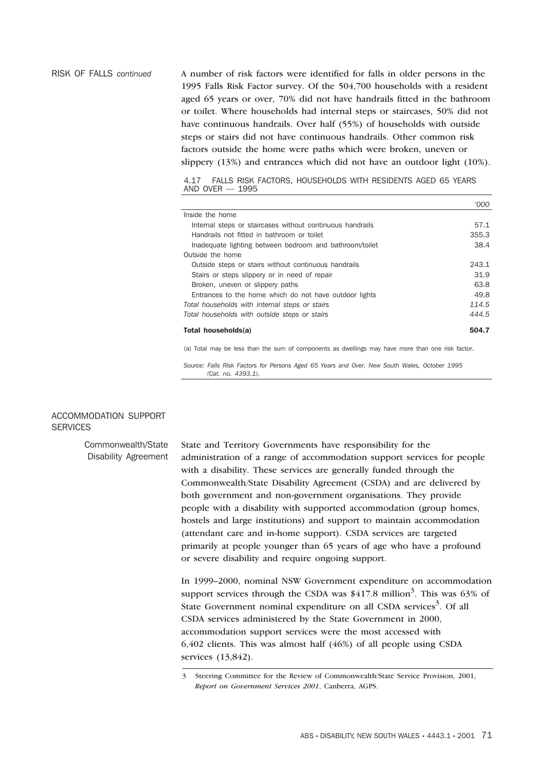## RISK OF FALLS *continued*

A number of risk factors were identified for falls in older persons in the 1995 Falls Risk Factor survey. Of the 504,700 households with a resident aged 65 years or over, 70% did not have handrails fitted in the bathroom or toilet. Where households had internal steps or staircases, 50% did not have continuous handrails. Over half (55%) of households with outside steps or stairs did not have continuous handrails. Other common risk factors outside the home were paths which were broken, uneven or slippery (13%) and entrances which did not have an outdoor light (10%).

4.17 FALLS RISK FACTORS, HOUSEHOLDS WITH RESIDENTS AGED 65 YEARS AND OVER — 1995

| | *'000* |
|---|---|
| Inside the home | |
| Internal steps or staircases without continuous handrails | 57.1 |
| Handrails not fitted in bathroom or toilet | 355.3 |
| Inadequate lighting between bedroom and bathroom/toilet | 38.4 |
| Outside the home | |
| Outside steps or stairs without continuous handrails | 243.1 |
| Stairs or steps slippery or in need of repair | 31.9 |
| Broken, uneven or slippery paths | 63.8 |
| Entrances to the home which do not have outdoor lights | 49.8 |
| *Total households with internal steps or stairs* | *114.5* |
| *Total households with outside steps or stairs* | *444.5* |
| **Total households(a)** | **504.7** |

(a) Total may be less than the sum of components as dwellings may have more than one risk factor.

*Source: Falls Risk Factors for Persons Aged 65 Years and Over, New South Wales, October 1995 (Cat. no. 4393.1).*

## ACCOMMODATION SUPPORT SERVICES

### Commonwealth/State Disability Agreement

State and Territory Governments have responsibility for the administration of a range of accommodation support services for people with a disability. These services are generally funded through the Commonwealth/State Disability Agreement (CSDA) and are delivered by both government and non-government organisations. They provide people with a disability with supported accommodation (group homes, hostels and large institutions) and support to maintain accommodation (attendant care and in-home support). CSDA services are targeted primarily at people younger than 65 years of age who have a profound or severe disability and require ongoing support.

In 1999–2000, nominal NSW Government expenditure on accommodation support services through the CSDA was $417.8 million[3]. This was 63% of State Government nominal expenditure on all CSDA services[3]. Of all CSDA services administered by the State Government in 2000, accommodation support services were the most accessed with 6,402 clients. This was almost half (46%) of all people using CSDA services (13,842).

3 Steering Committee for the Review of Commonwealth/State Service Provision, 2001, *Report on Government Services 2001*, Canberra, AGPS.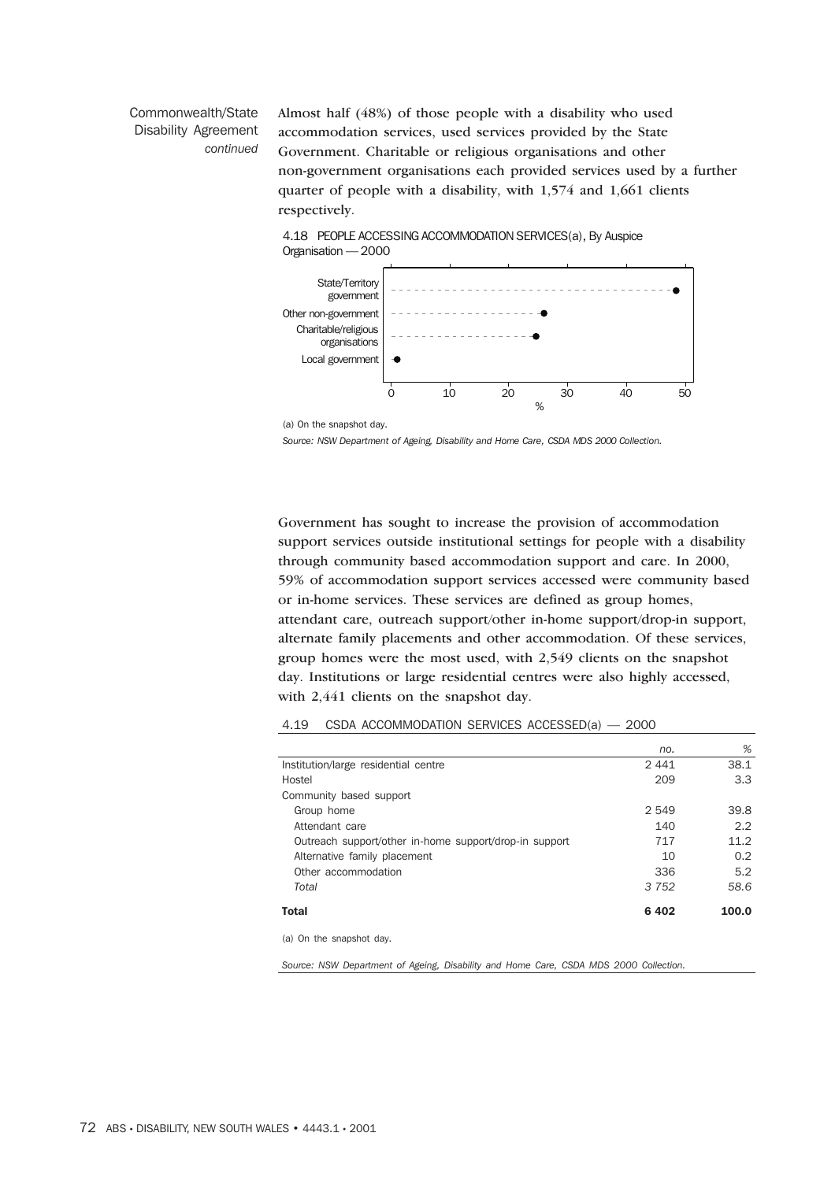Commonwealth/State Disability Agreement *continued*

Almost half (48%) of those people with a disability who used accommodation services, used services provided by the State Government. Charitable or religious organisations and other non-government organisations each provided services used by a further quarter of people with a disability, with 1,574 and 1,661 clients respectively.

4.18 PEOPLE ACCESSING ACCOMMODATION SERVICES(a), By Auspice Organisation — 2000

| Auspice organisation | % |
|---|---|
| State/Territory government | 48 |
| Other non-government | 26 |
| Charitable/religious organisations | 25 |
| Local government | 1 |

(a) On the snapshot day.

*Source: NSW Department of Ageing, Disability and Home Care, CSDA MDS 2000 Collection.*

Government has sought to increase the provision of accommodation support services outside institutional settings for people with a disability through community based accommodation support and care. In 2000, 59% of accommodation support services accessed were community based or in-home services. These services are defined as group homes, attendant care, outreach support/other in-home support/drop-in support, alternate family placements and other accommodation. Of these services, group homes were the most used, with 2,549 clients on the snapshot day. Institutions or large residential centres were also highly accessed, with 2,441 clients on the snapshot day.

4.19 CSDA ACCOMMODATION SERVICES ACCESSED(a) — 2000

| | *no.* | *%* |
|---|---|---|
| Institution/large residential centre | 2 441 | 38.1 |
| Hostel | 209 | 3.3 |
| Community based support | | |
| Group home | 2 549 | 39.8 |
| Attendant care | 140 | 2.2 |
| Outreach support/other in-home support/drop-in support | 717 | 11.2 |
| Alternative family placement | 10 | 0.2 |
| Other accommodation | 336 | 5.2 |
| *Total* | *3 752* | *58.6* |
| **Total** | **6 402** | **100.0** |

(a) On the snapshot day.

*Source: NSW Department of Ageing, Disability and Home Care, CSDA MDS 2000 Collection.*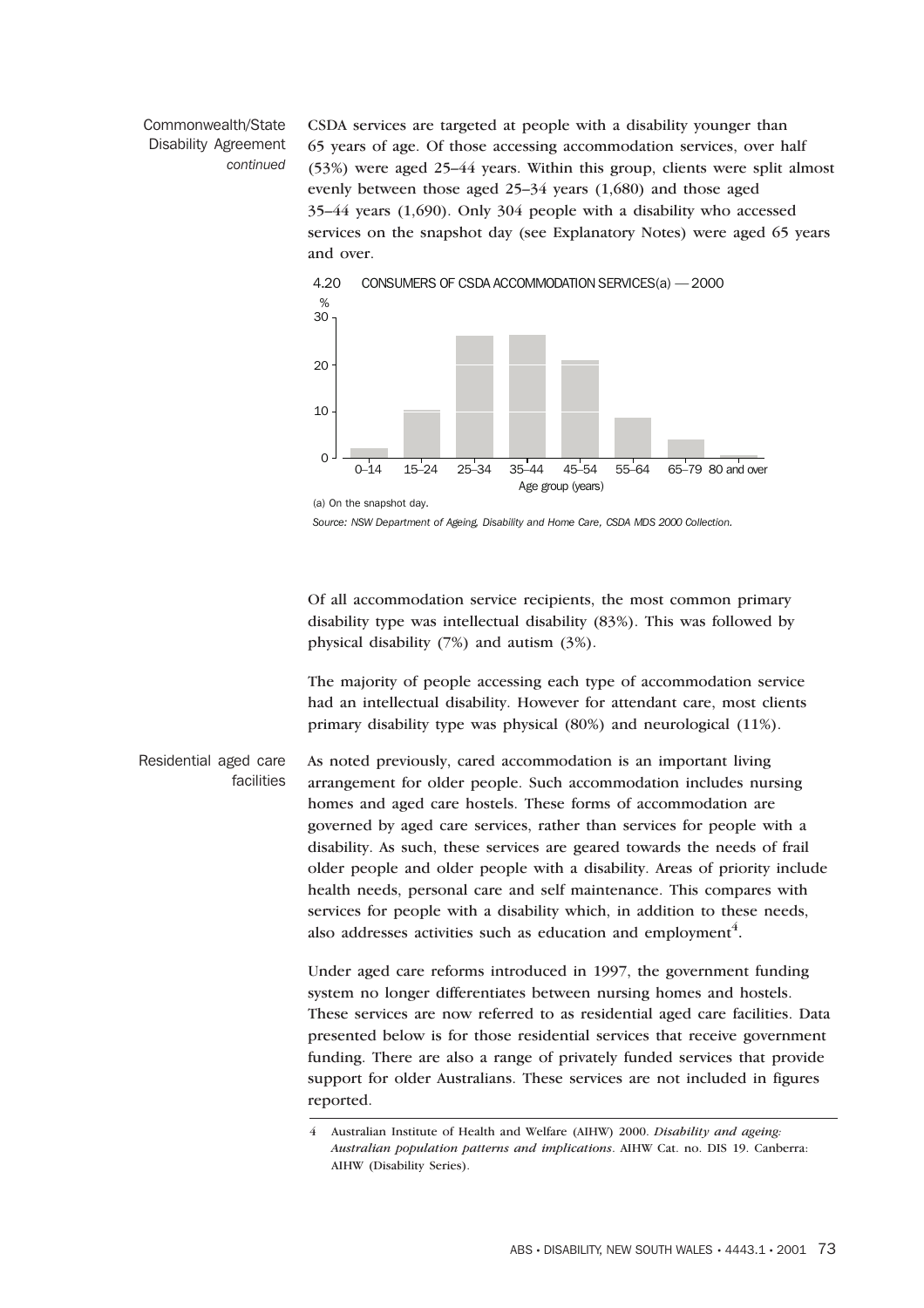## Commonwealth/State Disability Agreement *continued*

CSDA services are targeted at people with a disability younger than 65 years of age. Of those accessing accommodation services, over half (53%) were aged 25–44 years. Within this group, clients were split almost evenly between those aged 25–34 years (1,680) and those aged 35–44 years (1,690). Only 304 people with a disability who accessed services on the snapshot day (see Explanatory Notes) were aged 65 years and over.

4.20 CONSUMERS OF CSDA ACCOMMODATION SERVICES(a) — 2000

(a) On the snapshot day.

*Source: NSW Department of Ageing, Disability and Home Care, CSDA MDS 2000 Collection.*

Of all accommodation service recipients, the most common primary disability type was intellectual disability (83%). This was followed by physical disability (7%) and autism (3%).

The majority of people accessing each type of accommodation service had an intellectual disability. However for attendant care, most clients primary disability type was physical (80%) and neurological (11%).

## Residential aged care facilities

As noted previously, cared accommodation is an important living arrangement for older people. Such accommodation includes nursing homes and aged care hostels. These forms of accommodation are governed by aged care services, rather than services for people with a disability. As such, these services are geared towards the needs of frail older people and older people with a disability. Areas of priority include health needs, personal care and self maintenance. This compares with services for people with a disability which, in addition to these needs, also addresses activities such as education and employment[4].

Under aged care reforms introduced in 1997, the government funding system no longer differentiates between nursing homes and hostels. These services are now referred to as residential aged care facilities. Data presented below is for those residential services that receive government funding. There are also a range of privately funded services that provide support for older Australians. These services are not included in figures reported.

---

4 Australian Institute of Health and Welfare (AIHW) 2000. *Disability and ageing: Australian population patterns and implications*. AIHW Cat. no. DIS 19. Canberra: AIHW (Disability Series).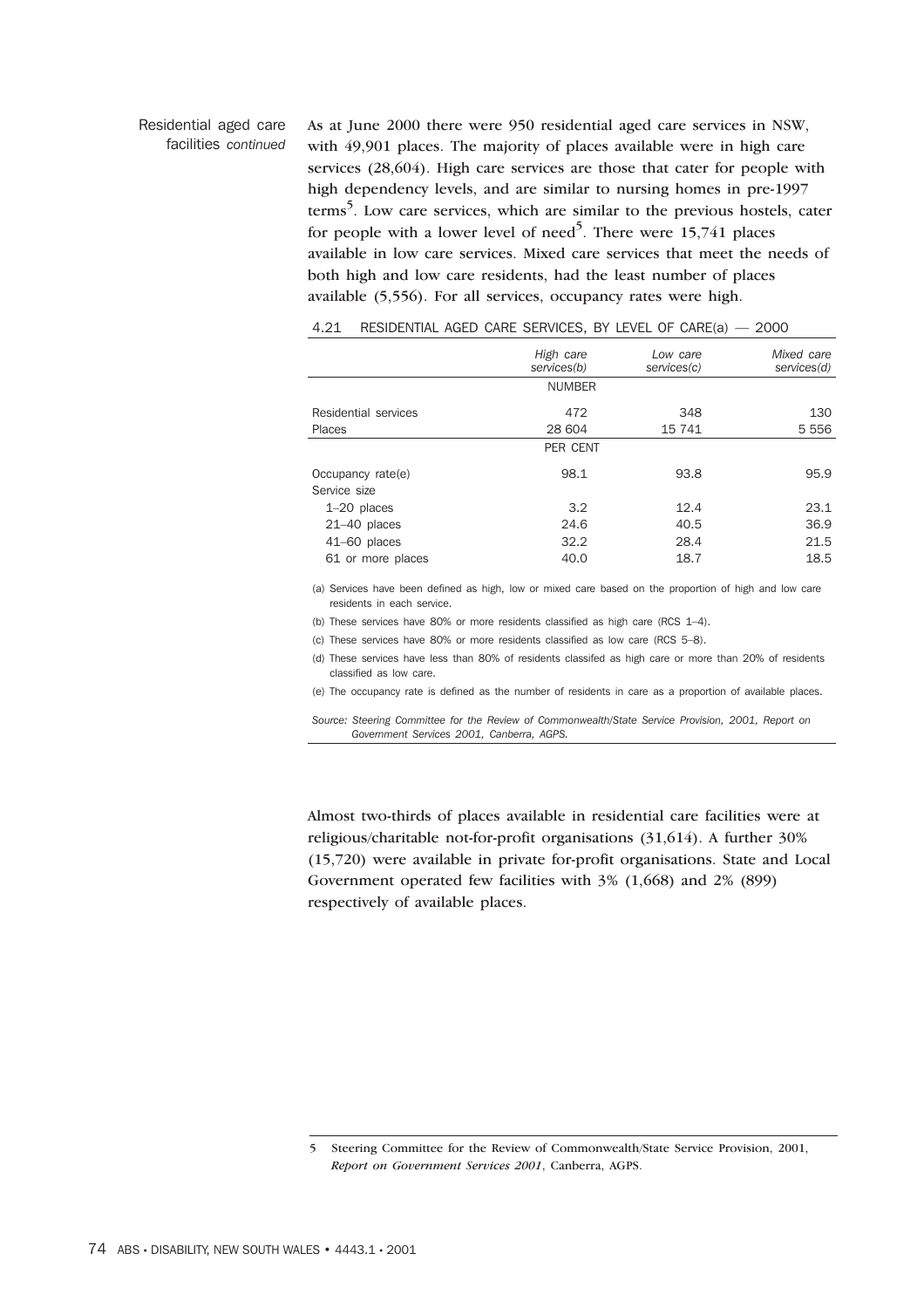Residential aged care facilities *continued*

As at June 2000 there were 950 residential aged care services in NSW, with 49,901 places. The majority of places available were in high care services (28,604). High care services are those that cater for people with high dependency levels, and are similar to nursing homes in pre-1997 terms[5]. Low care services, which are similar to the previous hostels, cater for people with a lower level of need[5]. There were 15,741 places available in low care services. Mixed care services that meet the needs of both high and low care residents, had the least number of places available (5,556). For all services, occupancy rates were high.

4.21 RESIDENTIAL AGED CARE SERVICES, BY LEVEL OF CARE(a) — 2000

| | *High care services(b)* | *Low care services(c)* | *Mixed care services(d)* |
|---|---|---|---|
| | NUMBER | | |
| Residential services | 472 | 348 | 130 |
| Places | 28 604 | 15 741 | 5 556 |
| | PER CENT | | |
| Occupancy rate(e) | 98.1 | 93.8 | 95.9 |
| Service size | | | |
| 1–20 places | 3.2 | 12.4 | 23.1 |
| 21–40 places | 24.6 | 40.5 | 36.9 |
| 41–60 places | 32.2 | 28.4 | 21.5 |
| 61 or more places | 40.0 | 18.7 | 18.5 |

(a) Services have been defined as high, low or mixed care based on the proportion of high and low care residents in each service.

(b) These services have 80% or more residents classified as high care (RCS 1–4).

(c) These services have 80% or more residents classified as low care (RCS 5–8).

(d) These services have less than 80% of residents classifed as high care or more than 20% of residents classified as low care.

(e) The occupancy rate is defined as the number of residents in care as a proportion of available places.

*Source: Steering Committee for the Review of Commonwealth/State Service Provision, 2001, Report on Government Services 2001, Canberra, AGPS.*

Almost two-thirds of places available in residential care facilities were at religious/charitable not-for-profit organisations (31,614). A further 30% (15,720) were available in private for-profit organisations. State and Local Government operated few facilities with 3% (1,668) and 2% (899) respectively of available places.

5 Steering Committee for the Review of Commonwealth/State Service Provision, 2001, *Report on Government Services 2001*, Canberra, AGPS.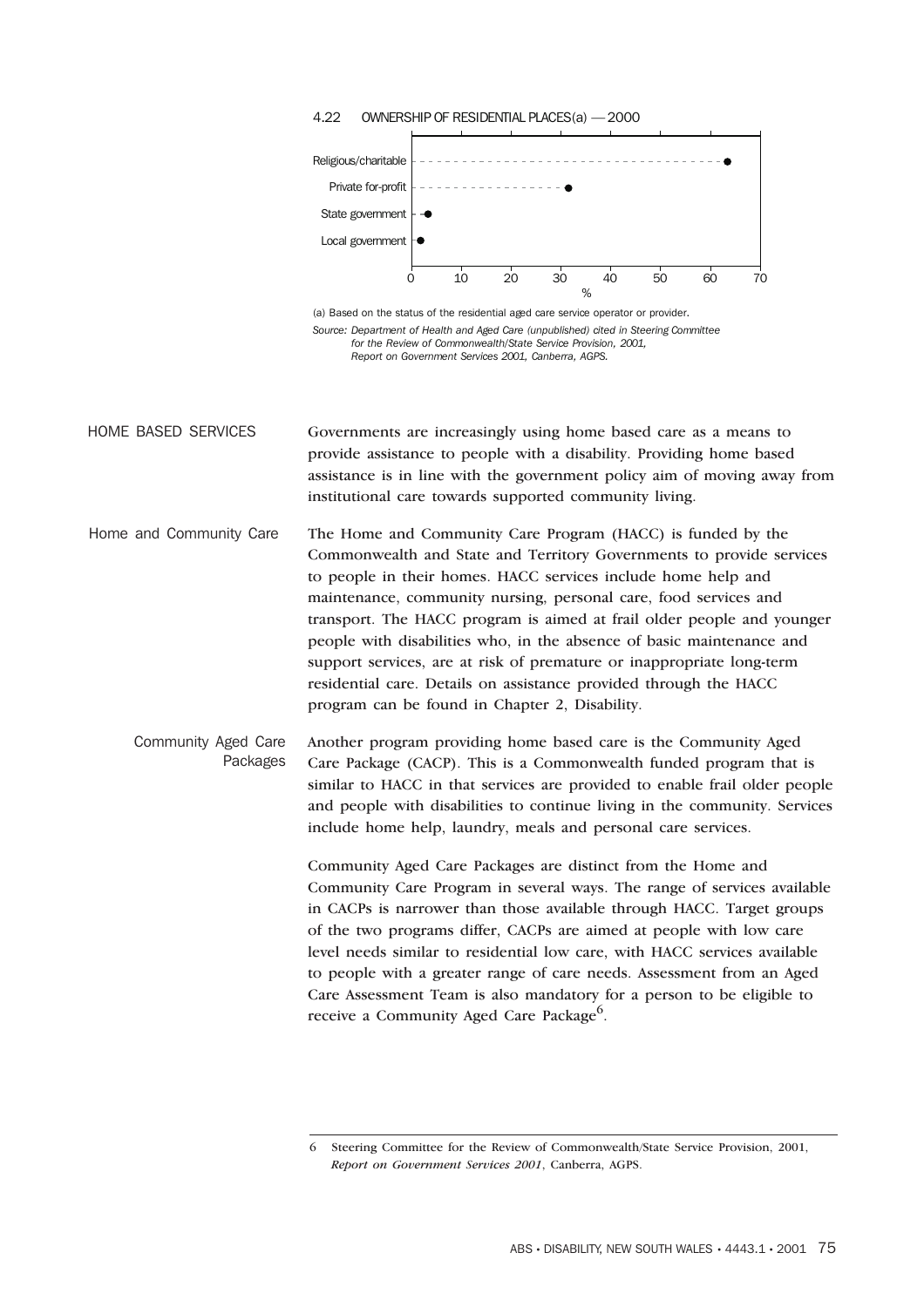4.22 OWNERSHIP OF RESIDENTIAL PLACES(a) — 2000

| Owner | % |
|---|---|
| Religious/charitable | 63 |
| Private for-profit | 31 |
| State government | 3 |
| Local government | 2 |

(a) Based on the status of the residential aged care service operator or provider.

*Source: Department of Health and Aged Care (unpublished) cited in Steering Committee for the Review of Commonwealth/State Service Provision, 2001, Report on Government Services 2001, Canberra, AGPS.*

## HOME BASED SERVICES

Governments are increasingly using home based care as a means to provide assistance to people with a disability. Providing home based assistance is in line with the government policy aim of moving away from institutional care towards supported community living.

### Home and Community Care

The Home and Community Care Program (HACC) is funded by the Commonwealth and State and Territory Governments to provide services to people in their homes. HACC services include home help and maintenance, community nursing, personal care, food services and transport. The HACC program is aimed at frail older people and younger people with disabilities who, in the absence of basic maintenance and support services, are at risk of premature or inappropriate long-term residential care. Details on assistance provided through the HACC program can be found in Chapter 2, Disability.

#### Community Aged Care Packages

Another program providing home based care is the Community Aged Care Package (CACP). This is a Commonwealth funded program that is similar to HACC in that services are provided to enable frail older people and people with disabilities to continue living in the community. Services include home help, laundry, meals and personal care services.

Community Aged Care Packages are distinct from the Home and Community Care Program in several ways. The range of services available in CACPs is narrower than those available through HACC. Target groups of the two programs differ, CACPs are aimed at people with low care level needs similar to residential low care, with HACC services available to people with a greater range of care needs. Assessment from an Aged Care Assessment Team is also mandatory for a person to be eligible to receive a Community Aged Care Package[6].

---

6 Steering Committee for the Review of Commonwealth/State Service Provision, 2001, *Report on Government Services 2001*, Canberra, AGPS.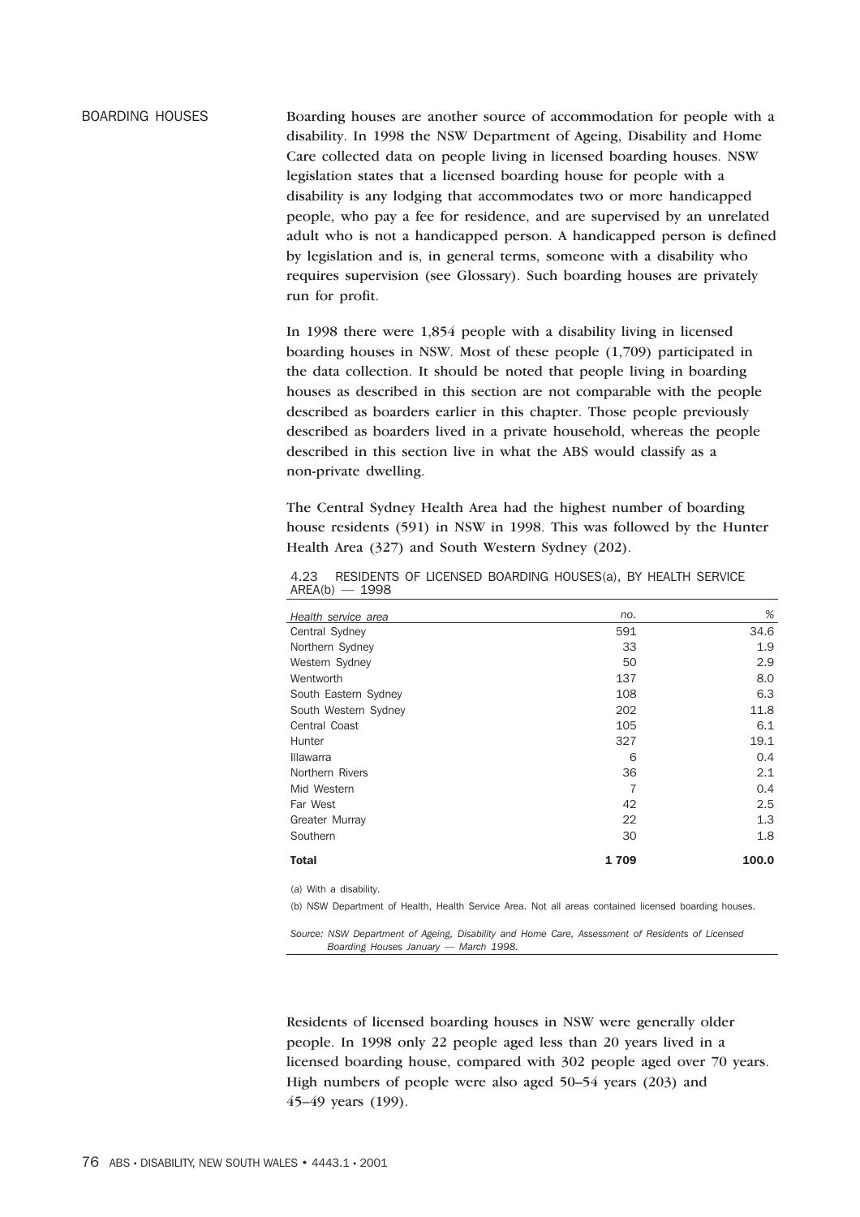## BOARDING HOUSES

Boarding houses are another source of accommodation for people with a disability. In 1998 the NSW Department of Ageing, Disability and Home Care collected data on people living in licensed boarding houses. NSW legislation states that a licensed boarding house for people with a disability is any lodging that accommodates two or more handicapped people, who pay a fee for residence, and are supervised by an unrelated adult who is not a handicapped person. A handicapped person is defined by legislation and is, in general terms, someone with a disability who requires supervision (see Glossary). Such boarding houses are privately run for profit.

In 1998 there were 1,854 people with a disability living in licensed boarding houses in NSW. Most of these people (1,709) participated in the data collection. It should be noted that people living in boarding houses as described in this section are not comparable with the people described as boarders earlier in this chapter. Those people previously described as boarders lived in a private household, whereas the people described in this section live in what the ABS would classify as a non-private dwelling.

The Central Sydney Health Area had the highest number of boarding house residents (591) in NSW in 1998. This was followed by the Hunter Health Area (327) and South Western Sydney (202).

4.23 RESIDENTS OF LICENSED BOARDING HOUSES(a), BY HEALTH SERVICE AREA(b) — 1998

| Health service area | no. | % |
|---|---|---|
| Central Sydney | 591 | 34.6 |
| Northern Sydney | 33 | 1.9 |
| Western Sydney | 50 | 2.9 |
| Wentworth | 137 | 8.0 |
| South Eastern Sydney | 108 | 6.3 |
| South Western Sydney | 202 | 11.8 |
| Central Coast | 105 | 6.1 |
| Hunter | 327 | 19.1 |
| Illawarra | 6 | 0.4 |
| Northern Rivers | 36 | 2.1 |
| Mid Western | 7 | 0.4 |
| Far West | 42 | 2.5 |
| Greater Murray | 22 | 1.3 |
| Southern | 30 | 1.8 |
| **Total** | **1 709** | **100.0** |

(a) With a disability.

(b) NSW Department of Health, Health Service Area. Not all areas contained licensed boarding houses.

*Source: NSW Department of Ageing, Disability and Home Care, Assessment of Residents of Licensed Boarding Houses January — March 1998.*

Residents of licensed boarding houses in NSW were generally older people. In 1998 only 22 people aged less than 20 years lived in a licensed boarding house, compared with 302 people aged over 70 years. High numbers of people were also aged 50–54 years (203) and 45–49 years (199).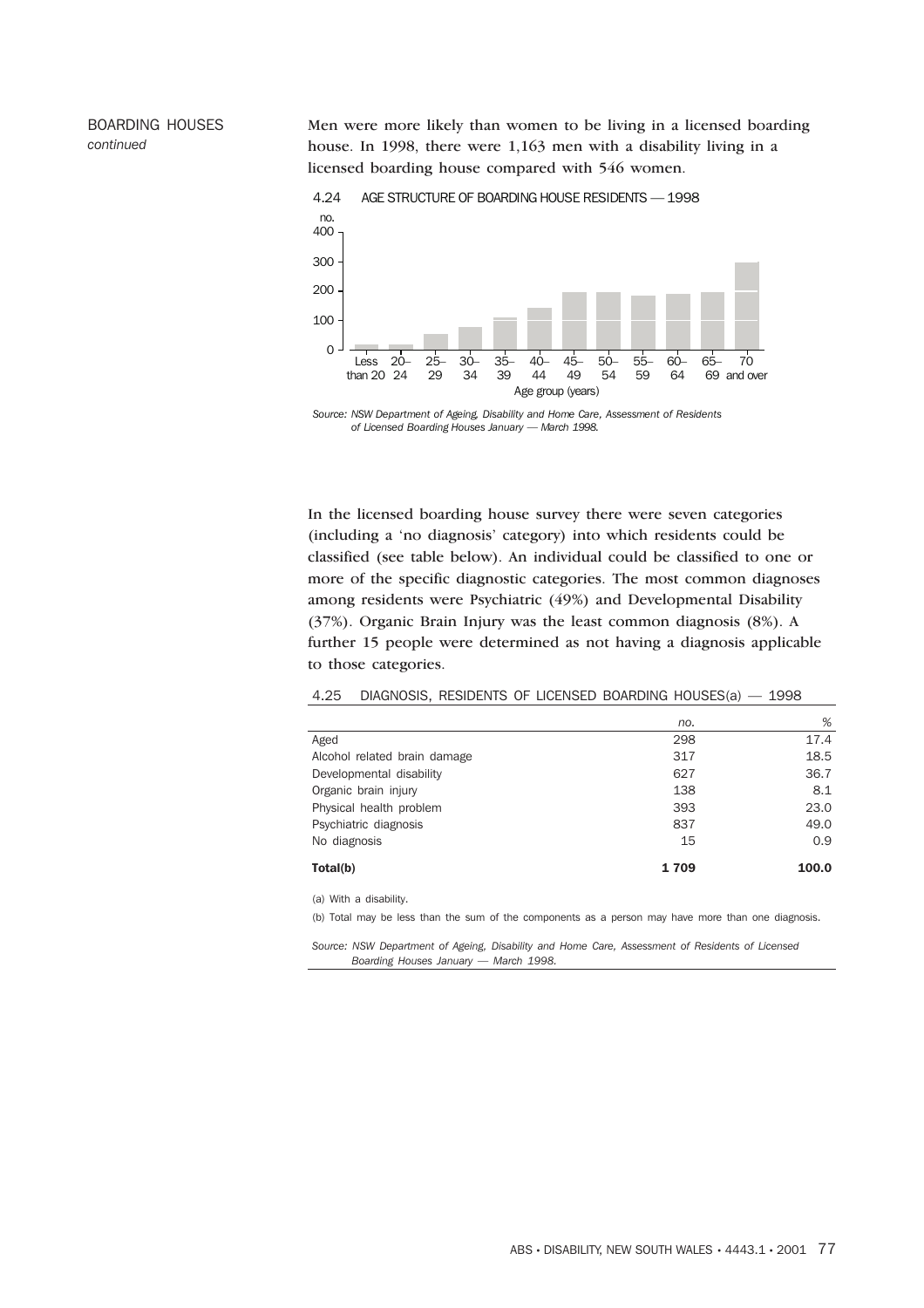BOARDING HOUSES *continued*

Men were more likely than women to be living in a licensed boarding house. In 1998, there were 1,163 men with a disability living in a licensed boarding house compared with 546 women.

4.24 AGE STRUCTURE OF BOARDING HOUSE RESIDENTS — 1998

*Source: NSW Department of Ageing, Disability and Home Care, Assessment of Residents of Licensed Boarding Houses January — March 1998.*

In the licensed boarding house survey there were seven categories (including a 'no diagnosis' category) into which residents could be classified (see table below). An individual could be classified to one or more of the specific diagnostic categories. The most common diagnoses among residents were Psychiatric (49%) and Developmental Disability (37%). Organic Brain Injury was the least common diagnosis (8%). A further 15 people were determined as not having a diagnosis applicable to those categories.

4.25 DIAGNOSIS, RESIDENTS OF LICENSED BOARDING HOUSES(a) — 1998

| | *no.* | *%* |
|---|---|---|
| Aged | 298 | 17.4 |
| Alcohol related brain damage | 317 | 18.5 |
| Developmental disability | 627 | 36.7 |
| Organic brain injury | 138 | 8.1 |
| Physical health problem | 393 | 23.0 |
| Psychiatric diagnosis | 837 | 49.0 |
| No diagnosis | 15 | 0.9 |
| **Total(b)** | **1 709** | **100.0** |

(a) With a disability.

(b) Total may be less than the sum of the components as a person may have more than one diagnosis.

*Source: NSW Department of Ageing, Disability and Home Care, Assessment of Residents of Licensed Boarding Houses January — March 1998.*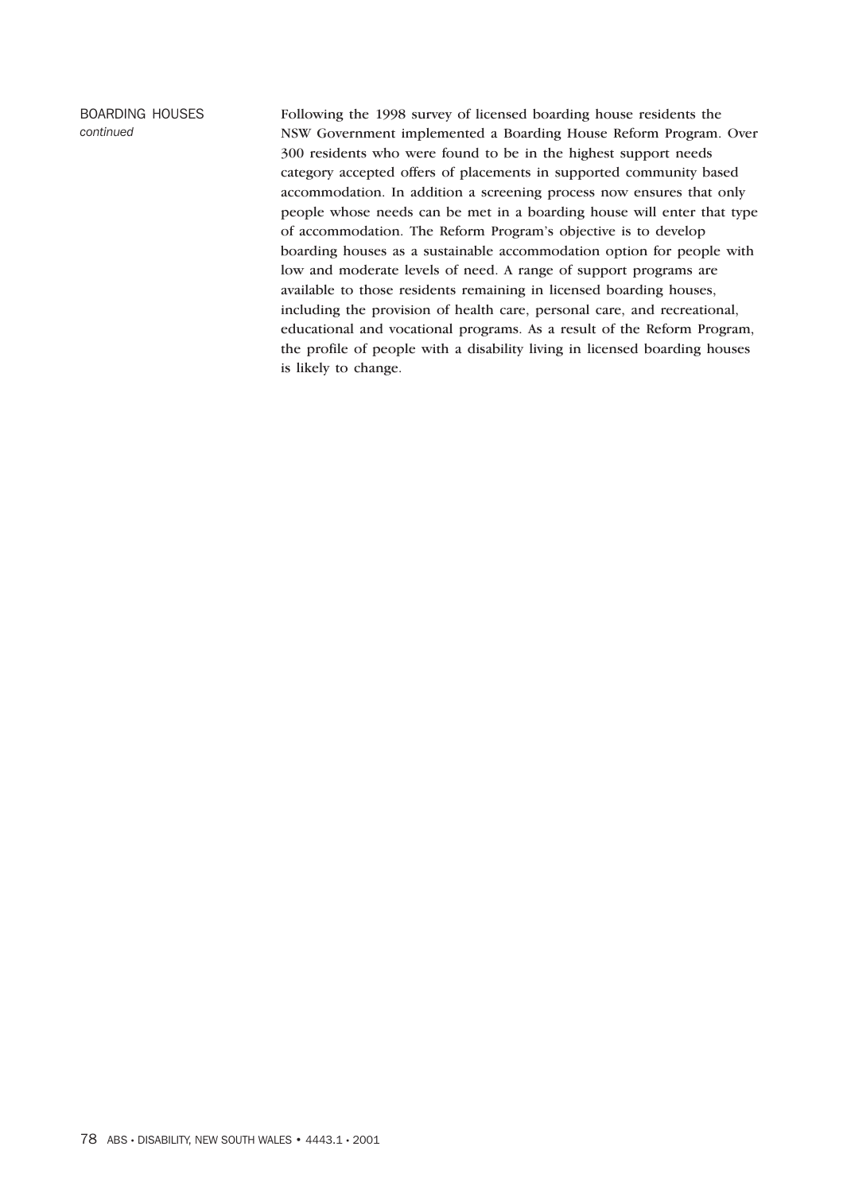BOARDING HOUSES *continued*

Following the 1998 survey of licensed boarding house residents the NSW Government implemented a Boarding House Reform Program. Over 300 residents who were found to be in the highest support needs category accepted offers of placements in supported community based accommodation. In addition a screening process now ensures that only people whose needs can be met in a boarding house will enter that type of accommodation. The Reform Program's objective is to develop boarding houses as a sustainable accommodation option for people with low and moderate levels of need. A range of support programs are available to those residents remaining in licensed boarding houses, including the provision of health care, personal care, and recreational, educational and vocational programs. As a result of the Reform Program, the profile of people with a disability living in licensed boarding houses is likely to change.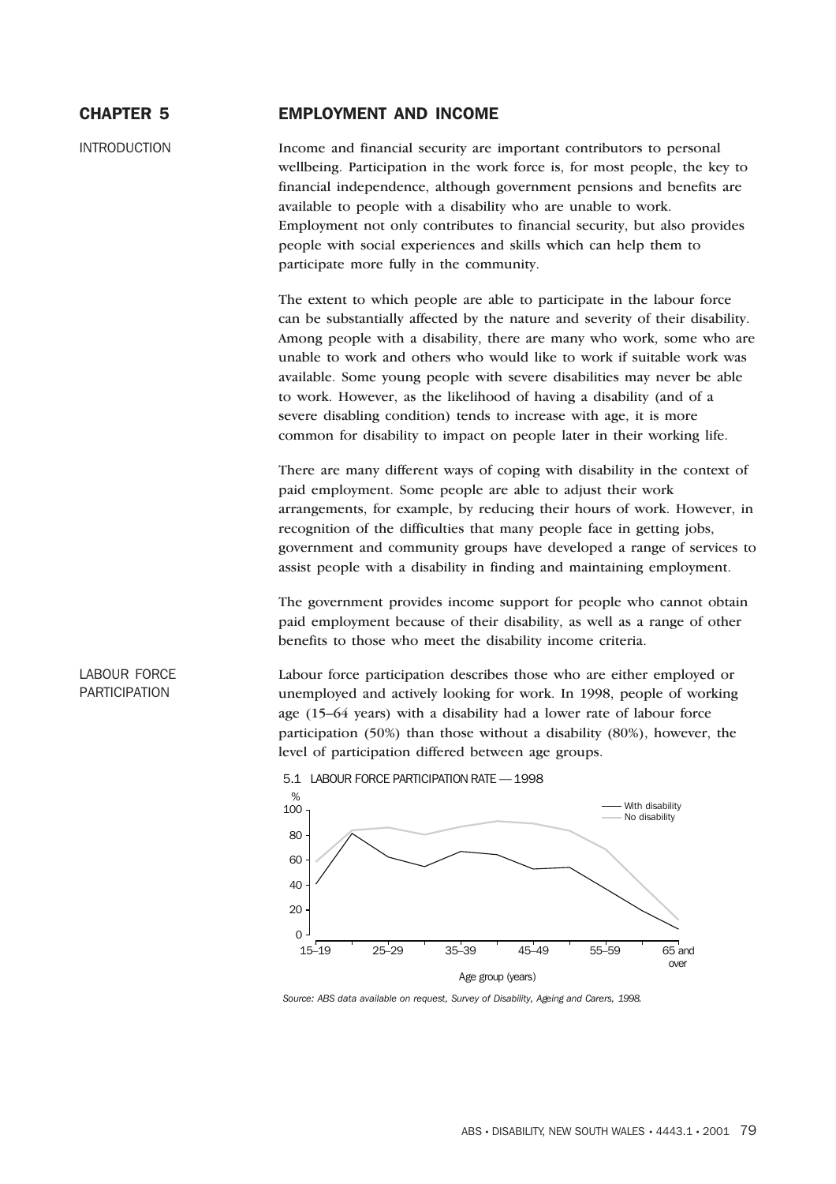# CHAPTER 5 EMPLOYMENT AND INCOME

## INTRODUCTION

Income and financial security are important contributors to personal wellbeing. Participation in the work force is, for most people, the key to financial independence, although government pensions and benefits are available to people with a disability who are unable to work. Employment not only contributes to financial security, but also provides people with social experiences and skills which can help them to participate more fully in the community.

The extent to which people are able to participate in the labour force can be substantially affected by the nature and severity of their disability. Among people with a disability, there are many who work, some who are unable to work and others who would like to work if suitable work was available. Some young people with severe disabilities may never be able to work. However, as the likelihood of having a disability (and of a severe disabling condition) tends to increase with age, it is more common for disability to impact on people later in their working life.

There are many different ways of coping with disability in the context of paid employment. Some people are able to adjust their work arrangements, for example, by reducing their hours of work. However, in recognition of the difficulties that many people face in getting jobs, government and community groups have developed a range of services to assist people with a disability in finding and maintaining employment.

The government provides income support for people who cannot obtain paid employment because of their disability, as well as a range of other benefits to those who meet the disability income criteria.

## LABOUR FORCE PARTICIPATION

Labour force participation describes those who are either employed or unemployed and actively looking for work. In 1998, people of working age (15–64 years) with a disability had a lower rate of labour force participation (50%) than those without a disability (80%), however, the level of participation differed between age groups.

5.1 LABOUR FORCE PARTICIPATION RATE — 1998

*Source: ABS data available on request, Survey of Disability, Ageing and Carers, 1998.*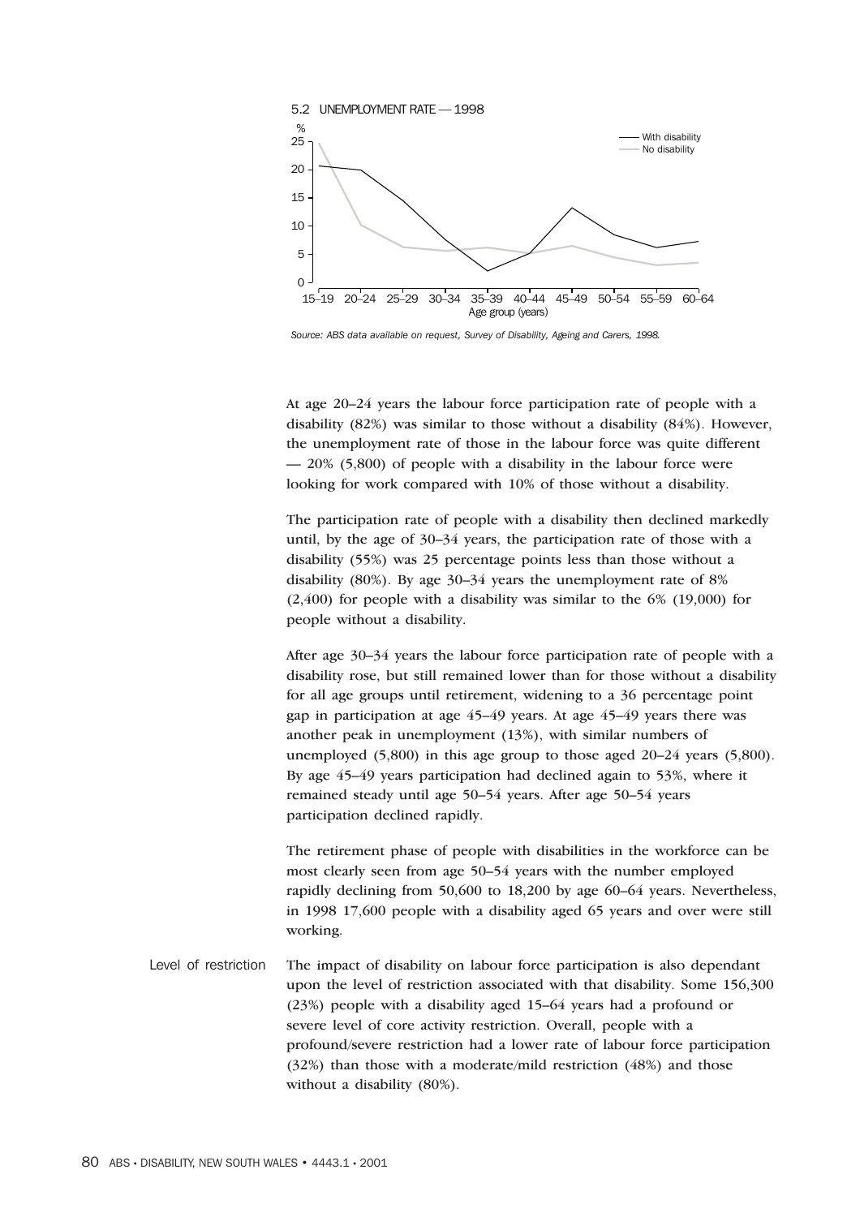5.2 UNEMPLOYMENT RATE — 1998

*Source: ABS data available on request, Survey of Disability, Ageing and Carers, 1998.*

At age 20–24 years the labour force participation rate of people with a disability (82%) was similar to those without a disability (84%). However, the unemployment rate of those in the labour force was quite different — 20% (5,800) of people with a disability in the labour force were looking for work compared with 10% of those without a disability.

The participation rate of people with a disability then declined markedly until, by the age of 30–34 years, the participation rate of those with a disability (55%) was 25 percentage points less than those without a disability (80%). By age 30–34 years the unemployment rate of 8% (2,400) for people with a disability was similar to the 6% (19,000) for people without a disability.

After age 30–34 years the labour force participation rate of people with a disability rose, but still remained lower than for those without a disability for all age groups until retirement, widening to a 36 percentage point gap in participation at age 45–49 years. At age 45–49 years there was another peak in unemployment (13%), with similar numbers of unemployed (5,800) in this age group to those aged 20–24 years (5,800). By age 45–49 years participation had declined again to 53%, where it remained steady until age 50–54 years. After age 50–54 years participation declined rapidly.

The retirement phase of people with disabilities in the workforce can be most clearly seen from age 50–54 years with the number employed rapidly declining from 50,600 to 18,200 by age 60–64 years. Nevertheless, in 1998 17,600 people with a disability aged 65 years and over were still working.

## Level of restriction

The impact of disability on labour force participation is also dependant upon the level of restriction associated with that disability. Some 156,300 (23%) people with a disability aged 15–64 years had a profound or severe level of core activity restriction. Overall, people with a profound/severe restriction had a lower rate of labour force participation (32%) than those with a moderate/mild restriction (48%) and those without a disability (80%).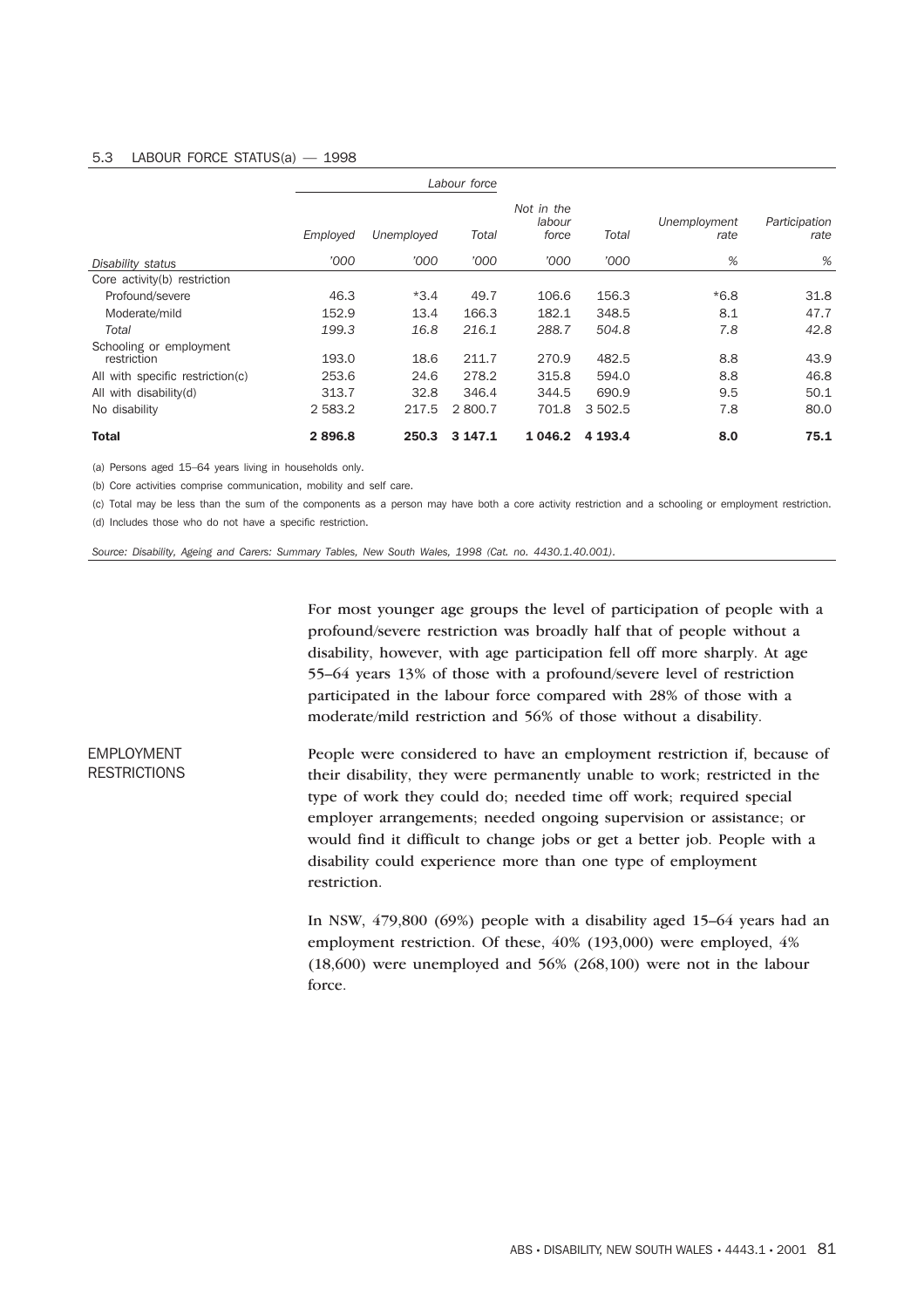5.3 LABOUR FORCE STATUS(a) — 1998

| | Labour force | | | | | | |
|---|---|---|---|---|---|---|---|
| | Employed | Unemployed | Total | Not in the labour force | Total | Unemployment rate | Participation rate |
| Disability status | '000 | '000 | '000 | '000 | '000 | % | % |
| Core activity(b) restriction | | | | | | | |
| Profound/severe | 46.3 | *3.4 | 49.7 | 106.6 | 156.3 | *6.8 | 31.8 |
| Moderate/mild | 152.9 | 13.4 | 166.3 | 182.1 | 348.5 | 8.1 | 47.7 |
| *Total* | *199.3* | *16.8* | *216.1* | *288.7* | *504.8* | *7.8* | *42.8* |
| Schooling or employment restriction | 193.0 | 18.6 | 211.7 | 270.9 | 482.5 | 8.8 | 43.9 |
| All with specific restriction(c) | 253.6 | 24.6 | 278.2 | 315.8 | 594.0 | 8.8 | 46.8 |
| All with disability(d) | 313.7 | 32.8 | 346.4 | 344.5 | 690.9 | 9.5 | 50.1 |
| No disability | 2 583.2 | 217.5 | 2 800.7 | 701.8 | 3 502.5 | 7.8 | 80.0 |
| **Total** | **2 896.8** | **250.3** | **3 147.1** | **1 046.2** | **4 193.4** | **8.0** | **75.1** |

(a) Persons aged 15–64 years living in households only.

(b) Core activities comprise communication, mobility and self care.

(c) Total may be less than the sum of the components as a person may have both a core activity restriction and a schooling or employment restriction.

(d) Includes those who do not have a specific restriction.

*Source: Disability, Ageing and Carers: Summary Tables, New South Wales, 1998 (Cat. no. 4430.1.40.001).*

For most younger age groups the level of participation of people with a profound/severe restriction was broadly half that of people without a disability, however, with age participation fell off more sharply. At age 55–64 years 13% of those with a profound/severe level of restriction participated in the labour force compared with 28% of those with a moderate/mild restriction and 56% of those without a disability.

## EMPLOYMENT RESTRICTIONS

People were considered to have an employment restriction if, because of their disability, they were permanently unable to work; restricted in the type of work they could do; needed time off work; required special employer arrangements; needed ongoing supervision or assistance; or would find it difficult to change jobs or get a better job. People with a disability could experience more than one type of employment restriction.

In NSW, 479,800 (69%) people with a disability aged 15–64 years had an employment restriction. Of these, 40% (193,000) were employed, 4% (18,600) were unemployed and 56% (268,100) were not in the labour force.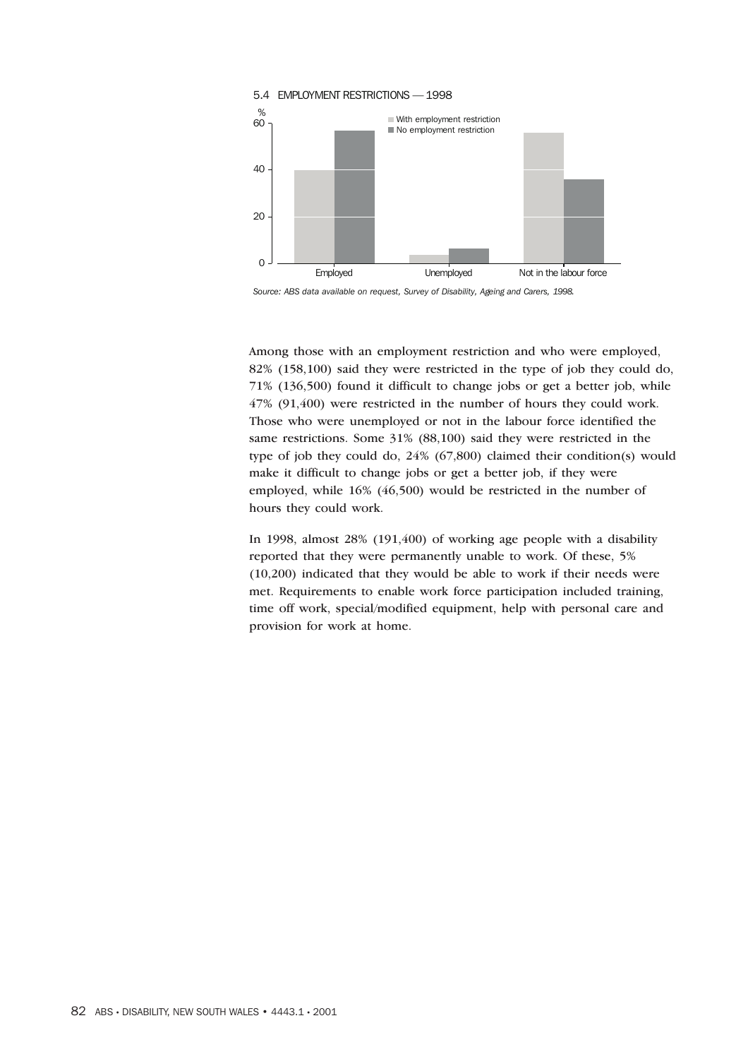5.4 EMPLOYMENT RESTRICTIONS — 1998

Source: ABS data available on request, Survey of Disability, Ageing and Carers, 1998.

Among those with an employment restriction and who were employed, 82% (158,100) said they were restricted in the type of job they could do, 71% (136,500) found it difficult to change jobs or get a better job, while 47% (91,400) were restricted in the number of hours they could work. Those who were unemployed or not in the labour force identified the same restrictions. Some 31% (88,100) said they were restricted in the type of job they could do, 24% (67,800) claimed their condition(s) would make it difficult to change jobs or get a better job, if they were employed, while 16% (46,500) would be restricted in the number of hours they could work.

In 1998, almost 28% (191,400) of working age people with a disability reported that they were permanently unable to work. Of these, 5% (10,200) indicated that they would be able to work if their needs were met. Requirements to enable work force participation included training, time off work, special/modified equipment, help with personal care and provision for work at home.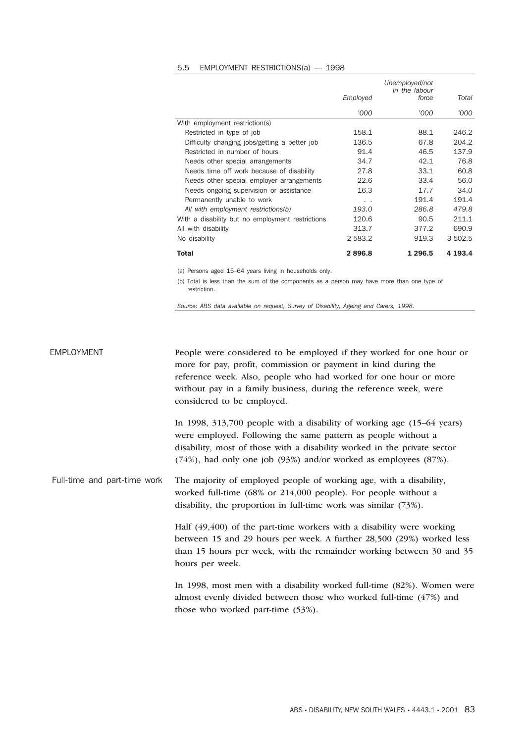5.5 EMPLOYMENT RESTRICTIONS(a) — 1998

| | Employed | Unemployed/not in the labour force | Total |
|---|---|---|---|
| | '000 | '000 | '000 |
| With employment restriction(s) | | | |
| Restricted in type of job | 158.1 | 88.1 | 246.2 |
| Difficulty changing jobs/getting a better job | 136.5 | 67.8 | 204.2 |
| Restricted in number of hours | 91.4 | 46.5 | 137.9 |
| Needs other special arrangements | 34.7 | 42.1 | 76.8 |
| Needs time off work because of disability | 27.8 | 33.1 | 60.8 |
| Needs other special employer arrangements | 22.6 | 33.4 | 56.0 |
| Needs ongoing supervision or assistance | 16.3 | 17.7 | 34.0 |
| Permanently unable to work | . . | 191.4 | 191.4 |
| *All with employment restrictions(b)* | *193.0* | *286.8* | *479.8* |
| With a disability but no employment restrictions | 120.6 | 90.5 | 211.1 |
| All with disability | 313.7 | 377.2 | 690.9 |
| No disability | 2 583.2 | 919.3 | 3 502.5 |
| **Total** | **2 896.8** | **1 296.5** | **4 193.4** |

(a) Persons aged 15–64 years living in households only.

(b) Total is less than the sum of the components as a person may have more than one type of restriction.

*Source: ABS data available on request, Survey of Disability, Ageing and Carers, 1998.*

## EMPLOYMENT

People were considered to be employed if they worked for one hour or more for pay, profit, commission or payment in kind during the reference week. Also, people who had worked for one hour or more without pay in a family business, during the reference week, were considered to be employed.

In 1998, 313,700 people with a disability of working age (15–64 years) were employed. Following the same pattern as people without a disability, most of those with a disability worked in the private sector (74%), had only one job (93%) and/or worked as employees (87%).

### Full-time and part-time work

The majority of employed people of working age, with a disability, worked full-time (68% or 214,000 people). For people without a disability, the proportion in full-time work was similar (73%).

Half (49,400) of the part-time workers with a disability were working between 15 and 29 hours per week. A further 28,500 (29%) worked less than 15 hours per week, with the remainder working between 30 and 35 hours per week.

In 1998, most men with a disability worked full-time (82%). Women were almost evenly divided between those who worked full-time (47%) and those who worked part-time (53%).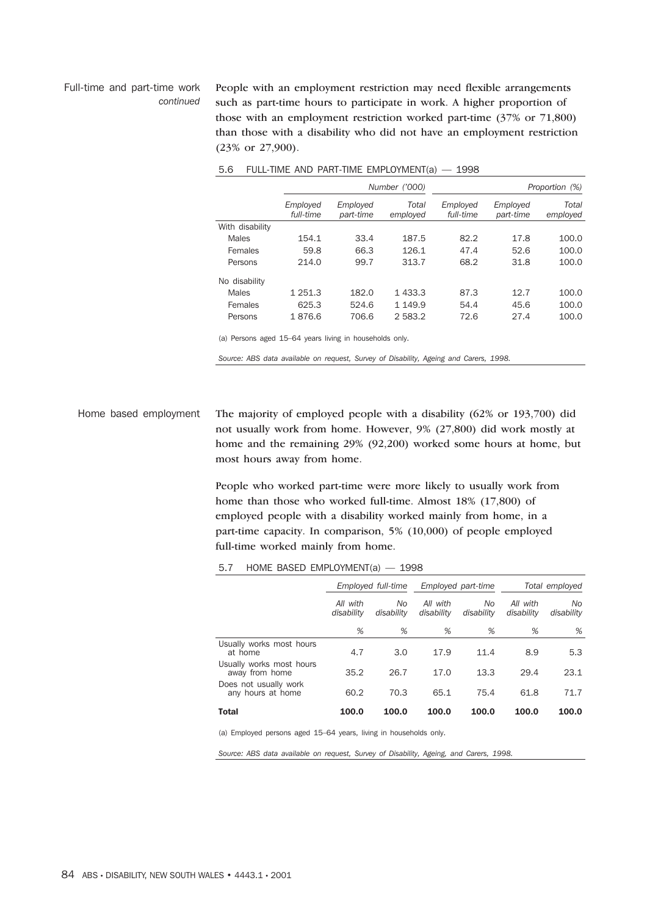Full-time and part-time work *continued*

People with an employment restriction may need flexible arrangements such as part-time hours to participate in work. A higher proportion of those with an employment restriction worked part-time (37% or 71,800) than those with a disability who did not have an employment restriction (23% or 27,900).

5.6 FULL-TIME AND PART-TIME EMPLOYMENT(a) — 1998

| | *Number ('000)* | | | *Proportion (%)* | | |
|---|---|---|---|---|---|---|
| | *Employed full-time* | *Employed part-time* | *Total employed* | *Employed full-time* | *Employed part-time* | *Total employed* |
| With disability | | | | | | |
| Males | 154.1 | 33.4 | 187.5 | 82.2 | 17.8 | 100.0 |
| Females | 59.8 | 66.3 | 126.1 | 47.4 | 52.6 | 100.0 |
| Persons | 214.0 | 99.7 | 313.7 | 68.2 | 31.8 | 100.0 |
| No disability | | | | | | |
| Males | 1 251.3 | 182.0 | 1 433.3 | 87.3 | 12.7 | 100.0 |
| Females | 625.3 | 524.6 | 1 149.9 | 54.4 | 45.6 | 100.0 |
| Persons | 1 876.6 | 706.6 | 2 583.2 | 72.6 | 27.4 | 100.0 |

(a) Persons aged 15–64 years living in households only.

*Source: ABS data available on request, Survey of Disability, Ageing and Carers, 1998.*

Home based employment

The majority of employed people with a disability (62% or 193,700) did not usually work from home. However, 9% (27,800) did work mostly at home and the remaining 29% (92,200) worked some hours at home, but most hours away from home.

People who worked part-time were more likely to usually work from home than those who worked full-time. Almost 18% (17,800) of employed people with a disability worked mainly from home, in a part-time capacity. In comparison, 5% (10,000) of people employed full-time worked mainly from home.

5.7 HOME BASED EMPLOYMENT(a) — 1998

| | *Employed full-time* | | *Employed part-time* | | *Total employed* | |
|---|---|---|---|---|---|---|
| | *All with disability* | *No disability* | *All with disability* | *No disability* | *All with disability* | *No disability* |
| | % | % | % | % | % | % |
| Usually works most hours at home | 4.7 | 3.0 | 17.9 | 11.4 | 8.9 | 5.3 |
| Usually works most hours away from home | 35.2 | 26.7 | 17.0 | 13.3 | 29.4 | 23.1 |
| Does not usually work any hours at home | 60.2 | 70.3 | 65.1 | 75.4 | 61.8 | 71.7 |
| **Total** | **100.0** | **100.0** | **100.0** | **100.0** | **100.0** | **100.0** |

(a) Employed persons aged 15–64 years, living in households only.

*Source: ABS data available on request, Survey of Disability, Ageing, and Carers, 1998.*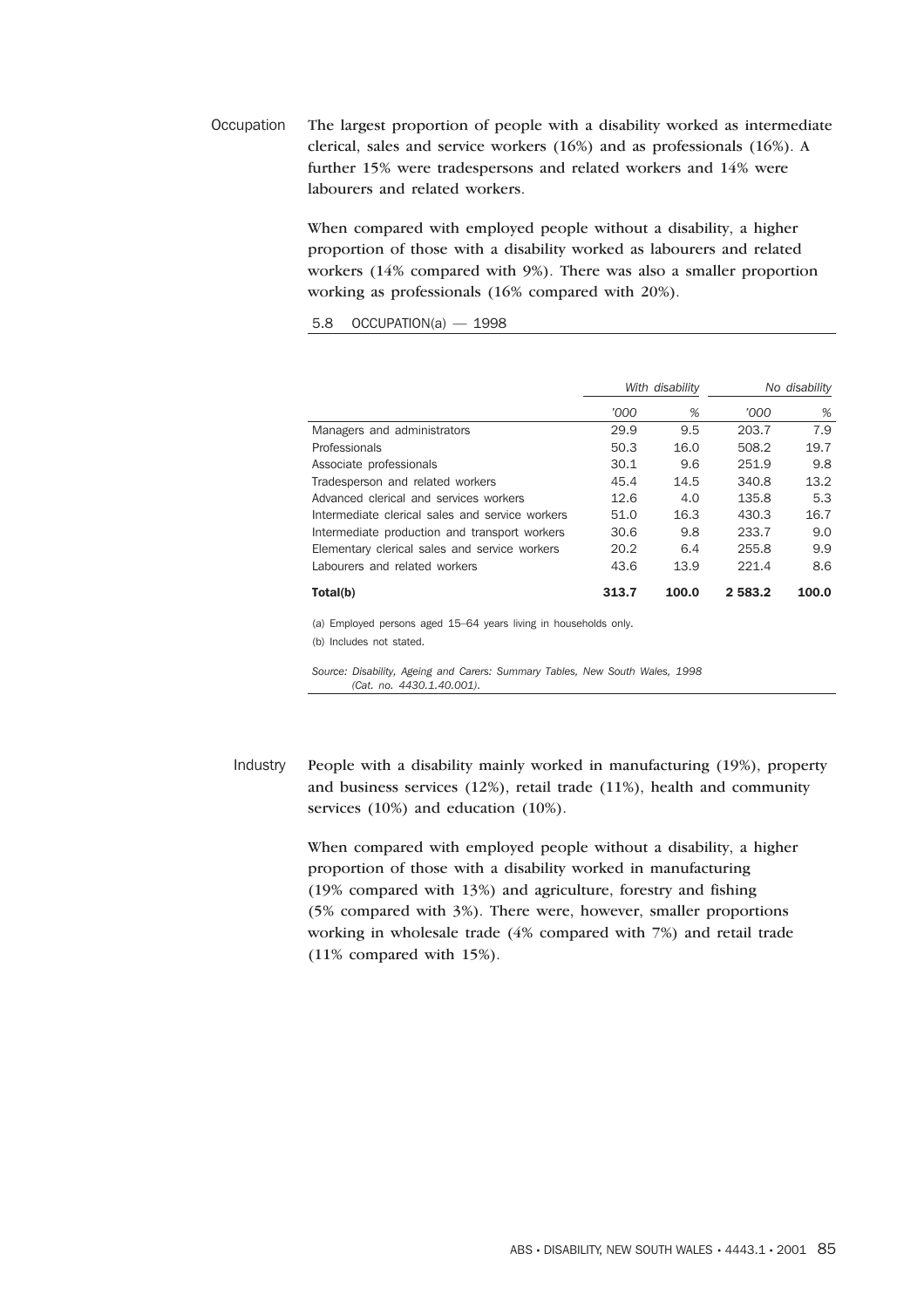Occupation

The largest proportion of people with a disability worked as intermediate clerical, sales and service workers (16%) and as professionals (16%). A further 15% were tradespersons and related workers and 14% were labourers and related workers.

When compared with employed people without a disability, a higher proportion of those with a disability worked as labourers and related workers (14% compared with 9%). There was also a smaller proportion working as professionals (16% compared with 20%).

5.8 OCCUPATION(a) — 1998

| | *With disability* | | *No disability* | |
|---|---|---|---|---|
| | *'000* | *%* | *'000* | *%* |
| Managers and administrators | 29.9 | 9.5 | 203.7 | 7.9 |
| Professionals | 50.3 | 16.0 | 508.2 | 19.7 |
| Associate professionals | 30.1 | 9.6 | 251.9 | 9.8 |
| Tradesperson and related workers | 45.4 | 14.5 | 340.8 | 13.2 |
| Advanced clerical and services workers | 12.6 | 4.0 | 135.8 | 5.3 |
| Intermediate clerical sales and service workers | 51.0 | 16.3 | 430.3 | 16.7 |
| Intermediate production and transport workers | 30.6 | 9.8 | 233.7 | 9.0 |
| Elementary clerical sales and service workers | 20.2 | 6.4 | 255.8 | 9.9 |
| Labourers and related workers | 43.6 | 13.9 | 221.4 | 8.6 |
| **Total(b)** | **313.7** | **100.0** | **2 583.2** | **100.0** |

(a) Employed persons aged 15–64 years living in households only.

(b) Includes not stated.

*Source: Disability, Ageing and Carers: Summary Tables, New South Wales, 1998 (Cat. no. 4430.1.40.001).*

Industry

People with a disability mainly worked in manufacturing (19%), property and business services (12%), retail trade (11%), health and community services (10%) and education (10%).

When compared with employed people without a disability, a higher proportion of those with a disability worked in manufacturing (19% compared with 13%) and agriculture, forestry and fishing (5% compared with 3%). There were, however, smaller proportions working in wholesale trade (4% compared with 7%) and retail trade (11% compared with 15%).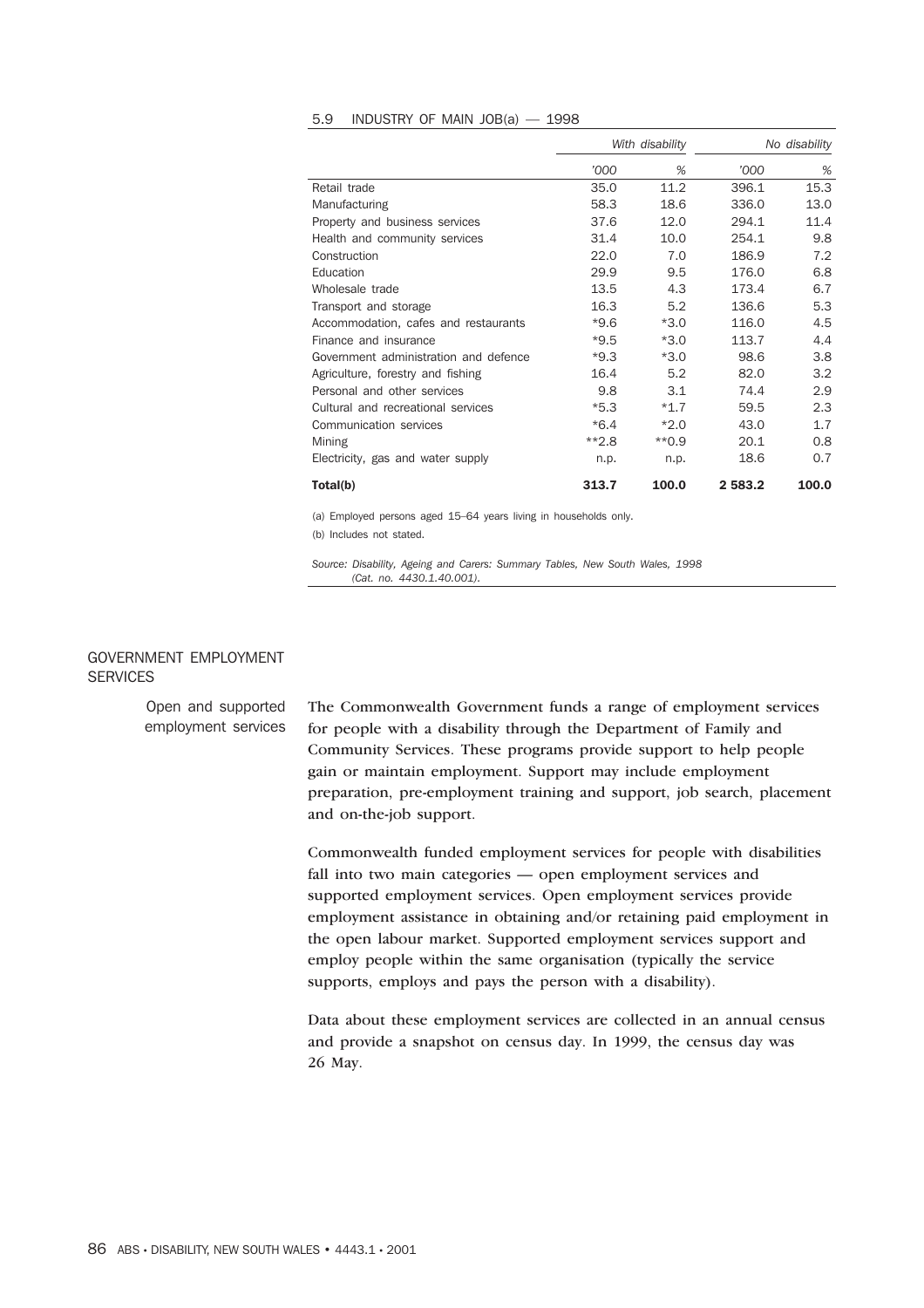5.9 INDUSTRY OF MAIN JOB(a) — 1998

| | *With disability* | | *No disability* | |
|---|---|---|---|---|
| | *'000* | *%* | *'000* | *%* |
| Retail trade | 35.0 | 11.2 | 396.1 | 15.3 |
| Manufacturing | 58.3 | 18.6 | 336.0 | 13.0 |
| Property and business services | 37.6 | 12.0 | 294.1 | 11.4 |
| Health and community services | 31.4 | 10.0 | 254.1 | 9.8 |
| Construction | 22.0 | 7.0 | 186.9 | 7.2 |
| Education | 29.9 | 9.5 | 176.0 | 6.8 |
| Wholesale trade | 13.5 | 4.3 | 173.4 | 6.7 |
| Transport and storage | 16.3 | 5.2 | 136.6 | 5.3 |
| Accommodation, cafes and restaurants | *9.6 | *3.0 | 116.0 | 4.5 |
| Finance and insurance | *9.5 | *3.0 | 113.7 | 4.4 |
| Government administration and defence | *9.3 | *3.0 | 98.6 | 3.8 |
| Agriculture, forestry and fishing | 16.4 | 5.2 | 82.0 | 3.2 |
| Personal and other services | 9.8 | 3.1 | 74.4 | 2.9 |
| Cultural and recreational services | *5.3 | *1.7 | 59.5 | 2.3 |
| Communication services | *6.4 | *2.0 | 43.0 | 1.7 |
| Mining | **2.8 | **0.9 | 20.1 | 0.8 |
| Electricity, gas and water supply | n.p. | n.p. | 18.6 | 0.7 |
| **Total(b)** | **313.7** | **100.0** | **2 583.2** | **100.0** |

(a) Employed persons aged 15–64 years living in households only.

(b) Includes not stated.

*Source: Disability, Ageing and Carers: Summary Tables, New South Wales, 1998 (Cat. no. 4430.1.40.001).*

## GOVERNMENT EMPLOYMENT SERVICES

### Open and supported employment services

The Commonwealth Government funds a range of employment services for people with a disability through the Department of Family and Community Services. These programs provide support to help people gain or maintain employment. Support may include employment preparation, pre-employment training and support, job search, placement and on-the-job support.

Commonwealth funded employment services for people with disabilities fall into two main categories — open employment services and supported employment services. Open employment services provide employment assistance in obtaining and/or retaining paid employment in the open labour market. Supported employment services support and employ people within the same organisation (typically the service supports, employs and pays the person with a disability).

Data about these employment services are collected in an annual census and provide a snapshot on census day. In 1999, the census day was 26 May.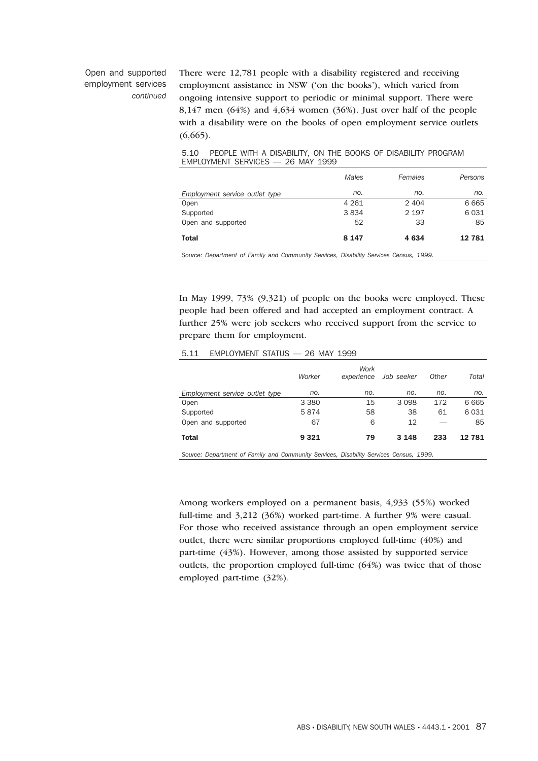Open and supported employment services *continued*

There were 12,781 people with a disability registered and receiving employment assistance in NSW ('on the books'), which varied from ongoing intensive support to periodic or minimal support. There were 8,147 men (64%) and 4,634 women (36%). Just over half of the people with a disability were on the books of open employment service outlets (6,665).

5.10 PEOPLE WITH A DISABILITY, ON THE BOOKS OF DISABILITY PROGRAM EMPLOYMENT SERVICES — 26 MAY 1999

| | *Males* | *Females* | *Persons* |
|---|---|---|---|
| *Employment service outlet type* | *no.* | *no.* | *no.* |
| Open | 4 261 | 2 404 | 6 665 |
| Supported | 3 834 | 2 197 | 6 031 |
| Open and supported | 52 | 33 | 85 |
| **Total** | **8 147** | **4 634** | **12 781** |

*Source: Department of Family and Community Services, Disability Services Census, 1999.*

In May 1999, 73% (9,321) of people on the books were employed. These people had been offered and had accepted an employment contract. A further 25% were job seekers who received support from the service to prepare them for employment.

5.11 EMPLOYMENT STATUS — 26 MAY 1999

| | *Worker* | *Work experience* | *Job seeker* | *Other* | *Total* |
|---|---|---|---|---|---|
| *Employment service outlet type* | *no.* | *no.* | *no.* | *no.* | *no.* |
| Open | 3 380 | 15 | 3 098 | 172 | 6 665 |
| Supported | 5 874 | 58 | 38 | 61 | 6 031 |
| Open and supported | 67 | 6 | 12 | — | 85 |
| **Total** | **9 321** | **79** | **3 148** | **233** | **12 781** |

*Source: Department of Family and Community Services, Disability Services Census, 1999.*

Among workers employed on a permanent basis, 4,933 (55%) worked full-time and 3,212 (36%) worked part-time. A further 9% were casual. For those who received assistance through an open employment service outlet, there were similar proportions employed full-time (40%) and part-time (43%). However, among those assisted by supported service outlets, the proportion employed full-time (64%) was twice that of those employed part-time (32%).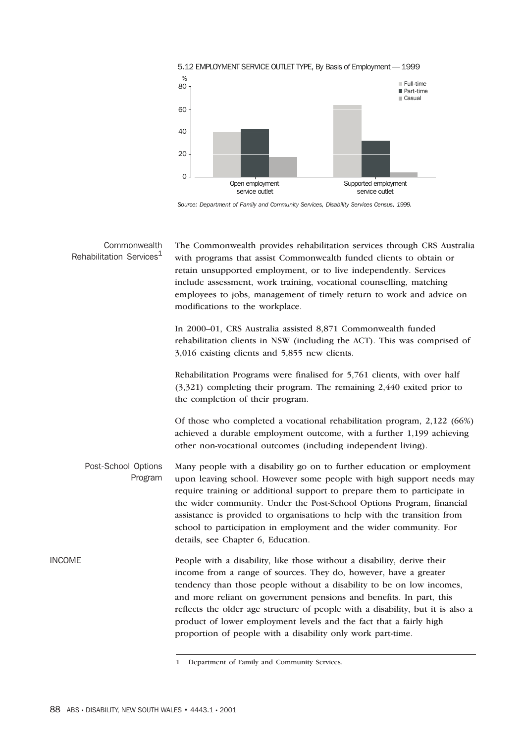5.12 EMPLOYMENT SERVICE OUTLET TYPE, By Basis of Employment — 1999

Source: Department of Family and Community Services, Disability Services Census, 1999.

## Commonwealth Rehabilitation Services[1]

The Commonwealth provides rehabilitation services through CRS Australia with programs that assist Commonwealth funded clients to obtain or retain unsupported employment, or to live independently. Services include assessment, work training, vocational counselling, matching employees to jobs, management of timely return to work and advice on modifications to the workplace.

In 2000–01, CRS Australia assisted 8,871 Commonwealth funded rehabilitation clients in NSW (including the ACT). This was comprised of 3,016 existing clients and 5,855 new clients.

Rehabilitation Programs were finalised for 5,761 clients, with over half (3,321) completing their program. The remaining 2,440 exited prior to the completion of their program.

Of those who completed a vocational rehabilitation program, 2,122 (66%) achieved a durable employment outcome, with a further 1,199 achieving other non-vocational outcomes (including independent living).

## Post-School Options Program

Many people with a disability go on to further education or employment upon leaving school. However some people with high support needs may require training or additional support to prepare them to participate in the wider community. Under the Post-School Options Program, financial assistance is provided to organisations to help with the transition from school to participation in employment and the wider community. For details, see Chapter 6, Education.

# INCOME

People with a disability, like those without a disability, derive their income from a range of sources. They do, however, have a greater tendency than those people without a disability to be on low incomes, and more reliant on government pensions and benefits. In part, this reflects the older age structure of people with a disability, but it is also a product of lower employment levels and the fact that a fairly high proportion of people with a disability only work part-time.

---

1 Department of Family and Community Services.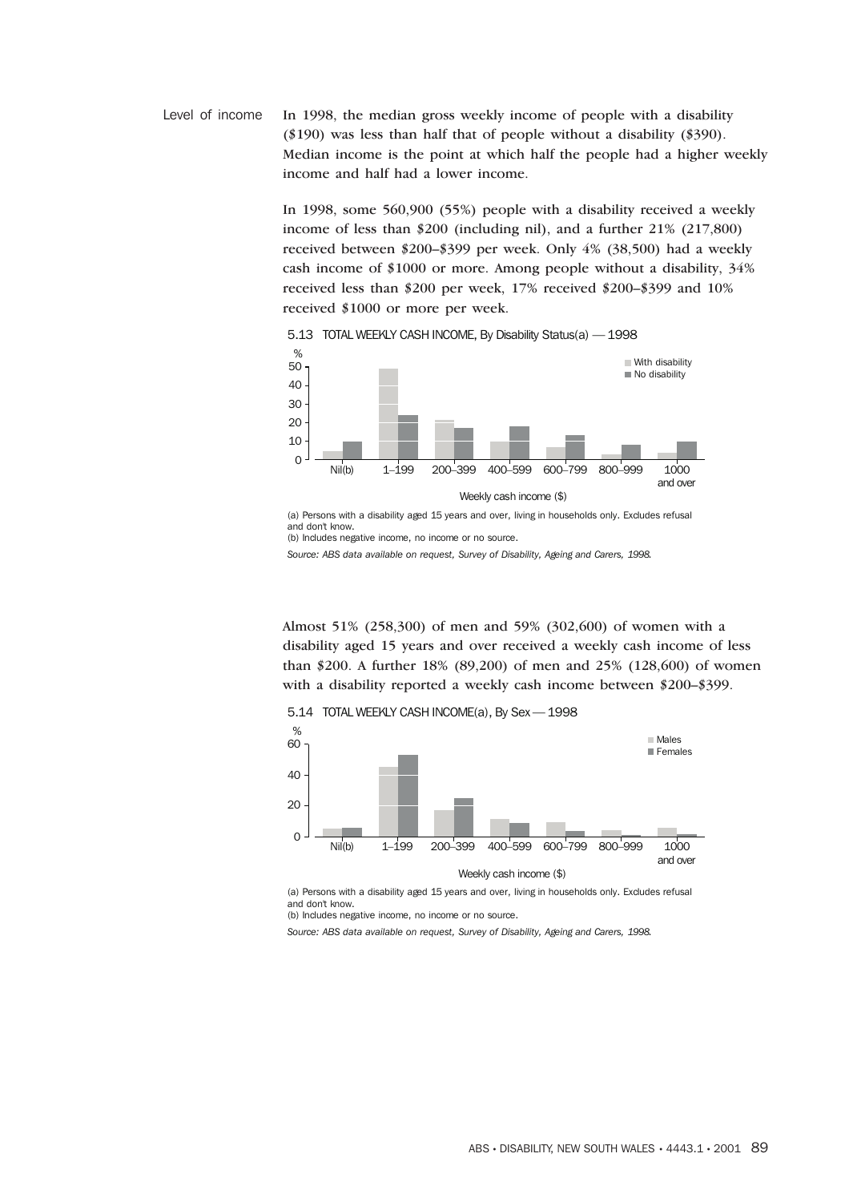Level of income

In 1998, the median gross weekly income of people with a disability ($190) was less than half that of people without a disability ($390). Median income is the point at which half the people had a higher weekly income and half had a lower income.

In 1998, some 560,900 (55%) people with a disability received a weekly income of less than $200 (including nil), and a further 21% (217,800) received between $200–$399 per week. Only 4% (38,500) had a weekly cash income of $1000 or more. Among people without a disability, 34% received less than $200 per week, 17% received $200–$399 and 10% received $1000 or more per week.

5.13 TOTAL WEEKLY CASH INCOME, By Disability Status(a) — 1998

(a) Persons with a disability aged 15 years and over, living in households only. Excludes refusal and don't know.
(b) Includes negative income, no income or no source.

*Source: ABS data available on request, Survey of Disability, Ageing and Carers, 1998.*

Almost 51% (258,300) of men and 59% (302,600) of women with a disability aged 15 years and over received a weekly cash income of less than $200. A further 18% (89,200) of men and 25% (128,600) of women with a disability reported a weekly cash income between $200–$399.

5.14 TOTAL WEEKLY CASH INCOME(a), By Sex — 1998

(a) Persons with a disability aged 15 years and over, living in households only. Excludes refusal and don't know.
(b) Includes negative income, no income or no source.

*Source: ABS data available on request, Survey of Disability, Ageing and Carers, 1998.*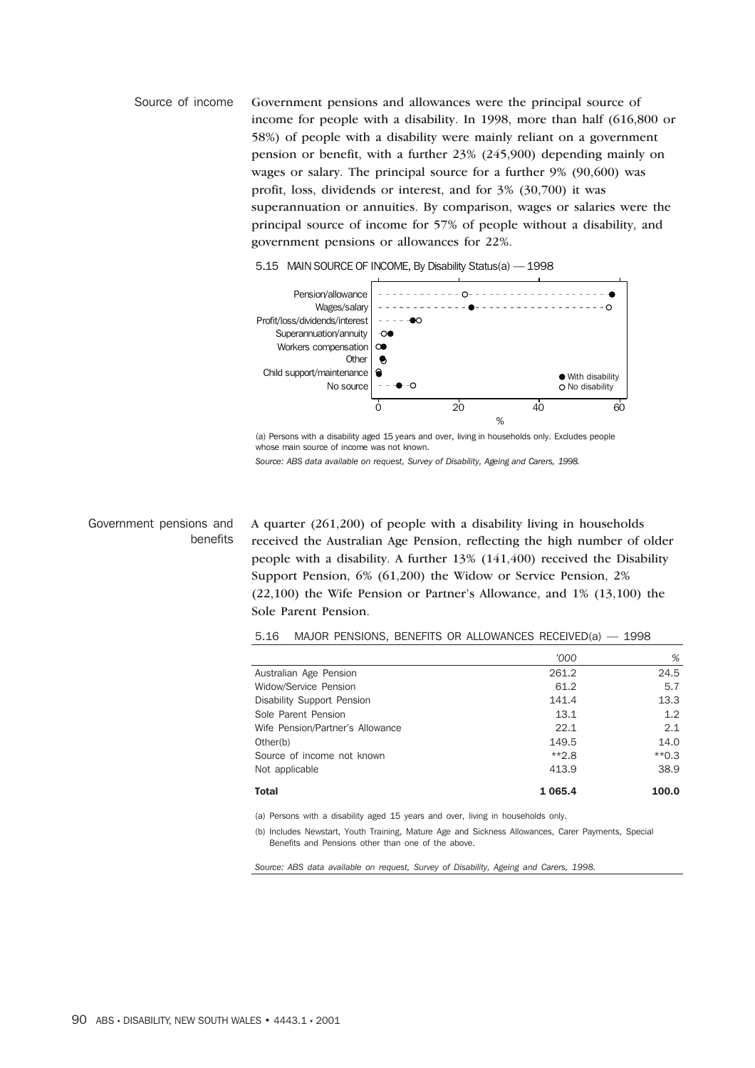## Source of income

Government pensions and allowances were the principal source of income for people with a disability. In 1998, more than half (616,800 or 58%) of people with a disability were mainly reliant on a government pension or benefit, with a further 23% (245,900) depending mainly on wages or salary. The principal source for a further 9% (90,600) was profit, loss, dividends or interest, and for 3% (30,700) it was superannuation or annuities. By comparison, wages or salaries were the principal source of income for 57% of people without a disability, and government pensions or allowances for 22%.

5.15 MAIN SOURCE OF INCOME, By Disability Status(a) — 1998

(a) Persons with a disability aged 15 years and over, living in households only. Excludes people whose main source of income was not known.

*Source: ABS data available on request, Survey of Disability, Ageing and Carers, 1998.*

## Government pensions and benefits

A quarter (261,200) of people with a disability living in households received the Australian Age Pension, reflecting the high number of older people with a disability. A further 13% (141,400) received the Disability Support Pension, 6% (61,200) the Widow or Service Pension, 2% (22,100) the Wife Pension or Partner's Allowance, and 1% (13,100) the Sole Parent Pension.

5.16 MAJOR PENSIONS, BENEFITS OR ALLOWANCES RECEIVED(a) — 1998

| | '000 | % |
|---|---|---|
| Australian Age Pension | 261.2 | 24.5 |
| Widow/Service Pension | 61.2 | 5.7 |
| Disability Support Pension | 141.4 | 13.3 |
| Sole Parent Pension | 13.1 | 1.2 |
| Wife Pension/Partner's Allowance | 22.1 | 2.1 |
| Other(b) | 149.5 | 14.0 |
| Source of income not known | **2.8 | **0.3 |
| Not applicable | 413.9 | 38.9 |
| **Total** | **1 065.4** | **100.0** |

(a) Persons with a disability aged 15 years and over, living in households only.

(b) Includes Newstart, Youth Training, Mature Age and Sickness Allowances, Carer Payments, Special Benefits and Pensions other than one of the above.

*Source: ABS data available on request, Survey of Disability, Ageing and Carers, 1998.*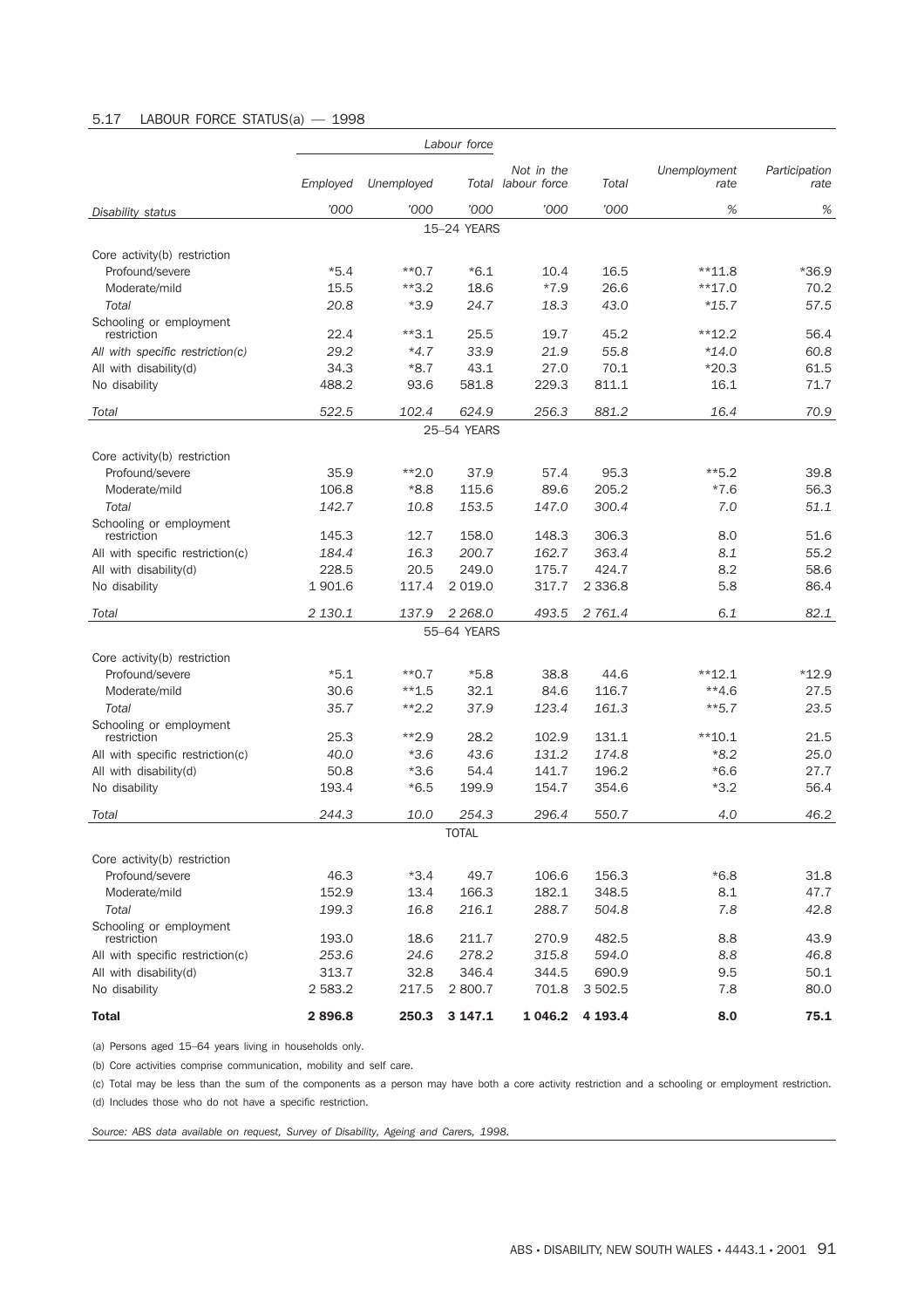## 5.17 LABOUR FORCE STATUS(a) — 1998

| | Labour force | | | | | | |
|---|---|---|---|---|---|---|---|
| | Employed | Unemployed | Total | Not in the labour force | Total | Unemployment rate | Participation rate |
| Disability status | '000 | '000 | '000 | '000 | '000 | % | % |
| **15–24 YEARS** | | | | | | | |
| Core activity(b) restriction | | | | | | | |
| Profound/severe | *5.4 | **0.7 | *6.1 | 10.4 | 16.5 | **11.8 | *36.9 |
| Moderate/mild | 15.5 | **3.2 | 18.6 | *7.9 | 26.6 | **17.0 | 70.2 |
| *Total* | *20.8* | *\*3.9* | *24.7* | *18.3* | *43.0* | *\*15.7* | *57.5* |
| Schooling or employment restriction | 22.4 | **3.1 | 25.5 | 19.7 | 45.2 | **12.2 | 56.4 |
| *All with specific restriction(c)* | *29.2* | *\*4.7* | *33.9* | *21.9* | *55.8* | *\*14.0* | *60.8* |
| All with disability(d) | 34.3 | *8.7 | 43.1 | 27.0 | 70.1 | *20.3 | 61.5 |
| No disability | 488.2 | 93.6 | 581.8 | 229.3 | 811.1 | 16.1 | 71.7 |
| *Total* | *522.5* | *102.4* | *624.9* | *256.3* | *881.2* | *16.4* | *70.9* |
| **25–54 YEARS** | | | | | | | |
| Core activity(b) restriction | | | | | | | |
| Profound/severe | 35.9 | **2.0 | 37.9 | 57.4 | 95.3 | **5.2 | 39.8 |
| Moderate/mild | 106.8 | *8.8 | 115.6 | 89.6 | 205.2 | *7.6 | 56.3 |
| *Total* | *142.7* | *10.8* | *153.5* | *147.0* | *300.4* | *7.0* | *51.1* |
| Schooling or employment restriction | 145.3 | 12.7 | 158.0 | 148.3 | 306.3 | 8.0 | 51.6 |
| *All with specific restriction(c)* | *184.4* | *16.3* | *200.7* | *162.7* | *363.4* | *8.1* | *55.2* |
| All with disability(d) | 228.5 | 20.5 | 249.0 | 175.7 | 424.7 | 8.2 | 58.6 |
| No disability | 1 901.6 | 117.4 | 2 019.0 | 317.7 | 2 336.8 | 5.8 | 86.4 |
| *Total* | *2 130.1* | *137.9* | *2 268.0* | *493.5* | *2 761.4* | *6.1* | *82.1* |
| **55–64 YEARS** | | | | | | | |
| Core activity(b) restriction | | | | | | | |
| Profound/severe | *5.1 | **0.7 | *5.8 | 38.8 | 44.6 | **12.1 | *12.9 |
| Moderate/mild | 30.6 | **1.5 | 32.1 | 84.6 | 116.7 | **4.6 | 27.5 |
| *Total* | *35.7* | *\*\*2.2* | *37.9* | *123.4* | *161.3* | *\*\*5.7* | *23.5* |
| Schooling or employment restriction | 25.3 | **2.9 | 28.2 | 102.9 | 131.1 | **10.1 | 21.5 |
| *All with specific restriction(c)* | *40.0* | *\*3.6* | *43.6* | *131.2* | *174.8* | *\*8.2* | *25.0* |
| All with disability(d) | 50.8 | *3.6 | 54.4 | 141.7 | 196.2 | *6.6 | 27.7 |
| No disability | 193.4 | *6.5 | 199.9 | 154.7 | 354.6 | *3.2 | 56.4 |
| *Total* | *244.3* | *10.0* | *254.3* | *296.4* | *550.7* | *4.0* | *46.2* |
| **TOTAL** | | | | | | | |
| Core activity(b) restriction | | | | | | | |
| Profound/severe | 46.3 | *3.4 | 49.7 | 106.6 | 156.3 | *6.8 | 31.8 |
| Moderate/mild | 152.9 | 13.4 | 166.3 | 182.1 | 348.5 | 8.1 | 47.7 |
| *Total* | *199.3* | *16.8* | *216.1* | *288.7* | *504.8* | *7.8* | *42.8* |
| Schooling or employment restriction | 193.0 | 18.6 | 211.7 | 270.9 | 482.5 | 8.8 | 43.9 |
| *All with specific restriction(c)* | *253.6* | *24.6* | *278.2* | *315.8* | *594.0* | *8.8* | *46.8* |
| All with disability(d) | 313.7 | 32.8 | 346.4 | 344.5 | 690.9 | 9.5 | 50.1 |
| No disability | 2 583.2 | 217.5 | 2 800.7 | 701.8 | 3 502.5 | 7.8 | 80.0 |
| **Total** | **2 896.8** | **250.3** | **3 147.1** | **1 046.2** | **4 193.4** | **8.0** | **75.1** |

(a) Persons aged 15–64 years living in households only.

(b) Core activities comprise communication, mobility and self care.

(c) Total may be less than the sum of the components as a person may have both a core activity restriction and a schooling or employment restriction.

(d) Includes those who do not have a specific restriction.

*Source: ABS data available on request, Survey of Disability, Ageing and Carers, 1998.*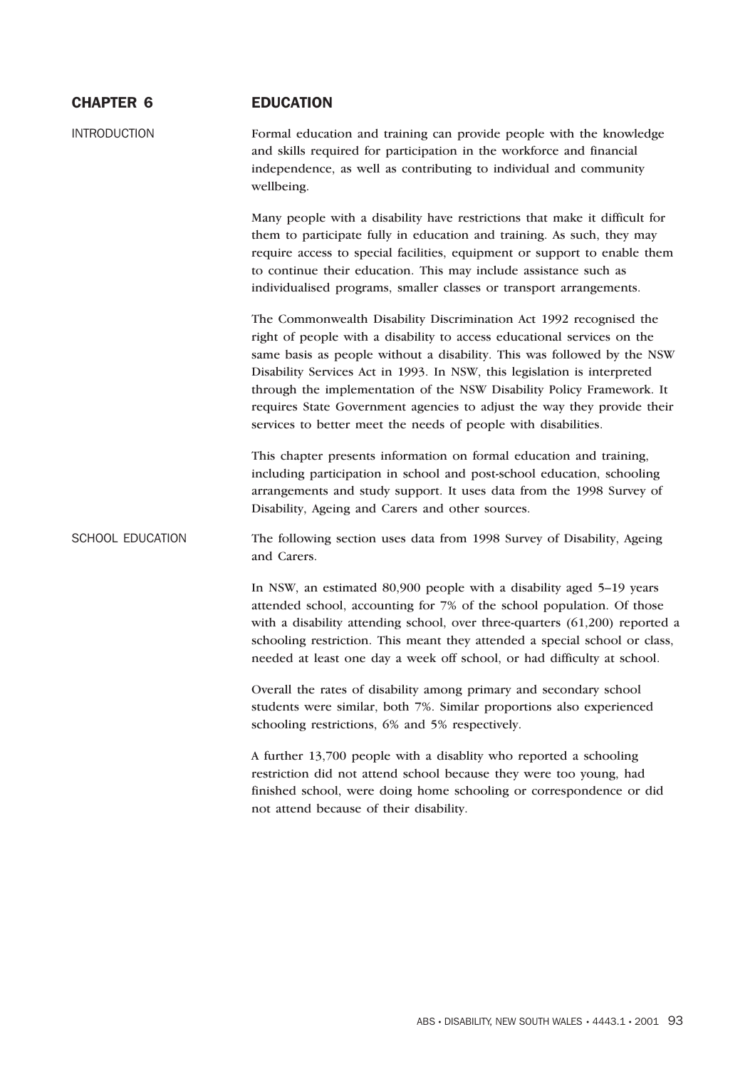# CHAPTER 6 EDUCATION

## INTRODUCTION

Formal education and training can provide people with the knowledge and skills required for participation in the workforce and financial independence, as well as contributing to individual and community wellbeing.

Many people with a disability have restrictions that make it difficult for them to participate fully in education and training. As such, they may require access to special facilities, equipment or support to enable them to continue their education. This may include assistance such as individualised programs, smaller classes or transport arrangements.

The Commonwealth Disability Discrimination Act 1992 recognised the right of people with a disability to access educational services on the same basis as people without a disability. This was followed by the NSW Disability Services Act in 1993. In NSW, this legislation is interpreted through the implementation of the NSW Disability Policy Framework. It requires State Government agencies to adjust the way they provide their services to better meet the needs of people with disabilities.

This chapter presents information on formal education and training, including participation in school and post-school education, schooling arrangements and study support. It uses data from the 1998 Survey of Disability, Ageing and Carers and other sources.

## SCHOOL EDUCATION

The following section uses data from 1998 Survey of Disability, Ageing and Carers.

In NSW, an estimated 80,900 people with a disability aged 5–19 years attended school, accounting for 7% of the school population. Of those with a disability attending school, over three-quarters (61,200) reported a schooling restriction. This meant they attended a special school or class, needed at least one day a week off school, or had difficulty at school.

Overall the rates of disability among primary and secondary school students were similar, both 7%. Similar proportions also experienced schooling restrictions, 6% and 5% respectively.

A further 13,700 people with a disablity who reported a schooling restriction did not attend school because they were too young, had finished school, were doing home schooling or correspondence or did not attend because of their disability.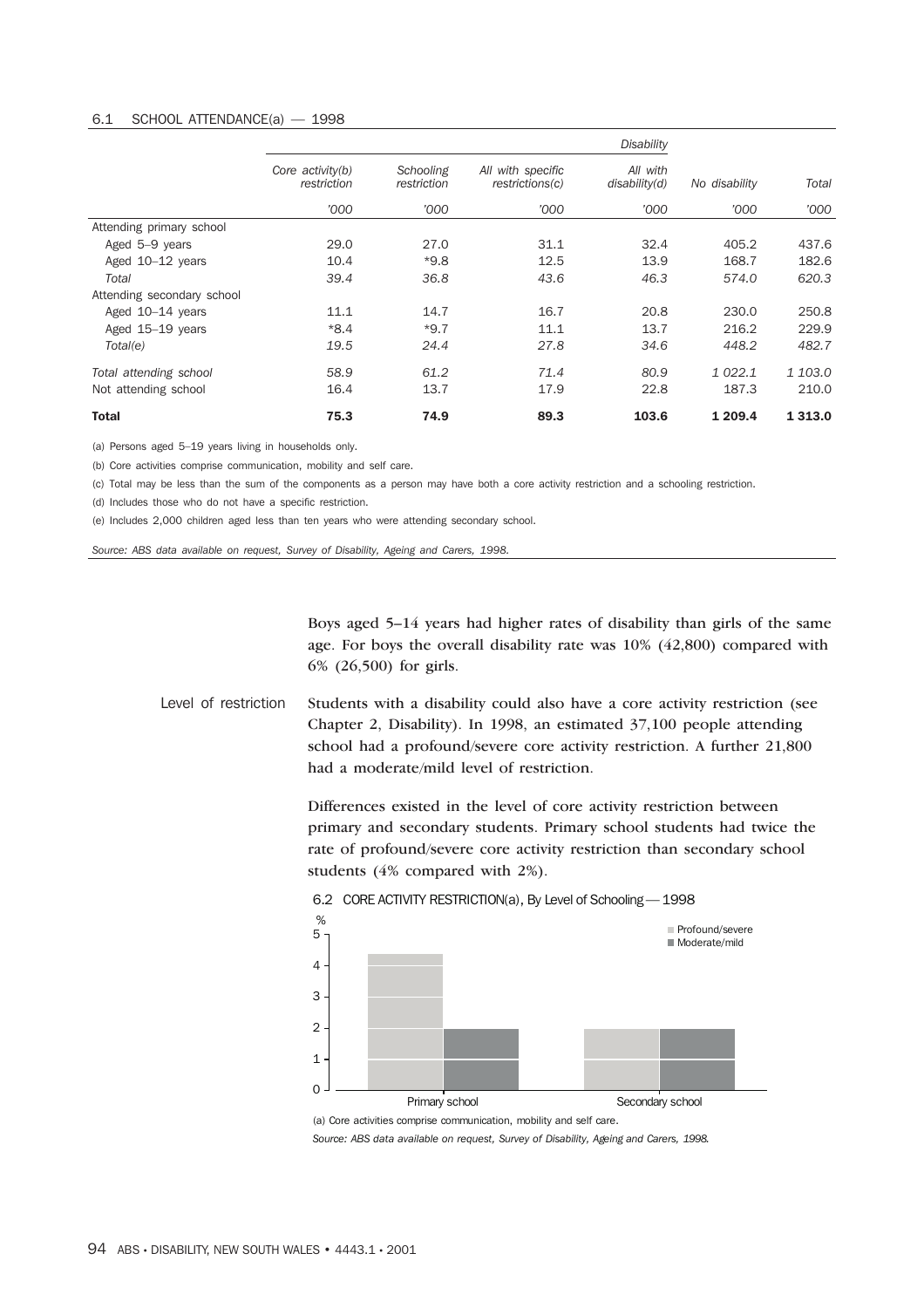### 6.1 SCHOOL ATTENDANCE(a) — 1998

| | Disability | | | | | |
|---|---|---|---|---|---|---|
| | Core activity(b) restriction | Schooling restriction | All with specific restrictions(c) | All with disability(d) | No disability | Total |
| | '000 | '000 | '000 | '000 | '000 | '000 |
| Attending primary school | | | | | | |
| Aged 5–9 years | 29.0 | 27.0 | 31.1 | 32.4 | 405.2 | 437.6 |
| Aged 10–12 years | 10.4 | *9.8 | 12.5 | 13.9 | 168.7 | 182.6 |
| *Total* | *39.4* | *36.8* | *43.6* | *46.3* | *574.0* | *620.3* |
| Attending secondary school | | | | | | |
| Aged 10–14 years | 11.1 | 14.7 | 16.7 | 20.8 | 230.0 | 250.8 |
| Aged 15–19 years | *8.4 | *9.7 | 11.1 | 13.7 | 216.2 | 229.9 |
| *Total(e)* | *19.5* | *24.4* | *27.8* | *34.6* | *448.2* | *482.7* |
| *Total attending school* | *58.9* | *61.2* | *71.4* | *80.9* | *1 022.1* | *1 103.0* |
| Not attending school | 16.4 | 13.7 | 17.9 | 22.8 | 187.3 | 210.0 |
| **Total** | **75.3** | **74.9** | **89.3** | **103.6** | **1 209.4** | **1 313.0** |

(a) Persons aged 5–19 years living in households only.

(b) Core activities comprise communication, mobility and self care.

(c) Total may be less than the sum of the components as a person may have both a core activity restriction and a schooling restriction.

(d) Includes those who do not have a specific restriction.

(e) Includes 2,000 children aged less than ten years who were attending secondary school.

*Source: ABS data available on request, Survey of Disability, Ageing and Carers, 1998.*

Boys aged 5–14 years had higher rates of disability than girls of the same age. For boys the overall disability rate was 10% (42,800) compared with 6% (26,500) for girls.

#### Level of restriction

Students with a disability could also have a core activity restriction (see Chapter 2, Disability). In 1998, an estimated 37,100 people attending school had a profound/severe core activity restriction. A further 21,800 had a moderate/mild level of restriction.

Differences existed in the level of core activity restriction between primary and secondary students. Primary school students had twice the rate of profound/severe core activity restriction than secondary school students (4% compared with 2%).

### 6.2 CORE ACTIVITY RESTRICTION(a), By Level of Schooling — 1998

| | Profound/severe (%) | Moderate/mild (%) |
|---|---|---|
| Primary school | 4.4 | 2.0 |
| Secondary school | 2.0 | 2.0 |

(a) Core activities comprise communication, mobility and self care.

*Source: ABS data available on request, Survey of Disability, Ageing and Carers, 1998.*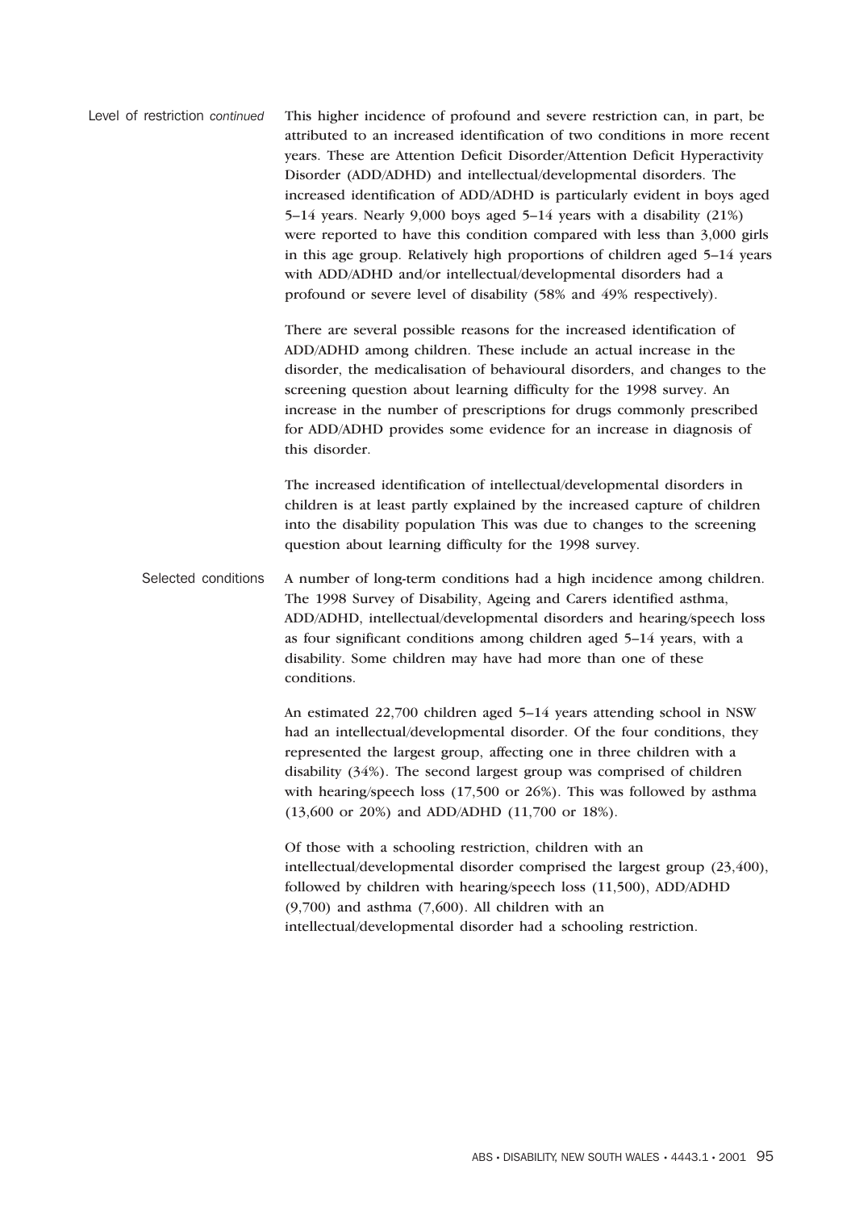## Level of restriction *continued*

This higher incidence of profound and severe restriction can, in part, be attributed to an increased identification of two conditions in more recent years. These are Attention Deficit Disorder/Attention Deficit Hyperactivity Disorder (ADD/ADHD) and intellectual/developmental disorders. The increased identification of ADD/ADHD is particularly evident in boys aged 5–14 years. Nearly 9,000 boys aged 5–14 years with a disability (21%) were reported to have this condition compared with less than 3,000 girls in this age group. Relatively high proportions of children aged 5–14 years with ADD/ADHD and/or intellectual/developmental disorders had a profound or severe level of disability (58% and 49% respectively).

There are several possible reasons for the increased identification of ADD/ADHD among children. These include an actual increase in the disorder, the medicalisation of behavioural disorders, and changes to the screening question about learning difficulty for the 1998 survey. An increase in the number of prescriptions for drugs commonly prescribed for ADD/ADHD provides some evidence for an increase in diagnosis of this disorder.

The increased identification of intellectual/developmental disorders in children is at least partly explained by the increased capture of children into the disability population This was due to changes to the screening question about learning difficulty for the 1998 survey.

## Selected conditions

A number of long-term conditions had a high incidence among children. The 1998 Survey of Disability, Ageing and Carers identified asthma, ADD/ADHD, intellectual/developmental disorders and hearing/speech loss as four significant conditions among children aged 5–14 years, with a disability. Some children may have had more than one of these conditions.

An estimated 22,700 children aged 5–14 years attending school in NSW had an intellectual/developmental disorder. Of the four conditions, they represented the largest group, affecting one in three children with a disability (34%). The second largest group was comprised of children with hearing/speech loss (17,500 or 26%). This was followed by asthma (13,600 or 20%) and ADD/ADHD (11,700 or 18%).

Of those with a schooling restriction, children with an intellectual/developmental disorder comprised the largest group (23,400), followed by children with hearing/speech loss (11,500), ADD/ADHD (9,700) and asthma (7,600). All children with an intellectual/developmental disorder had a schooling restriction.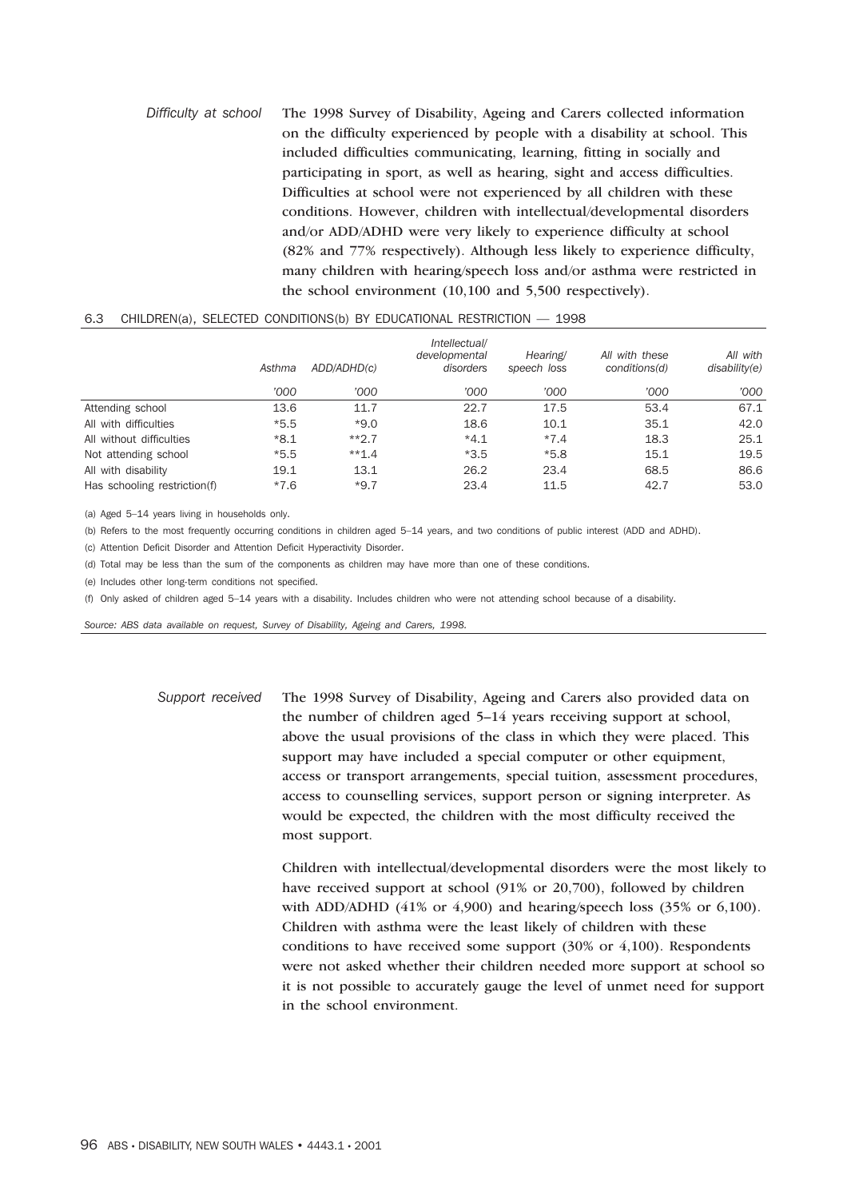*Difficulty at school*

The 1998 Survey of Disability, Ageing and Carers collected information on the difficulty experienced by people with a disability at school. This included difficulties communicating, learning, fitting in socially and participating in sport, as well as hearing, sight and access difficulties. Difficulties at school were not experienced by all children with these conditions. However, children with intellectual/developmental disorders and/or ADD/ADHD were very likely to experience difficulty at school (82% and 77% respectively). Although less likely to experience difficulty, many children with hearing/speech loss and/or asthma were restricted in the school environment (10,100 and 5,500 respectively).

6.3 CHILDREN(a), SELECTED CONDITIONS(b) BY EDUCATIONAL RESTRICTION — 1998

| | Asthma | ADD/ADHD(c) | Intellectual/ developmental disorders | Hearing/ speech loss | All with these conditions(d) | All with disability(e) |
|---|---|---|---|---|---|---|
| | '000 | '000 | '000 | '000 | '000 | '000 |
| Attending school | 13.6 | 11.7 | 22.7 | 17.5 | 53.4 | 67.1 |
| All with difficulties | *5.5 | *9.0 | 18.6 | 10.1 | 35.1 | 42.0 |
| All without difficulties | *8.1 | **2.7 | *4.1 | *7.4 | 18.3 | 25.1 |
| Not attending school | *5.5 | **1.4 | *3.5 | *5.8 | 15.1 | 19.5 |
| All with disability | 19.1 | 13.1 | 26.2 | 23.4 | 68.5 | 86.6 |
| Has schooling restriction(f) | *7.6 | *9.7 | 23.4 | 11.5 | 42.7 | 53.0 |

(a) Aged 5–14 years living in households only.

(b) Refers to the most frequently occurring conditions in children aged 5–14 years, and two conditions of public interest (ADD and ADHD).

(c) Attention Deficit Disorder and Attention Deficit Hyperactivity Disorder.

(d) Total may be less than the sum of the components as children may have more than one of these conditions.

(e) Includes other long-term conditions not specified.

(f) Only asked of children aged 5–14 years with a disability. Includes children who were not attending school because of a disability.

*Source: ABS data available on request, Survey of Disability, Ageing and Carers, 1998.*

*Support received*

The 1998 Survey of Disability, Ageing and Carers also provided data on the number of children aged 5–14 years receiving support at school, above the usual provisions of the class in which they were placed. This support may have included a special computer or other equipment, access or transport arrangements, special tuition, assessment procedures, access to counselling services, support person or signing interpreter. As would be expected, the children with the most difficulty received the most support.

Children with intellectual/developmental disorders were the most likely to have received support at school (91% or 20,700), followed by children with ADD/ADHD (41% or 4,900) and hearing/speech loss (35% or 6,100). Children with asthma were the least likely of children with these conditions to have received some support (30% or 4,100). Respondents were not asked whether their children needed more support at school so it is not possible to accurately gauge the level of unmet need for support in the school environment.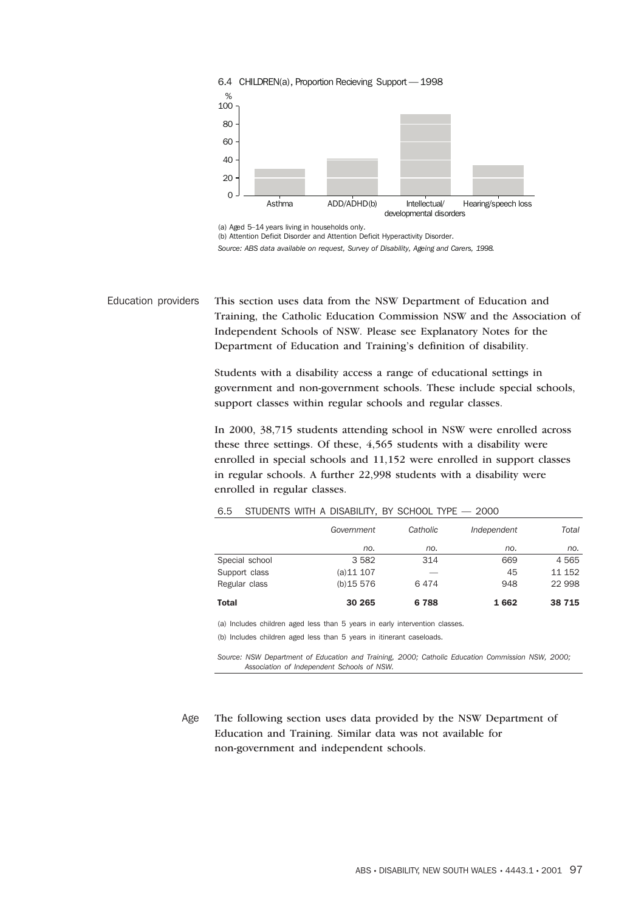6.4 CHILDREN(a), Proportion Recieving Support — 1998

(a) Aged 5–14 years living in households only.
(b) Attention Deficit Disorder and Attention Deficit Hyperactivity Disorder.
*Source: ABS data available on request, Survey of Disability, Ageing and Carers, 1998.*

## Education providers

This section uses data from the NSW Department of Education and Training, the Catholic Education Commission NSW and the Association of Independent Schools of NSW. Please see Explanatory Notes for the Department of Education and Training's definition of disability.

Students with a disability access a range of educational settings in government and non-government schools. These include special schools, support classes within regular schools and regular classes.

In 2000, 38,715 students attending school in NSW were enrolled across these three settings. Of these, 4,565 students with a disability were enrolled in special schools and 11,152 were enrolled in support classes in regular schools. A further 22,998 students with a disability were enrolled in regular classes.

6.5 STUDENTS WITH A DISABILITY, BY SCHOOL TYPE — 2000

| | *Government* | *Catholic* | *Independent* | *Total* |
|---|---|---|---|---|
| | *no.* | *no.* | *no.* | *no.* |
| Special school | 3 582 | 314 | 669 | 4 565 |
| Support class | (a)11 107 | — | 45 | 11 152 |
| Regular class | (b)15 576 | 6 474 | 948 | 22 998 |
| **Total** | **30 265** | **6 788** | **1 662** | **38 715** |

(a) Includes children aged less than 5 years in early intervention classes.
(b) Includes children aged less than 5 years in itinerant caseloads.

*Source: NSW Department of Education and Training, 2000; Catholic Education Commission NSW, 2000; Association of Independent Schools of NSW.*

## Age

The following section uses data provided by the NSW Department of Education and Training. Similar data was not available for non-government and independent schools.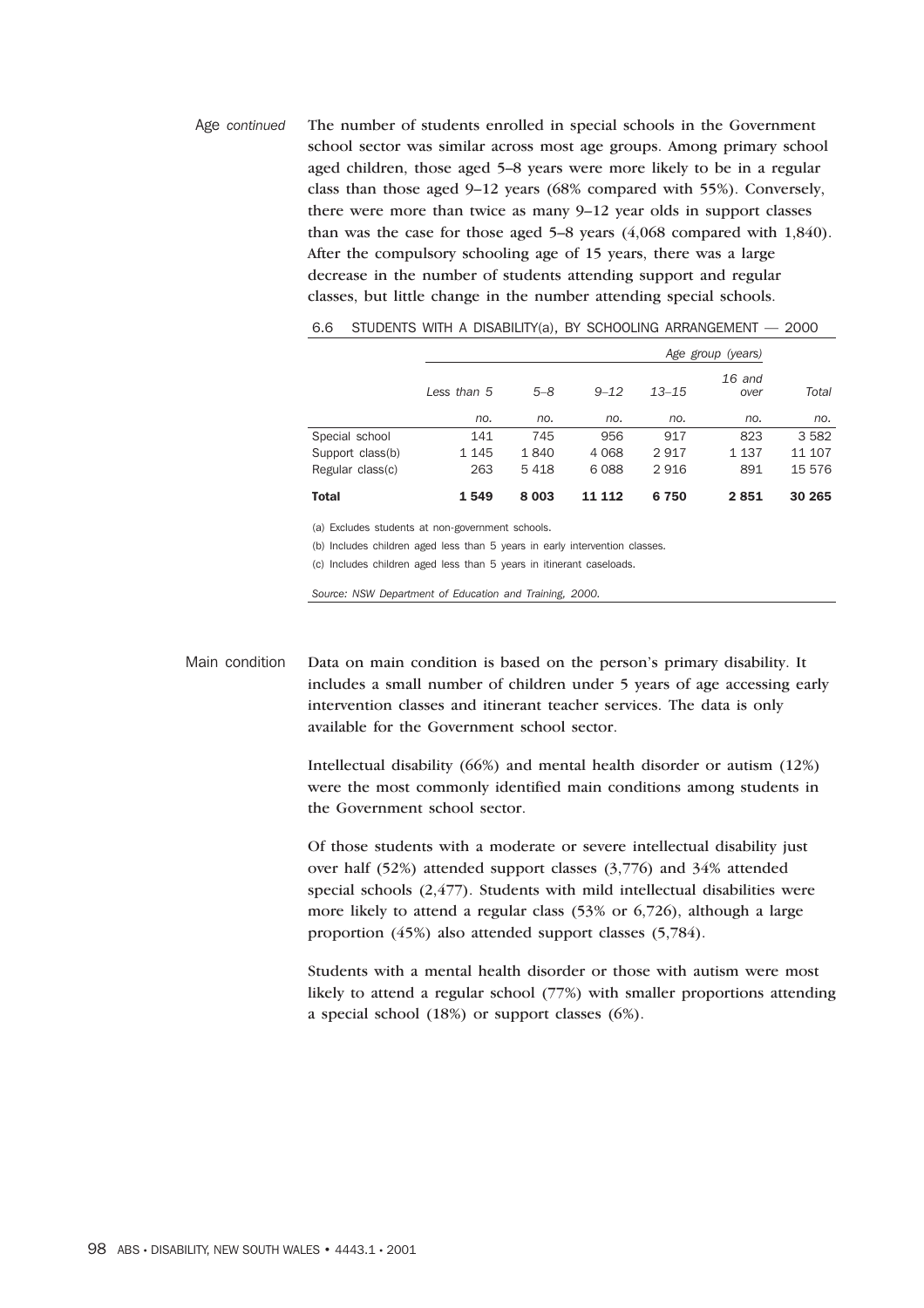Age *continued*

The number of students enrolled in special schools in the Government school sector was similar across most age groups. Among primary school aged children, those aged 5–8 years were more likely to be in a regular class than those aged 9–12 years (68% compared with 55%). Conversely, there were more than twice as many 9–12 year olds in support classes than was the case for those aged 5–8 years (4,068 compared with 1,840). After the compulsory schooling age of 15 years, there was a large decrease in the number of students attending support and regular classes, but little change in the number attending special schools.

6.6 STUDENTS WITH A DISABILITY(a), BY SCHOOLING ARRANGEMENT — 2000

| | Age group (years) | | | | | |
|---|---|---|---|---|---|---|
| | *Less than 5* | *5–8* | *9–12* | *13–15* | *16 and over* | *Total* |
| | *no.* | *no.* | *no.* | *no.* | *no.* | *no.* |
| Special school | 141 | 745 | 956 | 917 | 823 | 3 582 |
| Support class(b) | 1 145 | 1 840 | 4 068 | 2 917 | 1 137 | 11 107 |
| Regular class(c) | 263 | 5 418 | 6 088 | 2 916 | 891 | 15 576 |
| **Total** | **1 549** | **8 003** | **11 112** | **6 750** | **2 851** | **30 265** |

(a) Excludes students at non-government schools.

(b) Includes children aged less than 5 years in early intervention classes.

(c) Includes children aged less than 5 years in itinerant caseloads.

*Source: NSW Department of Education and Training, 2000.*

Main condition

Data on main condition is based on the person's primary disability. It includes a small number of children under 5 years of age accessing early intervention classes and itinerant teacher services. The data is only available for the Government school sector.

Intellectual disability (66%) and mental health disorder or autism (12%) were the most commonly identified main conditions among students in the Government school sector.

Of those students with a moderate or severe intellectual disability just over half (52%) attended support classes (3,776) and 34% attended special schools (2,477). Students with mild intellectual disabilities were more likely to attend a regular class (53% or 6,726), although a large proportion (45%) also attended support classes (5,784).

Students with a mental health disorder or those with autism were most likely to attend a regular school (77%) with smaller proportions attending a special school (18%) or support classes (6%).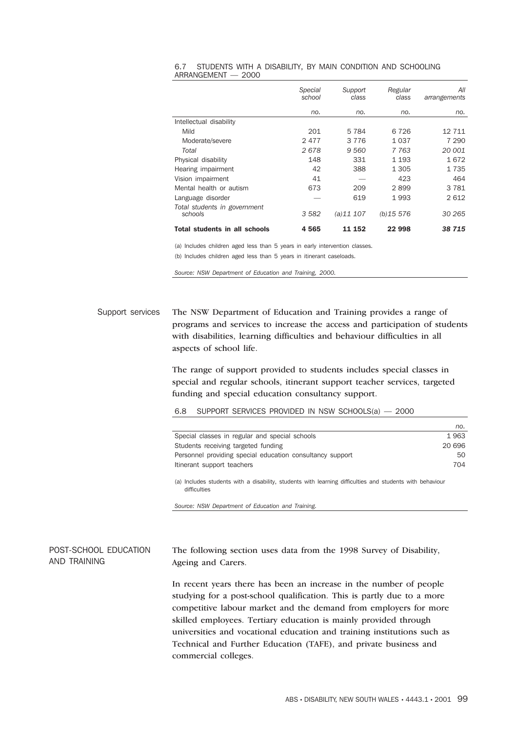6.7 STUDENTS WITH A DISABILITY, BY MAIN CONDITION AND SCHOOLING ARRANGEMENT — 2000

| | Special school | Support class | Regular class | All arrangements |
|---|---|---|---|---|
| | no. | no. | no. | no. |
| Intellectual disability | | | | |
| Mild | 201 | 5 784 | 6 726 | 12 711 |
| Moderate/severe | 2 477 | 3 776 | 1 037 | 7 290 |
| *Total* | *2 678* | *9 560* | *7 763* | *20 001* |
| Physical disability | 148 | 331 | 1 193 | 1 672 |
| Hearing impairment | 42 | 388 | 1 305 | 1 735 |
| Vision impairment | 41 | — | 423 | 464 |
| Mental health or autism | 673 | 209 | 2 899 | 3 781 |
| Language disorder | — | 619 | 1 993 | 2 612 |
| *Total students in government schools* | *3 582* | *(a)11 107* | *(b)15 576* | *30 265* |
| **Total students in all schools** | **4 565** | **11 152** | **22 998** | ***38 715*** |

(a) Includes children aged less than 5 years in early intervention classes.

(b) Includes children aged less than 5 years in itinerant caseloads.

*Source: NSW Department of Education and Training, 2000.*

## Support services

The NSW Department of Education and Training provides a range of programs and services to increase the access and participation of students with disabilities, learning difficulties and behaviour difficulties in all aspects of school life.

The range of support provided to students includes special classes in special and regular schools, itinerant support teacher services, targeted funding and special education consultancy support.

6.8 SUPPORT SERVICES PROVIDED IN NSW SCHOOLS(a) — 2000

| | no. |
|---|---|
| Special classes in regular and special schools | 1 963 |
| Students receiving targeted funding | 20 696 |
| Personnel providing special education consultancy support | 50 |
| Itinerant support teachers | 704 |

(a) Includes students with a disability, students with learning difficulties and students with behaviour difficulties

*Source: NSW Department of Education and Training.*

## POST-SCHOOL EDUCATION AND TRAINING

The following section uses data from the 1998 Survey of Disability, Ageing and Carers.

In recent years there has been an increase in the number of people studying for a post-school qualification. This is partly due to a more competitive labour market and the demand from employers for more skilled employees. Tertiary education is mainly provided through universities and vocational education and training institutions such as Technical and Further Education (TAFE), and private business and commercial colleges.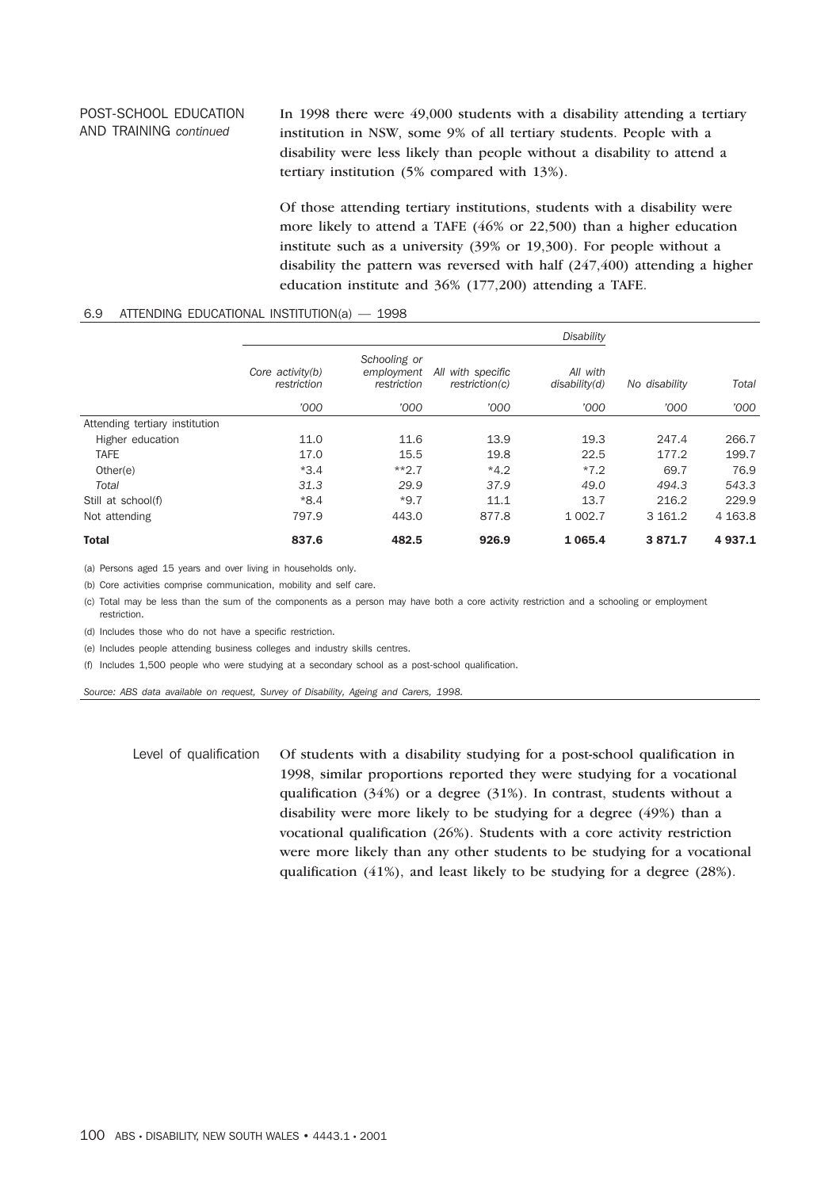POST-SCHOOL EDUCATION AND TRAINING *continued*

In 1998 there were 49,000 students with a disability attending a tertiary institution in NSW, some 9% of all tertiary students. People with a disability were less likely than people without a disability to attend a tertiary institution (5% compared with 13%).

Of those attending tertiary institutions, students with a disability were more likely to attend a TAFE (46% or 22,500) than a higher education institute such as a university (39% or 19,300). For people without a disability the pattern was reversed with half (247,400) attending a higher education institute and 36% (177,200) attending a TAFE.

6.9 ATTENDING EDUCATIONAL INSTITUTION(a) — 1998

| | *Disability* | | | | | |
|---|---|---|---|---|---|---|
| | *Core activity(b) restriction* | *Schooling or employment restriction* | *All with specific restriction(c)* | *All with disability(d)* | *No disability* | *Total* |
| | *'000* | *'000* | *'000* | *'000* | *'000* | *'000* |
| Attending tertiary institution | | | | | | |
| Higher education | 11.0 | 11.6 | 13.9 | 19.3 | 247.4 | 266.7 |
| TAFE | 17.0 | 15.5 | 19.8 | 22.5 | 177.2 | 199.7 |
| Other(e) | *3.4 | **2.7 | *4.2 | *7.2 | 69.7 | 76.9 |
| *Total* | *31.3* | *29.9* | *37.9* | *49.0* | *494.3* | *543.3* |
| Still at school(f) | *8.4 | *9.7 | 11.1 | 13.7 | 216.2 | 229.9 |
| Not attending | 797.9 | 443.0 | 877.8 | 1 002.7 | 3 161.2 | 4 163.8 |
| **Total** | **837.6** | **482.5** | **926.9** | **1 065.4** | **3 871.7** | **4 937.1** |

(a) Persons aged 15 years and over living in households only.

(b) Core activities comprise communication, mobility and self care.

(c) Total may be less than the sum of the components as a person may have both a core activity restriction and a schooling or employment restriction.

(d) Includes those who do not have a specific restriction.

(e) Includes people attending business colleges and industry skills centres.

(f) Includes 1,500 people who were studying at a secondary school as a post-school qualification.

*Source: ABS data available on request, Survey of Disability, Ageing and Carers, 1998.*

## Level of qualification

Of students with a disability studying for a post-school qualification in 1998, similar proportions reported they were studying for a vocational qualification (34%) or a degree (31%). In contrast, students without a disability were more likely to be studying for a degree (49%) than a vocational qualification (26%). Students with a core activity restriction were more likely than any other students to be studying for a vocational qualification (41%), and least likely to be studying for a degree (28%).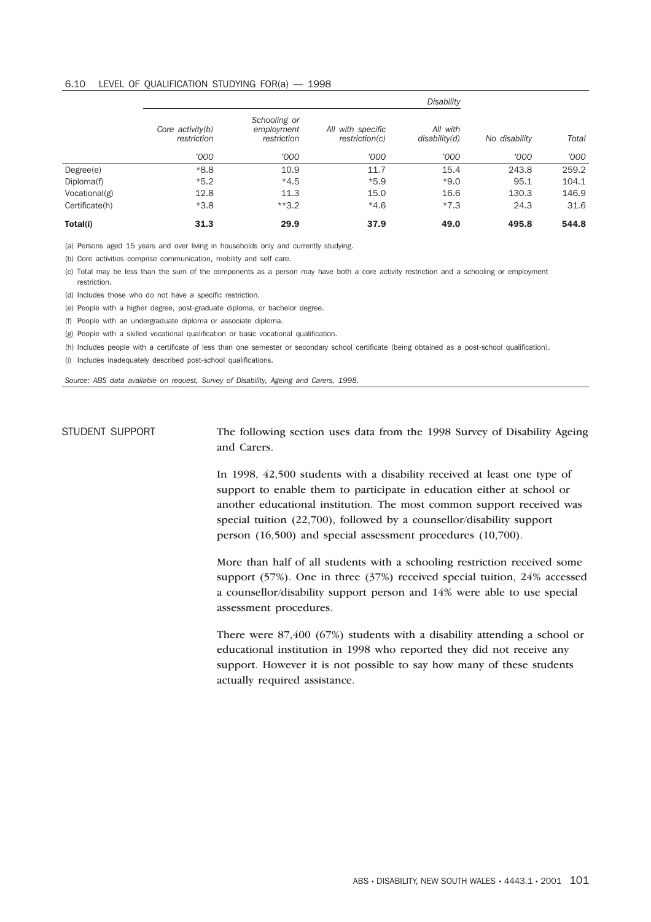6.10 LEVEL OF QUALIFICATION STUDYING FOR(a) — 1998

| | *Disability* | | | | | |
|---|---|---|---|---|---|---|
| | *Core activity(b) restriction* | *Schooling or employment restriction* | *All with specific restriction(c)* | *All with disability(d)* | *No disability* | *Total* |
| | *'000* | *'000* | *'000* | *'000* | *'000* | *'000* |
| Degree(e) | *8.8 | 10.9 | 11.7 | 15.4 | 243.8 | 259.2 |
| Diploma(f) | *5.2 | *4.5 | *5.9 | *9.0 | 95.1 | 104.1 |
| Vocational(g) | 12.8 | 11.3 | 15.0 | 16.6 | 130.3 | 146.9 |
| Certificate(h) | *3.8 | **3.2 | *4.6 | *7.3 | 24.3 | 31.6 |
| **Total(i)** | **31.3** | **29.9** | **37.9** | **49.0** | **495.8** | **544.8** |

(a) Persons aged 15 years and over living in households only and currently studying.

(b) Core activities comprise communication, mobility and self care.

(c) Total may be less than the sum of the components as a person may have both a core activity restriction and a schooling or employment restriction.

(d) Includes those who do not have a specific restriction.

(e) People with a higher degree, post-graduate diploma, or bachelor degree.

(f) People with an undergraduate diploma or associate diploma.

(g) People with a skilled vocational qualification or basic vocational qualification.

(h) Includes people with a certificate of less than one semester or secondary school certificate (being obtained as a post-school qualification).

(i) Includes inadequately described post-school qualifications.

*Source: ABS data available on request, Survey of Disability, Ageing and Carers, 1998.*

## STUDENT SUPPORT

The following section uses data from the 1998 Survey of Disability Ageing and Carers.

In 1998, 42,500 students with a disability received at least one type of support to enable them to participate in education either at school or another educational institution. The most common support received was special tuition (22,700), followed by a counsellor/disability support person (16,500) and special assessment procedures (10,700).

More than half of all students with a schooling restriction received some support (57%). One in three (37%) received special tuition, 24% accessed a counsellor/disability support person and 14% were able to use special assessment procedures.

There were 87,400 (67%) students with a disability attending a school or educational institution in 1998 who reported they did not receive any support. However it is not possible to say how many of these students actually required assistance.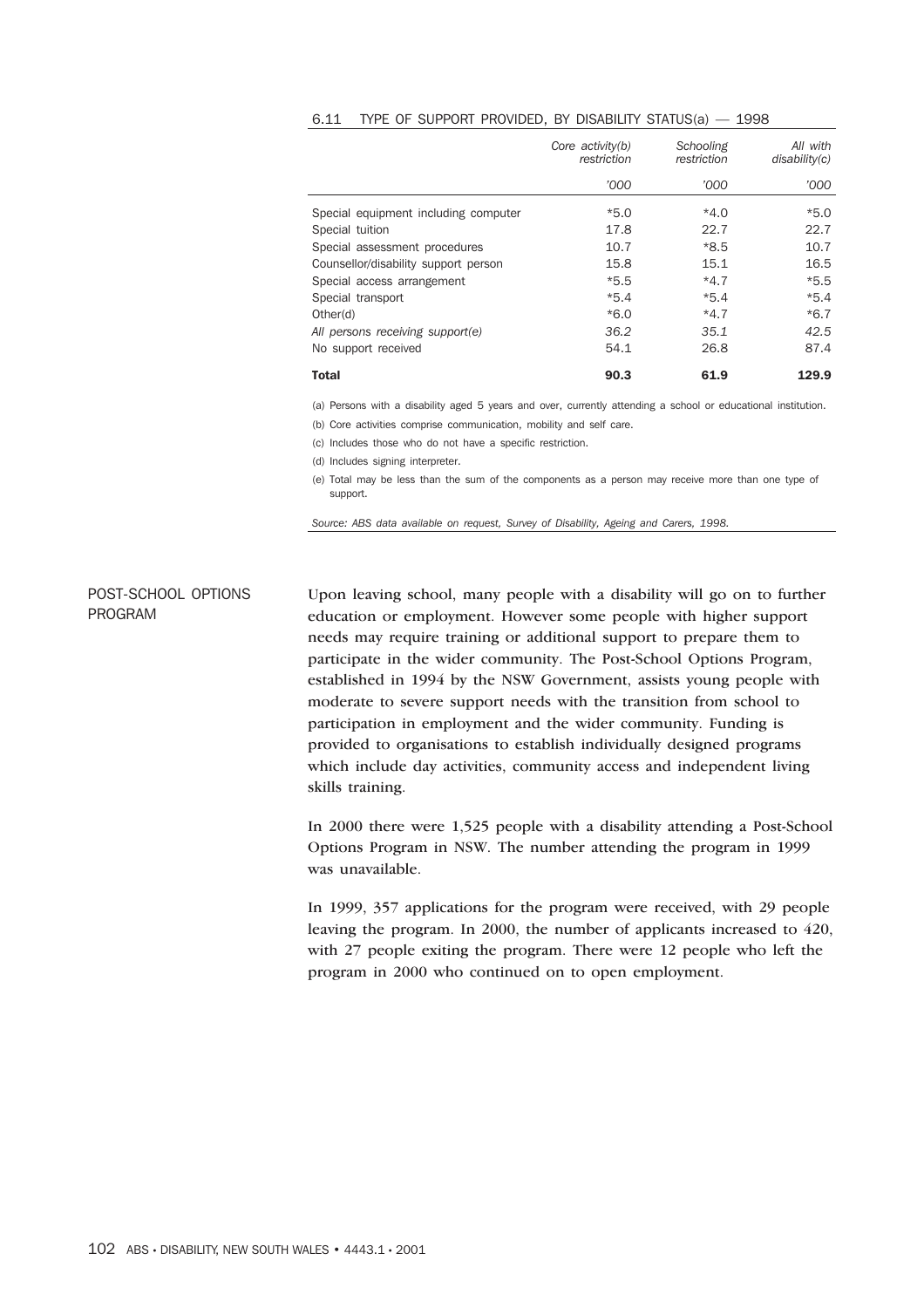6.11 TYPE OF SUPPORT PROVIDED, BY DISABILITY STATUS(a) — 1998

| | Core activity(b) restriction | Schooling restriction | All with disability(c) |
|---|---|---|---|
| | '000 | '000 | '000 |
| Special equipment including computer | *5.0 | *4.0 | *5.0 |
| Special tuition | 17.8 | 22.7 | 22.7 |
| Special assessment procedures | 10.7 | *8.5 | 10.7 |
| Counsellor/disability support person | 15.8 | 15.1 | 16.5 |
| Special access arrangement | *5.5 | *4.7 | *5.5 |
| Special transport | *5.4 | *5.4 | *5.4 |
| Other(d) | *6.0 | *4.7 | *6.7 |
| *All persons receiving support(e)* | *36.2* | *35.1* | *42.5* |
| No support received | 54.1 | 26.8 | 87.4 |
| **Total** | **90.3** | **61.9** | **129.9** |

(a) Persons with a disability aged 5 years and over, currently attending a school or educational institution.

(b) Core activities comprise communication, mobility and self care.

(c) Includes those who do not have a specific restriction.

(d) Includes signing interpreter.

(e) Total may be less than the sum of the components as a person may receive more than one type of support.

*Source: ABS data available on request, Survey of Disability, Ageing and Carers, 1998.*

## POST-SCHOOL OPTIONS PROGRAM

Upon leaving school, many people with a disability will go on to further education or employment. However some people with higher support needs may require training or additional support to prepare them to participate in the wider community. The Post-School Options Program, established in 1994 by the NSW Government, assists young people with moderate to severe support needs with the transition from school to participation in employment and the wider community. Funding is provided to organisations to establish individually designed programs which include day activities, community access and independent living skills training.

In 2000 there were 1,525 people with a disability attending a Post-School Options Program in NSW. The number attending the program in 1999 was unavailable.

In 1999, 357 applications for the program were received, with 29 people leaving the program. In 2000, the number of applicants increased to 420, with 27 people exiting the program. There were 12 people who left the program in 2000 who continued on to open employment.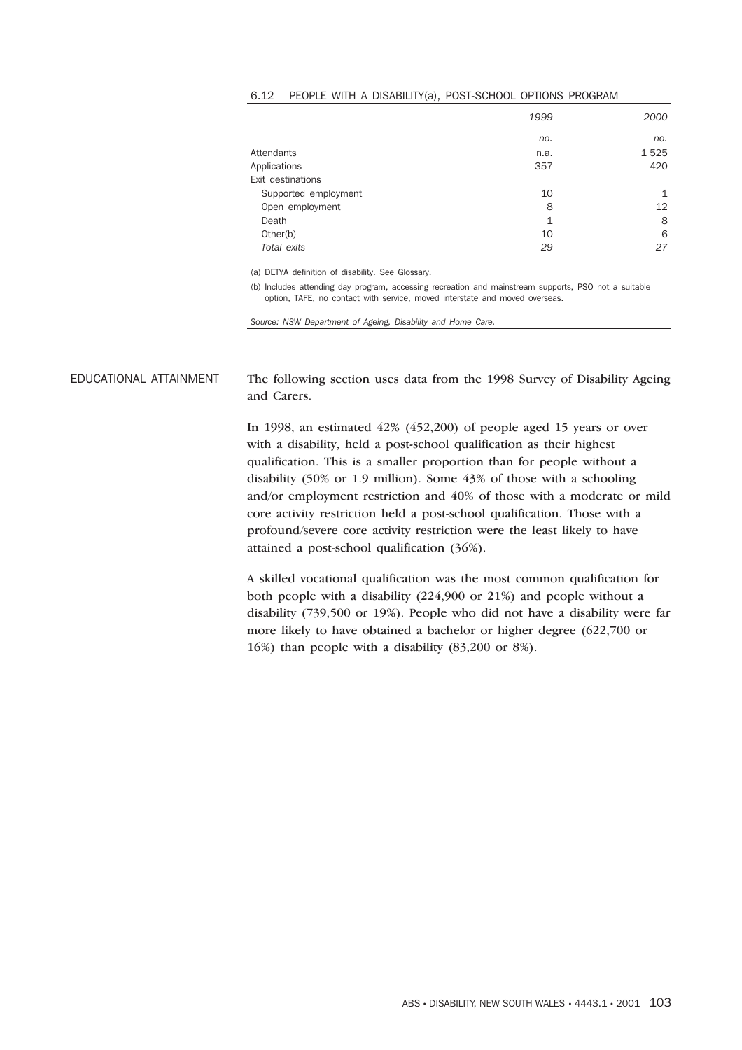6.12 PEOPLE WITH A DISABILITY(a), POST-SCHOOL OPTIONS PROGRAM

| | *1999* | *2000* |
|---|---|---|
| | *no.* | *no.* |
| Attendants | n.a. | 1 525 |
| Applications | 357 | 420 |
| Exit destinations | | |
| Supported employment | 10 | 1 |
| Open employment | 8 | 12 |
| Death | 1 | 8 |
| Other(b) | 10 | 6 |
| *Total exits* | *29* | *27* |

(a) DETYA definition of disability. See Glossary.

(b) Includes attending day program, accessing recreation and mainstream supports, PSO not a suitable option, TAFE, no contact with service, moved interstate and moved overseas.

*Source: NSW Department of Ageing, Disability and Home Care.*

## EDUCATIONAL ATTAINMENT

The following section uses data from the 1998 Survey of Disability Ageing and Carers.

In 1998, an estimated 42% (452,200) of people aged 15 years or over with a disability, held a post-school qualification as their highest qualification. This is a smaller proportion than for people without a disability (50% or 1.9 million). Some 43% of those with a schooling and/or employment restriction and 40% of those with a moderate or mild core activity restriction held a post-school qualification. Those with a profound/severe core activity restriction were the least likely to have attained a post-school qualification (36%).

A skilled vocational qualification was the most common qualification for both people with a disability (224,900 or 21%) and people without a disability (739,500 or 19%). People who did not have a disability were far more likely to have obtained a bachelor or higher degree (622,700 or 16%) than people with a disability (83,200 or 8%).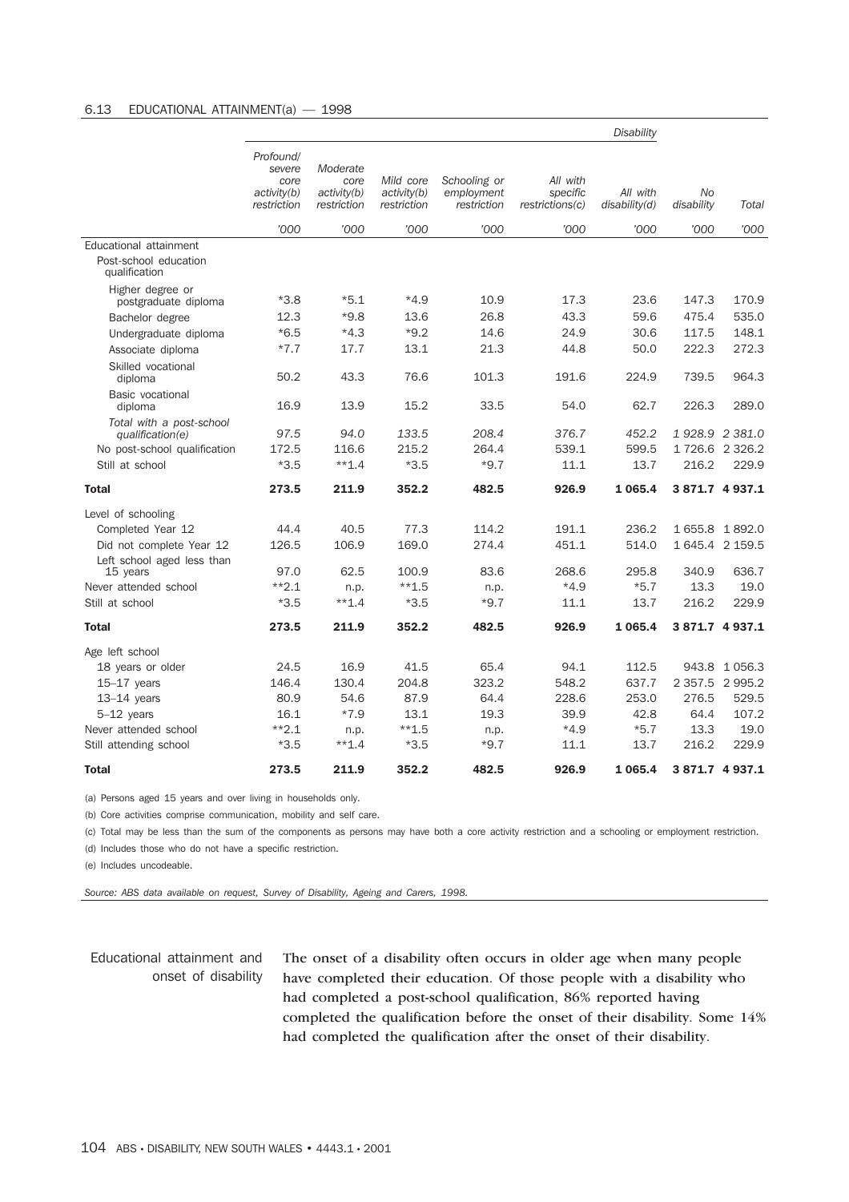6.13 EDUCATIONAL ATTAINMENT(a) — 1998

| | Disability | | | | | | | |
|---|---|---|---|---|---|---|---|---|
| | Profound/ severe core activity(b) restriction | Moderate core activity(b) restriction | Mild core activity(b) restriction | Schooling or employment restriction | All with specific restrictions(c) | All with disability(d) | No disability | Total |
| | '000 | '000 | '000 | '000 | '000 | '000 | '000 | '000 |
| Educational attainment | | | | | | | | |
| Post-school education qualification | | | | | | | | |
| Higher degree or postgraduate diploma | *3.8 | *5.1 | *4.9 | 10.9 | 17.3 | 23.6 | 147.3 | 170.9 |
| Bachelor degree | 12.3 | *9.8 | 13.6 | 26.8 | 43.3 | 59.6 | 475.4 | 535.0 |
| Undergraduate diploma | *6.5 | *4.3 | *9.2 | 14.6 | 24.9 | 30.6 | 117.5 | 148.1 |
| Associate diploma | *7.7 | 17.7 | 13.1 | 21.3 | 44.8 | 50.0 | 222.3 | 272.3 |
| Skilled vocational diploma | 50.2 | 43.3 | 76.6 | 101.3 | 191.6 | 224.9 | 739.5 | 964.3 |
| Basic vocational diploma | 16.9 | 13.9 | 15.2 | 33.5 | 54.0 | 62.7 | 226.3 | 289.0 |
| *Total with a post-school qualification(e)* | *97.5* | *94.0* | *133.5* | *208.4* | *376.7* | *452.2* | *1 928.9* | *2 381.0* |
| No post-school qualification | 172.5 | 116.6 | 215.2 | 264.4 | 539.1 | 599.5 | 1 726.6 | 2 326.2 |
| Still at school | *3.5 | **1.4 | *3.5 | *9.7 | 11.1 | 13.7 | 216.2 | 229.9 |
| **Total** | **273.5** | **211.9** | **352.2** | **482.5** | **926.9** | **1 065.4** | **3 871.7** | **4 937.1** |
| Level of schooling | | | | | | | | |
| Completed Year 12 | 44.4 | 40.5 | 77.3 | 114.2 | 191.1 | 236.2 | 1 655.8 | 1 892.0 |
| Did not complete Year 12 | 126.5 | 106.9 | 169.0 | 274.4 | 451.1 | 514.0 | 1 645.4 | 2 159.5 |
| Left school aged less than 15 years | 97.0 | 62.5 | 100.9 | 83.6 | 268.6 | 295.8 | 340.9 | 636.7 |
| Never attended school | **2.1 | n.p. | **1.5 | n.p. | *4.9 | *5.7 | 13.3 | 19.0 |
| Still at school | *3.5 | **1.4 | *3.5 | *9.7 | 11.1 | 13.7 | 216.2 | 229.9 |
| **Total** | **273.5** | **211.9** | **352.2** | **482.5** | **926.9** | **1 065.4** | **3 871.7** | **4 937.1** |
| Age left school | | | | | | | | |
| 18 years or older | 24.5 | 16.9 | 41.5 | 65.4 | 94.1 | 112.5 | 943.8 | 1 056.3 |
| 15–17 years | 146.4 | 130.4 | 204.8 | 323.2 | 548.2 | 637.7 | 2 357.5 | 2 995.2 |
| 13–14 years | 80.9 | 54.6 | 87.9 | 64.4 | 228.6 | 253.0 | 276.5 | 529.5 |
| 5–12 years | 16.1 | *7.9 | 13.1 | 19.3 | 39.9 | 42.8 | 64.4 | 107.2 |
| Never attended school | **2.1 | n.p. | **1.5 | n.p. | *4.9 | *5.7 | 13.3 | 19.0 |
| Still attending school | *3.5 | **1.4 | *3.5 | *9.7 | 11.1 | 13.7 | 216.2 | 229.9 |
| **Total** | **273.5** | **211.9** | **352.2** | **482.5** | **926.9** | **1 065.4** | **3 871.7** | **4 937.1** |

(a) Persons aged 15 years and over living in households only.

(b) Core activities comprise communication, mobility and self care.

(c) Total may be less than the sum of the components as persons may have both a core activity restriction and a schooling or employment restriction.

(d) Includes those who do not have a specific restriction.

(e) Includes uncodeable.

*Source: ABS data available on request, Survey of Disability, Ageing and Carers, 1998.*

### Educational attainment and onset of disability

The onset of a disability often occurs in older age when many people have completed their education. Of those people with a disability who had completed a post-school qualification, 86% reported having completed the qualification before the onset of their disability. Some 14% had completed the qualification after the onset of their disability.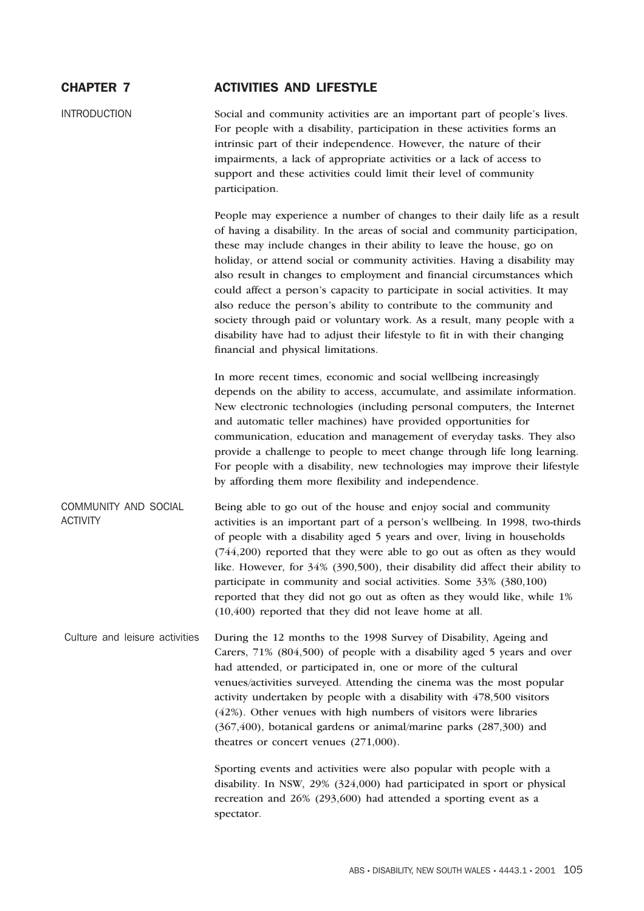# CHAPTER 7 ACTIVITIES AND LIFESTYLE

## INTRODUCTION

Social and community activities are an important part of people's lives. For people with a disability, participation in these activities forms an intrinsic part of their independence. However, the nature of their impairments, a lack of appropriate activities or a lack of access to support and these activities could limit their level of community participation.

People may experience a number of changes to their daily life as a result of having a disability. In the areas of social and community participation, these may include changes in their ability to leave the house, go on holiday, or attend social or community activities. Having a disability may also result in changes to employment and financial circumstances which could affect a person's capacity to participate in social activities. It may also reduce the person's ability to contribute to the community and society through paid or voluntary work. As a result, many people with a disability have had to adjust their lifestyle to fit in with their changing financial and physical limitations.

In more recent times, economic and social wellbeing increasingly depends on the ability to access, accumulate, and assimilate information. New electronic technologies (including personal computers, the Internet and automatic teller machines) have provided opportunities for communication, education and management of everyday tasks. They also provide a challenge to people to meet change through life long learning. For people with a disability, new technologies may improve their lifestyle by affording them more flexibility and independence.

## COMMUNITY AND SOCIAL ACTIVITY

Being able to go out of the house and enjoy social and community activities is an important part of a person's wellbeing. In 1998, two-thirds of people with a disability aged 5 years and over, living in households (744,200) reported that they were able to go out as often as they would like. However, for 34% (390,500), their disability did affect their ability to participate in community and social activities. Some 33% (380,100) reported that they did not go out as often as they would like, while 1% (10,400) reported that they did not leave home at all.

### Culture and leisure activities

During the 12 months to the 1998 Survey of Disability, Ageing and Carers, 71% (804,500) of people with a disability aged 5 years and over had attended, or participated in, one or more of the cultural venues/activities surveyed. Attending the cinema was the most popular activity undertaken by people with a disability with 478,500 visitors (42%). Other venues with high numbers of visitors were libraries (367,400), botanical gardens or animal/marine parks (287,300) and theatres or concert venues (271,000).

Sporting events and activities were also popular with people with a disability. In NSW, 29% (324,000) had participated in sport or physical recreation and 26% (293,600) had attended a sporting event as a spectator.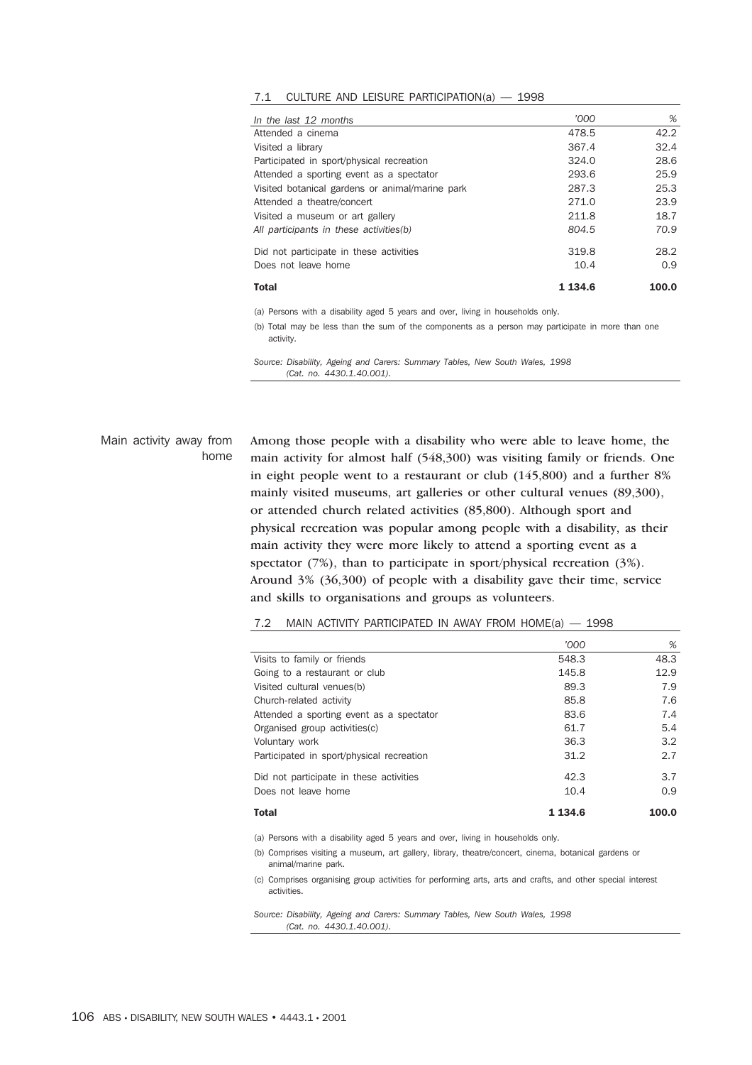7.1 CULTURE AND LEISURE PARTICIPATION(a) — 1998

| *In the last 12 months* | *'000* | *%* |
|---|---|---|
| Attended a cinema | 478.5 | 42.2 |
| Visited a library | 367.4 | 32.4 |
| Participated in sport/physical recreation | 324.0 | 28.6 |
| Attended a sporting event as a spectator | 293.6 | 25.9 |
| Visited botanical gardens or animal/marine park | 287.3 | 25.3 |
| Attended a theatre/concert | 271.0 | 23.9 |
| Visited a museum or art gallery | 211.8 | 18.7 |
| *All participants in these activities(b)* | *804.5* | *70.9* |
| Did not participate in these activities | 319.8 | 28.2 |
| Does not leave home | 10.4 | 0.9 |
| **Total** | **1 134.6** | **100.0** |

(a) Persons with a disability aged 5 years and over, living in households only.

(b) Total may be less than the sum of the components as a person may participate in more than one activity.

*Source: Disability, Ageing and Carers: Summary Tables, New South Wales, 1998 (Cat. no. 4430.1.40.001).*

## Main activity away from home

Among those people with a disability who were able to leave home, the main activity for almost half (548,300) was visiting family or friends. One in eight people went to a restaurant or club (145,800) and a further 8% mainly visited museums, art galleries or other cultural venues (89,300), or attended church related activities (85,800). Although sport and physical recreation was popular among people with a disability, as their main activity they were more likely to attend a sporting event as a spectator (7%), than to participate in sport/physical recreation (3%). Around 3% (36,300) of people with a disability gave their time, service and skills to organisations and groups as volunteers.

7.2 MAIN ACTIVITY PARTICIPATED IN AWAY FROM HOME(a) — 1998

| | *'000* | *%* |
|---|---|---|
| Visits to family or friends | 548.3 | 48.3 |
| Going to a restaurant or club | 145.8 | 12.9 |
| Visited cultural venues(b) | 89.3 | 7.9 |
| Church-related activity | 85.8 | 7.6 |
| Attended a sporting event as a spectator | 83.6 | 7.4 |
| Organised group activities(c) | 61.7 | 5.4 |
| Voluntary work | 36.3 | 3.2 |
| Participated in sport/physical recreation | 31.2 | 2.7 |
| Did not participate in these activities | 42.3 | 3.7 |
| Does not leave home | 10.4 | 0.9 |
| **Total** | **1 134.6** | **100.0** |

(a) Persons with a disability aged 5 years and over, living in households only.

(b) Comprises visiting a museum, art gallery, library, theatre/concert, cinema, botanical gardens or animal/marine park.

(c) Comprises organising group activities for performing arts, arts and crafts, and other special interest activities.

*Source: Disability, Ageing and Carers: Summary Tables, New South Wales, 1998 (Cat. no. 4430.1.40.001).*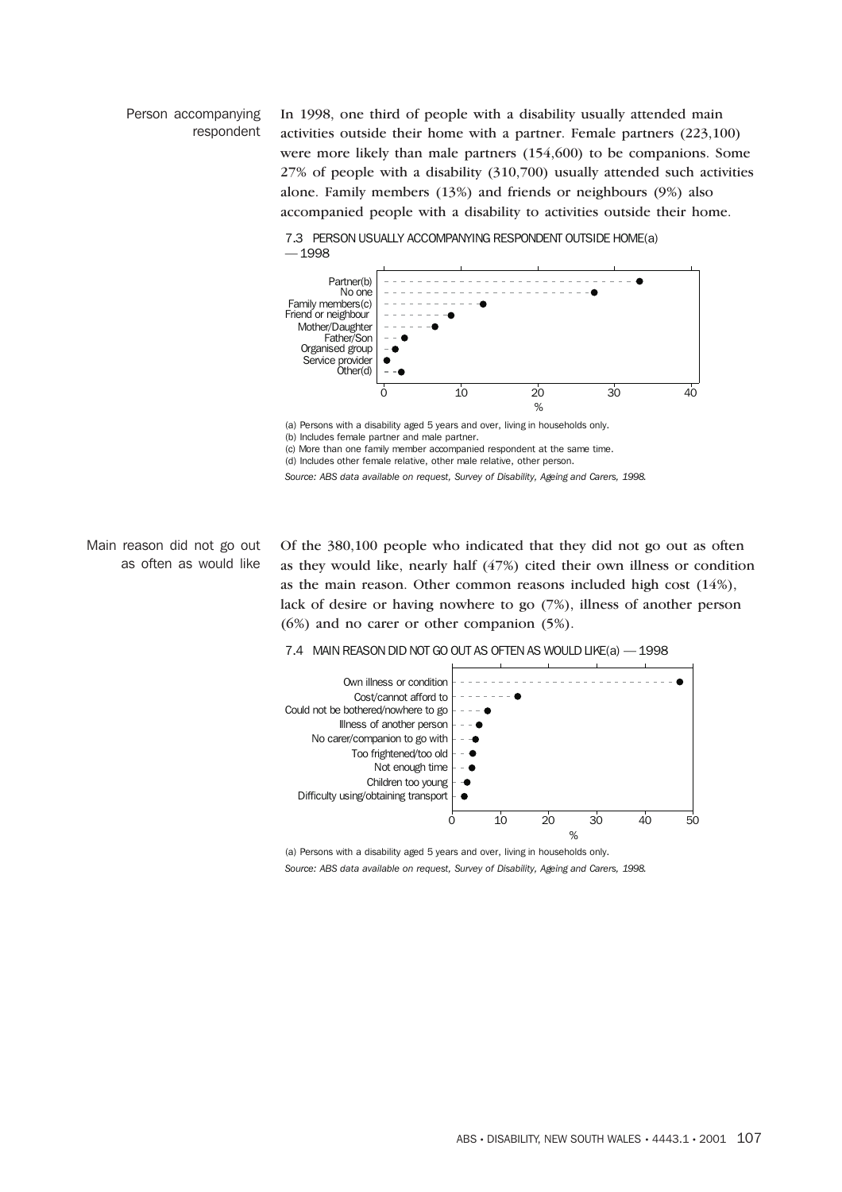## Person accompanying respondent

In 1998, one third of people with a disability usually attended main activities outside their home with a partner. Female partners (223,100) were more likely than male partners (154,600) to be companions. Some 27% of people with a disability (310,700) usually attended such activities alone. Family members (13%) and friends or neighbours (9%) also accompanied people with a disability to activities outside their home.

7.3 PERSON USUALLY ACCOMPANYING RESPONDENT OUTSIDE HOME(a) — 1998

(a) Persons with a disability aged 5 years and over, living in households only.
(b) Includes female partner and male partner.
(c) More than one family member accompanied respondent at the same time.
(d) Includes other female relative, other male relative, other person.

*Source: ABS data available on request, Survey of Disability, Ageing and Carers, 1998.*

## Main reason did not go out as often as would like

Of the 380,100 people who indicated that they did not go out as often as they would like, nearly half (47%) cited their own illness or condition as the main reason. Other common reasons included high cost (14%), lack of desire or having nowhere to go (7%), illness of another person (6%) and no carer or other companion (5%).

7.4 MAIN REASON DID NOT GO OUT AS OFTEN AS WOULD LIKE(a) — 1998

(a) Persons with a disability aged 5 years and over, living in households only.

*Source: ABS data available on request, Survey of Disability, Ageing and Carers, 1998.*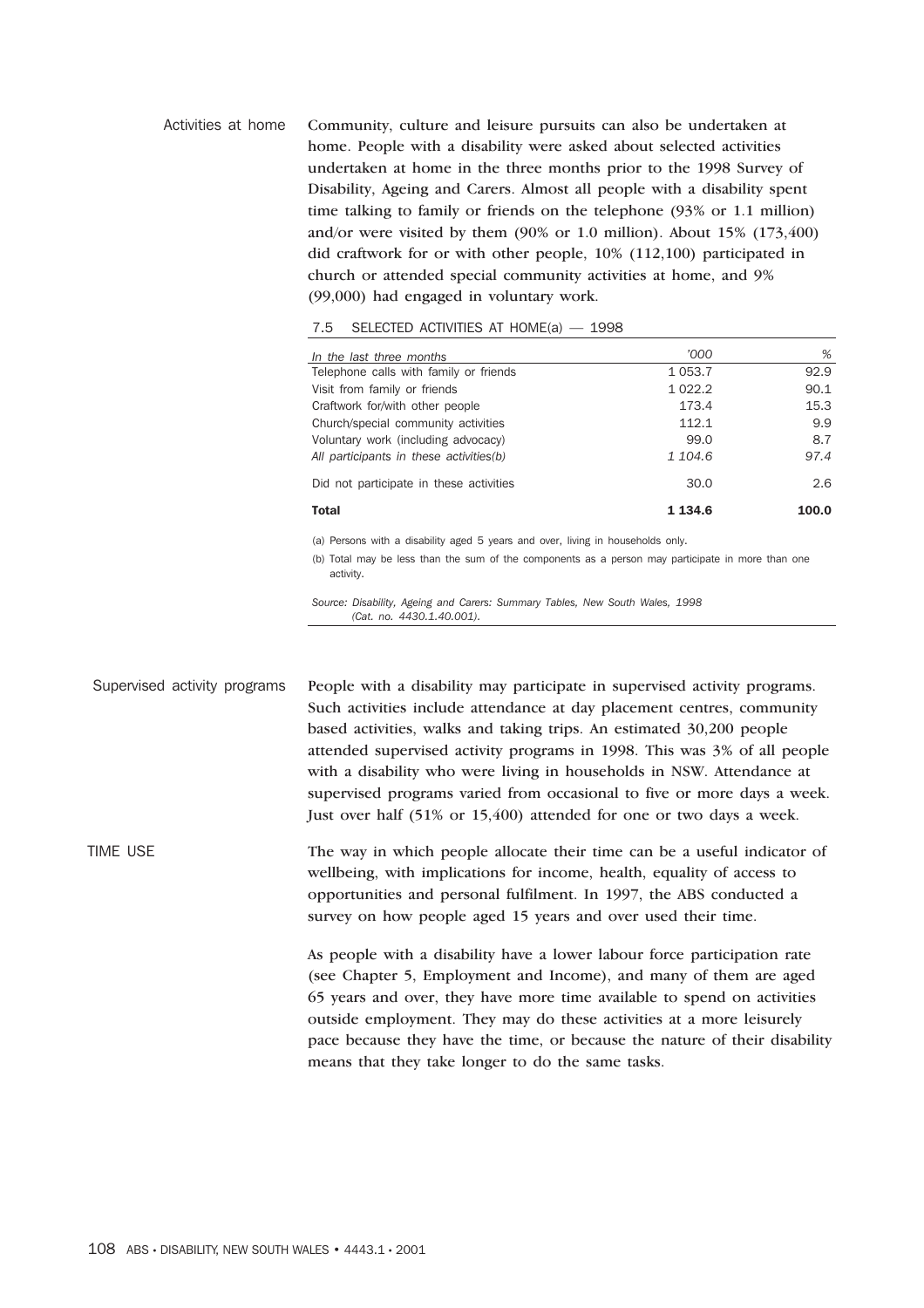## Activities at home

Community, culture and leisure pursuits can also be undertaken at home. People with a disability were asked about selected activities undertaken at home in the three months prior to the 1998 Survey of Disability, Ageing and Carers. Almost all people with a disability spent time talking to family or friends on the telephone (93% or 1.1 million) and/or were visited by them (90% or 1.0 million). About 15% (173,400) did craftwork for or with other people, 10% (112,100) participated in church or attended special community activities at home, and 9% (99,000) had engaged in voluntary work.

7.5 SELECTED ACTIVITIES AT HOME(a) — 1998

| *In the last three months* | *'000* | *%* |
|---|---|---|
| Telephone calls with family or friends | 1 053.7 | 92.9 |
| Visit from family or friends | 1 022.2 | 90.1 |
| Craftwork for/with other people | 173.4 | 15.3 |
| Church/special community activities | 112.1 | 9.9 |
| Voluntary work (including advocacy) | 99.0 | 8.7 |
| *All participants in these activities(b)* | *1 104.6* | *97.4* |
| Did not participate in these activities | 30.0 | 2.6 |
| **Total** | **1 134.6** | **100.0** |

(a) Persons with a disability aged 5 years and over, living in households only.

(b) Total may be less than the sum of the components as a person may participate in more than one activity.

*Source: Disability, Ageing and Carers: Summary Tables, New South Wales, 1998 (Cat. no. 4430.1.40.001).*

## Supervised activity programs

People with a disability may participate in supervised activity programs. Such activities include attendance at day placement centres, community based activities, walks and taking trips. An estimated 30,200 people attended supervised activity programs in 1998. This was 3% of all people with a disability who were living in households in NSW. Attendance at supervised programs varied from occasional to five or more days a week. Just over half (51% or 15,400) attended for one or two days a week.

# TIME USE

The way in which people allocate their time can be a useful indicator of wellbeing, with implications for income, health, equality of access to opportunities and personal fulfilment. In 1997, the ABS conducted a survey on how people aged 15 years and over used their time.

As people with a disability have a lower labour force participation rate (see Chapter 5, Employment and Income), and many of them are aged 65 years and over, they have more time available to spend on activities outside employment. They may do these activities at a more leisurely pace because they have the time, or because the nature of their disability means that they take longer to do the same tasks.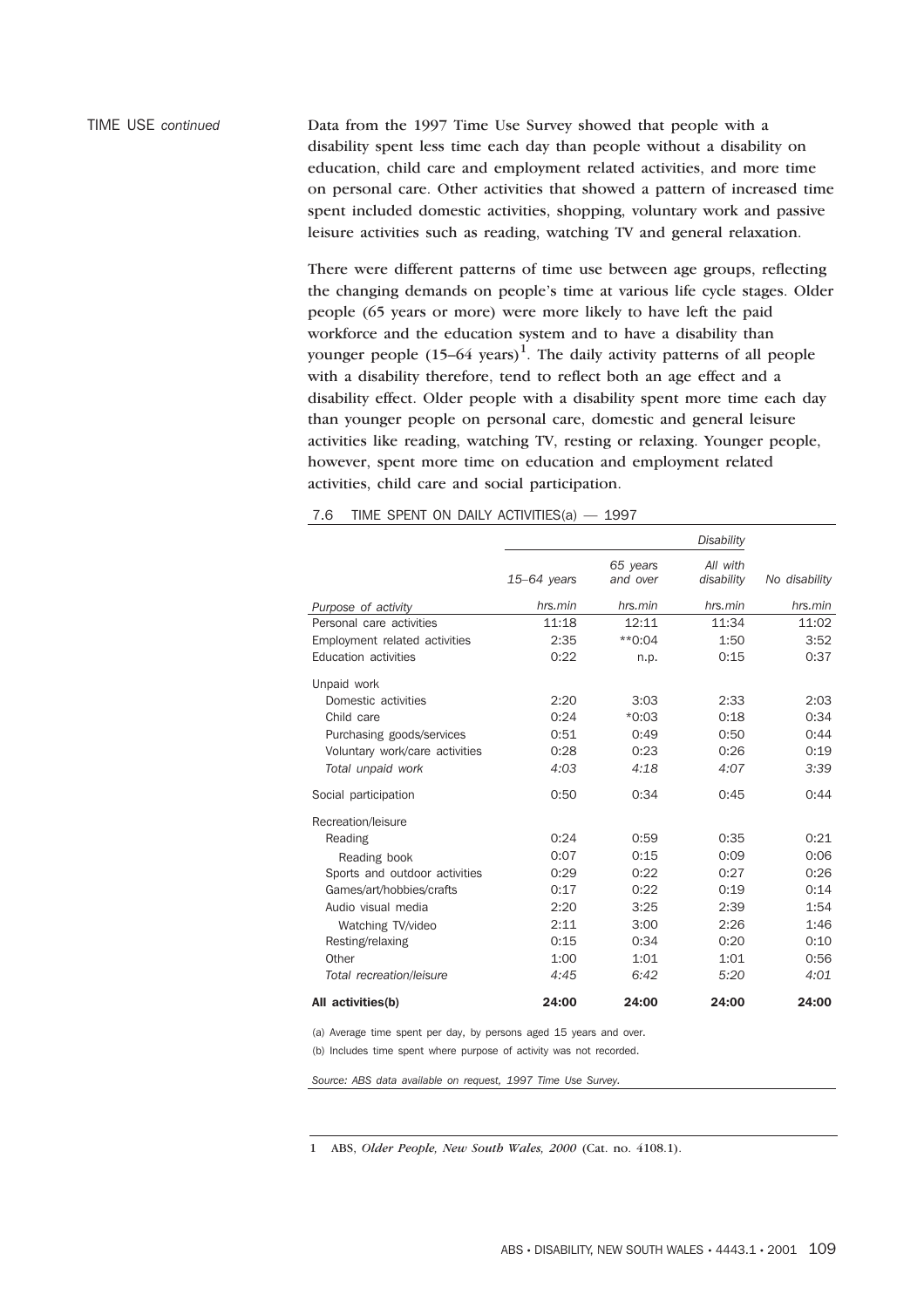TIME USE *continued*

Data from the 1997 Time Use Survey showed that people with a disability spent less time each day than people without a disability on education, child care and employment related activities, and more time on personal care. Other activities that showed a pattern of increased time spent included domestic activities, shopping, voluntary work and passive leisure activities such as reading, watching TV and general relaxation.

There were different patterns of time use between age groups, reflecting the changing demands on people's time at various life cycle stages. Older people (65 years or more) were more likely to have left the paid workforce and the education system and to have a disability than younger people (15–64 years)[1]. The daily activity patterns of all people with a disability therefore, tend to reflect both an age effect and a disability effect. Older people with a disability spent more time each day than younger people on personal care, domestic and general leisure activities like reading, watching TV, resting or relaxing. Younger people, however, spent more time on education and employment related activities, child care and social participation.

7.6 TIME SPENT ON DAILY ACTIVITIES(a) — 1997

| | *Disability* | | | |
|---|---|---|---|---|
| | *15–64 years* | *65 years and over* | *All with disability* | *No disability* |
| *Purpose of activity* | *hrs.min* | *hrs.min* | *hrs.min* | *hrs.min* |
| Personal care activities | 11:18 | 12:11 | 11:34 | 11:02 |
| Employment related activities | 2:35 | **0:04 | 1:50 | 3:52 |
| Education activities | 0:22 | n.p. | 0:15 | 0:37 |
| Unpaid work | | | | |
| Domestic activities | 2:20 | 3:03 | 2:33 | 2:03 |
| Child care | 0:24 | *0:03 | 0:18 | 0:34 |
| Purchasing goods/services | 0:51 | 0:49 | 0:50 | 0:44 |
| Voluntary work/care activities | 0:28 | 0:23 | 0:26 | 0:19 |
| *Total unpaid work* | *4:03* | *4:18* | *4:07* | *3:39* |
| Social participation | 0:50 | 0:34 | 0:45 | 0:44 |
| Recreation/leisure | | | | |
| Reading | 0:24 | 0:59 | 0:35 | 0:21 |
| Reading book | 0:07 | 0:15 | 0:09 | 0:06 |
| Sports and outdoor activities | 0:29 | 0:22 | 0:27 | 0:26 |
| Games/art/hobbies/crafts | 0:17 | 0:22 | 0:19 | 0:14 |
| Audio visual media | 2:20 | 3:25 | 2:39 | 1:54 |
| Watching TV/video | 2:11 | 3:00 | 2:26 | 1:46 |
| Resting/relaxing | 0:15 | 0:34 | 0:20 | 0:10 |
| Other | 1:00 | 1:01 | 1:01 | 0:56 |
| *Total recreation/leisure* | *4:45* | *6:42* | *5:20* | *4:01* |
| **All activities(b)** | **24:00** | **24:00** | **24:00** | **24:00** |

(a) Average time spent per day, by persons aged 15 years and over.

(b) Includes time spent where purpose of activity was not recorded.

*Source: ABS data available on request, 1997 Time Use Survey.*

1 ABS, *Older People, New South Wales, 2000* (Cat. no. 4108.1).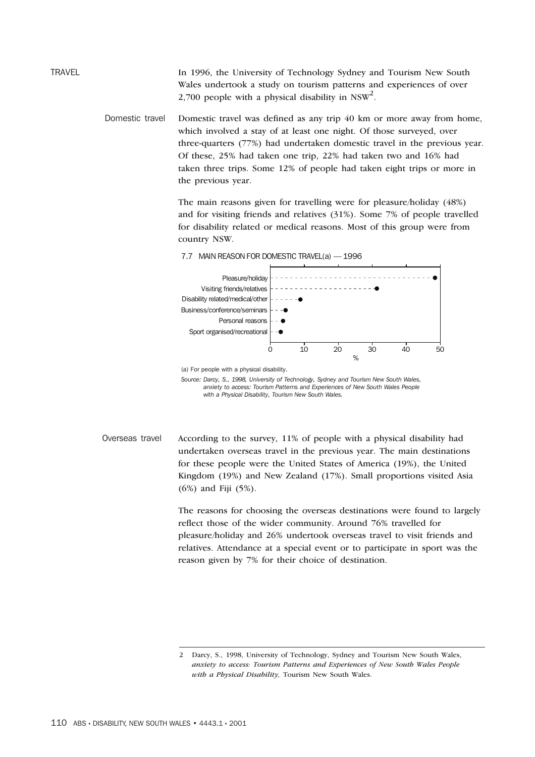## TRAVEL

In 1996, the University of Technology Sydney and Tourism New South Wales undertook a study on tourism patterns and experiences of over 2,700 people with a physical disability in NSW[2].

### Domestic travel

Domestic travel was defined as any trip 40 km or more away from home, which involved a stay of at least one night. Of those surveyed, over three-quarters (77%) had undertaken domestic travel in the previous year. Of these, 25% had taken one trip, 22% had taken two and 16% had taken three trips. Some 12% of people had taken eight trips or more in the previous year.

The main reasons given for travelling were for pleasure/holiday (48%) and for visiting friends and relatives (31%). Some 7% of people travelled for disability related or medical reasons. Most of this group were from country NSW.

7.7 MAIN REASON FOR DOMESTIC TRAVEL(a) — 1996

| Reason | % |
|---|---|
| Pleasure/holiday | 48 |
| Visiting friends/relatives | 31 |
| Disability related/medical/other | 9 |
| Business/conference/seminars | 4 |
| Personal reasons | 4 |
| Sport organised/recreational | 3 |

(a) For people with a physical disability.

*Source: Darcy, S., 1998, University of Technology, Sydney and Tourism New South Wales, anxiety to access: Tourism Patterns and Experiences of New South Wales People with a Physical Disability, Tourism New South Wales.*

### Overseas travel

According to the survey, 11% of people with a physical disability had undertaken overseas travel in the previous year. The main destinations for these people were the United States of America (19%), the United Kingdom (19%) and New Zealand (17%). Small proportions visited Asia (6%) and Fiji (5%).

The reasons for choosing the overseas destinations were found to largely reflect those of the wider community. Around 76% travelled for pleasure/holiday and 26% undertook overseas travel to visit friends and relatives. Attendance at a special event or to participate in sport was the reason given by 7% for their choice of destination.

---

2 Darcy, S., 1998, University of Technology, Sydney and Tourism New South Wales, *anxiety to access: Tourism Patterns and Experiences of New South Wales People with a Physical Disability,* Tourism New South Wales.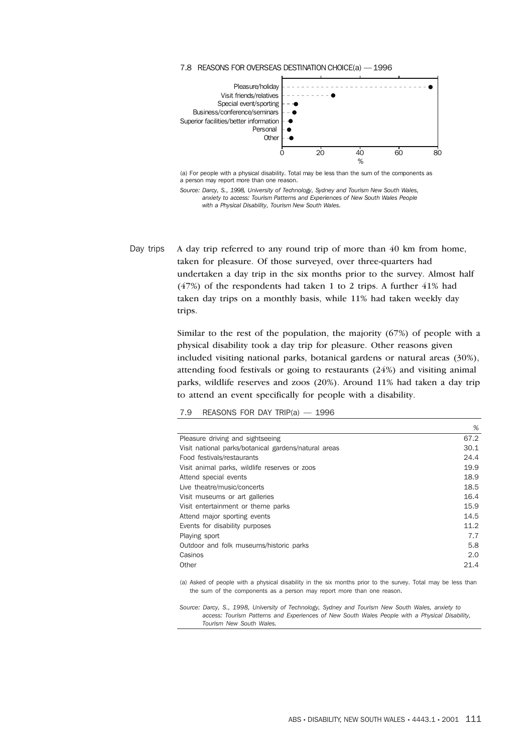7.8 REASONS FOR OVERSEAS DESTINATION CHOICE(a) — 1996

(a) For people with a physical disability. Total may be less than the sum of the components as a person may report more than one reason.

*Source: Darcy, S., 1998, University of Technology, Sydney and Tourism New South Wales, anxiety to access: Tourism Patterns and Experiences of New South Wales People with a Physical Disability, Tourism New South Wales.*

## Day trips

A day trip referred to any round trip of more than 40 km from home, taken for pleasure. Of those surveyed, over three-quarters had undertaken a day trip in the six months prior to the survey. Almost half (47%) of the respondents had taken 1 to 2 trips. A further 41% had taken day trips on a monthly basis, while 11% had taken weekly day trips.

Similar to the rest of the population, the majority (67%) of people with a physical disability took a day trip for pleasure. Other reasons given included visiting national parks, botanical gardens or natural areas (30%), attending food festivals or going to restaurants (24%) and visiting animal parks, wildlife reserves and zoos (20%). Around 11% had taken a day trip to attend an event specifically for people with a disability.

7.9 REASONS FOR DAY TRIP(a) — 1996

| | % |
|---|---|
| Pleasure driving and sightseeing | 67.2 |
| Visit national parks/botanical gardens/natural areas | 30.1 |
| Food festivals/restaurants | 24.4 |
| Visit animal parks, wildlife reserves or zoos | 19.9 |
| Attend special events | 18.9 |
| Live theatre/music/concerts | 18.5 |
| Visit museums or art galleries | 16.4 |
| Visit entertainment or theme parks | 15.9 |
| Attend major sporting events | 14.5 |
| Events for disability purposes | 11.2 |
| Playing sport | 7.7 |
| Outdoor and folk museums/historic parks | 5.8 |
| Casinos | 2.0 |
| Other | 21.4 |

(a) Asked of people with a physical disability in the six months prior to the survey. Total may be less than the sum of the components as a person may report more than one reason.

*Source: Darcy, S., 1998, University of Technology, Sydney and Tourism New South Wales, anxiety to access: Tourism Patterns and Experiences of New South Wales People with a Physical Disability, Tourism New South Wales.*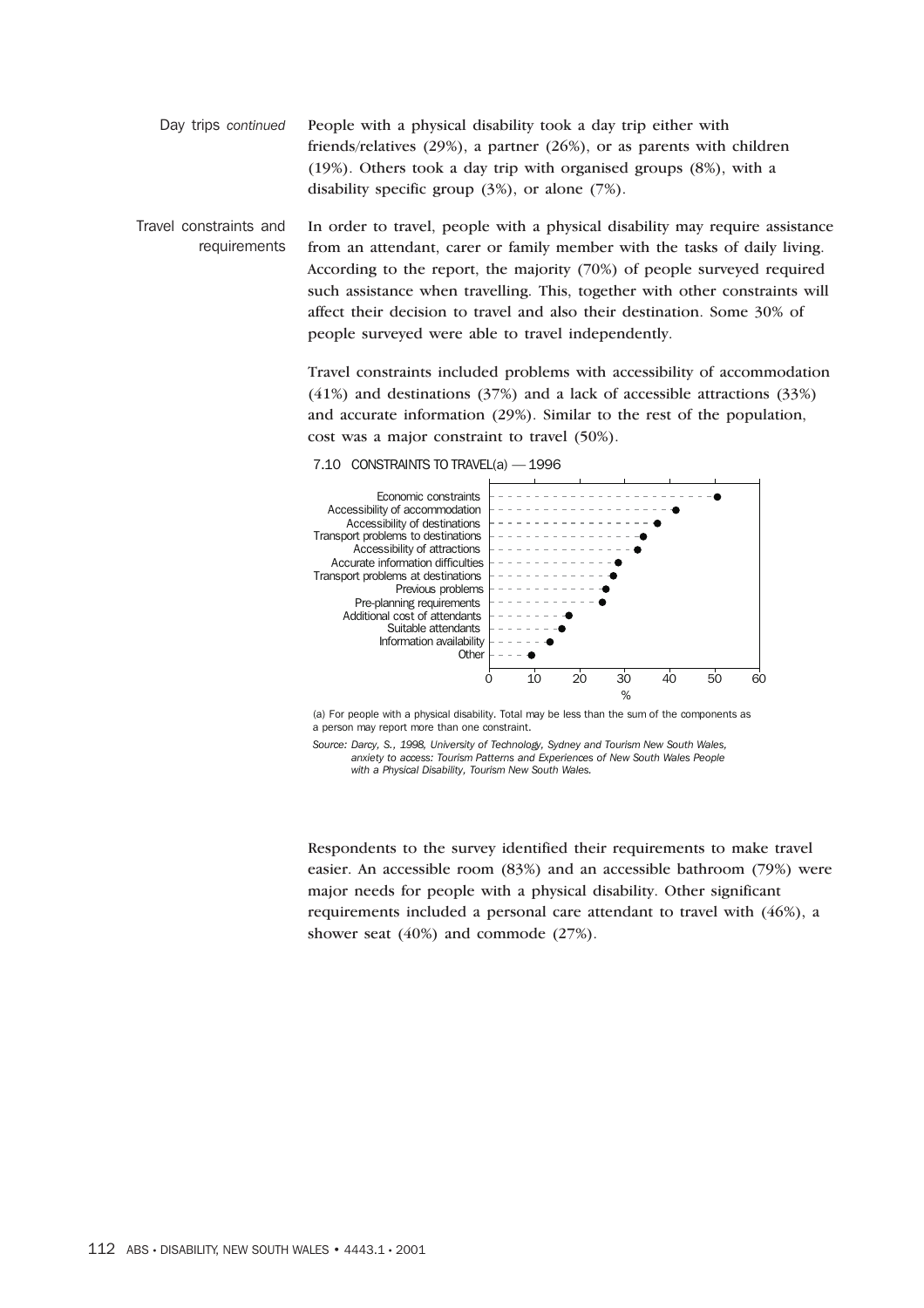Day trips *continued*

People with a physical disability took a day trip either with friends/relatives (29%), a partner (26%), or as parents with children (19%). Others took a day trip with organised groups (8%), with a disability specific group (3%), or alone (7%).

## Travel constraints and requirements

In order to travel, people with a physical disability may require assistance from an attendant, carer or family member with the tasks of daily living. According to the report, the majority (70%) of people surveyed required such assistance when travelling. This, together with other constraints will affect their decision to travel and also their destination. Some 30% of people surveyed were able to travel independently.

Travel constraints included problems with accessibility of accommodation (41%) and destinations (37%) and a lack of accessible attractions (33%) and accurate information (29%). Similar to the rest of the population, cost was a major constraint to travel (50%).

7.10 CONSTRAINTS TO TRAVEL(a) — 1996

| Constraint | % |
|---|---|
| Economic constraints | 50 |
| Accessibility of accommodation | 41 |
| Accessibility of destinations | 37 |
| Transport problems to destinations | 34 |
| Accessibility of attractions | 33 |
| Accurate information difficulties | 29 |
| Transport problems at destinations | 27 |
| Previous problems | 26 |
| Pre-planning requirements | 25 |
| Additional cost of attendants | 18 |
| Suitable attendants | 16 |
| Information availability | 13 |
| Other | 9 |

(a) For people with a physical disability. Total may be less than the sum of the components as a person may report more than one constraint.

*Source: Darcy, S., 1998, University of Technology, Sydney and Tourism New South Wales, anxiety to access: Tourism Patterns and Experiences of New South Wales People with a Physical Disability, Tourism New South Wales.*

Respondents to the survey identified their requirements to make travel easier. An accessible room (83%) and an accessible bathroom (79%) were major needs for people with a physical disability. Other significant requirements included a personal care attendant to travel with (46%), a shower seat (40%) and commode (27%).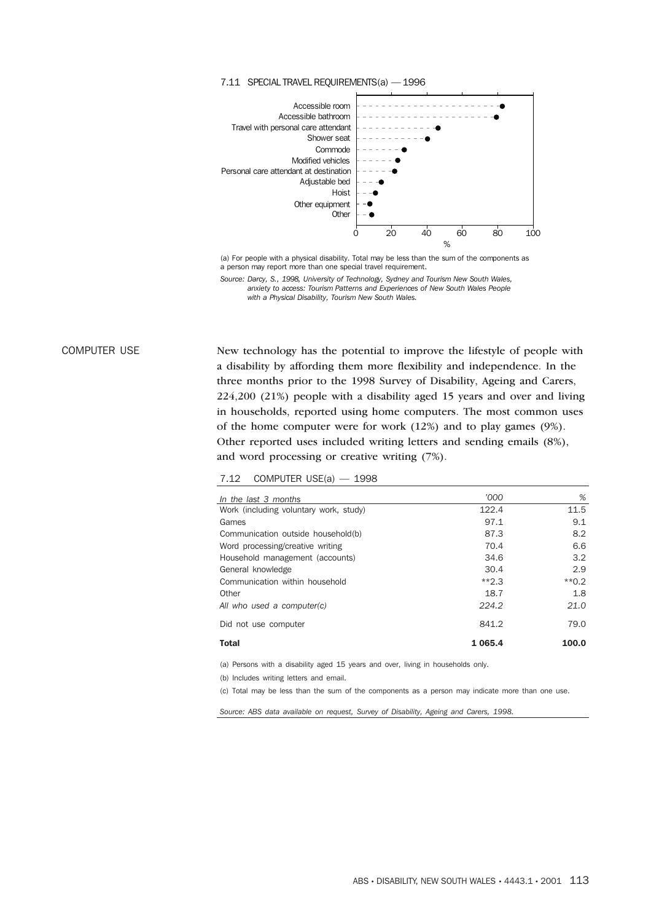7.11 SPECIAL TRAVEL REQUIREMENTS(a) — 1996

(a) For people with a physical disability. Total may be less than the sum of the components as a person may report more than one special travel requirement.

*Source: Darcy, S., 1998, University of Technology, Sydney and Tourism New South Wales, anxiety to access: Tourism Patterns and Experiences of New South Wales People with a Physical Disability, Tourism New South Wales.*

## COMPUTER USE

New technology has the potential to improve the lifestyle of people with a disability by affording them more flexibility and independence. In the three months prior to the 1998 Survey of Disability, Ageing and Carers, 224,200 (21%) people with a disability aged 15 years and over and living in households, reported using home computers. The most common uses of the home computer were for work (12%) and to play games (9%). Other reported uses included writing letters and sending emails (8%), and word processing or creative writing (7%).

7.12 COMPUTER USE(a) — 1998

| *In the last 3 months* | *'000* | *%* |
|---|---|---|
| Work (including voluntary work, study) | 122.4 | 11.5 |
| Games | 97.1 | 9.1 |
| Communication outside household(b) | 87.3 | 8.2 |
| Word processing/creative writing | 70.4 | 6.6 |
| Household management (accounts) | 34.6 | 3.2 |
| General knowledge | 30.4 | 2.9 |
| Communication within household | **2.3 | **0.2 |
| Other | 18.7 | 1.8 |
| *All who used a computer(c)* | *224.2* | *21.0* |
| Did not use computer | 841.2 | 79.0 |
| **Total** | **1 065.4** | **100.0** |

(a) Persons with a disability aged 15 years and over, living in households only.

(b) Includes writing letters and email.

(c) Total may be less than the sum of the components as a person may indicate more than one use.

*Source: ABS data available on request, Survey of Disability, Ageing and Carers, 1998.*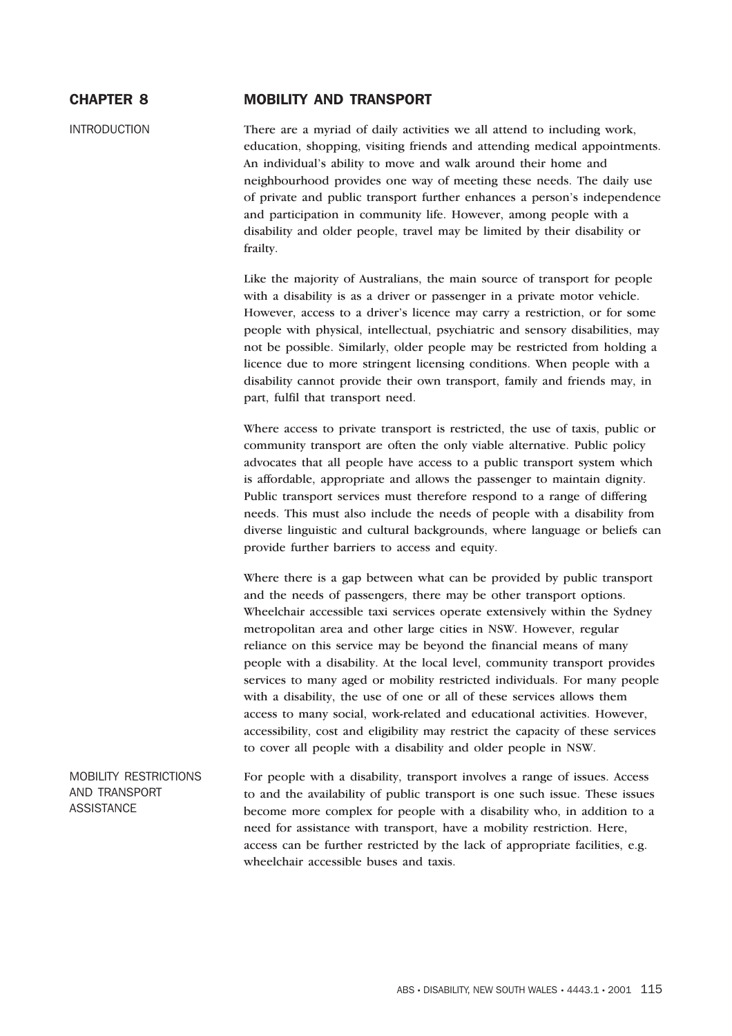# CHAPTER 8 MOBILITY AND TRANSPORT

## INTRODUCTION

There are a myriad of daily activities we all attend to including work, education, shopping, visiting friends and attending medical appointments. An individual's ability to move and walk around their home and neighbourhood provides one way of meeting these needs. The daily use of private and public transport further enhances a person's independence and participation in community life. However, among people with a disability and older people, travel may be limited by their disability or frailty.

Like the majority of Australians, the main source of transport for people with a disability is as a driver or passenger in a private motor vehicle. However, access to a driver's licence may carry a restriction, or for some people with physical, intellectual, psychiatric and sensory disabilities, may not be possible. Similarly, older people may be restricted from holding a licence due to more stringent licensing conditions. When people with a disability cannot provide their own transport, family and friends may, in part, fulfil that transport need.

Where access to private transport is restricted, the use of taxis, public or community transport are often the only viable alternative. Public policy advocates that all people have access to a public transport system which is affordable, appropriate and allows the passenger to maintain dignity. Public transport services must therefore respond to a range of differing needs. This must also include the needs of people with a disability from diverse linguistic and cultural backgrounds, where language or beliefs can provide further barriers to access and equity.

Where there is a gap between what can be provided by public transport and the needs of passengers, there may be other transport options. Wheelchair accessible taxi services operate extensively within the Sydney metropolitan area and other large cities in NSW. However, regular reliance on this service may be beyond the financial means of many people with a disability. At the local level, community transport provides services to many aged or mobility restricted individuals. For many people with a disability, the use of one or all of these services allows them access to many social, work-related and educational activities. However, accessibility, cost and eligibility may restrict the capacity of these services to cover all people with a disability and older people in NSW.

## MOBILITY RESTRICTIONS AND TRANSPORT ASSISTANCE

For people with a disability, transport involves a range of issues. Access to and the availability of public transport is one such issue. These issues become more complex for people with a disability who, in addition to a need for assistance with transport, have a mobility restriction. Here, access can be further restricted by the lack of appropriate facilities, e.g. wheelchair accessible buses and taxis.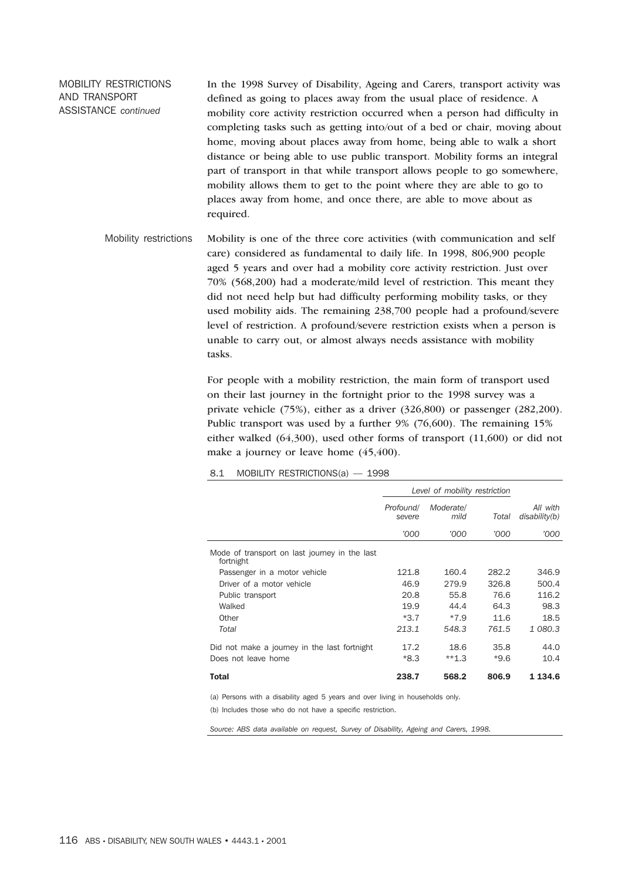## MOBILITY RESTRICTIONS AND TRANSPORT ASSISTANCE *continued*

In the 1998 Survey of Disability, Ageing and Carers, transport activity was defined as going to places away from the usual place of residence. A mobility core activity restriction occurred when a person had difficulty in completing tasks such as getting into/out of a bed or chair, moving about home, moving about places away from home, being able to walk a short distance or being able to use public transport. Mobility forms an integral part of transport in that while transport allows people to go somewhere, mobility allows them to get to the point where they are able to go to places away from home, and once there, are able to move about as required.

### Mobility restrictions

Mobility is one of the three core activities (with communication and self care) considered as fundamental to daily life. In 1998, 806,900 people aged 5 years and over had a mobility core activity restriction. Just over 70% (568,200) had a moderate/mild level of restriction. This meant they did not need help but had difficulty performing mobility tasks, or they used mobility aids. The remaining 238,700 people had a profound/severe level of restriction. A profound/severe restriction exists when a person is unable to carry out, or almost always needs assistance with mobility tasks.

For people with a mobility restriction, the main form of transport used on their last journey in the fortnight prior to the 1998 survey was a private vehicle (75%), either as a driver (326,800) or passenger (282,200). Public transport was used by a further 9% (76,600). The remaining 15% either walked (64,300), used other forms of transport (11,600) or did not make a journey or leave home (45,400).

8.1 MOBILITY RESTRICTIONS(a) — 1998

| | *Level of mobility restriction* | | | |
|---|---|---|---|---|
| | *Profound/ severe* | *Moderate/ mild* | *Total* | *All with disability(b)* |
| | *'000* | *'000* | *'000* | *'000* |
| Mode of transport on last journey in the last fortnight | | | | |
| Passenger in a motor vehicle | 121.8 | 160.4 | 282.2 | 346.9 |
| Driver of a motor vehicle | 46.9 | 279.9 | 326.8 | 500.4 |
| Public transport | 20.8 | 55.8 | 76.6 | 116.2 |
| Walked | 19.9 | 44.4 | 64.3 | 98.3 |
| Other | *3.7 | *7.9 | 11.6 | 18.5 |
| *Total* | *213.1* | *548.3* | *761.5* | *1 080.3* |
| Did not make a journey in the last fortnight | 17.2 | 18.6 | 35.8 | 44.0 |
| Does not leave home | *8.3 | **1.3 | *9.6 | 10.4 |
| **Total** | **238.7** | **568.2** | **806.9** | **1 134.6** |

(a) Persons with a disability aged 5 years and over living in households only.

(b) Includes those who do not have a specific restriction.

*Source: ABS data available on request, Survey of Disability, Ageing and Carers, 1998.*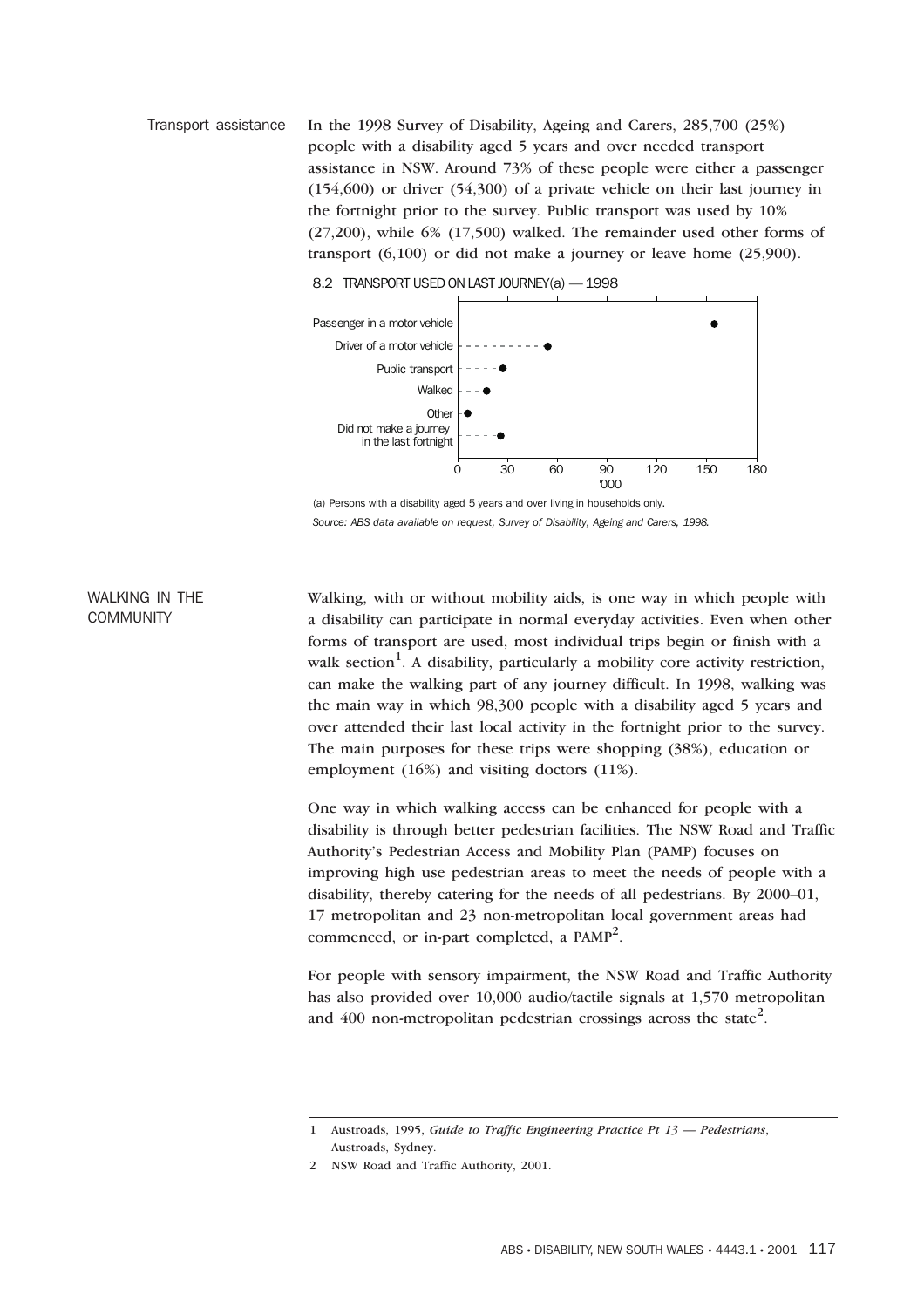## Transport assistance

In the 1998 Survey of Disability, Ageing and Carers, 285,700 (25%) people with a disability aged 5 years and over needed transport assistance in NSW. Around 73% of these people were either a passenger (154,600) or driver (54,300) of a private vehicle on their last journey in the fortnight prior to the survey. Public transport was used by 10% (27,200), while 6% (17,500) walked. The remainder used other forms of transport (6,100) or did not make a journey or leave home (25,900).

8.2 TRANSPORT USED ON LAST JOURNEY(a) — 1998

| Transport used | '000 |
|---|---|
| Passenger in a motor vehicle | 154.6 |
| Driver of a motor vehicle | 54.3 |
| Public transport | 27.2 |
| Walked | 17.5 |
| Other | 6.1 |
| Did not make a journey in the last fortnight | 25.9 |

(a) Persons with a disability aged 5 years and over living in households only.

*Source: ABS data available on request, Survey of Disability, Ageing and Carers, 1998.*

## WALKING IN THE COMMUNITY

Walking, with or without mobility aids, is one way in which people with a disability can participate in normal everyday activities. Even when other forms of transport are used, most individual trips begin or finish with a walk section[1]. A disability, particularly a mobility core activity restriction, can make the walking part of any journey difficult. In 1998, walking was the main way in which 98,300 people with a disability aged 5 years and over attended their last local activity in the fortnight prior to the survey. The main purposes for these trips were shopping (38%), education or employment (16%) and visiting doctors (11%).

One way in which walking access can be enhanced for people with a disability is through better pedestrian facilities. The NSW Road and Traffic Authority's Pedestrian Access and Mobility Plan (PAMP) focuses on improving high use pedestrian areas to meet the needs of people with a disability, thereby catering for the needs of all pedestrians. By 2000–01, 17 metropolitan and 23 non-metropolitan local government areas had commenced, or in-part completed, a PAMP[2].

For people with sensory impairment, the NSW Road and Traffic Authority has also provided over 10,000 audio/tactile signals at 1,570 metropolitan and 400 non-metropolitan pedestrian crossings across the state[2].

---

1 Austroads, 1995, *Guide to Traffic Engineering Practice Pt 13 — Pedestrians*, Austroads, Sydney.

2 NSW Road and Traffic Authority, 2001.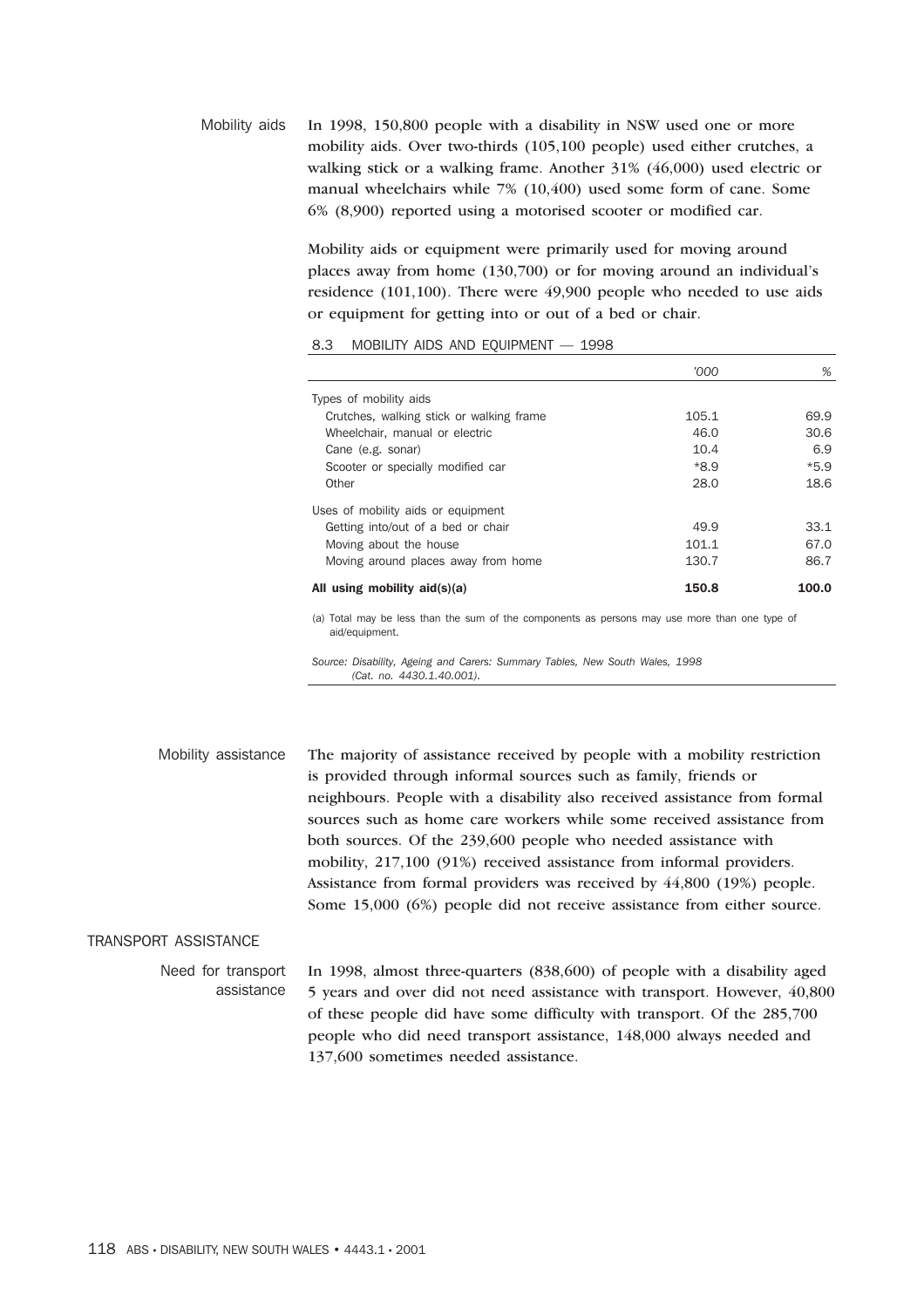### Mobility aids

In 1998, 150,800 people with a disability in NSW used one or more mobility aids. Over two-thirds (105,100 people) used either crutches, a walking stick or a walking frame. Another 31% (46,000) used electric or manual wheelchairs while 7% (10,400) used some form of cane. Some 6% (8,900) reported using a motorised scooter or modified car.

Mobility aids or equipment were primarily used for moving around places away from home (130,700) or for moving around an individual's residence (101,100). There were 49,900 people who needed to use aids or equipment for getting into or out of a bed or chair.

8.3 MOBILITY AIDS AND EQUIPMENT — 1998

| | '000 | % |
|---|---|---|
| Types of mobility aids | | |
| Crutches, walking stick or walking frame | 105.1 | 69.9 |
| Wheelchair, manual or electric | 46.0 | 30.6 |
| Cane (e.g. sonar) | 10.4 | 6.9 |
| Scooter or specially modified car | *8.9 | *5.9 |
| Other | 28.0 | 18.6 |
| Uses of mobility aids or equipment | | |
| Getting into/out of a bed or chair | 49.9 | 33.1 |
| Moving about the house | 101.1 | 67.0 |
| Moving around places away from home | 130.7 | 86.7 |
| **All using mobility aid(s)(a)** | **150.8** | **100.0** |

(a) Total may be less than the sum of the components as persons may use more than one type of aid/equipment.

*Source: Disability, Ageing and Carers: Summary Tables, New South Wales, 1998 (Cat. no. 4430.1.40.001).*

### Mobility assistance

The majority of assistance received by people with a mobility restriction is provided through informal sources such as family, friends or neighbours. People with a disability also received assistance from formal sources such as home care workers while some received assistance from both sources. Of the 239,600 people who needed assistance with mobility, 217,100 (91%) received assistance from informal providers. Assistance from formal providers was received by 44,800 (19%) people. Some 15,000 (6%) people did not receive assistance from either source.

## TRANSPORT ASSISTANCE

### Need for transport assistance

In 1998, almost three-quarters (838,600) of people with a disability aged 5 years and over did not need assistance with transport. However, 40,800 of these people did have some difficulty with transport. Of the 285,700 people who did need transport assistance, 148,000 always needed and 137,600 sometimes needed assistance.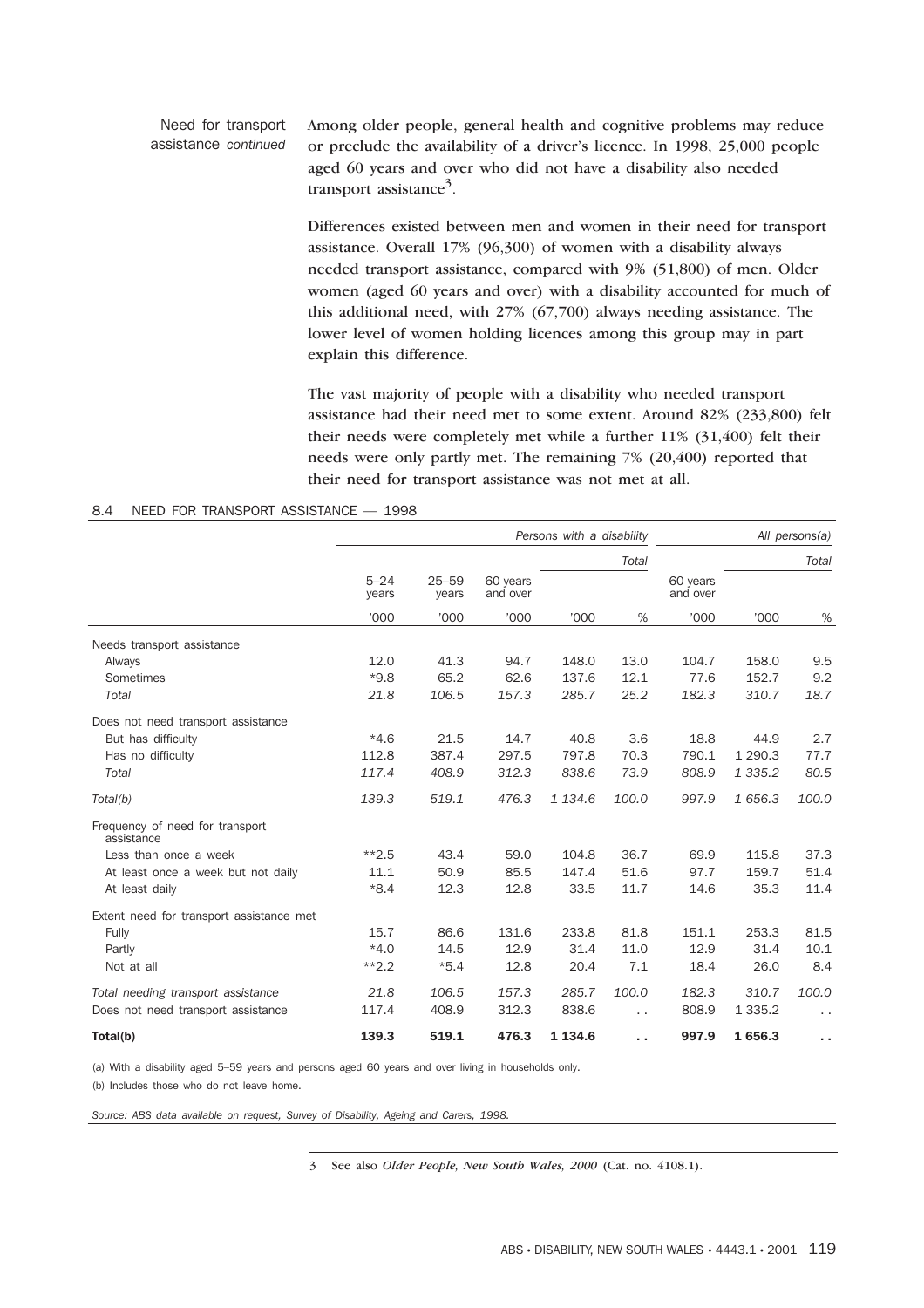Need for transport assistance *continued*

Among older people, general health and cognitive problems may reduce or preclude the availability of a driver's licence. In 1998, 25,000 people aged 60 years and over who did not have a disability also needed transport assistance[3].

Differences existed between men and women in their need for transport assistance. Overall 17% (96,300) of women with a disability always needed transport assistance, compared with 9% (51,800) of men. Older women (aged 60 years and over) with a disability accounted for much of this additional need, with 27% (67,700) always needing assistance. The lower level of women holding licences among this group may in part explain this difference.

The vast majority of people with a disability who needed transport assistance had their need met to some extent. Around 82% (233,800) felt their needs were completely met while a further 11% (31,400) felt their needs were only partly met. The remaining 7% (20,400) reported that their need for transport assistance was not met at all.

8.4 NEED FOR TRANSPORT ASSISTANCE — 1998

| | *Persons with a disability* | | | | | *All persons(a)* | | |
|---|---|---|---|---|---|---|---|---|
| | | | | *Total* | | | *Total* | |
| | 5–24 years | 25–59 years | 60 years and over | | | 60 years and over | | |
| | '000 | '000 | '000 | '000 | % | '000 | '000 | % |
| Needs transport assistance | | | | | | | | |
| Always | 12.0 | 41.3 | 94.7 | 148.0 | 13.0 | 104.7 | 158.0 | 9.5 |
| Sometimes | *9.8 | 65.2 | 62.6 | 137.6 | 12.1 | 77.6 | 152.7 | 9.2 |
| *Total* | *21.8* | *106.5* | *157.3* | *285.7* | *25.2* | *182.3* | *310.7* | *18.7* |
| Does not need transport assistance | | | | | | | | |
| But has difficulty | *4.6 | 21.5 | 14.7 | 40.8 | 3.6 | 18.8 | 44.9 | 2.7 |
| Has no difficulty | 112.8 | 387.4 | 297.5 | 797.8 | 70.3 | 790.1 | 1 290.3 | 77.7 |
| *Total* | *117.4* | *408.9* | *312.3* | *838.6* | *73.9* | *808.9* | *1 335.2* | *80.5* |
| *Total(b)* | *139.3* | *519.1* | *476.3* | *1 134.6* | *100.0* | *997.9* | *1 656.3* | *100.0* |
| Frequency of need for transport assistance | | | | | | | | |
| Less than once a week | **2.5 | 43.4 | 59.0 | 104.8 | 36.7 | 69.9 | 115.8 | 37.3 |
| At least once a week but not daily | 11.1 | 50.9 | 85.5 | 147.4 | 51.6 | 97.7 | 159.7 | 51.4 |
| At least daily | *8.4 | 12.3 | 12.8 | 33.5 | 11.7 | 14.6 | 35.3 | 11.4 |
| Extent need for transport assistance met | | | | | | | | |
| Fully | 15.7 | 86.6 | 131.6 | 233.8 | 81.8 | 151.1 | 253.3 | 81.5 |
| Partly | *4.0 | 14.5 | 12.9 | 31.4 | 11.0 | 12.9 | 31.4 | 10.1 |
| Not at all | **2.2 | *5.4 | 12.8 | 20.4 | 7.1 | 18.4 | 26.0 | 8.4 |
| *Total needing transport assistance* | *21.8* | *106.5* | *157.3* | *285.7* | *100.0* | *182.3* | *310.7* | *100.0* |
| Does not need transport assistance | 117.4 | 408.9 | 312.3 | 838.6 | . . | 808.9 | 1 335.2 | . . |
| **Total(b)** | **139.3** | **519.1** | **476.3** | **1 134.6** | **. .** | **997.9** | **1 656.3** | **. .** |

(a) With a disability aged 5–59 years and persons aged 60 years and over living in households only.

(b) Includes those who do not leave home.

*Source: ABS data available on request, Survey of Disability, Ageing and Carers, 1998.*

3 See also *Older People, New South Wales, 2000* (Cat. no. 4108.1).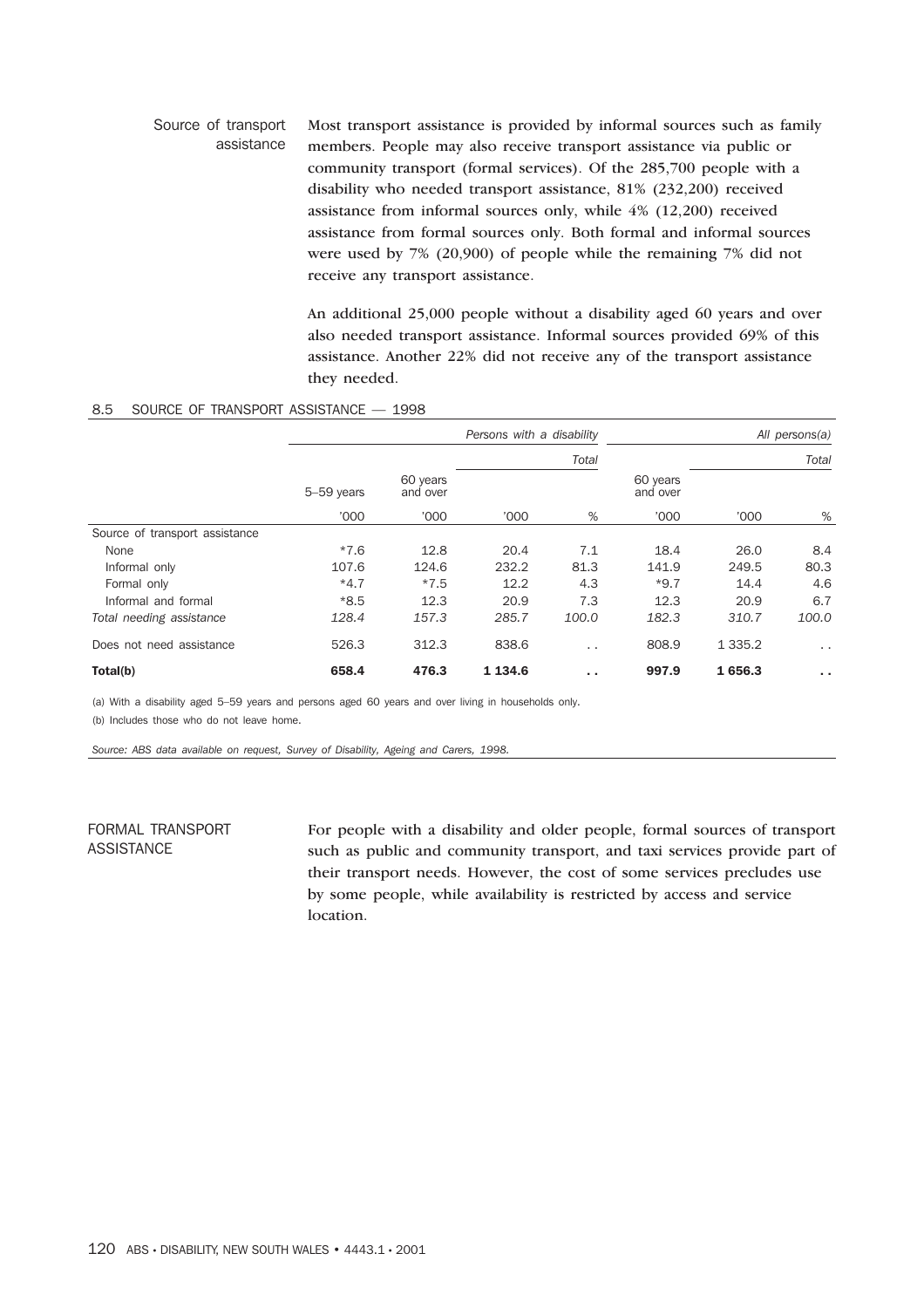### Source of transport assistance

Most transport assistance is provided by informal sources such as family members. People may also receive transport assistance via public or community transport (formal services). Of the 285,700 people with a disability who needed transport assistance, 81% (232,200) received assistance from informal sources only, while 4% (12,200) received assistance from formal sources only. Both formal and informal sources were used by 7% (20,900) of people while the remaining 7% did not receive any transport assistance.

An additional 25,000 people without a disability aged 60 years and over also needed transport assistance. Informal sources provided 69% of this assistance. Another 22% did not receive any of the transport assistance they needed.

8.5 SOURCE OF TRANSPORT ASSISTANCE — 1998

| | Persons with a disability | | | | All persons(a) | | |
|---|---|---|---|---|---|---|---|
| | | | Total | | | Total | |
| | 5–59 years | 60 years and over | | | 60 years and over | | |
| | '000 | '000 | '000 | % | '000 | '000 | % |
| Source of transport assistance | | | | | | | |
| None | *7.6 | 12.8 | 20.4 | 7.1 | 18.4 | 26.0 | 8.4 |
| Informal only | 107.6 | 124.6 | 232.2 | 81.3 | 141.9 | 249.5 | 80.3 |
| Formal only | *4.7 | *7.5 | 12.2 | 4.3 | *9.7 | 14.4 | 4.6 |
| Informal and formal | *8.5 | 12.3 | 20.9 | 7.3 | 12.3 | 20.9 | 6.7 |
| *Total needing assistance* | *128.4* | *157.3* | *285.7* | *100.0* | *182.3* | *310.7* | *100.0* |
| Does not need assistance | 526.3 | 312.3 | 838.6 | . . | 808.9 | 1 335.2 | . . |
| **Total(b)** | **658.4** | **476.3** | **1 134.6** | **. .** | **997.9** | **1 656.3** | **. .** |

(a) With a disability aged 5–59 years and persons aged 60 years and over living in households only.

(b) Includes those who do not leave home.

*Source: ABS data available on request, Survey of Disability, Ageing and Carers, 1998.*

## FORMAL TRANSPORT ASSISTANCE

For people with a disability and older people, formal sources of transport such as public and community transport, and taxi services provide part of their transport needs. However, the cost of some services precludes use by some people, while availability is restricted by access and service location.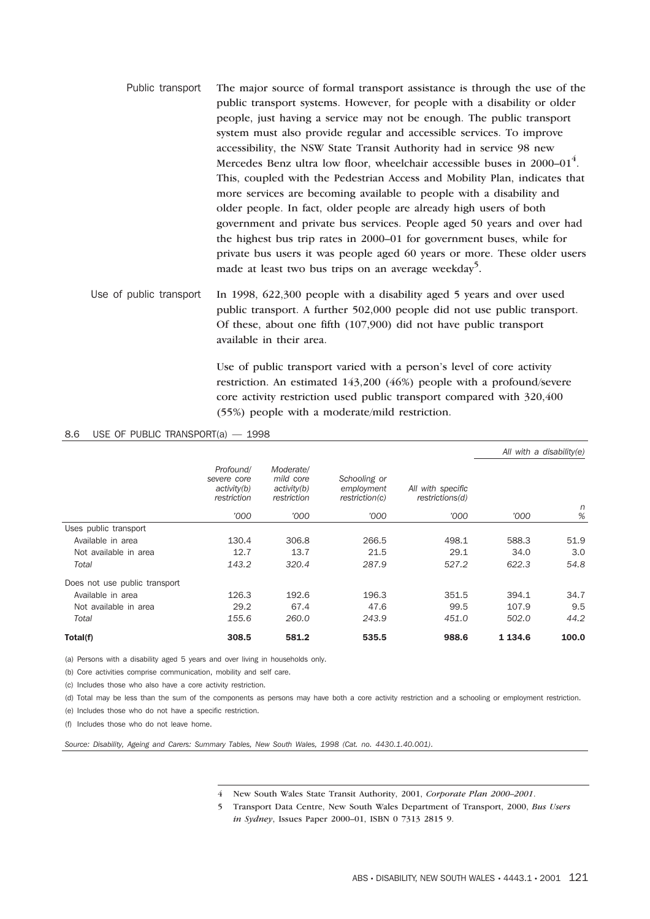## Public transport

The major source of formal transport assistance is through the use of the public transport systems. However, for people with a disability or older people, just having a service may not be enough. The public transport system must also provide regular and accessible services. To improve accessibility, the NSW State Transit Authority had in service 98 new Mercedes Benz ultra low floor, wheelchair accessible buses in 2000–01[4]. This, coupled with the Pedestrian Access and Mobility Plan, indicates that more services are becoming available to people with a disability and older people. In fact, older people are already high users of both government and private bus services. People aged 50 years and over had the highest bus trip rates in 2000–01 for government buses, while for private bus users it was people aged 60 years or more. These older users made at least two bus trips on an average weekday[5].

## Use of public transport

In 1998, 622,300 people with a disability aged 5 years and over used public transport. A further 502,000 people did not use public transport. Of these, about one fifth (107,900) did not have public transport available in their area.

Use of public transport varied with a person's level of core activity restriction. An estimated 143,200 (46%) people with a profound/severe core activity restriction used public transport compared with 320,400 (55%) people with a moderate/mild restriction.

8.6 USE OF PUBLIC TRANSPORT(a) — 1998

| | Profound/ severe core activity(b) restriction | Moderate/ mild core activity(b) restriction | Schooling or employment restriction(c) | All with specific restrictions(d) | All with a disability(e) | |
|---|---|---|---|---|---|---|
| | '000 | '000 | '000 | '000 | '000 | n % |
| **Uses public transport** | | | | | | |
| Available in area | 130.4 | 306.8 | 266.5 | 498.1 | 588.3 | 51.9 |
| Not available in area | 12.7 | 13.7 | 21.5 | 29.1 | 34.0 | 3.0 |
| *Total* | *143.2* | *320.4* | *287.9* | *527.2* | *622.3* | *54.8* |
| **Does not use public transport** | | | | | | |
| Available in area | 126.3 | 192.6 | 196.3 | 351.5 | 394.1 | 34.7 |
| Not available in area | 29.2 | 67.4 | 47.6 | 99.5 | 107.9 | 9.5 |
| *Total* | *155.6* | *260.0* | *243.9* | *451.0* | *502.0* | *44.2* |
| **Total(f)** | **308.5** | **581.2** | **535.5** | **988.6** | **1 134.6** | **100.0** |

(a) Persons with a disability aged 5 years and over living in households only.

(b) Core activities comprise communication, mobility and self care.

(c) Includes those who also have a core activity restriction.

(d) Total may be less than the sum of the components as persons may have both a core activity restriction and a schooling or employment restriction.

(e) Includes those who do not have a specific restriction.

(f) Includes those who do not leave home.

*Source: Disability, Ageing and Carers: Summary Tables, New South Wales, 1998 (Cat. no. 4430.1.40.001).*

---

4 New South Wales State Transit Authority, 2001, *Corporate Plan 2000–2001*.

5 Transport Data Centre, New South Wales Department of Transport, 2000, *Bus Users in Sydney*, Issues Paper 2000–01, ISBN 0 7313 2815 9.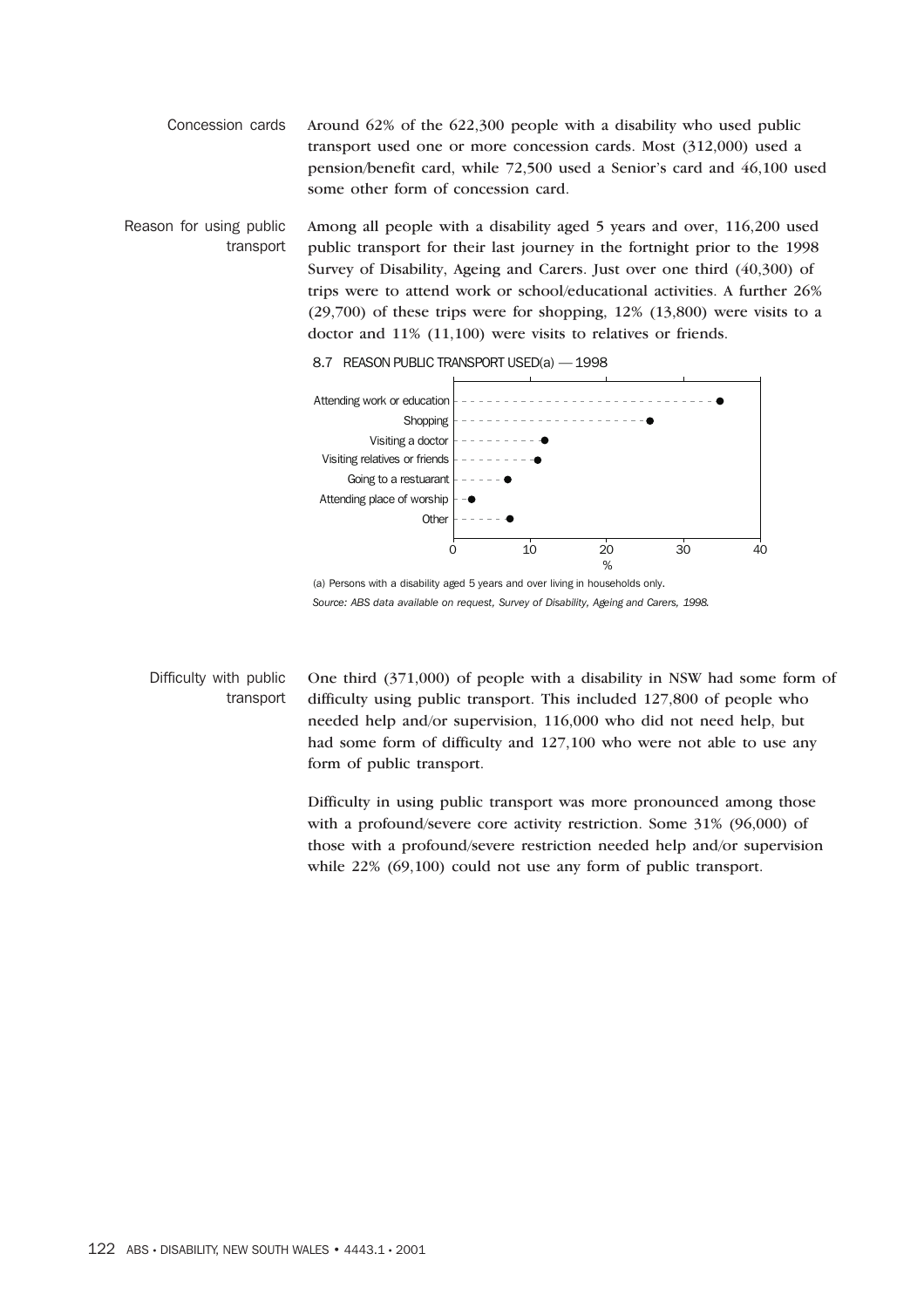**Concession cards**

Around 62% of the 622,300 people with a disability who used public transport used one or more concession cards. Most (312,000) used a pension/benefit card, while 72,500 used a Senior's card and 46,100 used some other form of concession card.

**Reason for using public transport**

Among all people with a disability aged 5 years and over, 116,200 used public transport for their last journey in the fortnight prior to the 1998 Survey of Disability, Ageing and Carers. Just over one third (40,300) of trips were to attend work or school/educational activities. A further 26% (29,700) of these trips were for shopping, 12% (13,800) were visits to a doctor and 11% (11,100) were visits to relatives or friends.

8.7 REASON PUBLIC TRANSPORT USED(a) — 1998

| Reason | % (approx.) |
|---|---|
| Attending work or education | 35 |
| Shopping | 26 |
| Visiting a doctor | 12 |
| Visiting relatives or friends | 11 |
| Going to a restuarant | 7 |
| Attending place of worship | 2 |
| Other | 7 |

(a) Persons with a disability aged 5 years and over living in households only.

*Source: ABS data available on request, Survey of Disability, Ageing and Carers, 1998.*

**Difficulty with public transport**

One third (371,000) of people with a disability in NSW had some form of difficulty using public transport. This included 127,800 of people who needed help and/or supervision, 116,000 who did not need help, but had some form of difficulty and 127,100 who were not able to use any form of public transport.

Difficulty in using public transport was more pronounced among those with a profound/severe core activity restriction. Some 31% (96,000) of those with a profound/severe restriction needed help and/or supervision while 22% (69,100) could not use any form of public transport.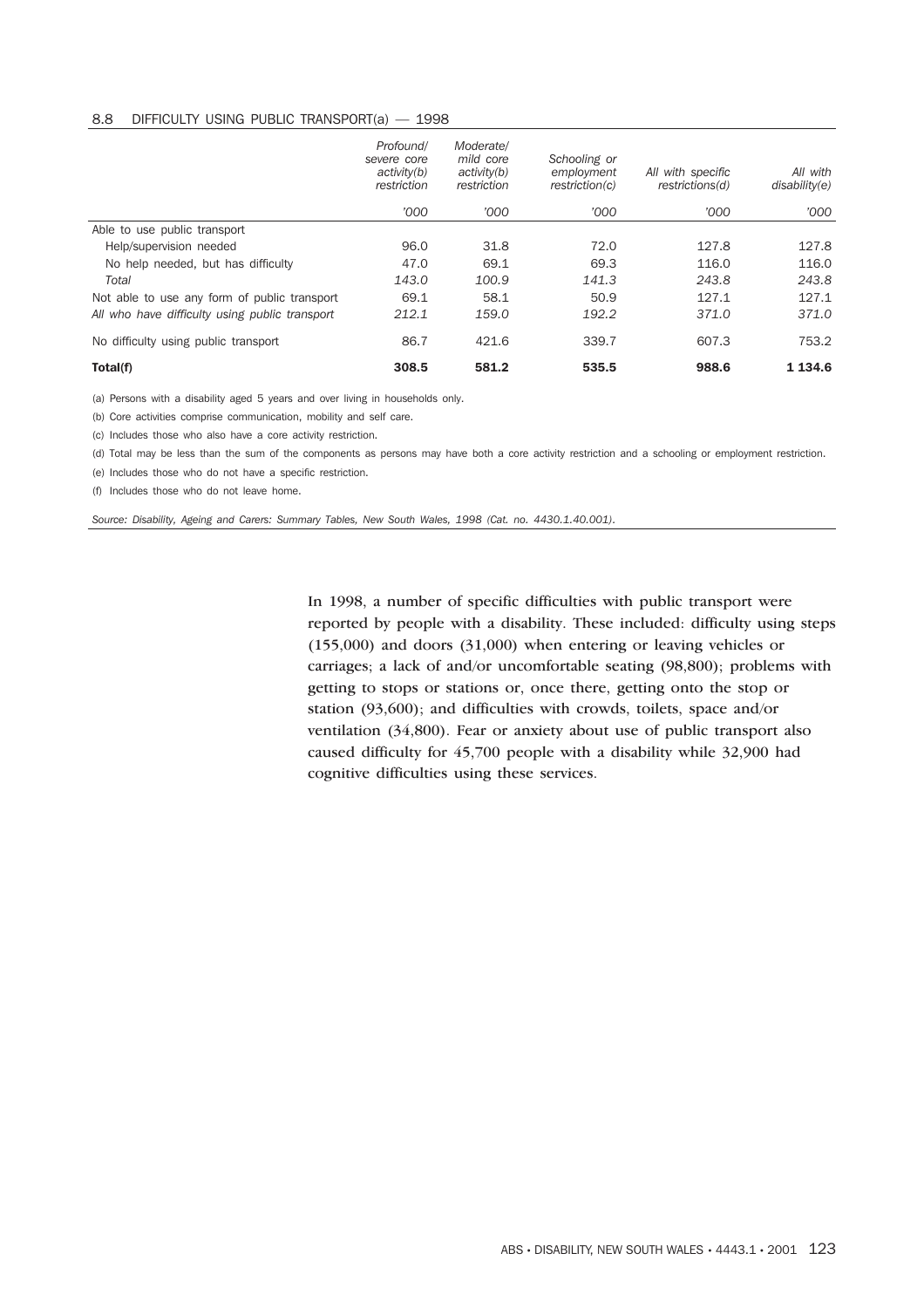#### 8.8 DIFFICULTY USING PUBLIC TRANSPORT(a) — 1998

| | *Profound/ severe core activity(b) restriction* | *Moderate/ mild core activity(b) restriction* | *Schooling or employment restriction(c)* | *All with specific restrictions(d)* | *All with disability(e)* |
|---|---|---|---|---|---|
| | *'000* | *'000* | *'000* | *'000* | *'000* |
| Able to use public transport | | | | | |
| Help/supervision needed | 96.0 | 31.8 | 72.0 | 127.8 | 127.8 |
| No help needed, but has difficulty | 47.0 | 69.1 | 69.3 | 116.0 | 116.0 |
| *Total* | *143.0* | *100.9* | *141.3* | *243.8* | *243.8* |
| Not able to use any form of public transport | 69.1 | 58.1 | 50.9 | 127.1 | 127.1 |
| *All who have difficulty using public transport* | *212.1* | *159.0* | *192.2* | *371.0* | *371.0* |
| No difficulty using public transport | 86.7 | 421.6 | 339.7 | 607.3 | 753.2 |
| **Total(f)** | **308.5** | **581.2** | **535.5** | **988.6** | **1 134.6** |

(a) Persons with a disability aged 5 years and over living in households only.

(b) Core activities comprise communication, mobility and self care.

(c) Includes those who also have a core activity restriction.

(d) Total may be less than the sum of the components as persons may have both a core activity restriction and a schooling or employment restriction.

(e) Includes those who do not have a specific restriction.

(f) Includes those who do not leave home.

*Source: Disability, Ageing and Carers: Summary Tables, New South Wales, 1998 (Cat. no. 4430.1.40.001).*

In 1998, a number of specific difficulties with public transport were reported by people with a disability. These included: difficulty using steps (155,000) and doors (31,000) when entering or leaving vehicles or carriages; a lack of and/or uncomfortable seating (98,800); problems with getting to stops or stations or, once there, getting onto the stop or station (93,600); and difficulties with crowds, toilets, space and/or ventilation (34,800). Fear or anxiety about use of public transport also caused difficulty for 45,700 people with a disability while 32,900 had cognitive difficulties using these services.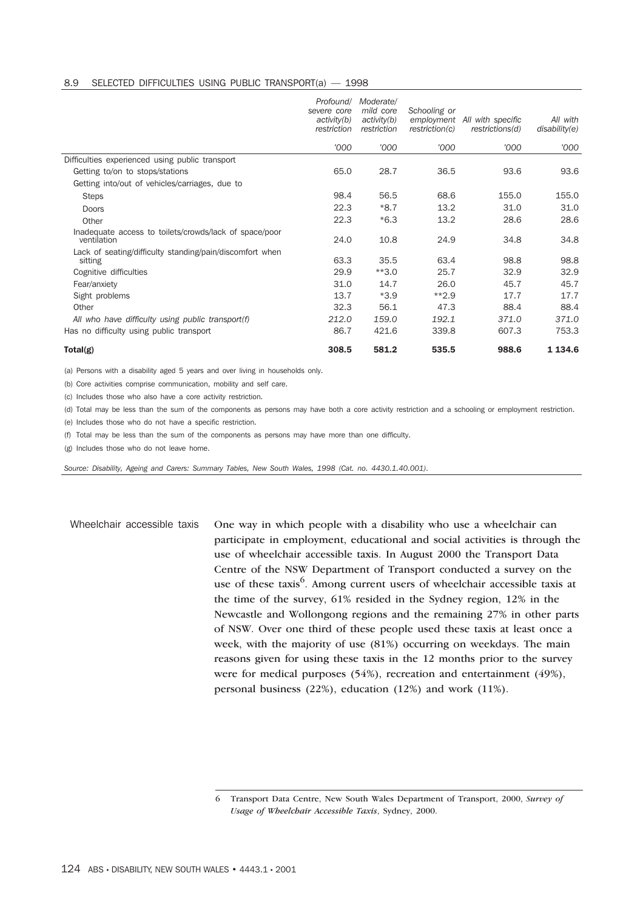8.9 SELECTED DIFFICULTIES USING PUBLIC TRANSPORT(a) — 1998

| | *Profound/ severe core activity(b) restriction* | *Moderate/ mild core activity(b) restriction* | *Schooling or employment restriction(c)* | *All with specific restrictions(d)* | *All with disability(e)* |
|---|---|---|---|---|---|
| | *'000* | *'000* | *'000* | *'000* | *'000* |
| Difficulties experienced using public transport | | | | | |
| Getting to/on to stops/stations | 65.0 | 28.7 | 36.5 | 93.6 | 93.6 |
| Getting into/out of vehicles/carriages, due to | | | | | |
| Steps | 98.4 | 56.5 | 68.6 | 155.0 | 155.0 |
| Doors | 22.3 | *8.7 | 13.2 | 31.0 | 31.0 |
| Other | 22.3 | *6.3 | 13.2 | 28.6 | 28.6 |
| Inadequate access to toilets/crowds/lack of space/poor ventilation | 24.0 | 10.8 | 24.9 | 34.8 | 34.8 |
| Lack of seating/difficulty standing/pain/discomfort when sitting | 63.3 | 35.5 | 63.4 | 98.8 | 98.8 |
| Cognitive difficulties | 29.9 | **3.0 | 25.7 | 32.9 | 32.9 |
| Fear/anxiety | 31.0 | 14.7 | 26.0 | 45.7 | 45.7 |
| Sight problems | 13.7 | *3.9 | **2.9 | 17.7 | 17.7 |
| Other | 32.3 | 56.1 | 47.3 | 88.4 | 88.4 |
| *All who have difficulty using public transport(f)* | *212.0* | *159.0* | *192.1* | *371.0* | *371.0* |
| Has no difficulty using public transport | 86.7 | 421.6 | 339.8 | 607.3 | 753.3 |
| **Total(g)** | **308.5** | **581.2** | **535.5** | **988.6** | **1 134.6** |

(a) Persons with a disability aged 5 years and over living in households only.

(b) Core activities comprise communication, mobility and self care.

(c) Includes those who also have a core activity restriction.

(d) Total may be less than the sum of the components as persons may have both a core activity restriction and a schooling or employment restriction.

(e) Includes those who do not have a specific restriction.

(f) Total may be less than the sum of the components as persons may have more than one difficulty.

(g) Includes those who do not leave home.

*Source: Disability, Ageing and Carers: Summary Tables, New South Wales, 1998 (Cat. no. 4430.1.40.001).*

## Wheelchair accessible taxis

One way in which people with a disability who use a wheelchair can participate in employment, educational and social activities is through the use of wheelchair accessible taxis. In August 2000 the Transport Data Centre of the NSW Department of Transport conducted a survey on the use of these taxis[6]. Among current users of wheelchair accessible taxis at the time of the survey, 61% resided in the Sydney region, 12% in the Newcastle and Wollongong regions and the remaining 27% in other parts of NSW. Over one third of these people used these taxis at least once a week, with the majority of use (81%) occurring on weekdays. The main reasons given for using these taxis in the 12 months prior to the survey were for medical purposes (54%), recreation and entertainment (49%), personal business (22%), education (12%) and work (11%).

6 Transport Data Centre, New South Wales Department of Transport, 2000, *Survey of Usage of Wheelchair Accessible Taxis*, Sydney, 2000.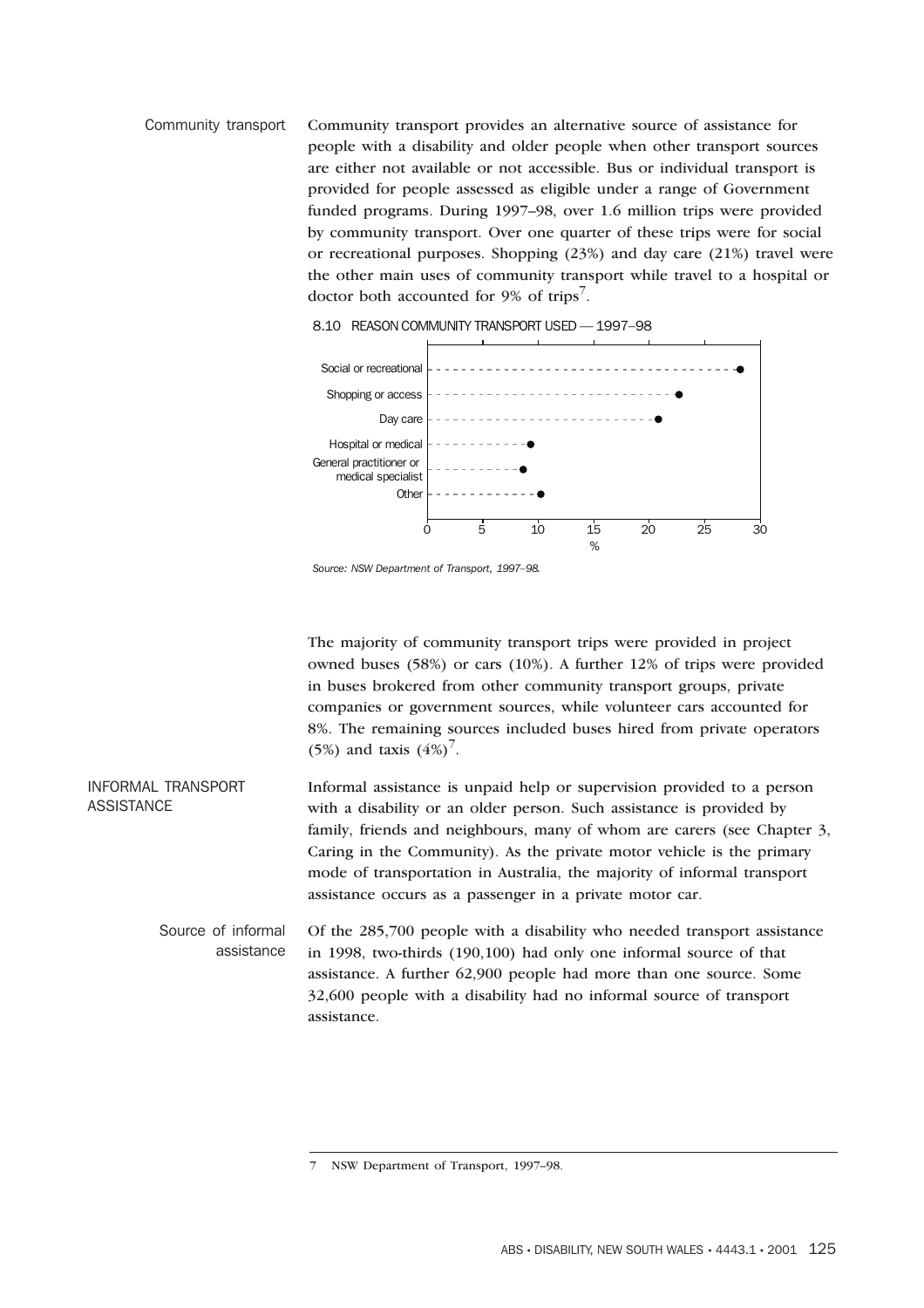## Community transport

Community transport provides an alternative source of assistance for people with a disability and older people when other transport sources are either not available or not accessible. Bus or individual transport is provided for people assessed as eligible under a range of Government funded programs. During 1997–98, over 1.6 million trips were provided by community transport. Over one quarter of these trips were for social or recreational purposes. Shopping (23%) and day care (21%) travel were the other main uses of community transport while travel to a hospital or doctor both accounted for 9% of trips[7].

8.10 REASON COMMUNITY TRANSPORT USED — 1997–98

| Reason | % |
|---|---|
| Social or recreational | 28 |
| Shopping or access | 23 |
| Day care | 21 |
| Hospital or medical | 9 |
| General practitioner or medical specialist | 9 |
| Other | 10 |

*Source: NSW Department of Transport, 1997–98.*

The majority of community transport trips were provided in project owned buses (58%) or cars (10%). A further 12% of trips were provided in buses brokered from other community transport groups, private companies or government sources, while volunteer cars accounted for 8%. The remaining sources included buses hired from private operators (5%) and taxis (4%)[7].

## INFORMAL TRANSPORT ASSISTANCE

Informal assistance is unpaid help or supervision provided to a person with a disability or an older person. Such assistance is provided by family, friends and neighbours, many of whom are carers (see Chapter 3, Caring in the Community). As the private motor vehicle is the primary mode of transportation in Australia, the majority of informal transport assistance occurs as a passenger in a private motor car.

### Source of informal assistance

Of the 285,700 people with a disability who needed transport assistance in 1998, two-thirds (190,100) had only one informal source of that assistance. A further 62,900 people had more than one source. Some 32,600 people with a disability had no informal source of transport assistance.

7 NSW Department of Transport, 1997–98.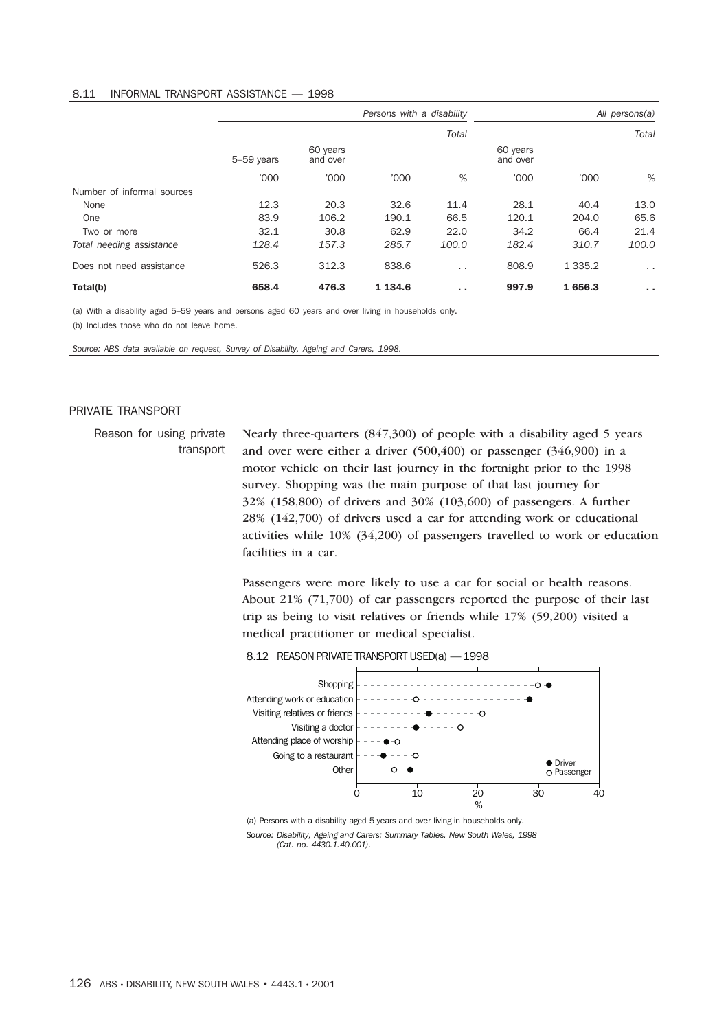8.11 INFORMAL TRANSPORT ASSISTANCE — 1998

| | Persons with a disability | | | | All persons(a) | | |
|---|---|---|---|---|---|---|---|
| | | | Total | | | Total | |
| | 5–59 years | 60 years and over | | | 60 years and over | | |
| | '000 | '000 | '000 | % | '000 | '000 | % |
| Number of informal sources | | | | | | | |
| None | 12.3 | 20.3 | 32.6 | 11.4 | 28.1 | 40.4 | 13.0 |
| One | 83.9 | 106.2 | 190.1 | 66.5 | 120.1 | 204.0 | 65.6 |
| Two or more | 32.1 | 30.8 | 62.9 | 22.0 | 34.2 | 66.4 | 21.4 |
| *Total needing assistance* | *128.4* | *157.3* | *285.7* | *100.0* | *182.4* | *310.7* | *100.0* |
| Does not need assistance | 526.3 | 312.3 | 838.6 | . . | 808.9 | 1 335.2 | . . |
| **Total(b)** | **658.4** | **476.3** | **1 134.6** | **. .** | **997.9** | **1 656.3** | **. .** |

(a) With a disability aged 5–59 years and persons aged 60 years and over living in households only.

(b) Includes those who do not leave home.

*Source: ABS data available on request, Survey of Disability, Ageing and Carers, 1998.*

## PRIVATE TRANSPORT

### Reason for using private transport

Nearly three-quarters (847,300) of people with a disability aged 5 years and over were either a driver (500,400) or passenger (346,900) in a motor vehicle on their last journey in the fortnight prior to the 1998 survey. Shopping was the main purpose of that last journey for 32% (158,800) of drivers and 30% (103,600) of passengers. A further 28% (142,700) of drivers used a car for attending work or educational activities while 10% (34,200) of passengers travelled to work or education facilities in a car.

Passengers were more likely to use a car for social or health reasons. About 21% (71,700) of car passengers reported the purpose of their last trip as being to visit relatives or friends while 17% (59,200) visited a medical practitioner or medical specialist.

8.12 REASON PRIVATE TRANSPORT USED(a) — 1998

(a) Persons with a disability aged 5 years and over living in households only.

*Source: Disability, Ageing and Carers: Summary Tables, New South Wales, 1998 (Cat. no. 4430.1.40.001).*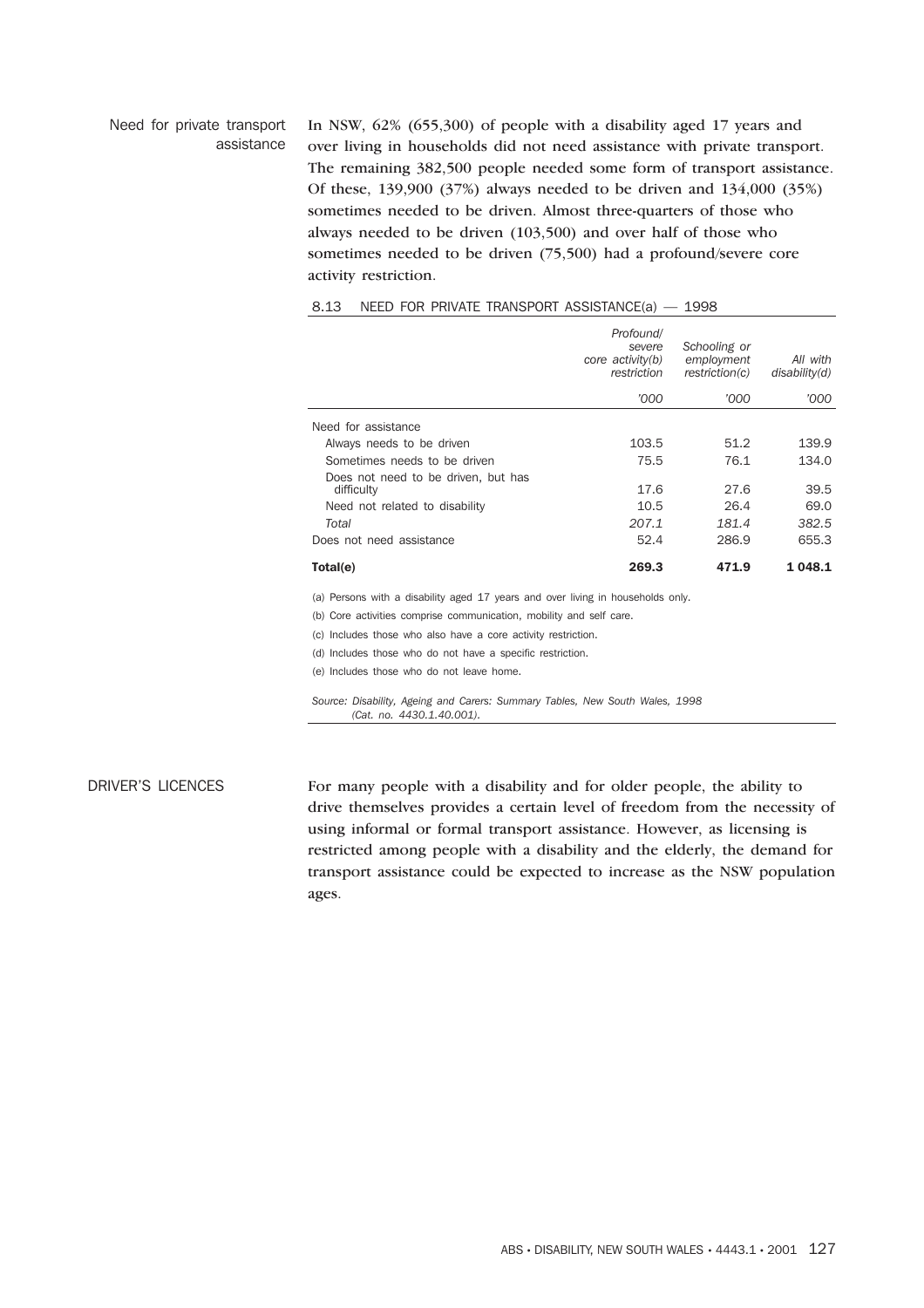## Need for private transport assistance

In NSW, 62% (655,300) of people with a disability aged 17 years and over living in households did not need assistance with private transport. The remaining 382,500 people needed some form of transport assistance. Of these, 139,900 (37%) always needed to be driven and 134,000 (35%) sometimes needed to be driven. Almost three-quarters of those who always needed to be driven (103,500) and over half of those who sometimes needed to be driven (75,500) had a profound/severe core activity restriction.

8.13 NEED FOR PRIVATE TRANSPORT ASSISTANCE(a) — 1998

| | *Profound/ severe core activity(b) restriction* | *Schooling or employment restriction(c)* | *All with disability(d)* |
|---|---|---|---|
| | *'000* | *'000* | *'000* |
| Need for assistance | | | |
| Always needs to be driven | 103.5 | 51.2 | 139.9 |
| Sometimes needs to be driven | 75.5 | 76.1 | 134.0 |
| Does not need to be driven, but has difficulty | 17.6 | 27.6 | 39.5 |
| Need not related to disability | 10.5 | 26.4 | 69.0 |
| *Total* | *207.1* | *181.4* | *382.5* |
| Does not need assistance | 52.4 | 286.9 | 655.3 |
| **Total(e)** | **269.3** | **471.9** | **1 048.1** |

(a) Persons with a disability aged 17 years and over living in households only.

(b) Core activities comprise communication, mobility and self care.

(c) Includes those who also have a core activity restriction.

(d) Includes those who do not have a specific restriction.

(e) Includes those who do not leave home.

*Source: Disability, Ageing and Carers: Summary Tables, New South Wales, 1998 (Cat. no. 4430.1.40.001).*

## DRIVER'S LICENCES

For many people with a disability and for older people, the ability to drive themselves provides a certain level of freedom from the necessity of using informal or formal transport assistance. However, as licensing is restricted among people with a disability and the elderly, the demand for transport assistance could be expected to increase as the NSW population ages.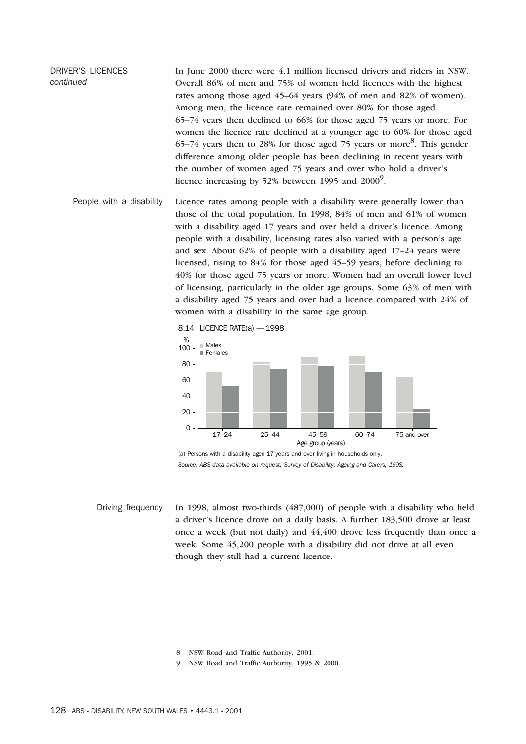DRIVER'S LICENCES *continued*

In June 2000 there were 4.1 million licensed drivers and riders in NSW. Overall 86% of men and 75% of women held licences with the highest rates among those aged 45–64 years (94% of men and 82% of women). Among men, the licence rate remained over 80% for those aged 65–74 years then declined to 66% for those aged 75 years or more. For women the licence rate declined at a younger age to 60% for those aged 65–74 years then to 28% for those aged 75 years or more[8]. This gender difference among older people has been declining in recent years with the number of women aged 75 years and over who hold a driver's licence increasing by 52% between 1995 and 2000[9].

People with a disability

Licence rates among people with a disability were generally lower than those of the total population. In 1998, 84% of men and 61% of women with a disability aged 17 years and over held a driver's licence. Among people with a disability, licensing rates also varied with a person's age and sex. About 62% of people with a disability aged 17–24 years were licensed, rising to 84% for those aged 45–59 years, before declining to 40% for those aged 75 years or more. Women had an overall lower level of licensing, particularly in the older age groups. Some 63% of men with a disability aged 75 years and over had a licence compared with 24% of women with a disability in the same age group.

8.14 LICENCE RATE(a) — 1998

(a) Persons with a disability aged 17 years and over living in households only.

*Source: ABS data available on request, Survey of Disability, Ageing and Carers, 1998.*

Driving frequency

In 1998, almost two-thirds (487,000) of people with a disability who held a driver's licence drove on a daily basis. A further 183,500 drove at least once a week (but not daily) and 44,400 drove less frequently than once a week. Some 45,200 people with a disability did not drive at all even though they still had a current licence.

---

8 NSW Road and Traffic Authority, 2001.

9 NSW Road and Traffic Authority, 1995 & 2000.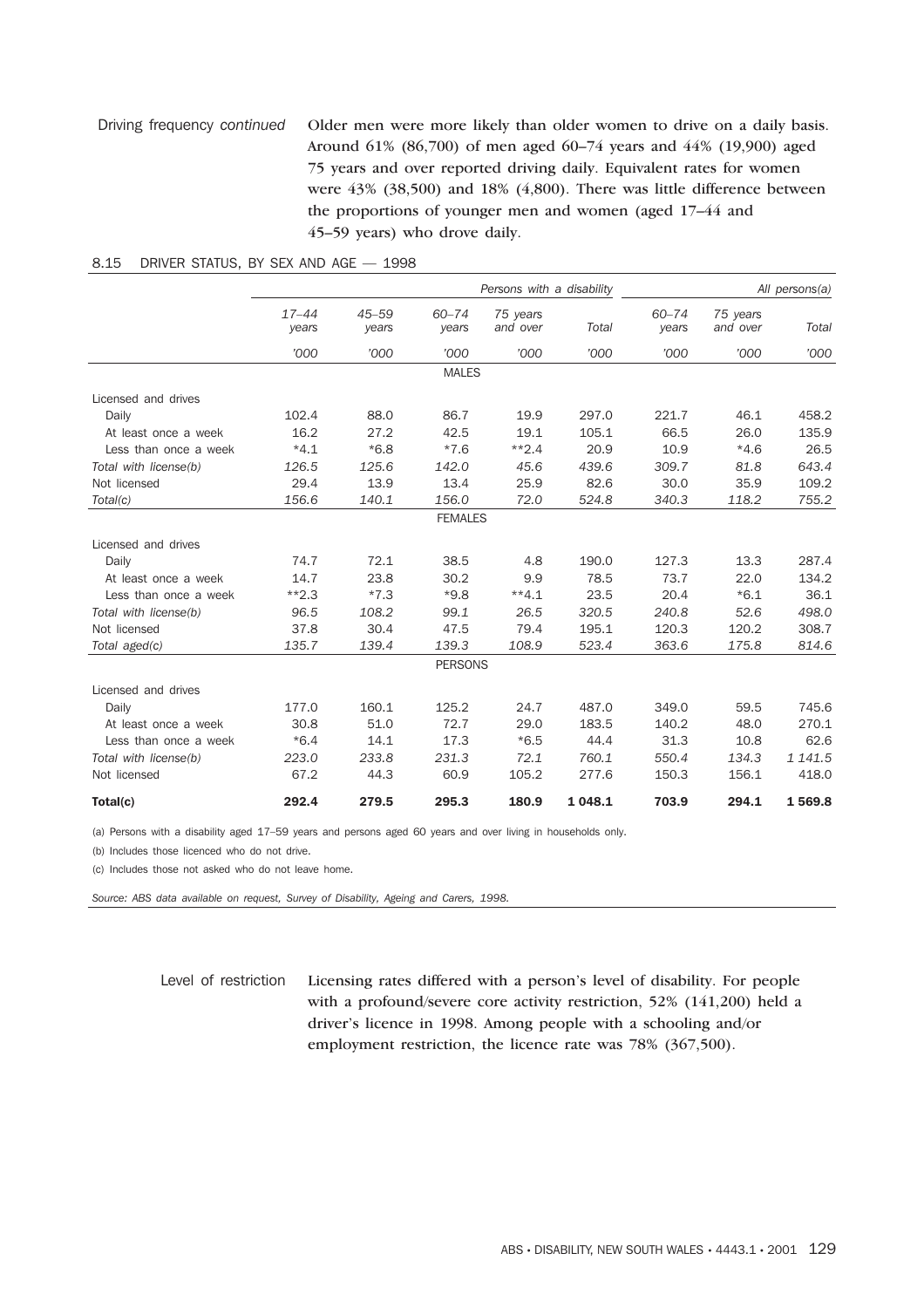Driving frequency *continued*

Older men were more likely than older women to drive on a daily basis. Around 61% (86,700) of men aged 60–74 years and 44% (19,900) aged 75 years and over reported driving daily. Equivalent rates for women were 43% (38,500) and 18% (4,800). There was little difference between the proportions of younger men and women (aged 17–44 and 45–59 years) who drove daily.

8.15 DRIVER STATUS, BY SEX AND AGE — 1998

| | Persons with a disability | | | | | All persons(a) | | |
|---|---|---|---|---|---|---|---|---|
| | *17–44 years* | *45–59 years* | *60–74 years* | *75 years and over* | *Total* | *60–74 years* | *75 years and over* | *Total* |
| | *'000* | *'000* | *'000* | *'000* | *'000* | *'000* | *'000* | *'000* |
| **MALES** | | | | | | | | |
| Licensed and drives | | | | | | | | |
| Daily | 102.4 | 88.0 | 86.7 | 19.9 | 297.0 | 221.7 | 46.1 | 458.2 |
| At least once a week | 16.2 | 27.2 | 42.5 | 19.1 | 105.1 | 66.5 | 26.0 | 135.9 |
| Less than once a week | *4.1 | *6.8 | *7.6 | **2.4 | 20.9 | 10.9 | *4.6 | 26.5 |
| *Total with license(b)* | *126.5* | *125.6* | *142.0* | *45.6* | *439.6* | *309.7* | *81.8* | *643.4* |
| Not licensed | 29.4 | 13.9 | 13.4 | 25.9 | 82.6 | 30.0 | 35.9 | 109.2 |
| *Total(c)* | *156.6* | *140.1* | *156.0* | *72.0* | *524.8* | *340.3* | *118.2* | *755.2* |
| **FEMALES** | | | | | | | | |
| Licensed and drives | | | | | | | | |
| Daily | 74.7 | 72.1 | 38.5 | 4.8 | 190.0 | 127.3 | 13.3 | 287.4 |
| At least once a week | 14.7 | 23.8 | 30.2 | 9.9 | 78.5 | 73.7 | 22.0 | 134.2 |
| Less than once a week | **2.3 | *7.3 | *9.8 | **4.1 | 23.5 | 20.4 | *6.1 | 36.1 |
| *Total with license(b)* | *96.5* | *108.2* | *99.1* | *26.5* | *320.5* | *240.8* | *52.6* | *498.0* |
| Not licensed | 37.8 | 30.4 | 47.5 | 79.4 | 195.1 | 120.3 | 120.2 | 308.7 |
| *Total aged(c)* | *135.7* | *139.4* | *139.3* | *108.9* | *523.4* | *363.6* | *175.8* | *814.6* |
| **PERSONS** | | | | | | | | |
| Licensed and drives | | | | | | | | |
| Daily | 177.0 | 160.1 | 125.2 | 24.7 | 487.0 | 349.0 | 59.5 | 745.6 |
| At least once a week | 30.8 | 51.0 | 72.7 | 29.0 | 183.5 | 140.2 | 48.0 | 270.1 |
| Less than once a week | *6.4 | 14.1 | 17.3 | *6.5 | 44.4 | 31.3 | 10.8 | 62.6 |
| *Total with license(b)* | *223.0* | *233.8* | *231.3* | *72.1* | *760.1* | *550.4* | *134.3* | *1 141.5* |
| Not licensed | 67.2 | 44.3 | 60.9 | 105.2 | 277.6 | 150.3 | 156.1 | 418.0 |
| **Total(c)** | **292.4** | **279.5** | **295.3** | **180.9** | **1 048.1** | **703.9** | **294.1** | **1 569.8** |

(a) Persons with a disability aged 17–59 years and persons aged 60 years and over living in households only.

(b) Includes those licenced who do not drive.

(c) Includes those not asked who do not leave home.

*Source: ABS data available on request, Survey of Disability, Ageing and Carers, 1998.*

Level of restriction

Licensing rates differed with a person's level of disability. For people with a profound/severe core activity restriction, 52% (141,200) held a driver's licence in 1998. Among people with a schooling and/or employment restriction, the licence rate was 78% (367,500).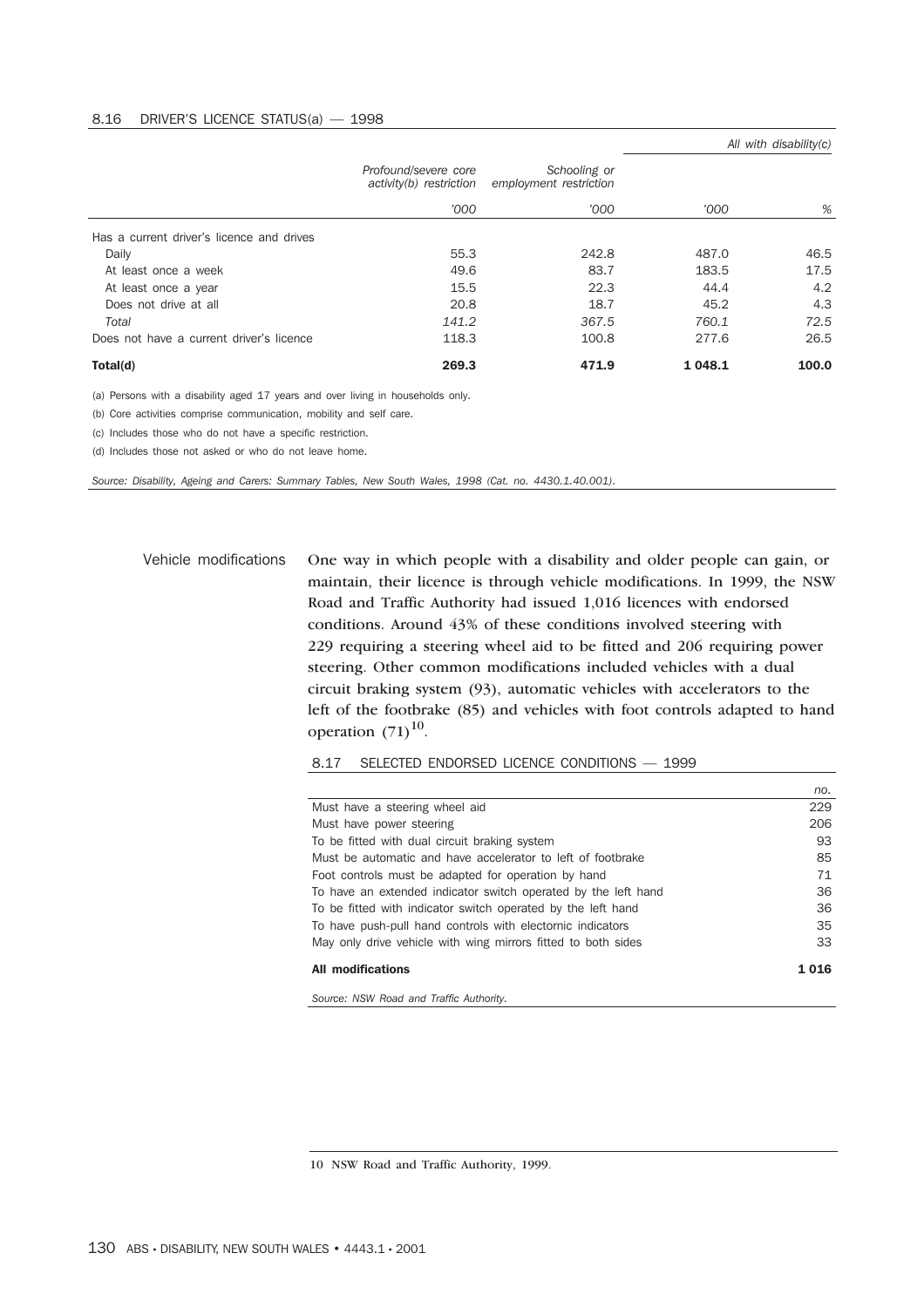8.16 DRIVER'S LICENCE STATUS(a) — 1998

| | Profound/severe core activity(b) restriction | Schooling or employment restriction | All with disability(c) | |
|---|---|---|---|---|
| | '000 | '000 | '000 | % |
| Has a current driver's licence and drives | | | | |
| Daily | 55.3 | 242.8 | 487.0 | 46.5 |
| At least once a week | 49.6 | 83.7 | 183.5 | 17.5 |
| At least once a year | 15.5 | 22.3 | 44.4 | 4.2 |
| Does not drive at all | 20.8 | 18.7 | 45.2 | 4.3 |
| *Total* | *141.2* | *367.5* | *760.1* | *72.5* |
| Does not have a current driver's licence | 118.3 | 100.8 | 277.6 | 26.5 |
| **Total(d)** | **269.3** | **471.9** | **1 048.1** | **100.0** |

(a) Persons with a disability aged 17 years and over living in households only.

(b) Core activities comprise communication, mobility and self care.

(c) Includes those who do not have a specific restriction.

(d) Includes those not asked or who do not leave home.

*Source: Disability, Ageing and Carers: Summary Tables, New South Wales, 1998 (Cat. no. 4430.1.40.001).*

## Vehicle modifications

One way in which people with a disability and older people can gain, or maintain, their licence is through vehicle modifications. In 1999, the NSW Road and Traffic Authority had issued 1,016 licences with endorsed conditions. Around 43% of these conditions involved steering with 229 requiring a steering wheel aid to be fitted and 206 requiring power steering. Other common modifications included vehicles with a dual circuit braking system (93), automatic vehicles with accelerators to the left of the footbrake (85) and vehicles with foot controls adapted to hand operation (71)[10].

8.17 SELECTED ENDORSED LICENCE CONDITIONS — 1999

| | no. |
|---|---|
| Must have a steering wheel aid | 229 |
| Must have power steering | 206 |
| To be fitted with dual circuit braking system | 93 |
| Must be automatic and have accelerator to left of footbrake | 85 |
| Foot controls must be adapted for operation by hand | 71 |
| To have an extended indicator switch operated by the left hand | 36 |
| To be fitted with indicator switch operated by the left hand | 36 |
| To have push-pull hand controls with electronic indicators | 35 |
| May only drive vehicle with wing mirrors fitted to both sides | 33 |
| **All modifications** | **1 016** |

*Source: NSW Road and Traffic Authority.*

10 NSW Road and Traffic Authority, 1999.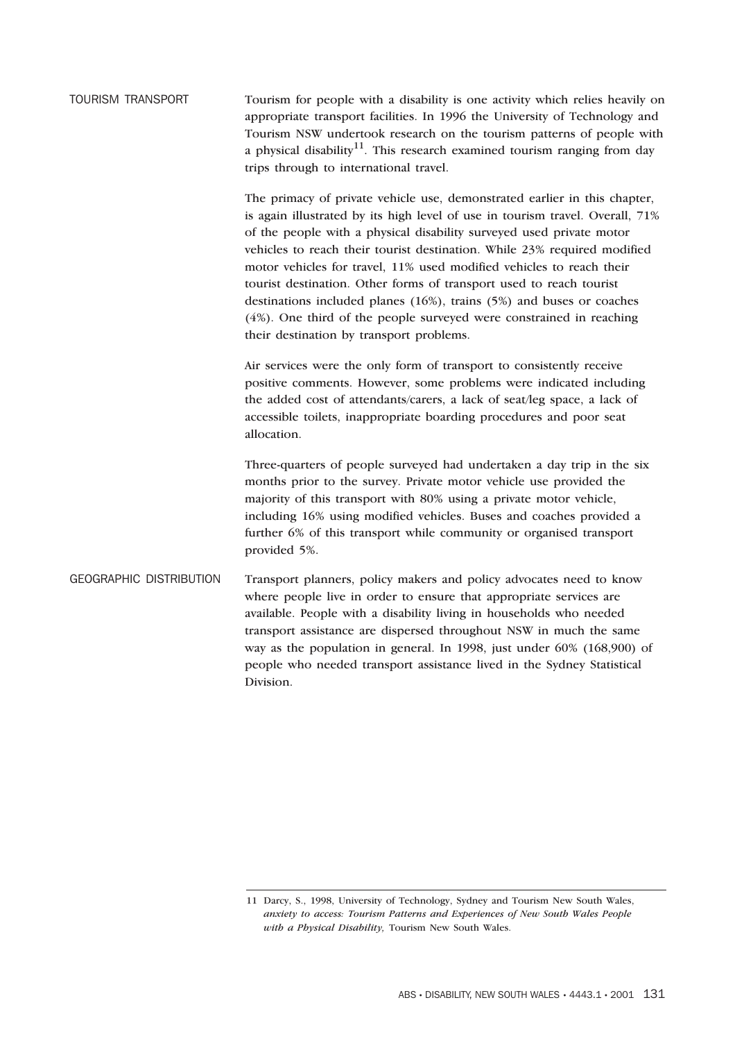## TOURISM TRANSPORT

Tourism for people with a disability is one activity which relies heavily on appropriate transport facilities. In 1996 the University of Technology and Tourism NSW undertook research on the tourism patterns of people with a physical disability[11]. This research examined tourism ranging from day trips through to international travel.

The primacy of private vehicle use, demonstrated earlier in this chapter, is again illustrated by its high level of use in tourism travel. Overall, 71% of the people with a physical disability surveyed used private motor vehicles to reach their tourist destination. While 23% required modified motor vehicles for travel, 11% used modified vehicles to reach their tourist destination. Other forms of transport used to reach tourist destinations included planes (16%), trains (5%) and buses or coaches (4%). One third of the people surveyed were constrained in reaching their destination by transport problems.

Air services were the only form of transport to consistently receive positive comments. However, some problems were indicated including the added cost of attendants/carers, a lack of seat/leg space, a lack of accessible toilets, inappropriate boarding procedures and poor seat allocation.

Three-quarters of people surveyed had undertaken a day trip in the six months prior to the survey. Private motor vehicle use provided the majority of this transport with 80% using a private motor vehicle, including 16% using modified vehicles. Buses and coaches provided a further 6% of this transport while community or organised transport provided 5%.

## GEOGRAPHIC DISTRIBUTION

Transport planners, policy makers and policy advocates need to know where people live in order to ensure that appropriate services are available. People with a disability living in households who needed transport assistance are dispersed throughout NSW in much the same way as the population in general. In 1998, just under 60% (168,900) of people who needed transport assistance lived in the Sydney Statistical Division.

---

11 Darcy, S., 1998, University of Technology, Sydney and Tourism New South Wales, *anxiety to access: Tourism Patterns and Experiences of New South Wales People with a Physical Disability,* Tourism New South Wales.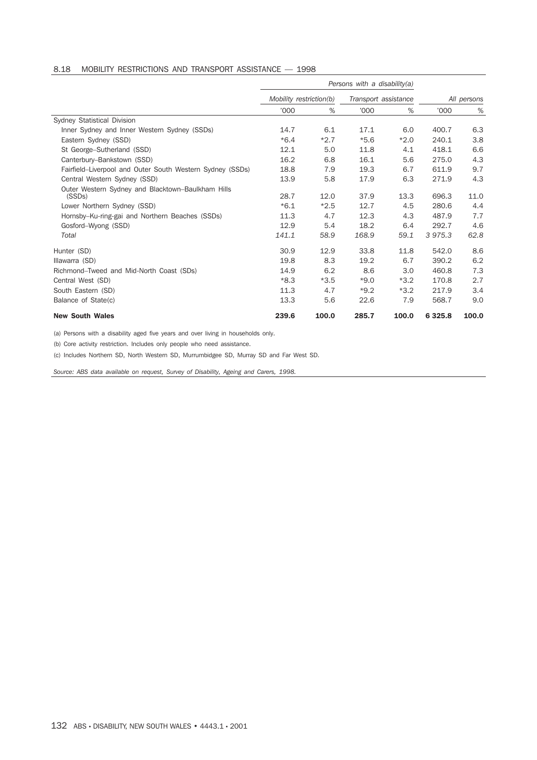## 8.18 MOBILITY RESTRICTIONS AND TRANSPORT ASSISTANCE — 1998

| | *Persons with a disability(a)* | | | | | |
|---|---|---|---|---|---|---|
| | *Mobility restriction(b)* | | *Transport assistance* | | *All persons* | |
| | '000 | % | '000 | % | '000 | % |
| Sydney Statistical Division | | | | | | |
| Inner Sydney and Inner Western Sydney (SSDs) | 14.7 | 6.1 | 17.1 | 6.0 | 400.7 | 6.3 |
| Eastern Sydney (SSD) | *6.4 | *2.7 | *5.6 | *2.0 | 240.1 | 3.8 |
| St George–Sutherland (SSD) | 12.1 | 5.0 | 11.8 | 4.1 | 418.1 | 6.6 |
| Canterbury–Bankstown (SSD) | 16.2 | 6.8 | 16.1 | 5.6 | 275.0 | 4.3 |
| Fairfield–Liverpool and Outer South Western Sydney (SSDs) | 18.8 | 7.9 | 19.3 | 6.7 | 611.9 | 9.7 |
| Central Western Sydney (SSD) | 13.9 | 5.8 | 17.9 | 6.3 | 271.9 | 4.3 |
| Outer Western Sydney and Blacktown–Baulkham Hills (SSDs) | 28.7 | 12.0 | 37.9 | 13.3 | 696.3 | 11.0 |
| Lower Northern Sydney (SSD) | *6.1 | *2.5 | 12.7 | 4.5 | 280.6 | 4.4 |
| Hornsby–Ku-ring-gai and Northern Beaches (SSDs) | 11.3 | 4.7 | 12.3 | 4.3 | 487.9 | 7.7 |
| Gosford–Wyong (SSD) | 12.9 | 5.4 | 18.2 | 6.4 | 292.7 | 4.6 |
| *Total* | *141.1* | *58.9* | *168.9* | *59.1* | *3 975.3* | *62.8* |
| Hunter (SD) | 30.9 | 12.9 | 33.8 | 11.8 | 542.0 | 8.6 |
| Illawarra (SD) | 19.8 | 8.3 | 19.2 | 6.7 | 390.2 | 6.2 |
| Richmond–Tweed and Mid-North Coast (SDs) | 14.9 | 6.2 | 8.6 | 3.0 | 460.8 | 7.3 |
| Central West (SD) | *8.3 | *3.5 | *9.0 | *3.2 | 170.8 | 2.7 |
| South Eastern (SD) | 11.3 | 4.7 | *9.2 | *3.2 | 217.9 | 3.4 |
| Balance of State(c) | 13.3 | 5.6 | 22.6 | 7.9 | 568.7 | 9.0 |
| **New South Wales** | **239.6** | **100.0** | **285.7** | **100.0** | **6 325.8** | **100.0** |

(a) Persons with a disability aged five years and over living in households only.

(b) Core activity restriction. Includes only people who need assistance.

(c) Includes Northern SD, North Western SD, Murrumbidgee SD, Murray SD and Far West SD.

*Source: ABS data available on request, Survey of Disability, Ageing and Carers, 1998.*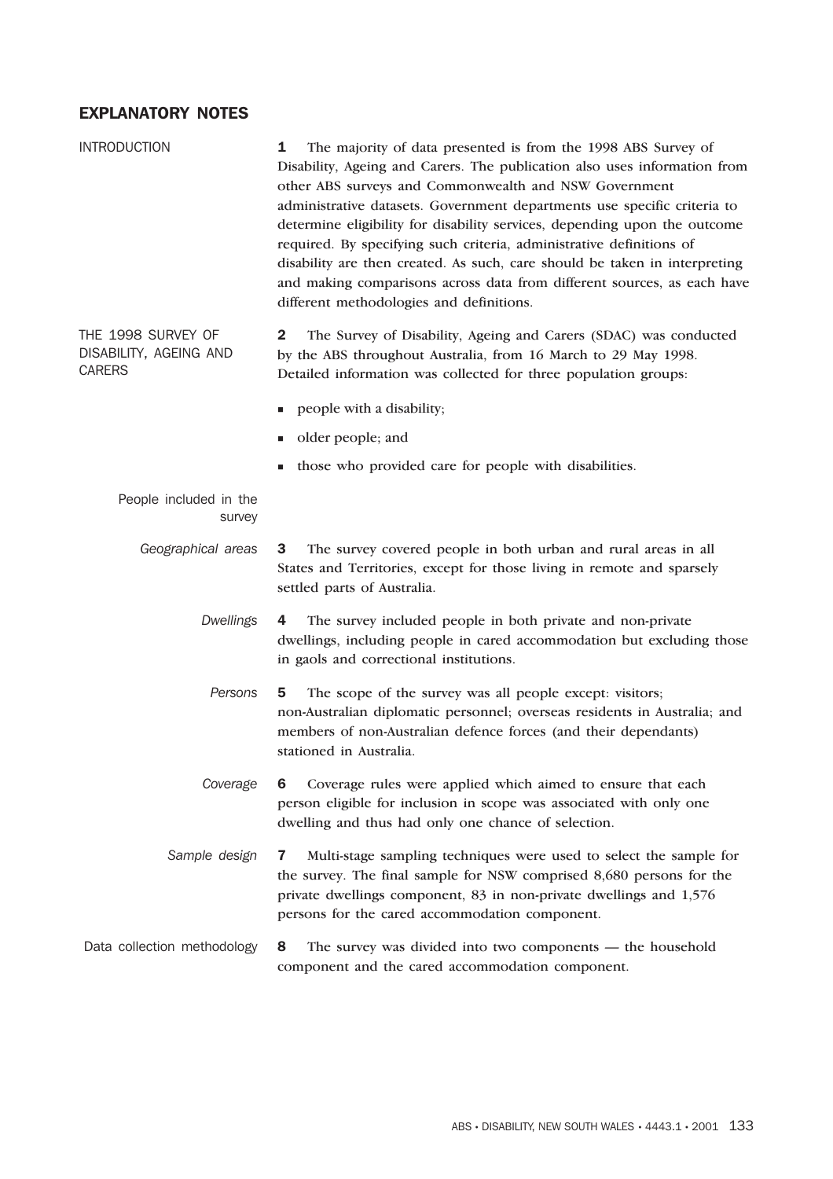## EXPLANATORY NOTES

### INTRODUCTION

**1** The majority of data presented is from the 1998 ABS Survey of Disability, Ageing and Carers. The publication also uses information from other ABS surveys and Commonwealth and NSW Government administrative datasets. Government departments use specific criteria to determine eligibility for disability services, depending upon the outcome required. By specifying such criteria, administrative definitions of disability are then created. As such, care should be taken in interpreting and making comparisons across data from different sources, as each have different methodologies and definitions.

### THE 1998 SURVEY OF DISABILITY, AGEING AND CARERS

**2** The Survey of Disability, Ageing and Carers (SDAC) was conducted by the ABS throughout Australia, from 16 March to 29 May 1998. Detailed information was collected for three population groups:

- people with a disability;
- older people; and
- those who provided care for people with disabilities.

#### People included in the survey

*Geographical areas*

**3** The survey covered people in both urban and rural areas in all States and Territories, except for those living in remote and sparsely settled parts of Australia.

*Dwellings*

**4** The survey included people in both private and non-private dwellings, including people in cared accommodation but excluding those in gaols and correctional institutions.

*Persons*

**5** The scope of the survey was all people except: visitors; non-Australian diplomatic personnel; overseas residents in Australia; and members of non-Australian defence forces (and their dependants) stationed in Australia.

*Coverage*

**6** Coverage rules were applied which aimed to ensure that each person eligible for inclusion in scope was associated with only one dwelling and thus had only one chance of selection.

*Sample design*

**7** Multi-stage sampling techniques were used to select the sample for the survey. The final sample for NSW comprised 8,680 persons for the private dwellings component, 83 in non-private dwellings and 1,576 persons for the cared accommodation component.

#### Data collection methodology

**8** The survey was divided into two components — the household component and the cared accommodation component.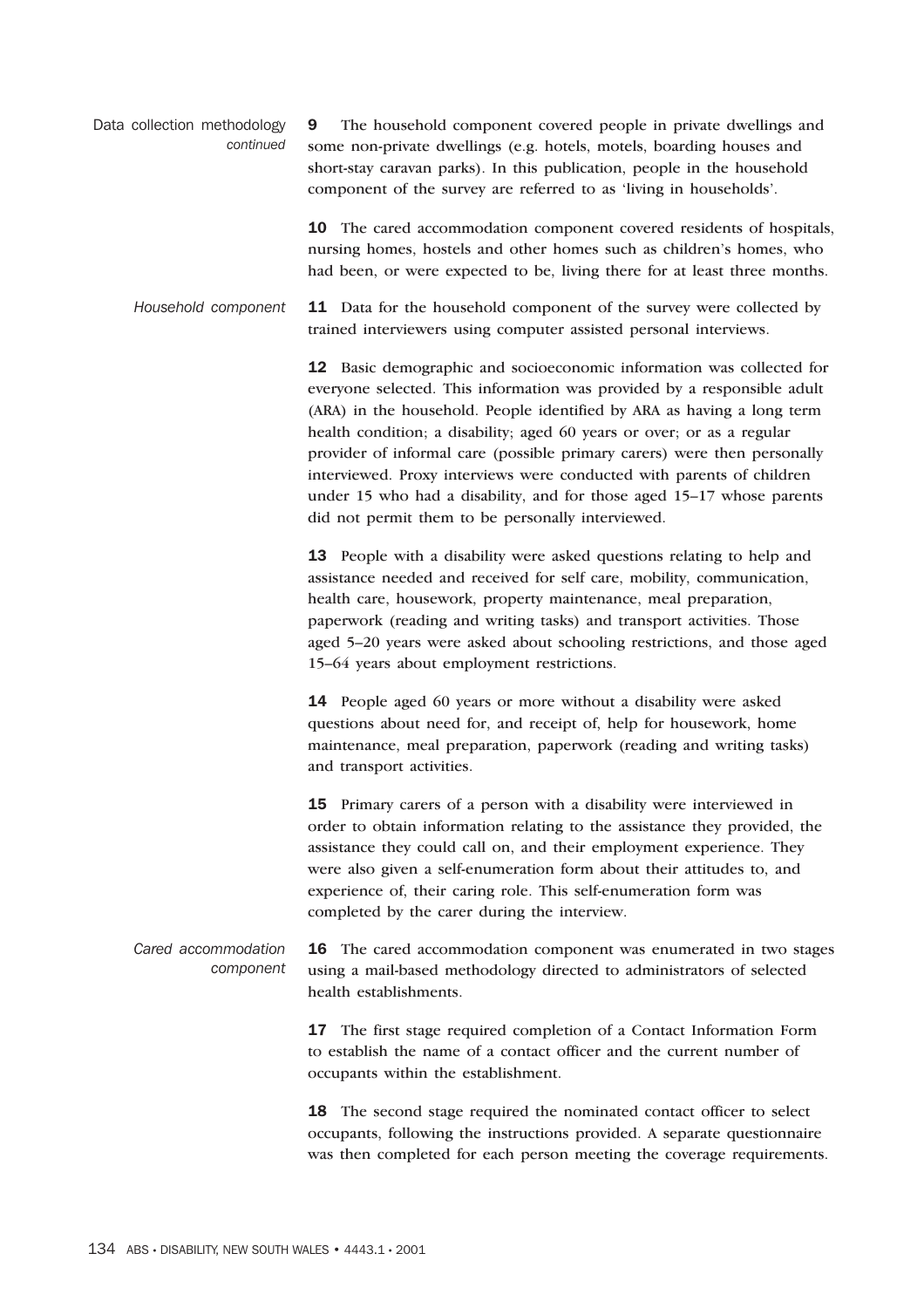## Data collection methodology *continued*

**9** The household component covered people in private dwellings and some non-private dwellings (e.g. hotels, motels, boarding houses and short-stay caravan parks). In this publication, people in the household component of the survey are referred to as 'living in households'.

**10** The cared accommodation component covered residents of hospitals, nursing homes, hostels and other homes such as children's homes, who had been, or were expected to be, living there for at least three months.

### *Household component*

**11** Data for the household component of the survey were collected by trained interviewers using computer assisted personal interviews.

**12** Basic demographic and socioeconomic information was collected for everyone selected. This information was provided by a responsible adult (ARA) in the household. People identified by ARA as having a long term health condition; a disability; aged 60 years or over; or as a regular provider of informal care (possible primary carers) were then personally interviewed. Proxy interviews were conducted with parents of children under 15 who had a disability, and for those aged 15–17 whose parents did not permit them to be personally interviewed.

**13** People with a disability were asked questions relating to help and assistance needed and received for self care, mobility, communication, health care, housework, property maintenance, meal preparation, paperwork (reading and writing tasks) and transport activities. Those aged 5–20 years were asked about schooling restrictions, and those aged 15–64 years about employment restrictions.

**14** People aged 60 years or more without a disability were asked questions about need for, and receipt of, help for housework, home maintenance, meal preparation, paperwork (reading and writing tasks) and transport activities.

**15** Primary carers of a person with a disability were interviewed in order to obtain information relating to the assistance they provided, the assistance they could call on, and their employment experience. They were also given a self-enumeration form about their attitudes to, and experience of, their caring role. This self-enumeration form was completed by the carer during the interview.

### *Cared accommodation component*

**16** The cared accommodation component was enumerated in two stages using a mail-based methodology directed to administrators of selected health establishments.

**17** The first stage required completion of a Contact Information Form to establish the name of a contact officer and the current number of occupants within the establishment.

**18** The second stage required the nominated contact officer to select occupants, following the instructions provided. A separate questionnaire was then completed for each person meeting the coverage requirements.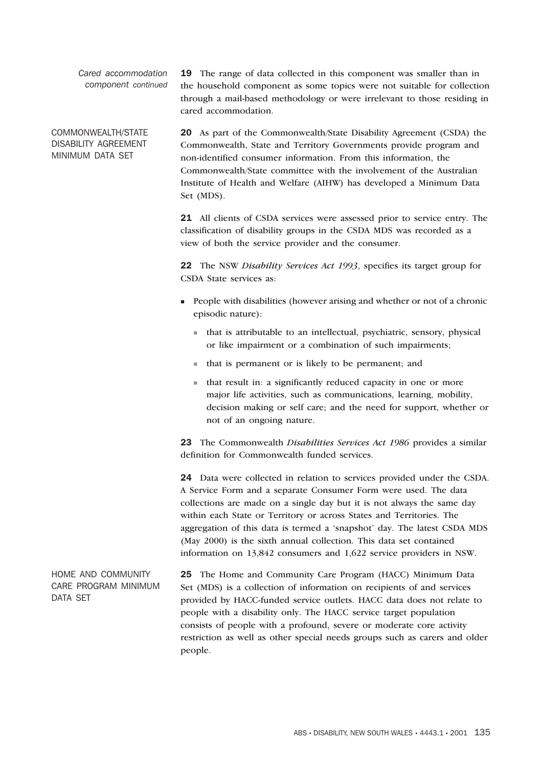*Cared accommodation component continued*

**19** The range of data collected in this component was smaller than in the household component as some topics were not suitable for collection through a mail-based methodology or were irrelevant to those residing in cared accommodation.

## COMMONWEALTH/STATE DISABILITY AGREEMENT MINIMUM DATA SET

**20** As part of the Commonwealth/State Disability Agreement (CSDA) the Commonwealth, State and Territory Governments provide program and non-identified consumer information. From this information, the Commonwealth/State committee with the involvement of the Australian Institute of Health and Welfare (AIHW) has developed a Minimum Data Set (MDS).

**21** All clients of CSDA services were assessed prior to service entry. The classification of disability groups in the CSDA MDS was recorded as a view of both the service provider and the consumer.

**22** The NSW *Disability Services Act 1993*, specifies its target group for CSDA State services as:

- People with disabilities (however arising and whether or not of a chronic episodic nature):
  - that is attributable to an intellectual, psychiatric, sensory, physical or like impairment or a combination of such impairments;
  - that is permanent or is likely to be permanent; and
  - that result in: a significantly reduced capacity in one or more major life activities, such as communications, learning, mobility, decision making or self care; and the need for support, whether or not of an ongoing nature.

**23** The Commonwealth *Disabilities Services Act 1986* provides a similar definition for Commonwealth funded services.

**24** Data were collected in relation to services provided under the CSDA. A Service Form and a separate Consumer Form were used. The data collections are made on a single day but it is not always the same day within each State or Territory or across States and Territories. The aggregation of this data is termed a 'snapshot' day. The latest CSDA MDS (May 2000) is the sixth annual collection. This data set contained information on 13,842 consumers and 1,622 service providers in NSW.

## HOME AND COMMUNITY CARE PROGRAM MINIMUM DATA SET

**25** The Home and Community Care Program (HACC) Minimum Data Set (MDS) is a collection of information on recipients of and services provided by HACC-funded service outlets. HACC data does not relate to people with a disability only. The HACC service target population consists of people with a profound, severe or moderate core activity restriction as well as other special needs groups such as carers and older people.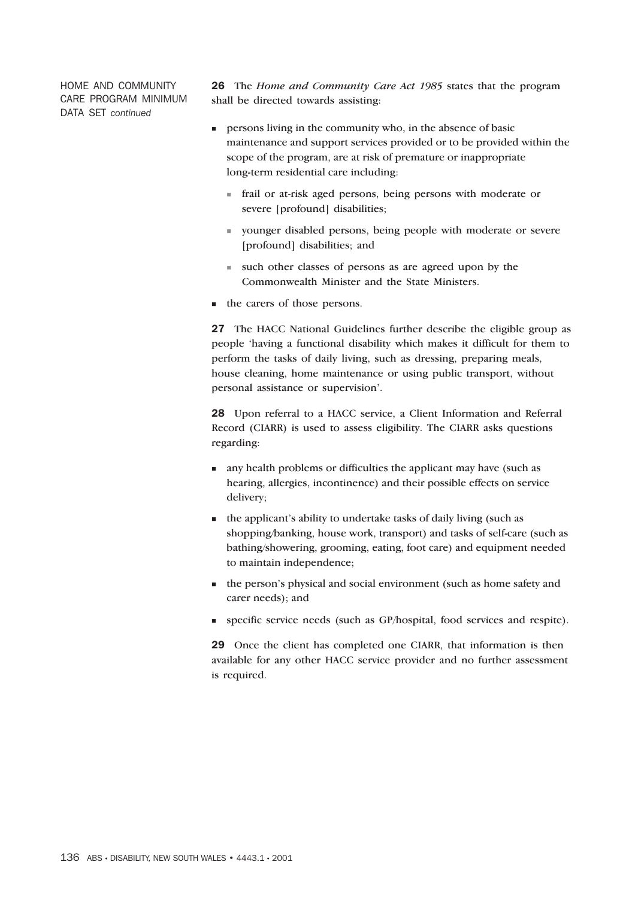HOME AND COMMUNITY CARE PROGRAM MINIMUM DATA SET *continued*

**26** The *Home and Community Care Act 1985* states that the program shall be directed towards assisting:

- persons living in the community who, in the absence of basic maintenance and support services provided or to be provided within the scope of the program, are at risk of premature or inappropriate long-term residential care including:
  - frail or at-risk aged persons, being persons with moderate or severe [profound] disabilities;
  - younger disabled persons, being people with moderate or severe [profound] disabilities; and
  - such other classes of persons as are agreed upon by the Commonwealth Minister and the State Ministers.
- the carers of those persons.

**27** The HACC National Guidelines further describe the eligible group as people 'having a functional disability which makes it difficult for them to perform the tasks of daily living, such as dressing, preparing meals, house cleaning, home maintenance or using public transport, without personal assistance or supervision'.

**28** Upon referral to a HACC service, a Client Information and Referral Record (CIARR) is used to assess eligibility. The CIARR asks questions regarding:

- any health problems or difficulties the applicant may have (such as hearing, allergies, incontinence) and their possible effects on service delivery;
- the applicant's ability to undertake tasks of daily living (such as shopping/banking, house work, transport) and tasks of self-care (such as bathing/showering, grooming, eating, foot care) and equipment needed to maintain independence;
- the person's physical and social environment (such as home safety and carer needs); and
- specific service needs (such as GP/hospital, food services and respite).

**29** Once the client has completed one CIARR, that information is then available for any other HACC service provider and no further assessment is required.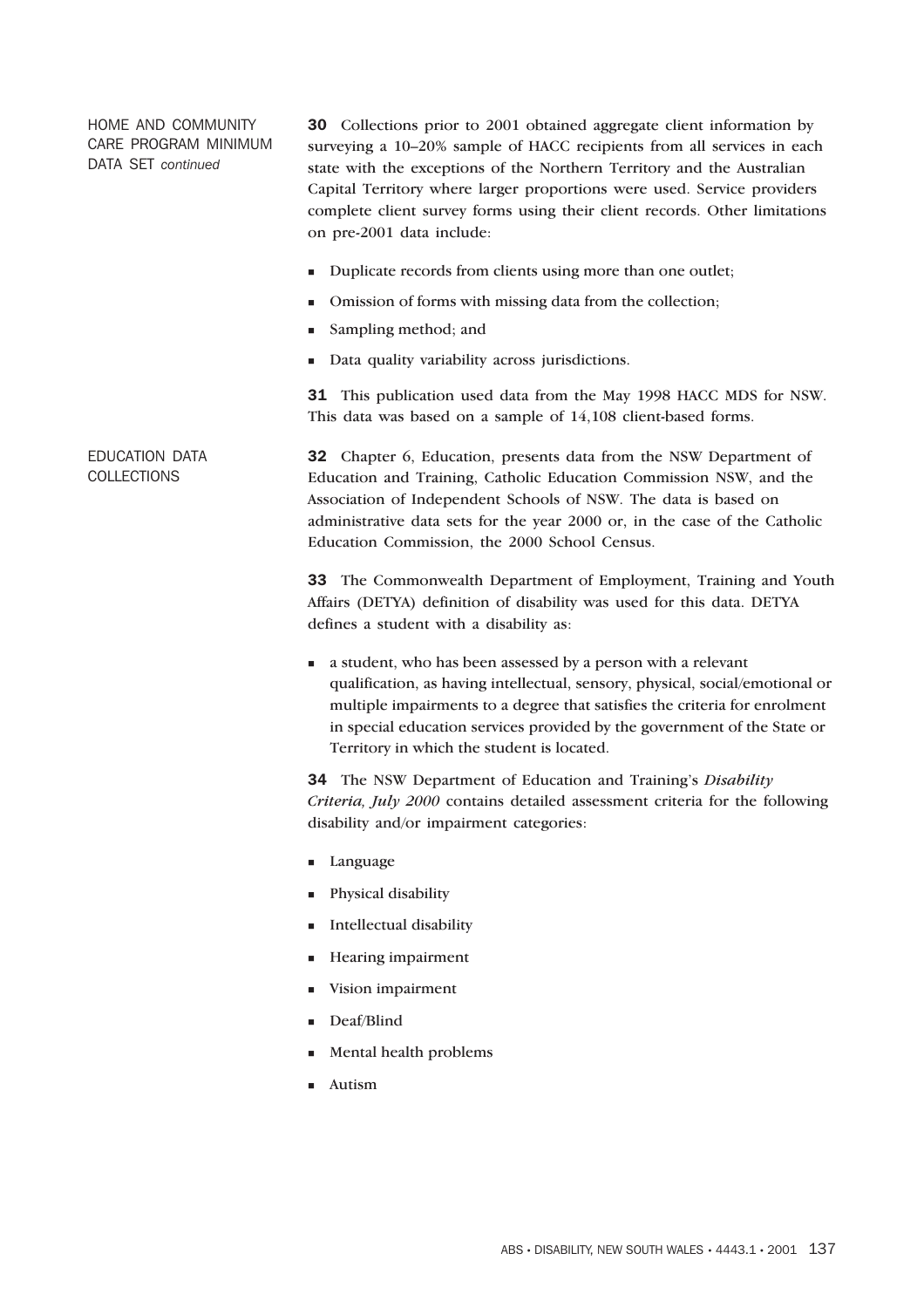HOME AND COMMUNITY CARE PROGRAM MINIMUM DATA SET *continued*

**30** Collections prior to 2001 obtained aggregate client information by surveying a 10–20% sample of HACC recipients from all services in each state with the exceptions of the Northern Territory and the Australian Capital Territory where larger proportions were used. Service providers complete client survey forms using their client records. Other limitations on pre-2001 data include:

- Duplicate records from clients using more than one outlet;
- Omission of forms with missing data from the collection;
- Sampling method; and
- Data quality variability across jurisdictions.

**31** This publication used data from the May 1998 HACC MDS for NSW. This data was based on a sample of 14,108 client-based forms.

## EDUCATION DATA COLLECTIONS

**32** Chapter 6, Education, presents data from the NSW Department of Education and Training, Catholic Education Commission NSW, and the Association of Independent Schools of NSW. The data is based on administrative data sets for the year 2000 or, in the case of the Catholic Education Commission, the 2000 School Census.

**33** The Commonwealth Department of Employment, Training and Youth Affairs (DETYA) definition of disability was used for this data. DETYA defines a student with a disability as:

- a student, who has been assessed by a person with a relevant qualification, as having intellectual, sensory, physical, social/emotional or multiple impairments to a degree that satisfies the criteria for enrolment in special education services provided by the government of the State or Territory in which the student is located.

**34** The NSW Department of Education and Training's *Disability Criteria, July 2000* contains detailed assessment criteria for the following disability and/or impairment categories:

- Language
- Physical disability
- Intellectual disability
- Hearing impairment
- Vision impairment
- Deaf/Blind
- Mental health problems
- Autism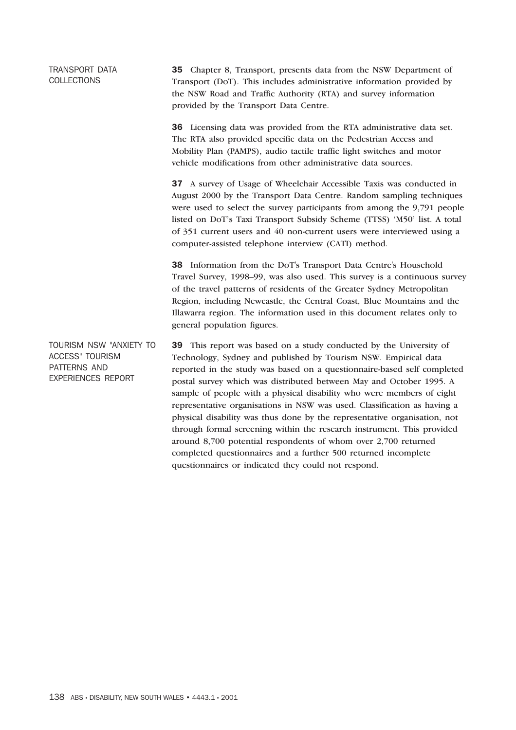### TRANSPORT DATA COLLECTIONS

**35** Chapter 8, Transport, presents data from the NSW Department of Transport (DoT). This includes administrative information provided by the NSW Road and Traffic Authority (RTA) and survey information provided by the Transport Data Centre.

**36** Licensing data was provided from the RTA administrative data set. The RTA also provided specific data on the Pedestrian Access and Mobility Plan (PAMPS), audio tactile traffic light switches and motor vehicle modifications from other administrative data sources.

**37** A survey of Usage of Wheelchair Accessible Taxis was conducted in August 2000 by the Transport Data Centre. Random sampling techniques were used to select the survey participants from among the 9,791 people listed on DoT's Taxi Transport Subsidy Scheme (TTSS) 'M50' list. A total of 351 current users and 40 non-current users were interviewed using a computer-assisted telephone interview (CATI) method.

**38** Information from the DoT's Transport Data Centre's Household Travel Survey, 1998–99, was also used. This survey is a continuous survey of the travel patterns of residents of the Greater Sydney Metropolitan Region, including Newcastle, the Central Coast, Blue Mountains and the Illawarra region. The information used in this document relates only to general population figures.

### TOURISM NSW "ANXIETY TO ACCESS" TOURISM PATTERNS AND EXPERIENCES REPORT

**39** This report was based on a study conducted by the University of Technology, Sydney and published by Tourism NSW. Empirical data reported in the study was based on a questionnaire-based self completed postal survey which was distributed between May and October 1995. A sample of people with a physical disability who were members of eight representative organisations in NSW was used. Classification as having a physical disability was thus done by the representative organisation, not through formal screening within the research instrument. This provided around 8,700 potential respondents of whom over 2,700 returned completed questionnaires and a further 500 returned incomplete questionnaires or indicated they could not respond.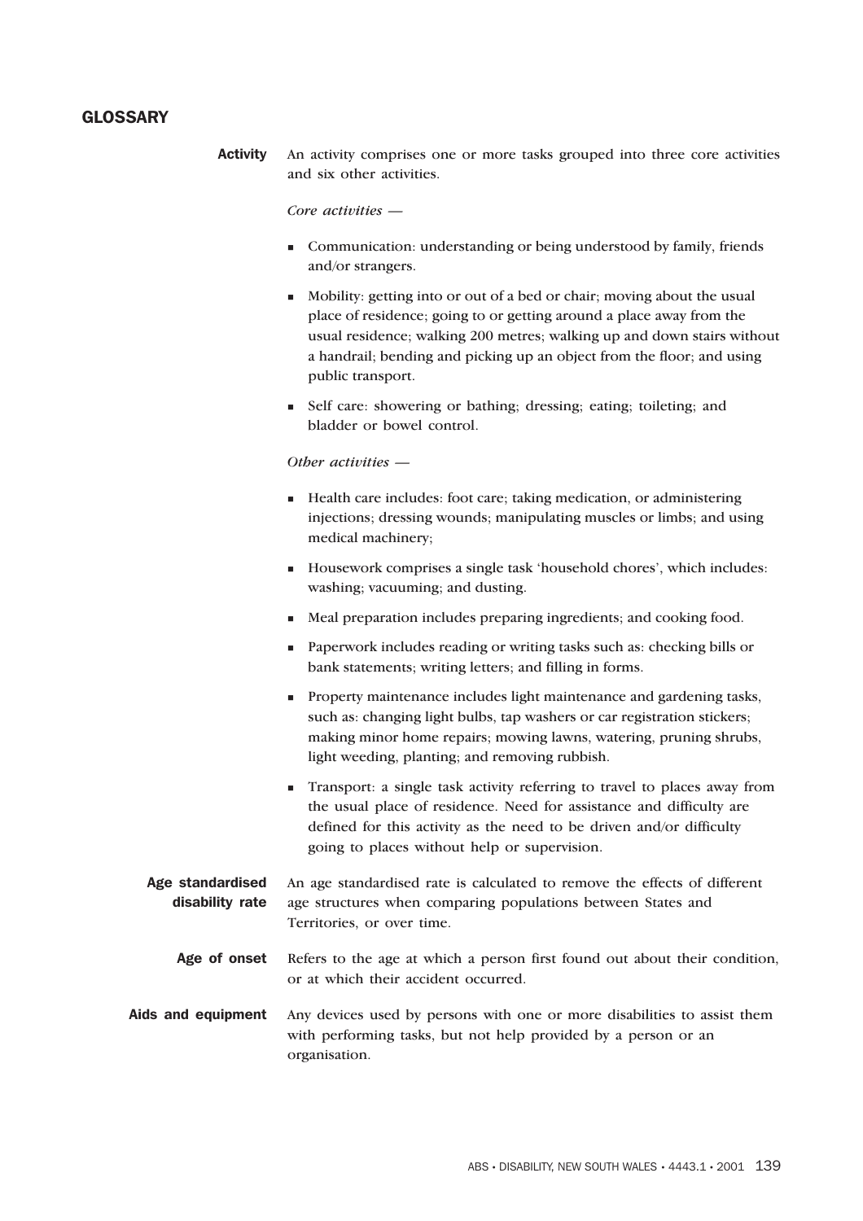## GLOSSARY

**Activity**

An activity comprises one or more tasks grouped into three core activities and six other activities.

*Core activities —*

- Communication: understanding or being understood by family, friends and/or strangers.
- Mobility: getting into or out of a bed or chair; moving about the usual place of residence; going to or getting around a place away from the usual residence; walking 200 metres; walking up and down stairs without a handrail; bending and picking up an object from the floor; and using public transport.
- Self care: showering or bathing; dressing; eating; toileting; and bladder or bowel control.

*Other activities —*

- Health care includes: foot care; taking medication, or administering injections; dressing wounds; manipulating muscles or limbs; and using medical machinery;
- Housework comprises a single task 'household chores', which includes: washing; vacuuming; and dusting.
- Meal preparation includes preparing ingredients; and cooking food.
- Paperwork includes reading or writing tasks such as: checking bills or bank statements; writing letters; and filling in forms.
- Property maintenance includes light maintenance and gardening tasks, such as: changing light bulbs, tap washers or car registration stickers; making minor home repairs; mowing lawns, watering, pruning shrubs, light weeding, planting; and removing rubbish.
- Transport: a single task activity referring to travel to places away from the usual place of residence. Need for assistance and difficulty are defined for this activity as the need to be driven and/or difficulty going to places without help or supervision.

**Age standardised disability rate**

An age standardised rate is calculated to remove the effects of different age structures when comparing populations between States and Territories, or over time.

**Age of onset**

Refers to the age at which a person first found out about their condition, or at which their accident occurred.

**Aids and equipment**

Any devices used by persons with one or more disabilities to assist them with performing tasks, but not help provided by a person or an organisation.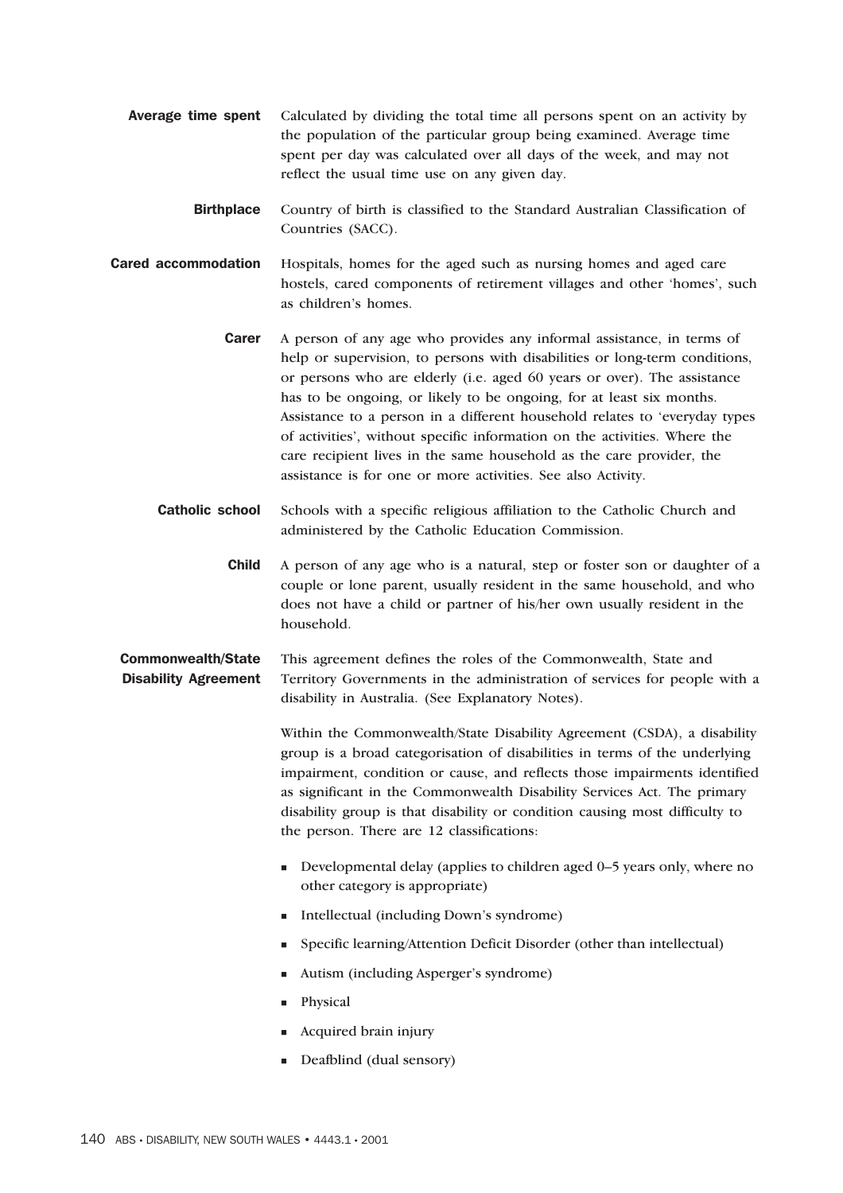**Average time spent** Calculated by dividing the total time all persons spent on an activity by the population of the particular group being examined. Average time spent per day was calculated over all days of the week, and may not reflect the usual time use on any given day.

**Birthplace** Country of birth is classified to the Standard Australian Classification of Countries (SACC).

**Cared accommodation** Hospitals, homes for the aged such as nursing homes and aged care hostels, cared components of retirement villages and other 'homes', such as children's homes.

**Carer** A person of any age who provides any informal assistance, in terms of help or supervision, to persons with disabilities or long-term conditions, or persons who are elderly (i.e. aged 60 years or over). The assistance has to be ongoing, or likely to be ongoing, for at least six months. Assistance to a person in a different household relates to 'everyday types of activities', without specific information on the activities. Where the care recipient lives in the same household as the care provider, the assistance is for one or more activities. See also Activity.

**Catholic school** Schools with a specific religious affiliation to the Catholic Church and administered by the Catholic Education Commission.

**Child** A person of any age who is a natural, step or foster son or daughter of a couple or lone parent, usually resident in the same household, and who does not have a child or partner of his/her own usually resident in the household.

**Commonwealth/State Disability Agreement** This agreement defines the roles of the Commonwealth, State and Territory Governments in the administration of services for people with a disability in Australia. (See Explanatory Notes).

Within the Commonwealth/State Disability Agreement (CSDA), a disability group is a broad categorisation of disabilities in terms of the underlying impairment, condition or cause, and reflects those impairments identified as significant in the Commonwealth Disability Services Act. The primary disability group is that disability or condition causing most difficulty to the person. There are 12 classifications:

- Developmental delay (applies to children aged 0–5 years only, where no other category is appropriate)
- Intellectual (including Down's syndrome)
- Specific learning/Attention Deficit Disorder (other than intellectual)
- Autism (including Asperger's syndrome)
- Physical
- Acquired brain injury
- Deafblind (dual sensory)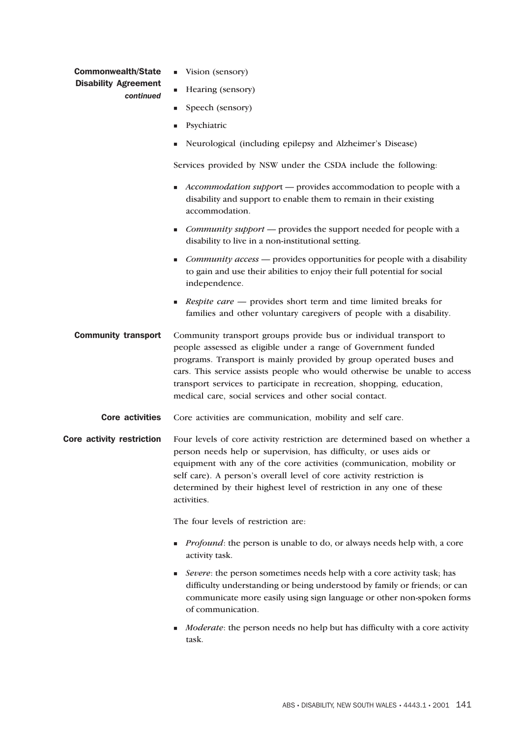**Commonwealth/State Disability Agreement** *continued*

- Vision (sensory)
- Hearing (sensory)
- Speech (sensory)
- Psychiatric
- Neurological (including epilepsy and Alzheimer's Disease)

Services provided by NSW under the CSDA include the following:

- *Accommodation support* — provides accommodation to people with a disability and support to enable them to remain in their existing accommodation.
- *Community support* — provides the support needed for people with a disability to live in a non-institutional setting.
- *Community access* — provides opportunities for people with a disability to gain and use their abilities to enjoy their full potential for social independence.
- *Respite care* — provides short term and time limited breaks for families and other voluntary caregivers of people with a disability.

**Community transport**

Community transport groups provide bus or individual transport to people assessed as eligible under a range of Government funded programs. Transport is mainly provided by group operated buses and cars. This service assists people who would otherwise be unable to access transport services to participate in recreation, shopping, education, medical care, social services and other social contact.

**Core activities**

Core activities are communication, mobility and self care.

**Core activity restriction**

Four levels of core activity restriction are determined based on whether a person needs help or supervision, has difficulty, or uses aids or equipment with any of the core activities (communication, mobility or self care). A person's overall level of core activity restriction is determined by their highest level of restriction in any one of these activities.

The four levels of restriction are:

- *Profound*: the person is unable to do, or always needs help with, a core activity task.
- *Severe*: the person sometimes needs help with a core activity task; has difficulty understanding or being understood by family or friends; or can communicate more easily using sign language or other non-spoken forms of communication.
- *Moderate*: the person needs no help but has difficulty with a core activity task.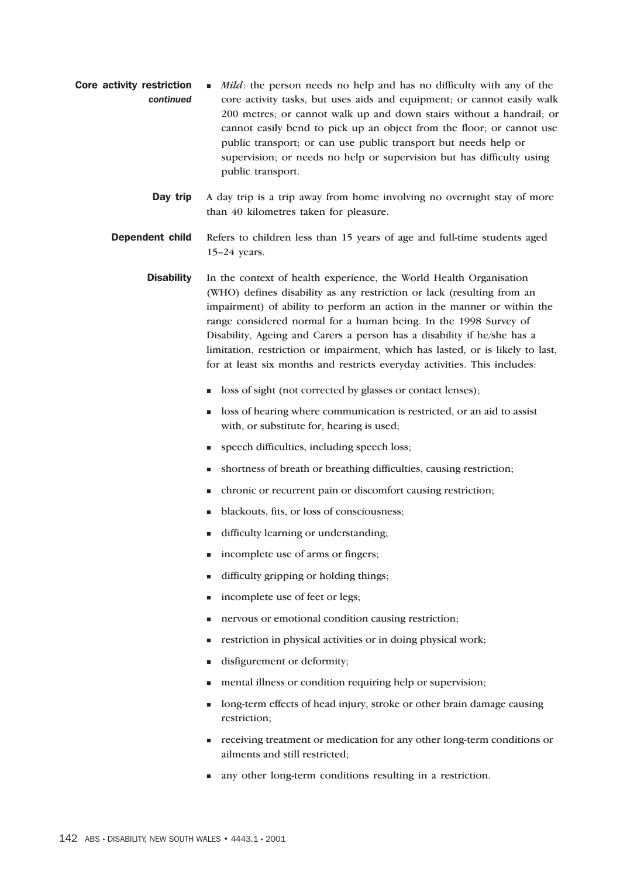**Core activity restriction** *continued*

- *Mild*: the person needs no help and has no difficulty with any of the core activity tasks, but uses aids and equipment; or cannot easily walk 200 metres; or cannot walk up and down stairs without a handrail; or cannot easily bend to pick up an object from the floor; or cannot use public transport; or can use public transport but needs help or supervision; or needs no help or supervision but has difficulty using public transport.

**Day trip**

A day trip is a trip away from home involving no overnight stay of more than 40 kilometres taken for pleasure.

**Dependent child**

Refers to children less than 15 years of age and full-time students aged 15–24 years.

**Disability**

In the context of health experience, the World Health Organisation (WHO) defines disability as any restriction or lack (resulting from an impairment) of ability to perform an action in the manner or within the range considered normal for a human being. In the 1998 Survey of Disability, Ageing and Carers a person has a disability if he/she has a limitation, restriction or impairment, which has lasted, or is likely to last, for at least six months and restricts everyday activities. This includes:

- loss of sight (not corrected by glasses or contact lenses);
- loss of hearing where communication is restricted, or an aid to assist with, or substitute for, hearing is used;
- speech difficulties, including speech loss;
- shortness of breath or breathing difficulties, causing restriction;
- chronic or recurrent pain or discomfort causing restriction;
- blackouts, fits, or loss of consciousness;
- difficulty learning or understanding;
- incomplete use of arms or fingers;
- difficulty gripping or holding things;
- incomplete use of feet or legs;
- nervous or emotional condition causing restriction;
- restriction in physical activities or in doing physical work;
- disfigurement or deformity;
- mental illness or condition requiring help or supervision;
- long-term effects of head injury, stroke or other brain damage causing restriction;
- receiving treatment or medication for any other long-term conditions or ailments and still restricted;
- any other long-term conditions resulting in a restriction.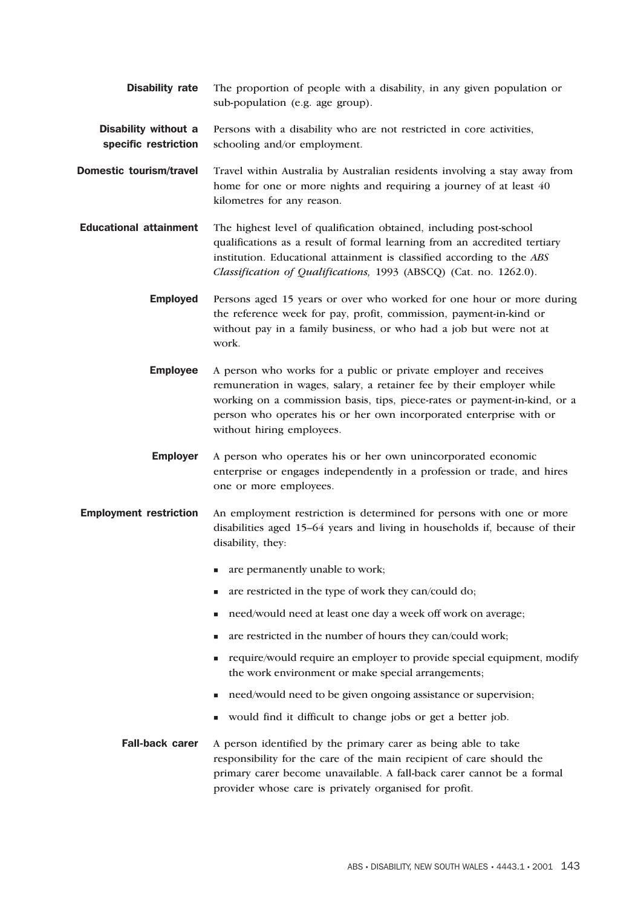**Disability rate** The proportion of people with a disability, in any given population or sub-population (e.g. age group).

**Disability without a specific restriction** Persons with a disability who are not restricted in core activities, schooling and/or employment.

**Domestic tourism/travel** Travel within Australia by Australian residents involving a stay away from home for one or more nights and requiring a journey of at least 40 kilometres for any reason.

**Educational attainment** The highest level of qualification obtained, including post-school qualifications as a result of formal learning from an accredited tertiary institution. Educational attainment is classified according to the *ABS Classification of Qualifications,* 1993 (ABSCQ) (Cat. no. 1262.0).

**Employed** Persons aged 15 years or over who worked for one hour or more during the reference week for pay, profit, commission, payment-in-kind or without pay in a family business, or who had a job but were not at work.

**Employee** A person who works for a public or private employer and receives remuneration in wages, salary, a retainer fee by their employer while working on a commission basis, tips, piece-rates or payment-in-kind, or a person who operates his or her own incorporated enterprise with or without hiring employees.

**Employer** A person who operates his or her own unincorporated economic enterprise or engages independently in a profession or trade, and hires one or more employees.

**Employment restriction** An employment restriction is determined for persons with one or more disabilities aged 15–64 years and living in households if, because of their disability, they:

- are permanently unable to work;
- are restricted in the type of work they can/could do;
- need/would need at least one day a week off work on average;
- are restricted in the number of hours they can/could work;
- require/would require an employer to provide special equipment, modify the work environment or make special arrangements;
- need/would need to be given ongoing assistance or supervision;
- would find it difficult to change jobs or get a better job.

**Fall-back carer** A person identified by the primary carer as being able to take responsibility for the care of the main recipient of care should the primary carer become unavailable. A fall-back carer cannot be a formal provider whose care is privately organised for profit.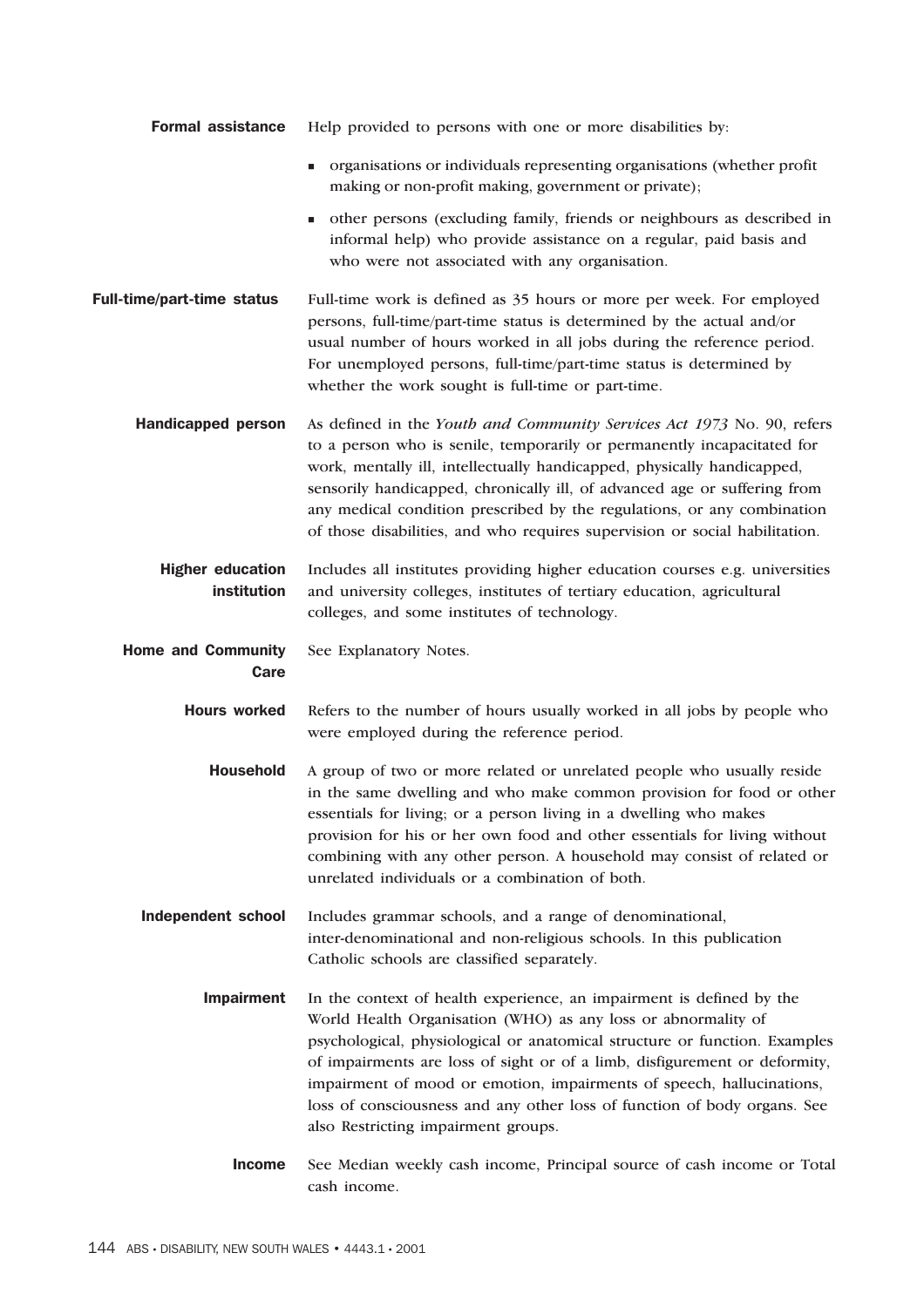**Formal assistance** Help provided to persons with one or more disabilities by:

- organisations or individuals representing organisations (whether profit making or non-profit making, government or private);
- other persons (excluding family, friends or neighbours as described in informal help) who provide assistance on a regular, paid basis and who were not associated with any organisation.

**Full-time/part-time status** Full-time work is defined as 35 hours or more per week. For employed persons, full-time/part-time status is determined by the actual and/or usual number of hours worked in all jobs during the reference period. For unemployed persons, full-time/part-time status is determined by whether the work sought is full-time or part-time.

**Handicapped person** As defined in the *Youth and Community Services Act 1973* No. 90, refers to a person who is senile, temporarily or permanently incapacitated for work, mentally ill, intellectually handicapped, physically handicapped, sensorily handicapped, chronically ill, of advanced age or suffering from any medical condition prescribed by the regulations, or any combination of those disabilities, and who requires supervision or social habilitation.

**Higher education institution** Includes all institutes providing higher education courses e.g. universities and university colleges, institutes of tertiary education, agricultural colleges, and some institutes of technology.

**Home and Community Care** See Explanatory Notes.

**Hours worked** Refers to the number of hours usually worked in all jobs by people who were employed during the reference period.

**Household** A group of two or more related or unrelated people who usually reside in the same dwelling and who make common provision for food or other essentials for living; or a person living in a dwelling who makes provision for his or her own food and other essentials for living without combining with any other person. A household may consist of related or unrelated individuals or a combination of both.

**Independent school** Includes grammar schools, and a range of denominational, inter-denominational and non-religious schools. In this publication Catholic schools are classified separately.

**Impairment** In the context of health experience, an impairment is defined by the World Health Organisation (WHO) as any loss or abnormality of psychological, physiological or anatomical structure or function. Examples of impairments are loss of sight or of a limb, disfigurement or deformity, impairment of mood or emotion, impairments of speech, hallucinations, loss of consciousness and any other loss of function of body organs. See also Restricting impairment groups.

**Income** See Median weekly cash income, Principal source of cash income or Total cash income.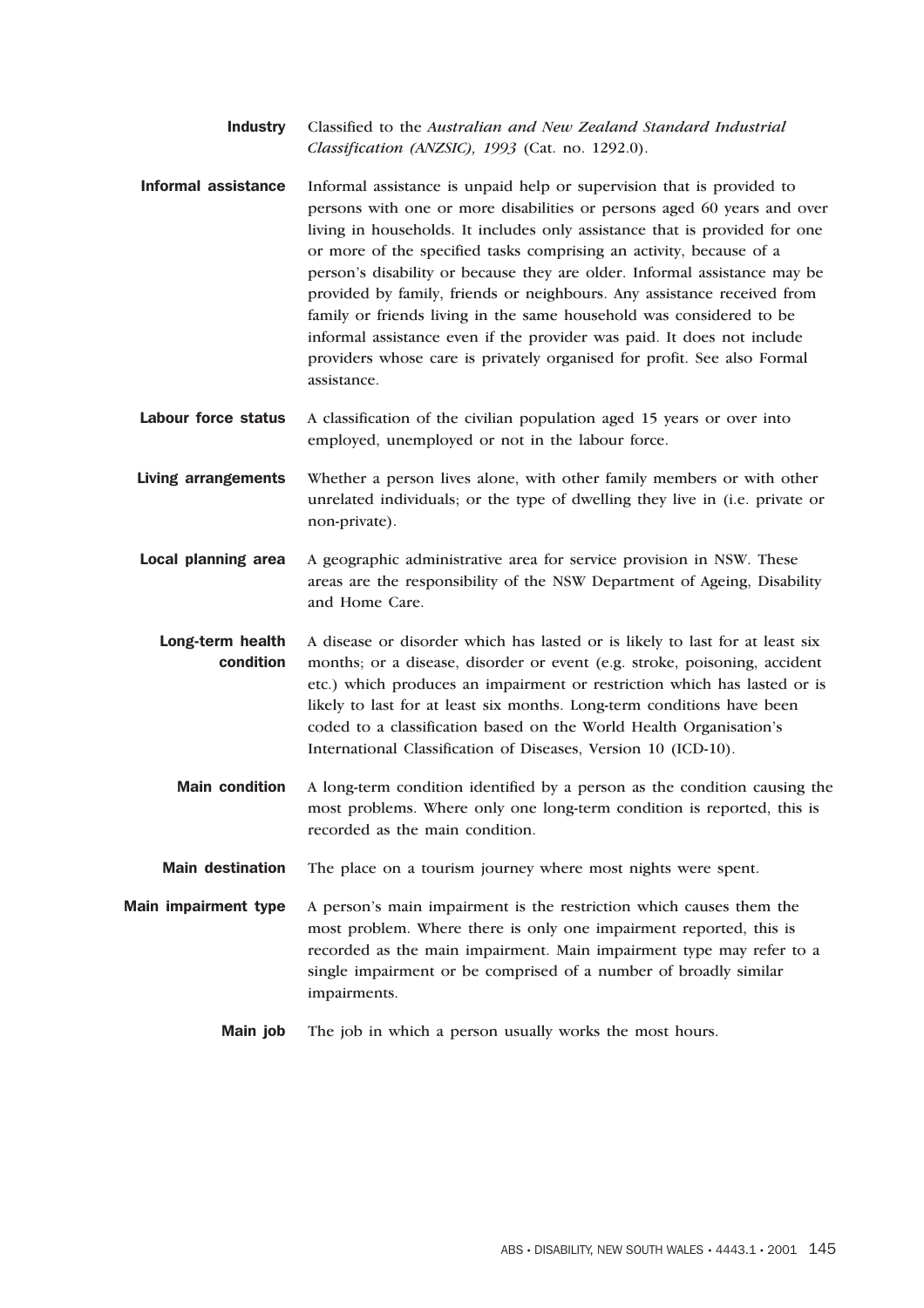**Industry** Classified to the *Australian and New Zealand Standard Industrial Classification (ANZSIC), 1993* (Cat. no. 1292.0).

**Informal assistance** Informal assistance is unpaid help or supervision that is provided to persons with one or more disabilities or persons aged 60 years and over living in households. It includes only assistance that is provided for one or more of the specified tasks comprising an activity, because of a person's disability or because they are older. Informal assistance may be provided by family, friends or neighbours. Any assistance received from family or friends living in the same household was considered to be informal assistance even if the provider was paid. It does not include providers whose care is privately organised for profit. See also Formal assistance.

**Labour force status** A classification of the civilian population aged 15 years or over into employed, unemployed or not in the labour force.

**Living arrangements** Whether a person lives alone, with other family members or with other unrelated individuals; or the type of dwelling they live in (i.e. private or non-private).

**Local planning area** A geographic administrative area for service provision in NSW. These areas are the responsibility of the NSW Department of Ageing, Disability and Home Care.

**Long-term health condition** A disease or disorder which has lasted or is likely to last for at least six months; or a disease, disorder or event (e.g. stroke, poisoning, accident etc.) which produces an impairment or restriction which has lasted or is likely to last for at least six months. Long-term conditions have been coded to a classification based on the World Health Organisation's International Classification of Diseases, Version 10 (ICD-10).

**Main condition** A long-term condition identified by a person as the condition causing the most problems. Where only one long-term condition is reported, this is recorded as the main condition.

**Main destination** The place on a tourism journey where most nights were spent.

**Main impairment type** A person's main impairment is the restriction which causes them the most problem. Where there is only one impairment reported, this is recorded as the main impairment. Main impairment type may refer to a single impairment or be comprised of a number of broadly similar impairments.

**Main job** The job in which a person usually works the most hours.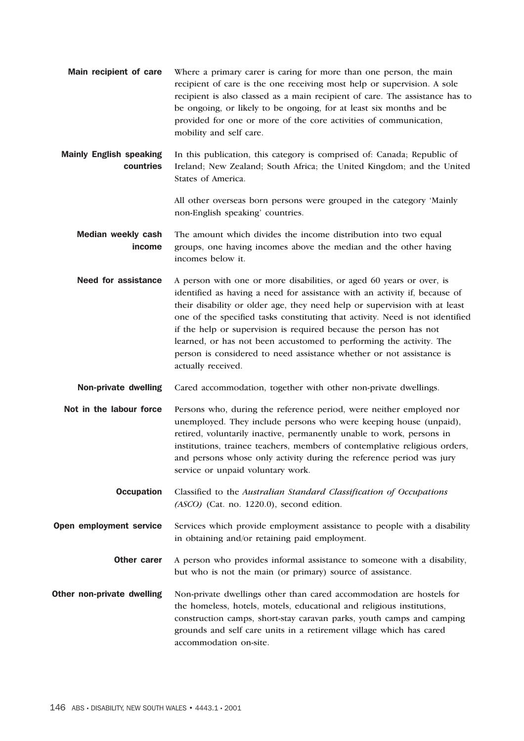**Main recipient of care** Where a primary carer is caring for more than one person, the main recipient of care is the one receiving most help or supervision. A sole recipient is also classed as a main recipient of care. The assistance has to be ongoing, or likely to be ongoing, for at least six months and be provided for one or more of the core activities of communication, mobility and self care.

**Mainly English speaking countries** In this publication, this category is comprised of: Canada; Republic of Ireland; New Zealand; South Africa; the United Kingdom; and the United States of America.

All other overseas born persons were grouped in the category 'Mainly non-English speaking' countries.

**Median weekly cash income** The amount which divides the income distribution into two equal groups, one having incomes above the median and the other having incomes below it.

**Need for assistance** A person with one or more disabilities, or aged 60 years or over, is identified as having a need for assistance with an activity if, because of their disability or older age, they need help or supervision with at least one of the specified tasks constituting that activity. Need is not identified if the help or supervision is required because the person has not learned, or has not been accustomed to performing the activity. The person is considered to need assistance whether or not assistance is actually received.

**Non-private dwelling** Cared accommodation, together with other non-private dwellings.

**Not in the labour force** Persons who, during the reference period, were neither employed nor unemployed. They include persons who were keeping house (unpaid), retired, voluntarily inactive, permanently unable to work, persons in institutions, trainee teachers, members of contemplative religious orders, and persons whose only activity during the reference period was jury service or unpaid voluntary work.

**Occupation** Classified to the *Australian Standard Classification of Occupations (ASCO)* (Cat. no. 1220.0), second edition.

**Open employment service** Services which provide employment assistance to people with a disability in obtaining and/or retaining paid employment.

**Other carer** A person who provides informal assistance to someone with a disability, but who is not the main (or primary) source of assistance.

**Other non-private dwelling** Non-private dwellings other than cared accommodation are hostels for the homeless, hotels, motels, educational and religious institutions, construction camps, short-stay caravan parks, youth camps and camping grounds and self care units in a retirement village which has cared accommodation on-site.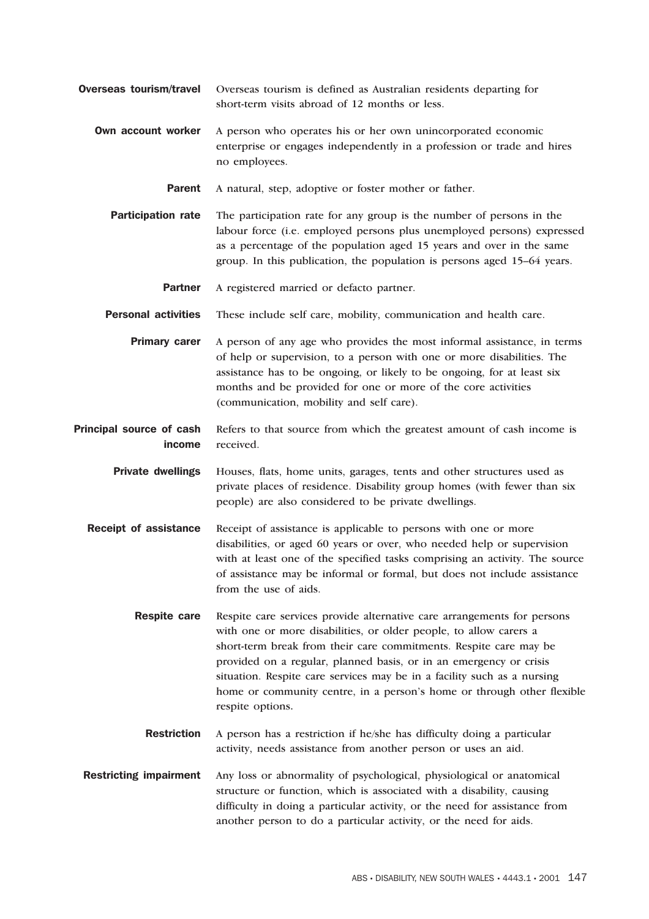**Overseas tourism/travel** Overseas tourism is defined as Australian residents departing for short-term visits abroad of 12 months or less.

**Own account worker** A person who operates his or her own unincorporated economic enterprise or engages independently in a profession or trade and hires no employees.

**Parent** A natural, step, adoptive or foster mother or father.

**Participation rate** The participation rate for any group is the number of persons in the labour force (i.e. employed persons plus unemployed persons) expressed as a percentage of the population aged 15 years and over in the same group. In this publication, the population is persons aged 15–64 years.

**Partner** A registered married or defacto partner.

**Personal activities** These include self care, mobility, communication and health care.

**Primary carer** A person of any age who provides the most informal assistance, in terms of help or supervision, to a person with one or more disabilities. The assistance has to be ongoing, or likely to be ongoing, for at least six months and be provided for one or more of the core activities (communication, mobility and self care).

**Principal source of cash income** Refers to that source from which the greatest amount of cash income is received.

**Private dwellings** Houses, flats, home units, garages, tents and other structures used as private places of residence. Disability group homes (with fewer than six people) are also considered to be private dwellings.

**Receipt of assistance** Receipt of assistance is applicable to persons with one or more disabilities, or aged 60 years or over, who needed help or supervision with at least one of the specified tasks comprising an activity. The source of assistance may be informal or formal, but does not include assistance from the use of aids.

**Respite care** Respite care services provide alternative care arrangements for persons with one or more disabilities, or older people, to allow carers a short-term break from their care commitments. Respite care may be provided on a regular, planned basis, or in an emergency or crisis situation. Respite care services may be in a facility such as a nursing home or community centre, in a person's home or through other flexible respite options.

**Restriction** A person has a restriction if he/she has difficulty doing a particular activity, needs assistance from another person or uses an aid.

**Restricting impairment** Any loss or abnormality of psychological, physiological or anatomical structure or function, which is associated with a disability, causing difficulty in doing a particular activity, or the need for assistance from another person to do a particular activity, or the need for aids.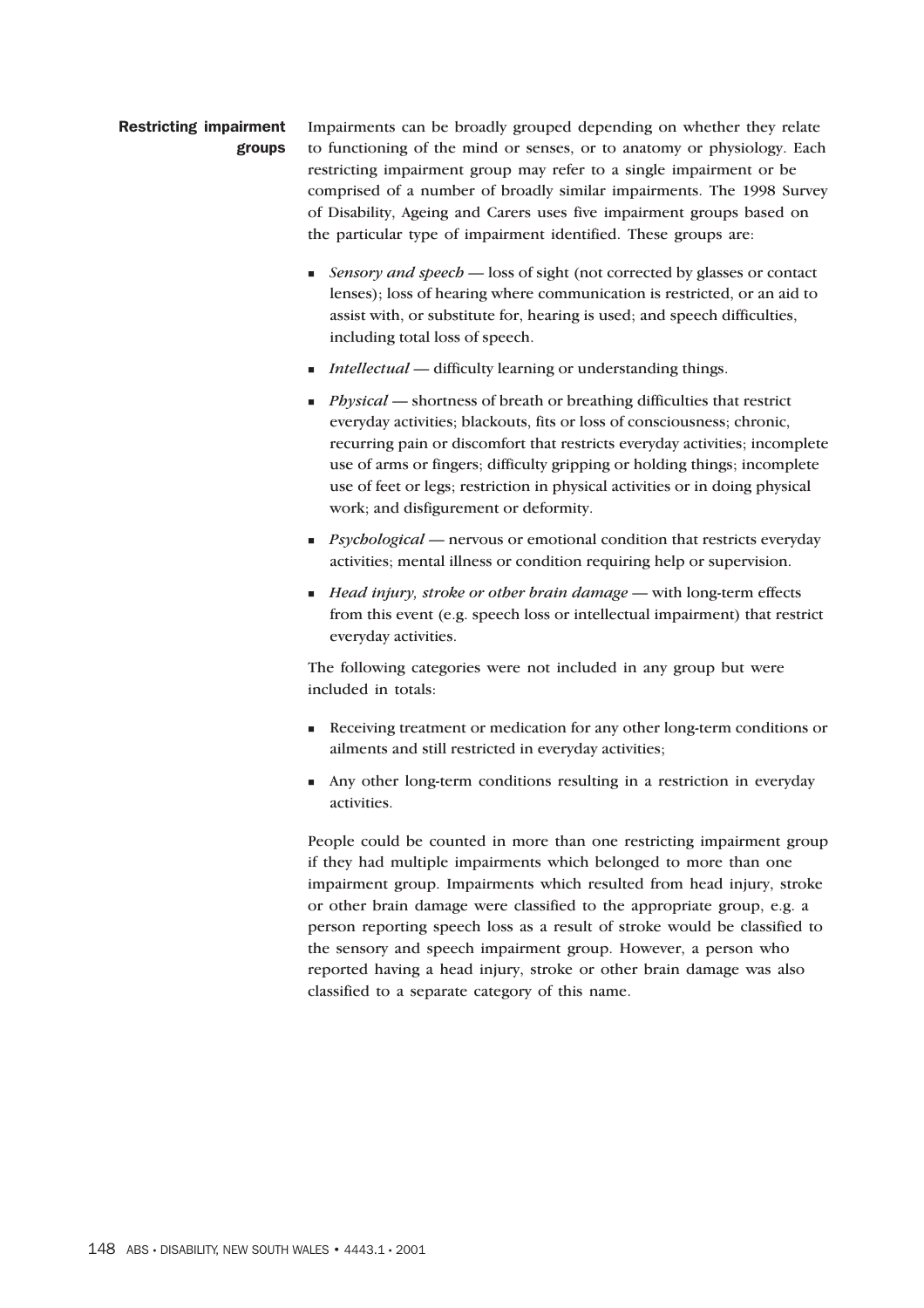## Restricting impairment groups

Impairments can be broadly grouped depending on whether they relate to functioning of the mind or senses, or to anatomy or physiology. Each restricting impairment group may refer to a single impairment or be comprised of a number of broadly similar impairments. The 1998 Survey of Disability, Ageing and Carers uses five impairment groups based on the particular type of impairment identified. These groups are:

- *Sensory and speech* — loss of sight (not corrected by glasses or contact lenses); loss of hearing where communication is restricted, or an aid to assist with, or substitute for, hearing is used; and speech difficulties, including total loss of speech.
- *Intellectual* — difficulty learning or understanding things.
- *Physical* — shortness of breath or breathing difficulties that restrict everyday activities; blackouts, fits or loss of consciousness; chronic, recurring pain or discomfort that restricts everyday activities; incomplete use of arms or fingers; difficulty gripping or holding things; incomplete use of feet or legs; restriction in physical activities or in doing physical work; and disfigurement or deformity.
- *Psychological* — nervous or emotional condition that restricts everyday activities; mental illness or condition requiring help or supervision.
- *Head injury, stroke or other brain damage* — with long-term effects from this event (e.g. speech loss or intellectual impairment) that restrict everyday activities.

The following categories were not included in any group but were included in totals:

- Receiving treatment or medication for any other long-term conditions or ailments and still restricted in everyday activities;
- Any other long-term conditions resulting in a restriction in everyday activities.

People could be counted in more than one restricting impairment group if they had multiple impairments which belonged to more than one impairment group. Impairments which resulted from head injury, stroke or other brain damage were classified to the appropriate group, e.g. a person reporting speech loss as a result of stroke would be classified to the sensory and speech impairment group. However, a person who reported having a head injury, stroke or other brain damage was also classified to a separate category of this name.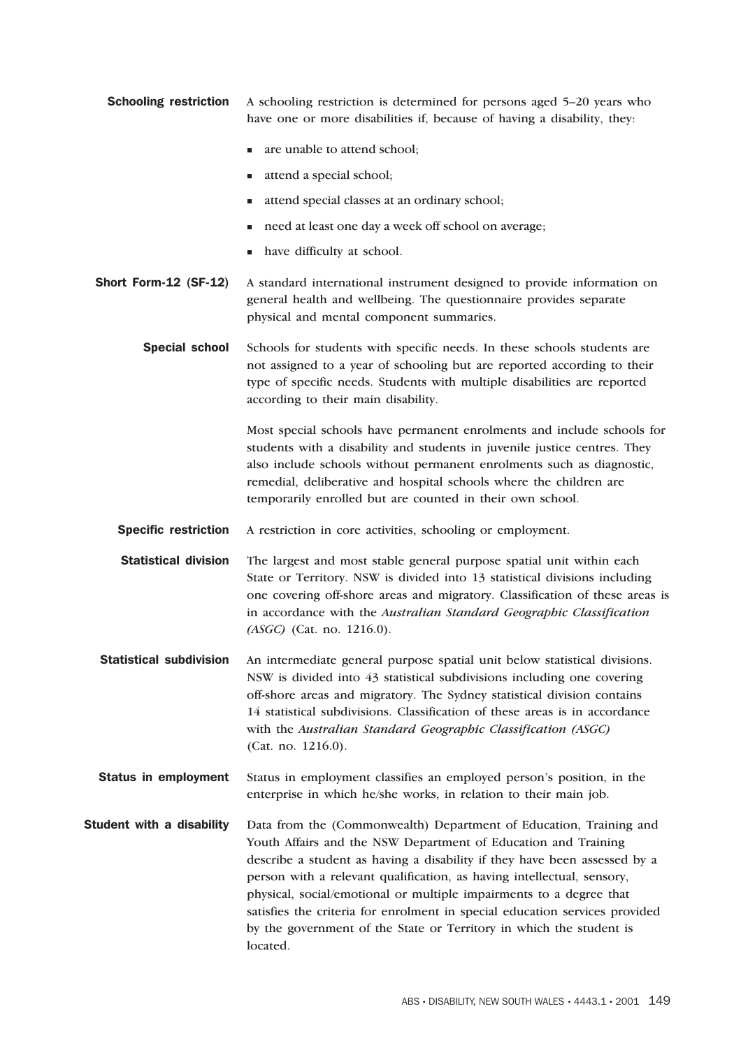**Schooling restriction** A schooling restriction is determined for persons aged 5–20 years who have one or more disabilities if, because of having a disability, they:

- are unable to attend school;
- attend a special school;
- attend special classes at an ordinary school;
- need at least one day a week off school on average;
- have difficulty at school.

**Short Form-12 (SF-12)** A standard international instrument designed to provide information on general health and wellbeing. The questionnaire provides separate physical and mental component summaries.

**Special school** Schools for students with specific needs. In these schools students are not assigned to a year of schooling but are reported according to their type of specific needs. Students with multiple disabilities are reported according to their main disability.

Most special schools have permanent enrolments and include schools for students with a disability and students in juvenile justice centres. They also include schools without permanent enrolments such as diagnostic, remedial, deliberative and hospital schools where the children are temporarily enrolled but are counted in their own school.

**Specific restriction** A restriction in core activities, schooling or employment.

**Statistical division** The largest and most stable general purpose spatial unit within each State or Territory. NSW is divided into 13 statistical divisions including one covering off-shore areas and migratory. Classification of these areas is in accordance with the *Australian Standard Geographic Classification (ASGC)* (Cat. no. 1216.0).

**Statistical subdivision** An intermediate general purpose spatial unit below statistical divisions. NSW is divided into 43 statistical subdivisions including one covering off-shore areas and migratory. The Sydney statistical division contains 14 statistical subdivisions. Classification of these areas is in accordance with the *Australian Standard Geographic Classification (ASGC)* (Cat. no. 1216.0).

**Status in employment** Status in employment classifies an employed person's position, in the enterprise in which he/she works, in relation to their main job.

**Student with a disability** Data from the (Commonwealth) Department of Education, Training and Youth Affairs and the NSW Department of Education and Training describe a student as having a disability if they have been assessed by a person with a relevant qualification, as having intellectual, sensory, physical, social/emotional or multiple impairments to a degree that satisfies the criteria for enrolment in special education services provided by the government of the State or Territory in which the student is located.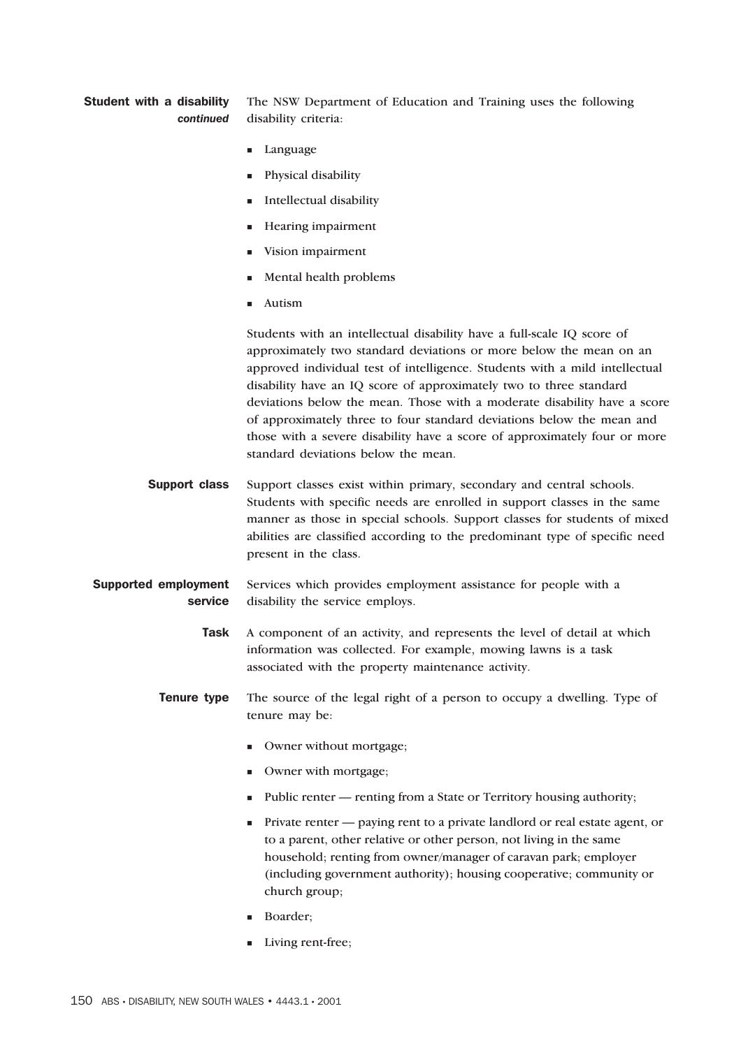**Student with a disability** *continued*

The NSW Department of Education and Training uses the following disability criteria:

- Language
- Physical disability
- Intellectual disability
- Hearing impairment
- Vision impairment
- Mental health problems
- Autism

Students with an intellectual disability have a full-scale IQ score of approximately two standard deviations or more below the mean on an approved individual test of intelligence. Students with a mild intellectual disability have an IQ score of approximately two to three standard deviations below the mean. Those with a moderate disability have a score of approximately three to four standard deviations below the mean and those with a severe disability have a score of approximately four or more standard deviations below the mean.

**Support class**

Support classes exist within primary, secondary and central schools. Students with specific needs are enrolled in support classes in the same manner as those in special schools. Support classes for students of mixed abilities are classified according to the predominant type of specific need present in the class.

**Supported employment service**

Services which provides employment assistance for people with a disability the service employs.

**Task**

A component of an activity, and represents the level of detail at which information was collected. For example, mowing lawns is a task associated with the property maintenance activity.

**Tenure type**

The source of the legal right of a person to occupy a dwelling. Type of tenure may be:

- Owner without mortgage;
- Owner with mortgage;
- Public renter — renting from a State or Territory housing authority;
- Private renter — paying rent to a private landlord or real estate agent, or to a parent, other relative or other person, not living in the same household; renting from owner/manager of caravan park; employer (including government authority); housing cooperative; community or church group;
- Boarder;
- Living rent-free;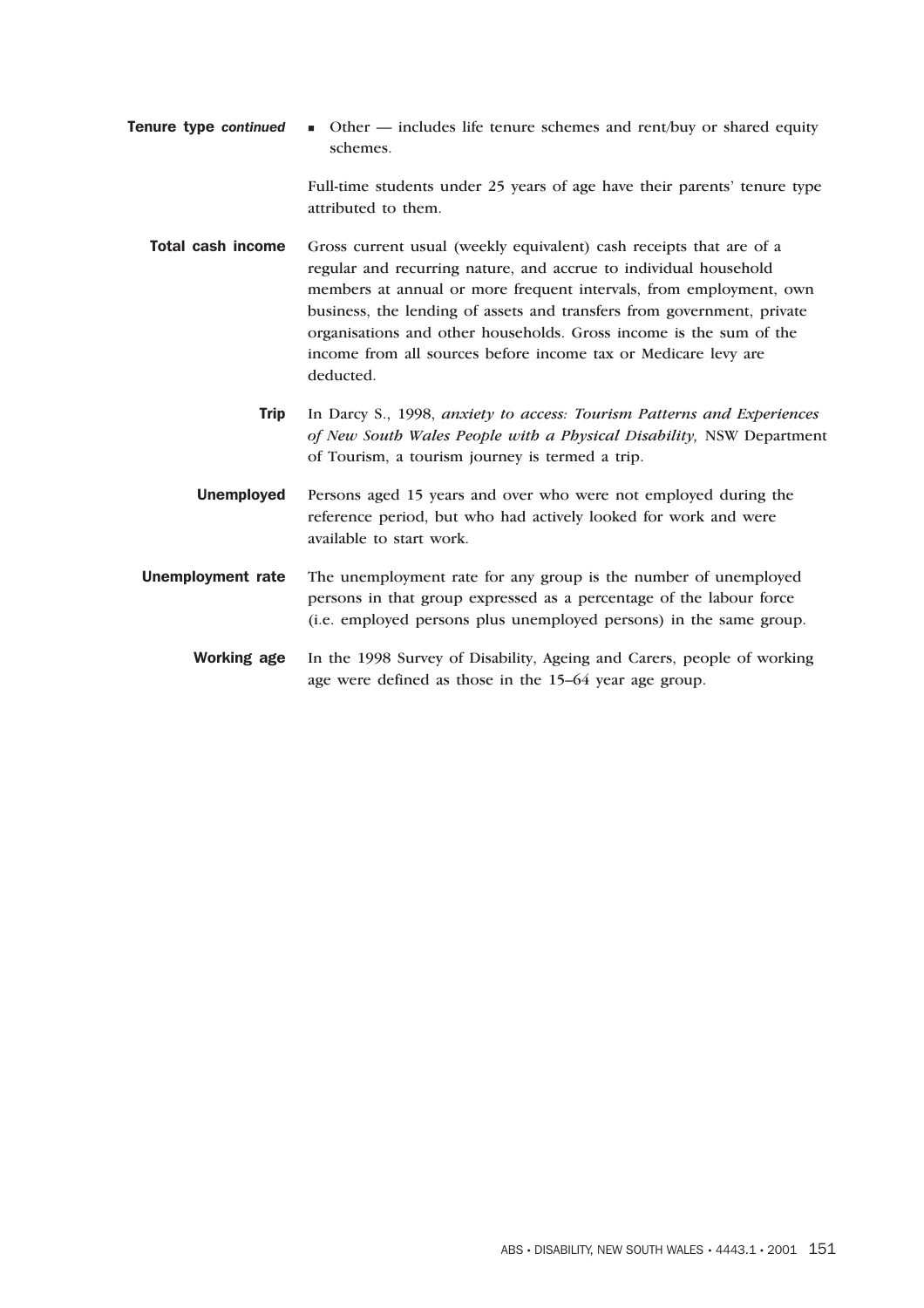**Tenure type *continued***

- Other — includes life tenure schemes and rent/buy or shared equity schemes.

Full-time students under 25 years of age have their parents' tenure type attributed to them.

**Total cash income**

Gross current usual (weekly equivalent) cash receipts that are of a regular and recurring nature, and accrue to individual household members at annual or more frequent intervals, from employment, own business, the lending of assets and transfers from government, private organisations and other households. Gross income is the sum of the income from all sources before income tax or Medicare levy are deducted.

**Trip**

In Darcy S., 1998, *anxiety to access: Tourism Patterns and Experiences of New South Wales People with a Physical Disability,* NSW Department of Tourism, a tourism journey is termed a trip.

**Unemployed**

Persons aged 15 years and over who were not employed during the reference period, but who had actively looked for work and were available to start work.

**Unemployment rate**

The unemployment rate for any group is the number of unemployed persons in that group expressed as a percentage of the labour force (i.e. employed persons plus unemployed persons) in the same group.

**Working age**

In the 1998 Survey of Disability, Ageing and Carers, people of working age were defined as those in the 15–64 year age group.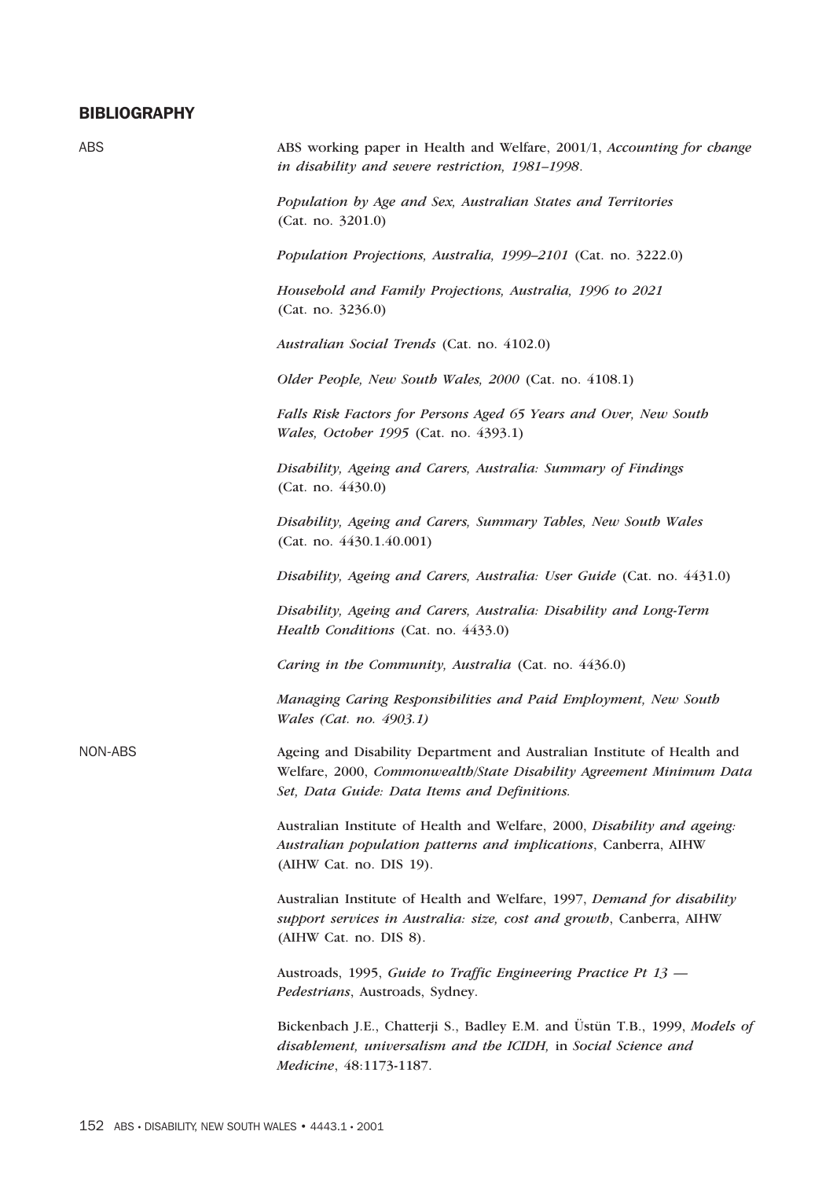## BIBLIOGRAPHY

### ABS

ABS working paper in Health and Welfare, 2001/1, *Accounting for change in disability and severe restriction, 1981–1998*.

*Population by Age and Sex, Australian States and Territories* (Cat. no. 3201.0)

*Population Projections, Australia, 1999–2101* (Cat. no. 3222.0)

*Household and Family Projections, Australia, 1996 to 2021* (Cat. no. 3236.0)

*Australian Social Trends* (Cat. no. 4102.0)

*Older People, New South Wales, 2000* (Cat. no. 4108.1)

*Falls Risk Factors for Persons Aged 65 Years and Over, New South Wales, October 1995* (Cat. no. 4393.1)

*Disability, Ageing and Carers, Australia: Summary of Findings* (Cat. no. 4430.0)

*Disability, Ageing and Carers, Summary Tables, New South Wales* (Cat. no. 4430.1.40.001)

*Disability, Ageing and Carers, Australia: User Guide* (Cat. no. 4431.0)

*Disability, Ageing and Carers, Australia: Disability and Long-Term Health Conditions* (Cat. no. 4433.0)

*Caring in the Community, Australia* (Cat. no. 4436.0)

*Managing Caring Responsibilities and Paid Employment, New South Wales (Cat. no. 4903.1)*

### NON-ABS

Ageing and Disability Department and Australian Institute of Health and Welfare, 2000, *Commonwealth/State Disability Agreement Minimum Data Set, Data Guide: Data Items and Definitions.*

Australian Institute of Health and Welfare, 2000, *Disability and ageing: Australian population patterns and implications*, Canberra, AIHW (AIHW Cat. no. DIS 19).

Australian Institute of Health and Welfare, 1997, *Demand for disability support services in Australia: size, cost and growth*, Canberra, AIHW (AIHW Cat. no. DIS 8).

Austroads, 1995, *Guide to Traffic Engineering Practice Pt 13 — Pedestrians*, Austroads, Sydney.

Bickenbach J.E., Chatterji S., Badley E.M. and Üstün T.B., 1999, *Models of disablement, universalism and the ICIDH,* in *Social Science and Medicine*, 48:1173-1187.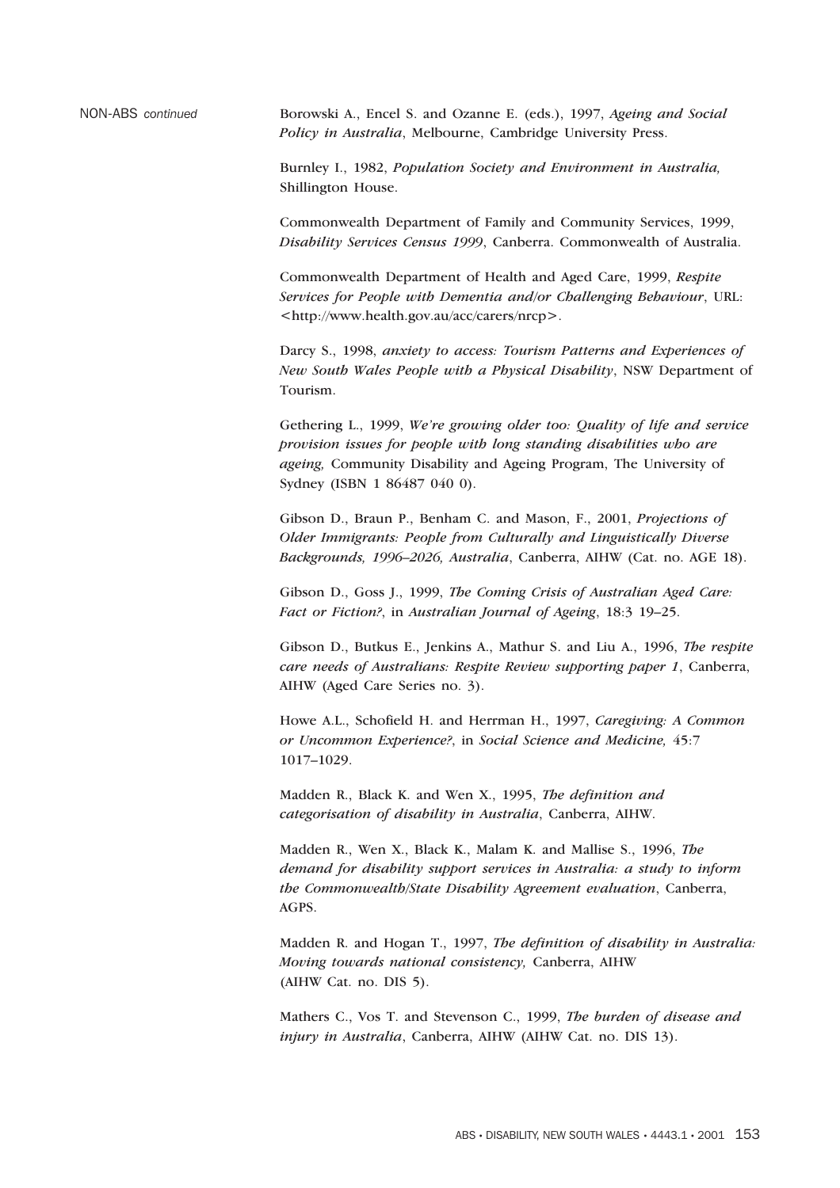NON-ABS *continued*

Borowski A., Encel S. and Ozanne E. (eds.), 1997, *Ageing and Social Policy in Australia*, Melbourne, Cambridge University Press.

Burnley I., 1982, *Population Society and Environment in Australia,* Shillington House.

Commonwealth Department of Family and Community Services, 1999, *Disability Services Census 1999*, Canberra. Commonwealth of Australia.

Commonwealth Department of Health and Aged Care, 1999, *Respite Services for People with Dementia and/or Challenging Behaviour*, URL: <http://www.health.gov.au/acc/carers/nrcp>.

Darcy S., 1998, *anxiety to access: Tourism Patterns and Experiences of New South Wales People with a Physical Disability*, NSW Department of Tourism.

Gethering L., 1999, *We're growing older too: Quality of life and service provision issues for people with long standing disabilities who are ageing,* Community Disability and Ageing Program, The University of Sydney (ISBN 1 86487 040 0).

Gibson D., Braun P., Benham C. and Mason, F., 2001, *Projections of Older Immigrants: People from Culturally and Linguistically Diverse Backgrounds, 1996–2026, Australia*, Canberra, AIHW (Cat. no. AGE 18).

Gibson D., Goss J., 1999, *The Coming Crisis of Australian Aged Care: Fact or Fiction?*, in *Australian Journal of Ageing*, 18:3 19–25.

Gibson D., Butkus E., Jenkins A., Mathur S. and Liu A., 1996, *The respite care needs of Australians: Respite Review supporting paper 1*, Canberra, AIHW (Aged Care Series no. 3).

Howe A.L., Schofield H. and Herrman H., 1997, *Caregiving: A Common or Uncommon Experience?*, in *Social Science and Medicine,* 45:7 1017–1029.

Madden R., Black K. and Wen X., 1995, *The definition and categorisation of disability in Australia*, Canberra, AIHW.

Madden R., Wen X., Black K., Malam K. and Mallise S., 1996, *The demand for disability support services in Australia: a study to inform the Commonwealth/State Disability Agreement evaluation*, Canberra, AGPS.

Madden R. and Hogan T., 1997, *The definition of disability in Australia: Moving towards national consistency,* Canberra, AIHW (AIHW Cat. no. DIS 5).

Mathers C., Vos T. and Stevenson C., 1999, *The burden of disease and injury in Australia*, Canberra, AIHW (AIHW Cat. no. DIS 13).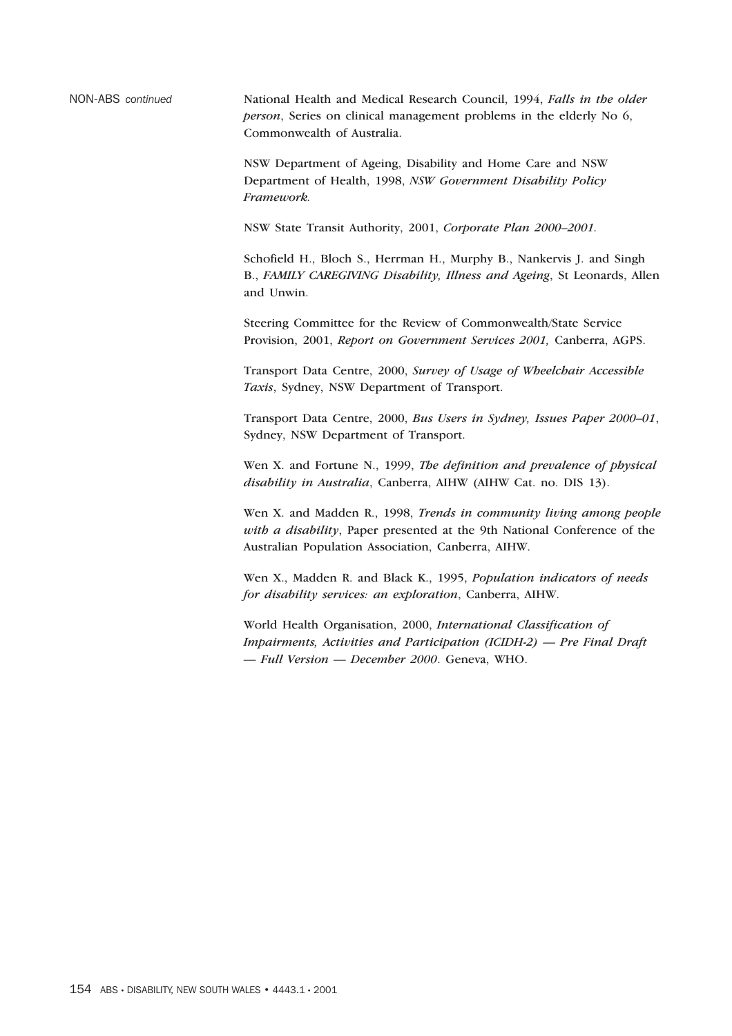NON-ABS *continued*

National Health and Medical Research Council, 1994, *Falls in the older person*, Series on clinical management problems in the elderly No 6, Commonwealth of Australia.

NSW Department of Ageing, Disability and Home Care and NSW Department of Health, 1998, *NSW Government Disability Policy Framework.*

NSW State Transit Authority, 2001, *Corporate Plan 2000–2001.*

Schofield H., Bloch S., Herrman H., Murphy B., Nankervis J. and Singh B., *FAMILY CAREGIVING Disability, Illness and Ageing*, St Leonards, Allen and Unwin.

Steering Committee for the Review of Commonwealth/State Service Provision, 2001, *Report on Government Services 2001,* Canberra, AGPS.

Transport Data Centre, 2000, *Survey of Usage of Wheelchair Accessible Taxis*, Sydney, NSW Department of Transport.

Transport Data Centre, 2000, *Bus Users in Sydney, Issues Paper 2000–01*, Sydney, NSW Department of Transport.

Wen X. and Fortune N., 1999, *The definition and prevalence of physical disability in Australia*, Canberra, AIHW (AIHW Cat. no. DIS 13).

Wen X. and Madden R., 1998, *Trends in community living among people with a disability*, Paper presented at the 9th National Conference of the Australian Population Association, Canberra, AIHW.

Wen X., Madden R. and Black K., 1995, *Population indicators of needs for disability services: an exploration*, Canberra, AIHW.

World Health Organisation, 2000, *International Classification of Impairments, Activities and Participation (ICIDH-2) — Pre Final Draft — Full Version — December 2000*. Geneva, WHO.